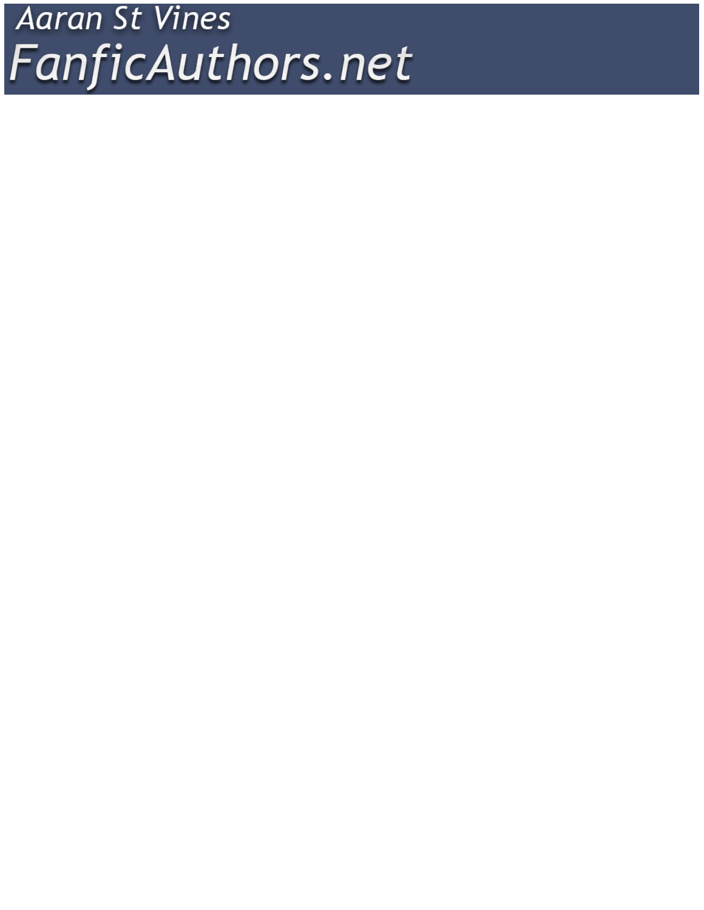Aaran St Vines

FanficAuthors.net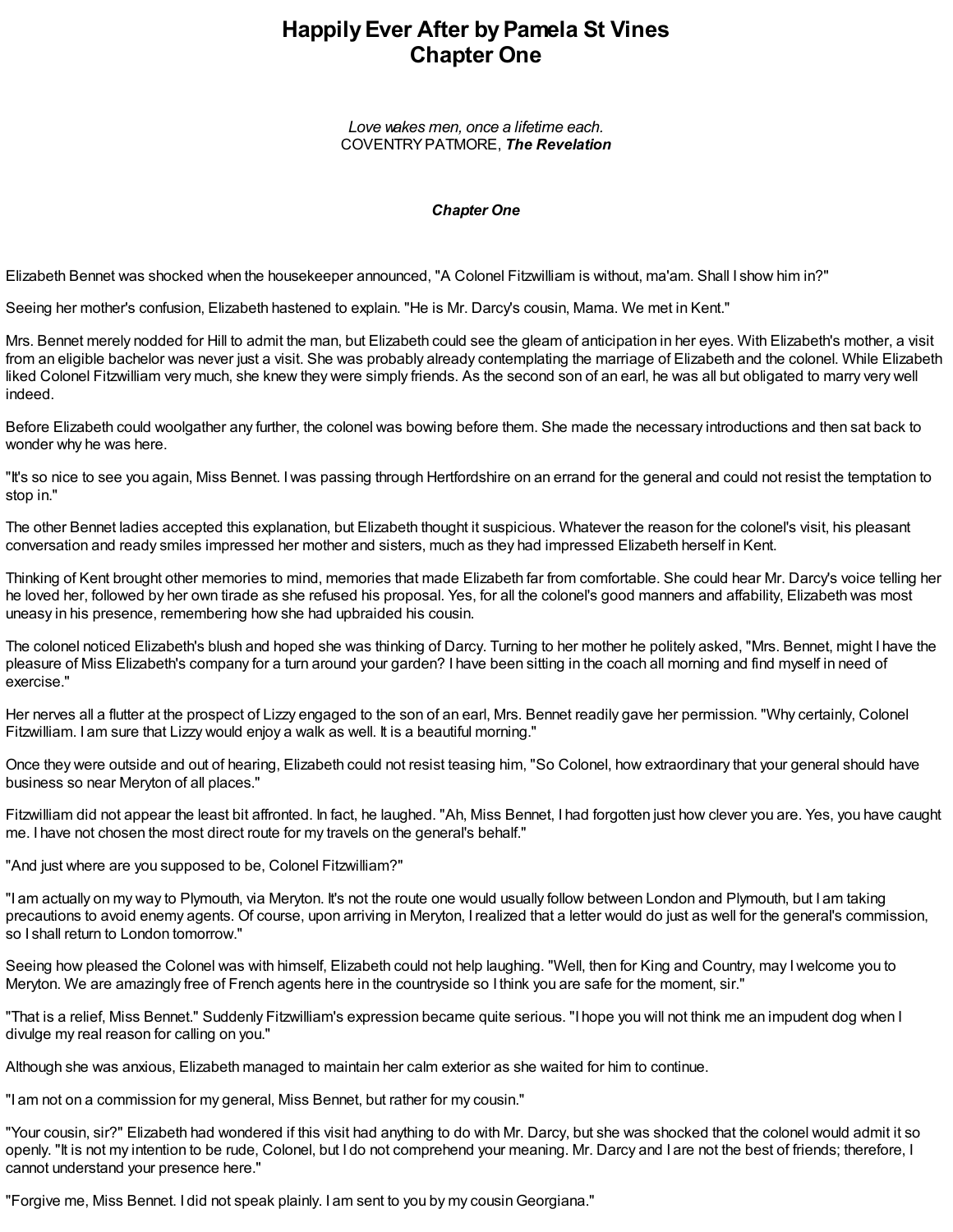# Happily Ever After by Pamela St Vines
## Chapter One

*Love wakes men, once a lifetime each.*
COVENTRY PATMORE, ***The Revelation***

### *Chapter One*

Elizabeth Bennet was shocked when the housekeeper announced, "A Colonel Fitzwilliam is without, ma'am. Shall I show him in?"

Seeing her mother's confusion, Elizabeth hastened to explain. "He is Mr. Darcy's cousin, Mama. We met in Kent."

Mrs. Bennet merely nodded for Hill to admit the man, but Elizabeth could see the gleam of anticipation in her eyes. With Elizabeth's mother, a visit from an eligible bachelor was never just a visit. She was probably already contemplating the marriage of Elizabeth and the colonel. While Elizabeth liked Colonel Fitzwilliam very much, she knew they were simply friends. As the second son of an earl, he was all but obligated to marry very well indeed.

Before Elizabeth could woolgather any further, the colonel was bowing before them. She made the necessary introductions and then sat back to wonder why he was here.

"It's so nice to see you again, Miss Bennet. I was passing through Hertfordshire on an errand for the general and could not resist the temptation to stop in."

The other Bennet ladies accepted this explanation, but Elizabeth thought it suspicious. Whatever the reason for the colonel's visit, his pleasant conversation and ready smiles impressed her mother and sisters, much as they had impressed Elizabeth herself in Kent.

Thinking of Kent brought other memories to mind, memories that made Elizabeth far from comfortable. She could hear Mr. Darcy's voice telling her he loved her, followed by her own tirade as she refused his proposal. Yes, for all the colonel's good manners and affability, Elizabeth was most uneasy in his presence, remembering how she had upbraided his cousin.

The colonel noticed Elizabeth's blush and hoped she was thinking of Darcy. Turning to her mother he politely asked, "Mrs. Bennet, might I have the pleasure of Miss Elizabeth's company for a turn around your garden? I have been sitting in the coach all morning and find myself in need of exercise."

Her nerves all a flutter at the prospect of Lizzy engaged to the son of an earl, Mrs. Bennet readily gave her permission. "Why certainly, Colonel Fitzwilliam. I am sure that Lizzy would enjoy a walk as well. It is a beautiful morning."

Once they were outside and out of hearing, Elizabeth could not resist teasing him, "So Colonel, how extraordinary that your general should have business so near Meryton of all places."

Fitzwilliam did not appear the least bit affronted. In fact, he laughed. "Ah, Miss Bennet, I had forgotten just how clever you are. Yes, you have caught me. I have not chosen the most direct route for my travels on the general's behalf."

"And just where are you supposed to be, Colonel Fitzwilliam?"

"I am actually on my way to Plymouth, via Meryton. It's not the route one would usually follow between London and Plymouth, but I am taking precautions to avoid enemy agents. Of course, upon arriving in Meryton, I realized that a letter would do just as well for the general's commission, so I shall return to London tomorrow."

Seeing how pleased the Colonel was with himself, Elizabeth could not help laughing. "Well, then for King and Country, may I welcome you to Meryton. We are amazingly free of French agents here in the countryside so I think you are safe for the moment, sir."

"That is a relief, Miss Bennet." Suddenly Fitzwilliam's expression became quite serious. "I hope you will not think me an impudent dog when I divulge my real reason for calling on you."

Although she was anxious, Elizabeth managed to maintain her calm exterior as she waited for him to continue.

"I am not on a commission for my general, Miss Bennet, but rather for my cousin."

"Your cousin, sir?" Elizabeth had wondered if this visit had anything to do with Mr. Darcy, but she was shocked that the colonel would admit it so openly. "It is not my intention to be rude, Colonel, but I do not comprehend your meaning. Mr. Darcy and I are not the best of friends; therefore, I cannot understand your presence here."

"Forgive me, Miss Bennet. I did not speak plainly. I am sent to you by my cousin Georgiana."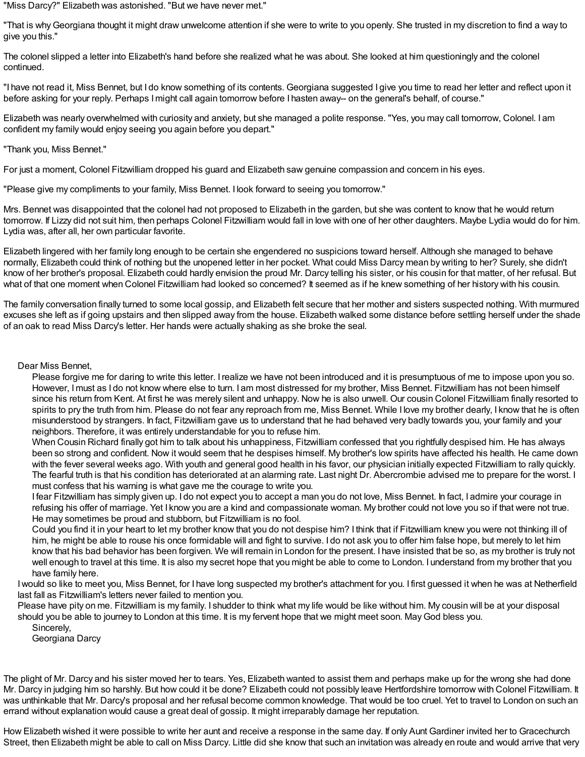"Miss Darcy?" Elizabeth was astonished. "But we have never met."

"That is why Georgiana thought it might draw unwelcome attention if she were to write to you openly. She trusted in my discretion to find a way to give you this."

The colonel slipped a letter into Elizabeth's hand before she realized what he was about. She looked at him questioningly and the colonel continued.

"I have not read it, Miss Bennet, but I do know something of its contents. Georgiana suggested I give you time to read her letter and reflect upon it before asking for your reply. Perhaps I might call again tomorrow before I hasten away-- on the general's behalf, of course."

Elizabeth was nearly overwhelmed with curiosity and anxiety, but she managed a polite response. "Yes, you may call tomorrow, Colonel. I am confident my family would enjoy seeing you again before you depart."

"Thank you, Miss Bennet."

For just a moment, Colonel Fitzwilliam dropped his guard and Elizabeth saw genuine compassion and concern in his eyes.

"Please give my compliments to your family, Miss Bennet. I look forward to seeing you tomorrow."

Mrs. Bennet was disappointed that the colonel had not proposed to Elizabeth in the garden, but she was content to know that he would return tomorrow. If Lizzy did not suit him, then perhaps Colonel Fitzwilliam would fall in love with one of her other daughters. Maybe Lydia would do for him. Lydia was, after all, her own particular favorite.

Elizabeth lingered with her family long enough to be certain she engendered no suspicions toward herself. Although she managed to behave normally, Elizabeth could think of nothing but the unopened letter in her pocket. What could Miss Darcy mean by writing to her? Surely, she didn't know of her brother's proposal. Elizabeth could hardly envision the proud Mr. Darcy telling his sister, or his cousin for that matter, of her refusal. But what of that one moment when Colonel Fitzwilliam had looked so concerned? It seemed as if he knew something of her history with his cousin.

The family conversation finally turned to some local gossip, and Elizabeth felt secure that her mother and sisters suspected nothing. With murmured excuses she left as if going upstairs and then slipped away from the house. Elizabeth walked some distance before settling herself under the shade of an oak to read Miss Darcy's letter. Her hands were actually shaking as she broke the seal.

Dear Miss Bennet,

Please forgive me for daring to write this letter. I realize we have not been introduced and it is presumptuous of me to impose upon you so. However, I must as I do not know where else to turn. I am most distressed for my brother, Miss Bennet. Fitzwilliam has not been himself since his return from Kent. At first he was merely silent and unhappy. Now he is also unwell. Our cousin Colonel Fitzwilliam finally resorted to spirits to pry the truth from him. Please do not fear any reproach from me, Miss Bennet. While I love my brother dearly, I know that he is often misunderstood by strangers. In fact, Fitzwilliam gave us to understand that he had behaved very badly towards you, your family and your neighbors. Therefore, it was entirely understandable for you to refuse him.

When Cousin Richard finally got him to talk about his unhappiness, Fitzwilliam confessed that you rightfully despised him. He has always been so strong and confident. Now it would seem that he despises himself. My brother's low spirits have affected his health. He came down with the fever several weeks ago. With youth and general good health in his favor, our physician initially expected Fitzwilliam to rally quickly. The fearful truth is that his condition has deteriorated at an alarming rate. Last night Dr. Abercrombie advised me to prepare for the worst. I must confess that his warning is what gave me the courage to write you.

I fear Fitzwilliam has simply given up. I do not expect you to accept a man you do not love, Miss Bennet. In fact, I admire your courage in refusing his offer of marriage. Yet I know you are a kind and compassionate woman. My brother could not love you so if that were not true. He may sometimes be proud and stubborn, but Fitzwilliam is no fool.

Could you find it in your heart to let my brother know that you do not despise him? I think that if Fitzwilliam knew you were not thinking ill of him, he might be able to rouse his once formidable will and fight to survive. I do not ask you to offer him false hope, but merely to let him know that his bad behavior has been forgiven. We will remain in London for the present. I have insisted that be so, as my brother is truly not well enough to travel at this time. It is also my secret hope that you might be able to come to London. I understand from my brother that you have family here.

I would so like to meet you, Miss Bennet, for I have long suspected my brother's attachment for you. I first guessed it when he was at Netherfield last fall as Fitzwilliam's letters never failed to mention you.

Please have pity on me. Fitzwilliam is my family. I shudder to think what my life would be like without him. My cousin will be at your disposal should you be able to journey to London at this time. It is my fervent hope that we might meet soon. May God bless you.

Sincerely,
Georgiana Darcy

The plight of Mr. Darcy and his sister moved her to tears. Yes, Elizabeth wanted to assist them and perhaps make up for the wrong she had done Mr. Darcy in judging him so harshly. But how could it be done? Elizabeth could not possibly leave Hertfordshire tomorrow with Colonel Fitzwilliam. It was unthinkable that Mr. Darcy's proposal and her refusal become common knowledge. That would be too cruel. Yet to travel to London on such an errand without explanation would cause a great deal of gossip. It might irreparably damage her reputation.

How Elizabeth wished it were possible to write her aunt and receive a response in the same day. If only Aunt Gardiner invited her to Gracechurch Street, then Elizabeth might be able to call on Miss Darcy. Little did she know that such an invitation was already en route and would arrive that very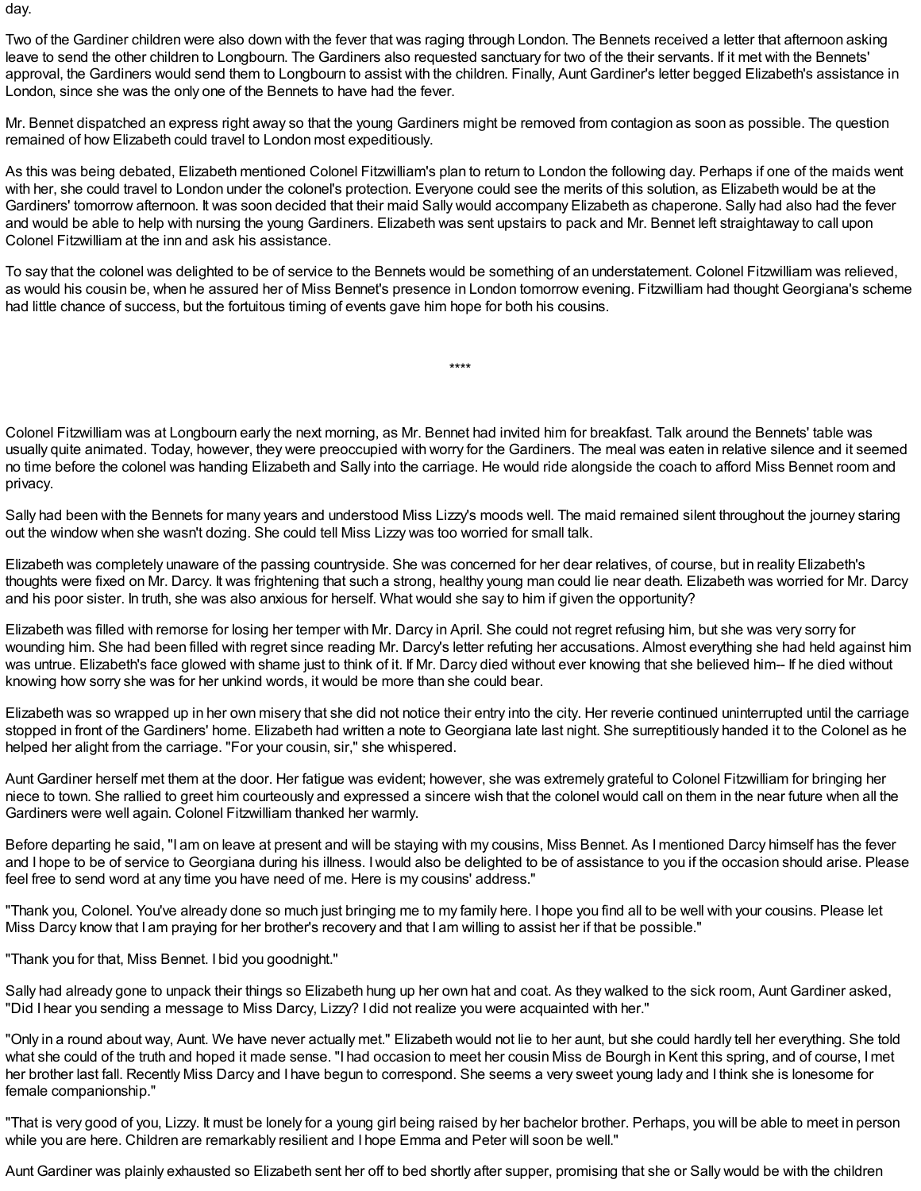day.

Two of the Gardiner children were also down with the fever that was raging through London. The Bennets received a letter that afternoon asking leave to send the other children to Longbourn. The Gardiners also requested sanctuary for two of the their servants. If it met with the Bennets' approval, the Gardiners would send them to Longbourn to assist with the children. Finally, Aunt Gardiner's letter begged Elizabeth's assistance in London, since she was the only one of the Bennets to have had the fever.

Mr. Bennet dispatched an express right away so that the young Gardiners might be removed from contagion as soon as possible. The question remained of how Elizabeth could travel to London most expeditiously.

As this was being debated, Elizabeth mentioned Colonel Fitzwilliam's plan to return to London the following day. Perhaps if one of the maids went with her, she could travel to London under the colonel's protection. Everyone could see the merits of this solution, as Elizabeth would be at the Gardiners' tomorrow afternoon. It was soon decided that their maid Sally would accompany Elizabeth as chaperone. Sally had also had the fever and would be able to help with nursing the young Gardiners. Elizabeth was sent upstairs to pack and Mr. Bennet left straightaway to call upon Colonel Fitzwilliam at the inn and ask his assistance.

To say that the colonel was delighted to be of service to the Bennets would be something of an understatement. Colonel Fitzwilliam was relieved, as would his cousin be, when he assured her of Miss Bennet's presence in London tomorrow evening. Fitzwilliam had thought Georgiana's scheme had little chance of success, but the fortuitous timing of events gave him hope for both his cousins.

****

Colonel Fitzwilliam was at Longbourn early the next morning, as Mr. Bennet had invited him for breakfast. Talk around the Bennets' table was usually quite animated. Today, however, they were preoccupied with worry for the Gardiners. The meal was eaten in relative silence and it seemed no time before the colonel was handing Elizabeth and Sally into the carriage. He would ride alongside the coach to afford Miss Bennet room and privacy.

Sally had been with the Bennets for many years and understood Miss Lizzy's moods well. The maid remained silent throughout the journey staring out the window when she wasn't dozing. She could tell Miss Lizzy was too worried for small talk.

Elizabeth was completely unaware of the passing countryside. She was concerned for her dear relatives, of course, but in reality Elizabeth's thoughts were fixed on Mr. Darcy. It was frightening that such a strong, healthy young man could lie near death. Elizabeth was worried for Mr. Darcy and his poor sister. In truth, she was also anxious for herself. What would she say to him if given the opportunity?

Elizabeth was filled with remorse for losing her temper with Mr. Darcy in April. She could not regret refusing him, but she was very sorry for wounding him. She had been filled with regret since reading Mr. Darcy's letter refuting her accusations. Almost everything she had held against him was untrue. Elizabeth's face glowed with shame just to think of it. If Mr. Darcy died without ever knowing that she believed him-- If he died without knowing how sorry she was for her unkind words, it would be more than she could bear.

Elizabeth was so wrapped up in her own misery that she did not notice their entry into the city. Her reverie continued uninterrupted until the carriage stopped in front of the Gardiners' home. Elizabeth had written a note to Georgiana late last night. She surreptitiously handed it to the Colonel as he helped her alight from the carriage. "For your cousin, sir," she whispered.

Aunt Gardiner herself met them at the door. Her fatigue was evident; however, she was extremely grateful to Colonel Fitzwilliam for bringing her niece to town. She rallied to greet him courteously and expressed a sincere wish that the colonel would call on them in the near future when all the Gardiners were well again. Colonel Fitzwilliam thanked her warmly.

Before departing he said, "I am on leave at present and will be staying with my cousins, Miss Bennet. As I mentioned Darcy himself has the fever and I hope to be of service to Georgiana during his illness. I would also be delighted to be of assistance to you if the occasion should arise. Please feel free to send word at any time you have need of me. Here is my cousins' address."

"Thank you, Colonel. You've already done so much just bringing me to my family here. I hope you find all to be well with your cousins. Please let Miss Darcy know that I am praying for her brother's recovery and that I am willing to assist her if that be possible."

"Thank you for that, Miss Bennet. I bid you goodnight."

Sally had already gone to unpack their things so Elizabeth hung up her own hat and coat. As they walked to the sick room, Aunt Gardiner asked, "Did I hear you sending a message to Miss Darcy, Lizzy? I did not realize you were acquainted with her."

"Only in a round about way, Aunt. We have never actually met." Elizabeth would not lie to her aunt, but she could hardly tell her everything. She told what she could of the truth and hoped it made sense. "I had occasion to meet her cousin Miss de Bourgh in Kent this spring, and of course, I met her brother last fall. Recently Miss Darcy and I have begun to correspond. She seems a very sweet young lady and I think she is lonesome for female companionship."

"That is very good of you, Lizzy. It must be lonely for a young girl being raised by her bachelor brother. Perhaps, you will be able to meet in person while you are here. Children are remarkably resilient and I hope Emma and Peter will soon be well."

Aunt Gardiner was plainly exhausted so Elizabeth sent her off to bed shortly after supper, promising that she or Sally would be with the children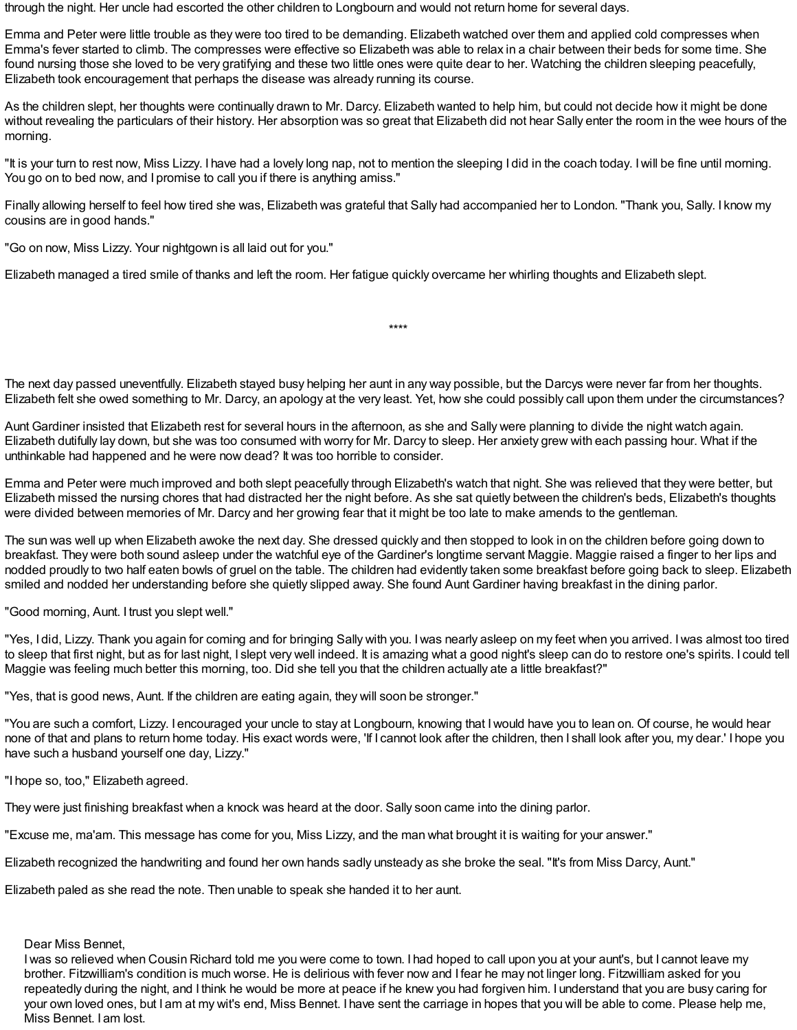through the night. Her uncle had escorted the other children to Longbourn and would not return home for several days.

Emma and Peter were little trouble as they were too tired to be demanding. Elizabeth watched over them and applied cold compresses when Emma's fever started to climb. The compresses were effective so Elizabeth was able to relax in a chair between their beds for some time. She found nursing those she loved to be very gratifying and these two little ones were quite dear to her. Watching the children sleeping peacefully, Elizabeth took encouragement that perhaps the disease was already running its course.

As the children slept, her thoughts were continually drawn to Mr. Darcy. Elizabeth wanted to help him, but could not decide how it might be done without revealing the particulars of their history. Her absorption was so great that Elizabeth did not hear Sally enter the room in the wee hours of the morning.

"It is your turn to rest now, Miss Lizzy. I have had a lovely long nap, not to mention the sleeping I did in the coach today. I will be fine until morning. You go on to bed now, and I promise to call you if there is anything amiss."

Finally allowing herself to feel how tired she was, Elizabeth was grateful that Sally had accompanied her to London. "Thank you, Sally. I know my cousins are in good hands."

"Go on now, Miss Lizzy. Your nightgown is all laid out for you."

Elizabeth managed a tired smile of thanks and left the room. Her fatigue quickly overcame her whirling thoughts and Elizabeth slept.

****

The next day passed uneventfully. Elizabeth stayed busy helping her aunt in any way possible, but the Darcys were never far from her thoughts. Elizabeth felt she owed something to Mr. Darcy, an apology at the very least. Yet, how she could possibly call upon them under the circumstances?

Aunt Gardiner insisted that Elizabeth rest for several hours in the afternoon, as she and Sally were planning to divide the night watch again. Elizabeth dutifully lay down, but she was too consumed with worry for Mr. Darcy to sleep. Her anxiety grew with each passing hour. What if the unthinkable had happened and he were now dead? It was too horrible to consider.

Emma and Peter were much improved and both slept peacefully through Elizabeth's watch that night. She was relieved that they were better, but Elizabeth missed the nursing chores that had distracted her the night before. As she sat quietly between the children's beds, Elizabeth's thoughts were divided between memories of Mr. Darcy and her growing fear that it might be too late to make amends to the gentleman.

The sun was well up when Elizabeth awoke the next day. She dressed quickly and then stopped to look in on the children before going down to breakfast. They were both sound asleep under the watchful eye of the Gardiner's longtime servant Maggie. Maggie raised a finger to her lips and nodded proudly to two half eaten bowls of gruel on the table. The children had evidently taken some breakfast before going back to sleep. Elizabeth smiled and nodded her understanding before she quietly slipped away. She found Aunt Gardiner having breakfast in the dining parlor.

"Good morning, Aunt. I trust you slept well."

"Yes, I did, Lizzy. Thank you again for coming and for bringing Sally with you. I was nearly asleep on my feet when you arrived. I was almost too tired to sleep that first night, but as for last night, I slept very well indeed. It is amazing what a good night's sleep can do to restore one's spirits. I could tell Maggie was feeling much better this morning, too. Did she tell you that the children actually ate a little breakfast?"

"Yes, that is good news, Aunt. If the children are eating again, they will soon be stronger."

"You are such a comfort, Lizzy. I encouraged your uncle to stay at Longbourn, knowing that I would have you to lean on. Of course, he would hear none of that and plans to return home today. His exact words were, 'If I cannot look after the children, then I shall look after you, my dear.' I hope you have such a husband yourself one day, Lizzy."

"I hope so, too," Elizabeth agreed.

They were just finishing breakfast when a knock was heard at the door. Sally soon came into the dining parlor.

"Excuse me, ma'am. This message has come for you, Miss Lizzy, and the man what brought it is waiting for your answer."

Elizabeth recognized the handwriting and found her own hands sadly unsteady as she broke the seal. "It's from Miss Darcy, Aunt."

Elizabeth paled as she read the note. Then unable to speak she handed it to her aunt.

> Dear Miss Bennet,
> I was so relieved when Cousin Richard told me you were come to town. I had hoped to call upon you at your aunt's, but I cannot leave my brother. Fitzwilliam's condition is much worse. He is delirious with fever now and I fear he may not linger long. Fitzwilliam asked for you repeatedly during the night, and I think he would be more at peace if he knew you had forgiven him. I understand that you are busy caring for your own loved ones, but I am at my wit's end, Miss Bennet. I have sent the carriage in hopes that you will be able to come. Please help me, Miss Bennet. I am lost.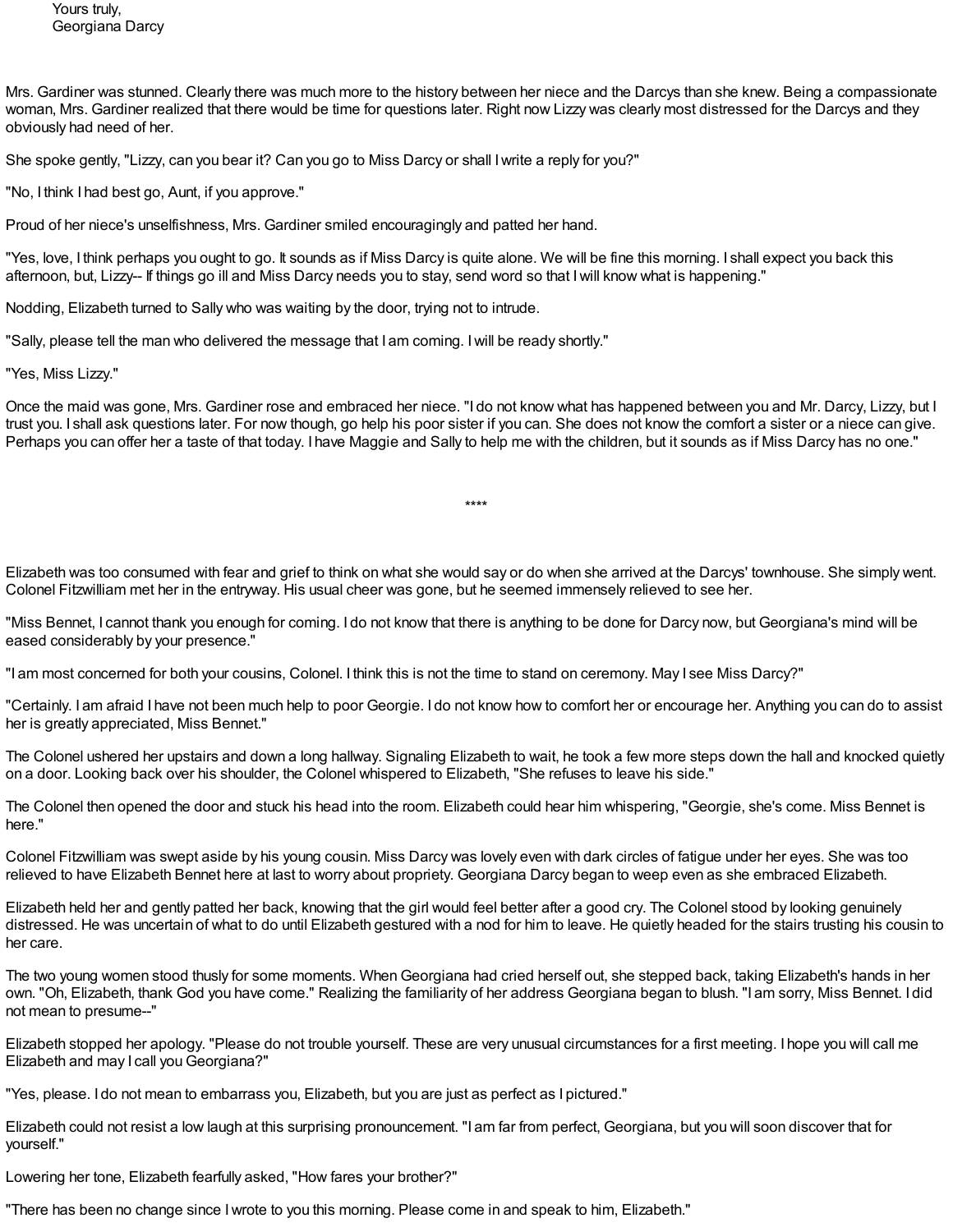Yours truly,
Georgiana Darcy

Mrs. Gardiner was stunned. Clearly there was much more to the history between her niece and the Darcys than she knew. Being a compassionate woman, Mrs. Gardiner realized that there would be time for questions later. Right now Lizzy was clearly most distressed for the Darcys and they obviously had need of her.

She spoke gently, "Lizzy, can you bear it? Can you go to Miss Darcy or shall I write a reply for you?"

"No, I think I had best go, Aunt, if you approve."

Proud of her niece's unselfishness, Mrs. Gardiner smiled encouragingly and patted her hand.

"Yes, love, I think perhaps you ought to go. It sounds as if Miss Darcy is quite alone. We will be fine this morning. I shall expect you back this afternoon, but, Lizzy-- If things go ill and Miss Darcy needs you to stay, send word so that I will know what is happening."

Nodding, Elizabeth turned to Sally who was waiting by the door, trying not to intrude.

"Sally, please tell the man who delivered the message that I am coming. I will be ready shortly."

"Yes, Miss Lizzy."

Once the maid was gone, Mrs. Gardiner rose and embraced her niece. "I do not know what has happened between you and Mr. Darcy, Lizzy, but I trust you. I shall ask questions later. For now though, go help his poor sister if you can. She does not know the comfort a sister or a niece can give. Perhaps you can offer her a taste of that today. I have Maggie and Sally to help me with the children, but it sounds as if Miss Darcy has no one."

****

Elizabeth was too consumed with fear and grief to think on what she would say or do when she arrived at the Darcys' townhouse. She simply went. Colonel Fitzwilliam met her in the entryway. His usual cheer was gone, but he seemed immensely relieved to see her.

"Miss Bennet, I cannot thank you enough for coming. I do not know that there is anything to be done for Darcy now, but Georgiana's mind will be eased considerably by your presence."

"I am most concerned for both your cousins, Colonel. I think this is not the time to stand on ceremony. May I see Miss Darcy?"

"Certainly. I am afraid I have not been much help to poor Georgie. I do not know how to comfort her or encourage her. Anything you can do to assist her is greatly appreciated, Miss Bennet."

The Colonel ushered her upstairs and down a long hallway. Signaling Elizabeth to wait, he took a few more steps down the hall and knocked quietly on a door. Looking back over his shoulder, the Colonel whispered to Elizabeth, "She refuses to leave his side."

The Colonel then opened the door and stuck his head into the room. Elizabeth could hear him whispering, "Georgie, she's come. Miss Bennet is here."

Colonel Fitzwilliam was swept aside by his young cousin. Miss Darcy was lovely even with dark circles of fatigue under her eyes. She was too relieved to have Elizabeth Bennet here at last to worry about propriety. Georgiana Darcy began to weep even as she embraced Elizabeth.

Elizabeth held her and gently patted her back, knowing that the girl would feel better after a good cry. The Colonel stood by looking genuinely distressed. He was uncertain of what to do until Elizabeth gestured with a nod for him to leave. He quietly headed for the stairs trusting his cousin to her care.

The two young women stood thusly for some moments. When Georgiana had cried herself out, she stepped back, taking Elizabeth's hands in her own. "Oh, Elizabeth, thank God you have come." Realizing the familiarity of her address Georgiana began to blush. "I am sorry, Miss Bennet. I did not mean to presume--"

Elizabeth stopped her apology. "Please do not trouble yourself. These are very unusual circumstances for a first meeting. I hope you will call me Elizabeth and may I call you Georgiana?"

"Yes, please. I do not mean to embarrass you, Elizabeth, but you are just as perfect as I pictured."

Elizabeth could not resist a low laugh at this surprising pronouncement. "I am far from perfect, Georgiana, but you will soon discover that for yourself."

Lowering her tone, Elizabeth fearfully asked, "How fares your brother?"

"There has been no change since I wrote to you this morning. Please come in and speak to him, Elizabeth."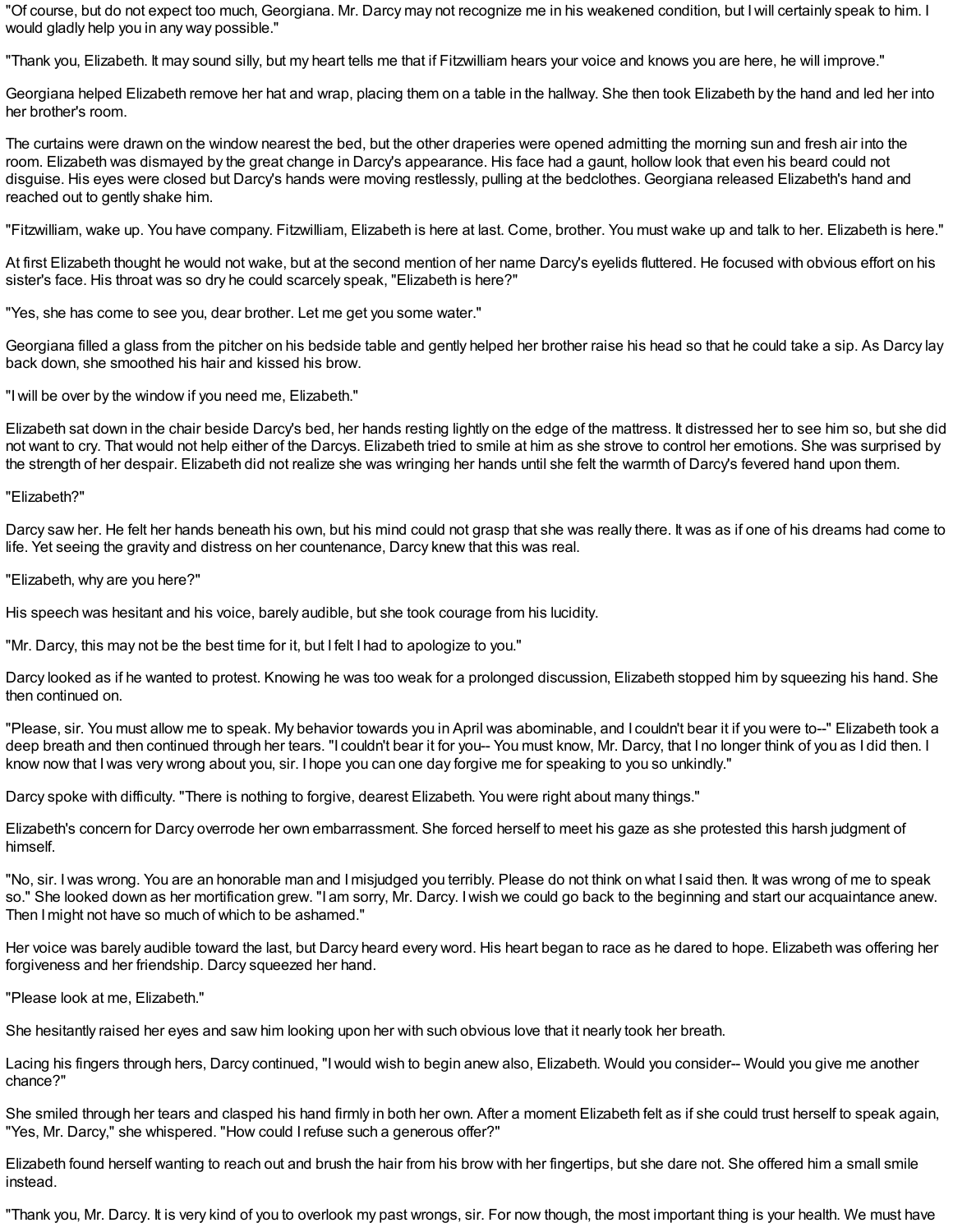"Of course, but do not expect too much, Georgiana. Mr. Darcy may not recognize me in his weakened condition, but I will certainly speak to him. I would gladly help you in any way possible."

"Thank you, Elizabeth. It may sound silly, but my heart tells me that if Fitzwilliam hears your voice and knows you are here, he will improve."

Georgiana helped Elizabeth remove her hat and wrap, placing them on a table in the hallway. She then took Elizabeth by the hand and led her into her brother's room.

The curtains were drawn on the window nearest the bed, but the other draperies were opened admitting the morning sun and fresh air into the room. Elizabeth was dismayed by the great change in Darcy's appearance. His face had a gaunt, hollow look that even his beard could not disguise. His eyes were closed but Darcy's hands were moving restlessly, pulling at the bedclothes. Georgiana released Elizabeth's hand and reached out to gently shake him.

"Fitzwilliam, wake up. You have company. Fitzwilliam, Elizabeth is here at last. Come, brother. You must wake up and talk to her. Elizabeth is here."

At first Elizabeth thought he would not wake, but at the second mention of her name Darcy's eyelids fluttered. He focused with obvious effort on his sister's face. His throat was so dry he could scarcely speak, "Elizabeth is here?"

"Yes, she has come to see you, dear brother. Let me get you some water."

Georgiana filled a glass from the pitcher on his bedside table and gently helped her brother raise his head so that he could take a sip. As Darcy lay back down, she smoothed his hair and kissed his brow.

"I will be over by the window if you need me, Elizabeth."

Elizabeth sat down in the chair beside Darcy's bed, her hands resting lightly on the edge of the mattress. It distressed her to see him so, but she did not want to cry. That would not help either of the Darcys. Elizabeth tried to smile at him as she strove to control her emotions. She was surprised by the strength of her despair. Elizabeth did not realize she was wringing her hands until she felt the warmth of Darcy's fevered hand upon them.

"Elizabeth?"

Darcy saw her. He felt her hands beneath his own, but his mind could not grasp that she was really there. It was as if one of his dreams had come to life. Yet seeing the gravity and distress on her countenance, Darcy knew that this was real.

"Elizabeth, why are you here?"

His speech was hesitant and his voice, barely audible, but she took courage from his lucidity.

"Mr. Darcy, this may not be the best time for it, but I felt I had to apologize to you."

Darcy looked as if he wanted to protest. Knowing he was too weak for a prolonged discussion, Elizabeth stopped him by squeezing his hand. She then continued on.

"Please, sir. You must allow me to speak. My behavior towards you in April was abominable, and I couldn't bear it if you were to--" Elizabeth took a deep breath and then continued through her tears. "I couldn't bear it for you-- You must know, Mr. Darcy, that I no longer think of you as I did then. I know now that I was very wrong about you, sir. I hope you can one day forgive me for speaking to you so unkindly."

Darcy spoke with difficulty. "There is nothing to forgive, dearest Elizabeth. You were right about many things."

Elizabeth's concern for Darcy overrode her own embarrassment. She forced herself to meet his gaze as she protested this harsh judgment of himself.

"No, sir. I was wrong. You are an honorable man and I misjudged you terribly. Please do not think on what I said then. It was wrong of me to speak so." She looked down as her mortification grew. "I am sorry, Mr. Darcy. I wish we could go back to the beginning and start our acquaintance anew. Then I might not have so much of which to be ashamed."

Her voice was barely audible toward the last, but Darcy heard every word. His heart began to race as he dared to hope. Elizabeth was offering her forgiveness and her friendship. Darcy squeezed her hand.

"Please look at me, Elizabeth."

She hesitantly raised her eyes and saw him looking upon her with such obvious love that it nearly took her breath.

Lacing his fingers through hers, Darcy continued, "I would wish to begin anew also, Elizabeth. Would you consider-- Would you give me another chance?"

She smiled through her tears and clasped his hand firmly in both her own. After a moment Elizabeth felt as if she could trust herself to speak again, "Yes, Mr. Darcy," she whispered. "How could I refuse such a generous offer?"

Elizabeth found herself wanting to reach out and brush the hair from his brow with her fingertips, but she dare not. She offered him a small smile instead.

"Thank you, Mr. Darcy. It is very kind of you to overlook my past wrongs, sir. For now though, the most important thing is your health. We must have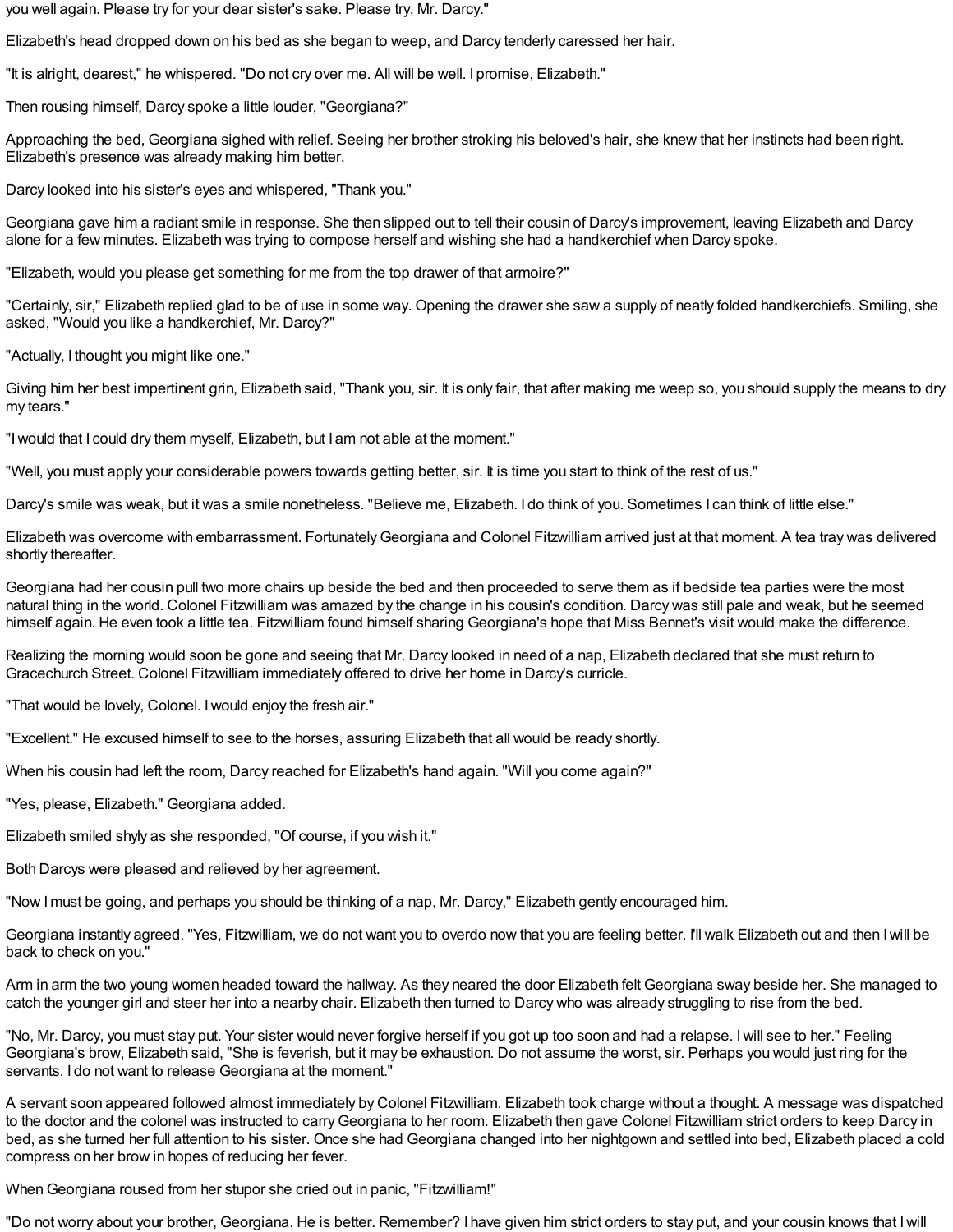you well again. Please try for your dear sister's sake. Please try, Mr. Darcy."

Elizabeth's head dropped down on his bed as she began to weep, and Darcy tenderly caressed her hair.

"It is alright, dearest," he whispered. "Do not cry over me. All will be well. I promise, Elizabeth."

Then rousing himself, Darcy spoke a little louder, "Georgiana?"

Approaching the bed, Georgiana sighed with relief. Seeing her brother stroking his beloved's hair, she knew that her instincts had been right. Elizabeth's presence was already making him better.

Darcy looked into his sister's eyes and whispered, "Thank you."

Georgiana gave him a radiant smile in response. She then slipped out to tell their cousin of Darcy's improvement, leaving Elizabeth and Darcy alone for a few minutes. Elizabeth was trying to compose herself and wishing she had a handkerchief when Darcy spoke.

"Elizabeth, would you please get something for me from the top drawer of that armoire?"

"Certainly, sir," Elizabeth replied glad to be of use in some way. Opening the drawer she saw a supply of neatly folded handkerchiefs. Smiling, she asked, "Would you like a handkerchief, Mr. Darcy?"

"Actually, I thought you might like one."

Giving him her best impertinent grin, Elizabeth said, "Thank you, sir. It is only fair, that after making me weep so, you should supply the means to dry my tears."

"I would that I could dry them myself, Elizabeth, but I am not able at the moment."

"Well, you must apply your considerable powers towards getting better, sir. It is time you start to think of the rest of us."

Darcy's smile was weak, but it was a smile nonetheless. "Believe me, Elizabeth. I do think of you. Sometimes I can think of little else."

Elizabeth was overcome with embarrassment. Fortunately Georgiana and Colonel Fitzwilliam arrived just at that moment. A tea tray was delivered shortly thereafter.

Georgiana had her cousin pull two more chairs up beside the bed and then proceeded to serve them as if bedside tea parties were the most natural thing in the world. Colonel Fitzwilliam was amazed by the change in his cousin's condition. Darcy was still pale and weak, but he seemed himself again. He even took a little tea. Fitzwilliam found himself sharing Georgiana's hope that Miss Bennet's visit would make the difference.

Realizing the morning would soon be gone and seeing that Mr. Darcy looked in need of a nap, Elizabeth declared that she must return to Gracechurch Street. Colonel Fitzwilliam immediately offered to drive her home in Darcy's curricle.

"That would be lovely, Colonel. I would enjoy the fresh air."

"Excellent." He excused himself to see to the horses, assuring Elizabeth that all would be ready shortly.

When his cousin had left the room, Darcy reached for Elizabeth's hand again. "Will you come again?"

"Yes, please, Elizabeth." Georgiana added.

Elizabeth smiled shyly as she responded, "Of course, if you wish it."

Both Darcys were pleased and relieved by her agreement.

"Now I must be going, and perhaps you should be thinking of a nap, Mr. Darcy," Elizabeth gently encouraged him.

Georgiana instantly agreed. "Yes, Fitzwilliam, we do not want you to overdo now that you are feeling better. I'll walk Elizabeth out and then I will be back to check on you."

Arm in arm the two young women headed toward the hallway. As they neared the door Elizabeth felt Georgiana sway beside her. She managed to catch the younger girl and steer her into a nearby chair. Elizabeth then turned to Darcy who was already struggling to rise from the bed.

"No, Mr. Darcy, you must stay put. Your sister would never forgive herself if you got up too soon and had a relapse. I will see to her." Feeling Georgiana's brow, Elizabeth said, "She is feverish, but it may be exhaustion. Do not assume the worst, sir. Perhaps you would just ring for the servants. I do not want to release Georgiana at the moment."

A servant soon appeared followed almost immediately by Colonel Fitzwilliam. Elizabeth took charge without a thought. A message was dispatched to the doctor and the colonel was instructed to carry Georgiana to her room. Elizabeth then gave Colonel Fitzwilliam strict orders to keep Darcy in bed, as she turned her full attention to his sister. Once she had Georgiana changed into her nightgown and settled into bed, Elizabeth placed a cold compress on her brow in hopes of reducing her fever.

When Georgiana roused from her stupor she cried out in panic, "Fitzwilliam!"

"Do not worry about your brother, Georgiana. He is better. Remember? I have given him strict orders to stay put, and your cousin knows that I will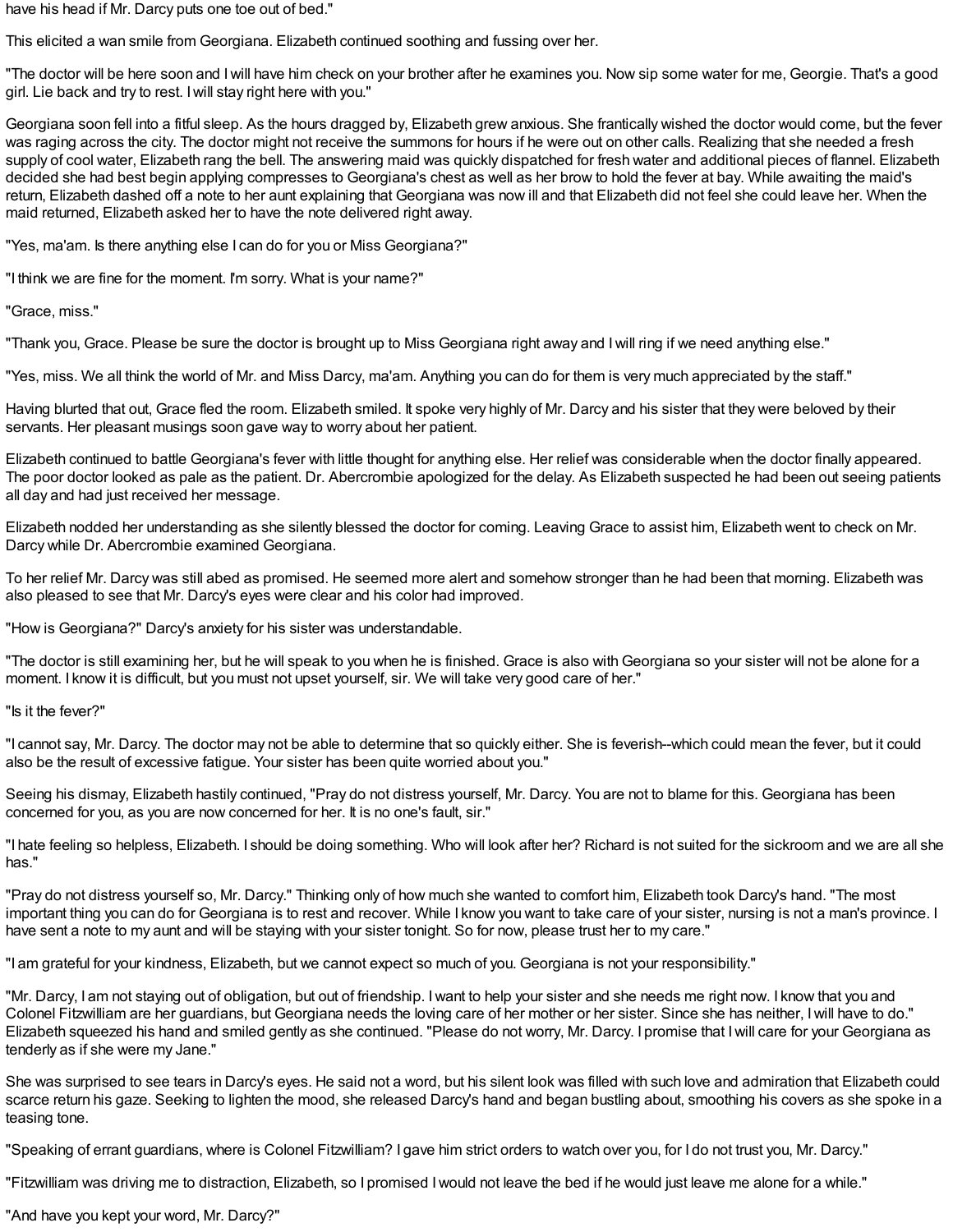have his head if Mr. Darcy puts one toe out of bed."

This elicited a wan smile from Georgiana. Elizabeth continued soothing and fussing over her.

"The doctor will be here soon and I will have him check on your brother after he examines you. Now sip some water for me, Georgie. That's a good girl. Lie back and try to rest. I will stay right here with you."

Georgiana soon fell into a fitful sleep. As the hours dragged by, Elizabeth grew anxious. She frantically wished the doctor would come, but the fever was raging across the city. The doctor might not receive the summons for hours if he were out on other calls. Realizing that she needed a fresh supply of cool water, Elizabeth rang the bell. The answering maid was quickly dispatched for fresh water and additional pieces of flannel. Elizabeth decided she had best begin applying compresses to Georgiana's chest as well as her brow to hold the fever at bay. While awaiting the maid's return, Elizabeth dashed off a note to her aunt explaining that Georgiana was now ill and that Elizabeth did not feel she could leave her. When the maid returned, Elizabeth asked her to have the note delivered right away.

"Yes, ma'am. Is there anything else I can do for you or Miss Georgiana?"

"I think we are fine for the moment. I'm sorry. What is your name?"

"Grace, miss."

"Thank you, Grace. Please be sure the doctor is brought up to Miss Georgiana right away and I will ring if we need anything else."

"Yes, miss. We all think the world of Mr. and Miss Darcy, ma'am. Anything you can do for them is very much appreciated by the staff."

Having blurted that out, Grace fled the room. Elizabeth smiled. It spoke very highly of Mr. Darcy and his sister that they were beloved by their servants. Her pleasant musings soon gave way to worry about her patient.

Elizabeth continued to battle Georgiana's fever with little thought for anything else. Her relief was considerable when the doctor finally appeared. The poor doctor looked as pale as the patient. Dr. Abercrombie apologized for the delay. As Elizabeth suspected he had been out seeing patients all day and had just received her message.

Elizabeth nodded her understanding as she silently blessed the doctor for coming. Leaving Grace to assist him, Elizabeth went to check on Mr. Darcy while Dr. Abercrombie examined Georgiana.

To her relief Mr. Darcy was still abed as promised. He seemed more alert and somehow stronger than he had been that morning. Elizabeth was also pleased to see that Mr. Darcy's eyes were clear and his color had improved.

"How is Georgiana?" Darcy's anxiety for his sister was understandable.

"The doctor is still examining her, but he will speak to you when he is finished. Grace is also with Georgiana so your sister will not be alone for a moment. I know it is difficult, but you must not upset yourself, sir. We will take very good care of her."

"Is it the fever?"

"I cannot say, Mr. Darcy. The doctor may not be able to determine that so quickly either. She is feverish--which could mean the fever, but it could also be the result of excessive fatigue. Your sister has been quite worried about you."

Seeing his dismay, Elizabeth hastily continued, "Pray do not distress yourself, Mr. Darcy. You are not to blame for this. Georgiana has been concerned for you, as you are now concerned for her. It is no one's fault, sir."

"I hate feeling so helpless, Elizabeth. I should be doing something. Who will look after her? Richard is not suited for the sickroom and we are all she has."

"Pray do not distress yourself so, Mr. Darcy." Thinking only of how much she wanted to comfort him, Elizabeth took Darcy's hand. "The most important thing you can do for Georgiana is to rest and recover. While I know you want to take care of your sister, nursing is not a man's province. I have sent a note to my aunt and will be staying with your sister tonight. So for now, please trust her to my care."

"I am grateful for your kindness, Elizabeth, but we cannot expect so much of you. Georgiana is not your responsibility."

"Mr. Darcy, I am not staying out of obligation, but out of friendship. I want to help your sister and she needs me right now. I know that you and Colonel Fitzwilliam are her guardians, but Georgiana needs the loving care of her mother or her sister. Since she has neither, I will have to do." Elizabeth squeezed his hand and smiled gently as she continued. "Please do not worry, Mr. Darcy. I promise that I will care for your Georgiana as tenderly as if she were my Jane."

She was surprised to see tears in Darcy's eyes. He said not a word, but his silent look was filled with such love and admiration that Elizabeth could scarce return his gaze. Seeking to lighten the mood, she released Darcy's hand and began bustling about, smoothing his covers as she spoke in a teasing tone.

"Speaking of errant guardians, where is Colonel Fitzwilliam? I gave him strict orders to watch over you, for I do not trust you, Mr. Darcy."

"Fitzwilliam was driving me to distraction, Elizabeth, so I promised I would not leave the bed if he would just leave me alone for a while."

"And have you kept your word, Mr. Darcy?"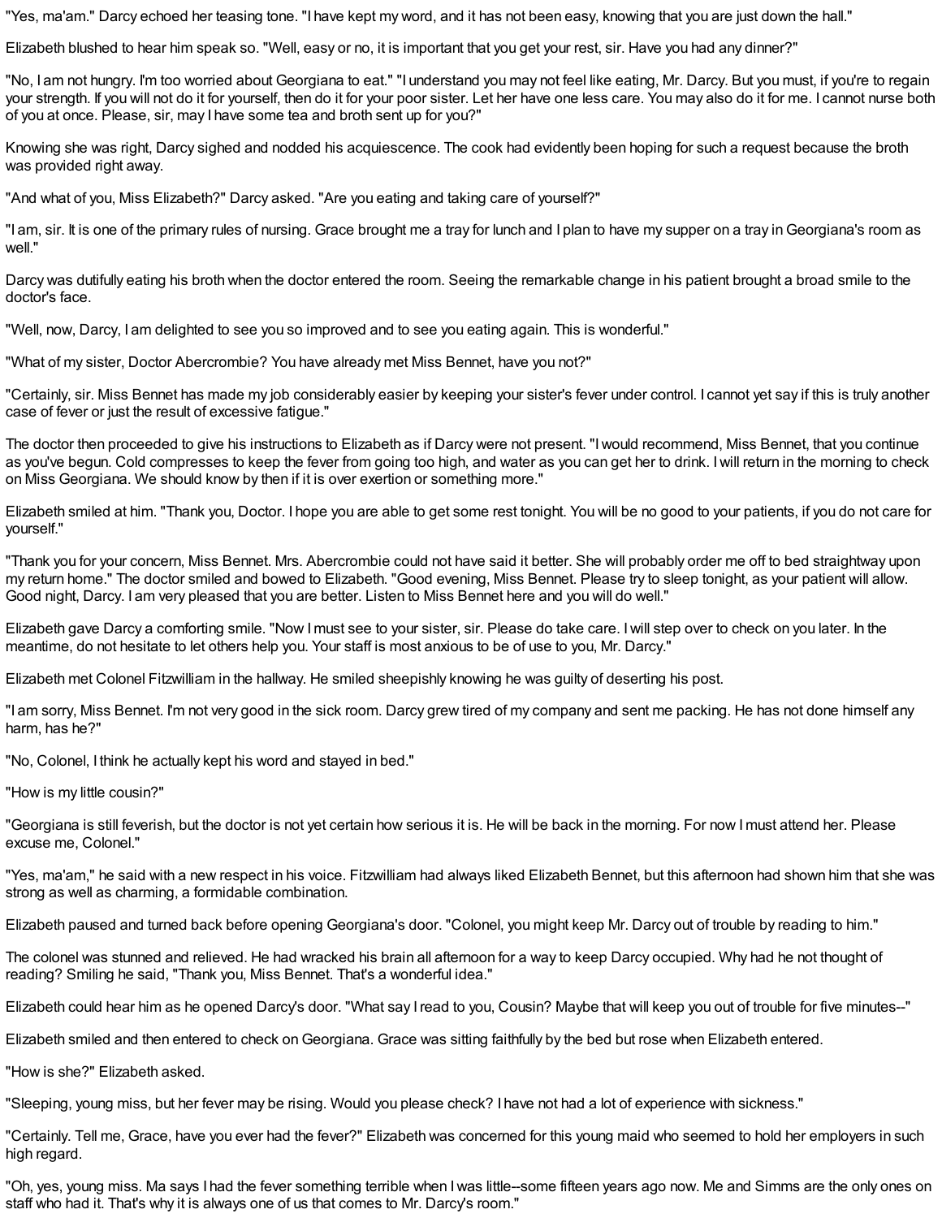"Yes, ma'am." Darcy echoed her teasing tone. "I have kept my word, and it has not been easy, knowing that you are just down the hall."

Elizabeth blushed to hear him speak so. "Well, easy or no, it is important that you get your rest, sir. Have you had any dinner?"

"No, I am not hungry. I'm too worried about Georgiana to eat." "I understand you may not feel like eating, Mr. Darcy. But you must, if you're to regain your strength. If you will not do it for yourself, then do it for your poor sister. Let her have one less care. You may also do it for me. I cannot nurse both of you at once. Please, sir, may I have some tea and broth sent up for you?"

Knowing she was right, Darcy sighed and nodded his acquiescence. The cook had evidently been hoping for such a request because the broth was provided right away.

"And what of you, Miss Elizabeth?" Darcy asked. "Are you eating and taking care of yourself?"

"I am, sir. It is one of the primary rules of nursing. Grace brought me a tray for lunch and I plan to have my supper on a tray in Georgiana's room as well."

Darcy was dutifully eating his broth when the doctor entered the room. Seeing the remarkable change in his patient brought a broad smile to the doctor's face.

"Well, now, Darcy, I am delighted to see you so improved and to see you eating again. This is wonderful."

"What of my sister, Doctor Abercrombie? You have already met Miss Bennet, have you not?"

"Certainly, sir. Miss Bennet has made my job considerably easier by keeping your sister's fever under control. I cannot yet say if this is truly another case of fever or just the result of excessive fatigue."

The doctor then proceeded to give his instructions to Elizabeth as if Darcy were not present. "I would recommend, Miss Bennet, that you continue as you've begun. Cold compresses to keep the fever from going too high, and water as you can get her to drink. I will return in the morning to check on Miss Georgiana. We should know by then if it is over exertion or something more."

Elizabeth smiled at him. "Thank you, Doctor. I hope you are able to get some rest tonight. You will be no good to your patients, if you do not care for yourself."

"Thank you for your concern, Miss Bennet. Mrs. Abercrombie could not have said it better. She will probably order me off to bed straightway upon my return home." The doctor smiled and bowed to Elizabeth. "Good evening, Miss Bennet. Please try to sleep tonight, as your patient will allow. Good night, Darcy. I am very pleased that you are better. Listen to Miss Bennet here and you will do well."

Elizabeth gave Darcy a comforting smile. "Now I must see to your sister, sir. Please do take care. I will step over to check on you later. In the meantime, do not hesitate to let others help you. Your staff is most anxious to be of use to you, Mr. Darcy."

Elizabeth met Colonel Fitzwilliam in the hallway. He smiled sheepishly knowing he was guilty of deserting his post.

"I am sorry, Miss Bennet. I'm not very good in the sick room. Darcy grew tired of my company and sent me packing. He has not done himself any harm, has he?"

"No, Colonel, I think he actually kept his word and stayed in bed."

"How is my little cousin?"

"Georgiana is still feverish, but the doctor is not yet certain how serious it is. He will be back in the morning. For now I must attend her. Please excuse me, Colonel."

"Yes, ma'am," he said with a new respect in his voice. Fitzwilliam had always liked Elizabeth Bennet, but this afternoon had shown him that she was strong as well as charming, a formidable combination.

Elizabeth paused and turned back before opening Georgiana's door. "Colonel, you might keep Mr. Darcy out of trouble by reading to him."

The colonel was stunned and relieved. He had wracked his brain all afternoon for a way to keep Darcy occupied. Why had he not thought of reading? Smiling he said, "Thank you, Miss Bennet. That's a wonderful idea."

Elizabeth could hear him as he opened Darcy's door. "What say I read to you, Cousin? Maybe that will keep you out of trouble for five minutes--"

Elizabeth smiled and then entered to check on Georgiana. Grace was sitting faithfully by the bed but rose when Elizabeth entered.

"How is she?" Elizabeth asked.

"Sleeping, young miss, but her fever may be rising. Would you please check? I have not had a lot of experience with sickness."

"Certainly. Tell me, Grace, have you ever had the fever?" Elizabeth was concerned for this young maid who seemed to hold her employers in such high regard.

"Oh, yes, young miss. Ma says I had the fever something terrible when I was little--some fifteen years ago now. Me and Simms are the only ones on staff who had it. That's why it is always one of us that comes to Mr. Darcy's room."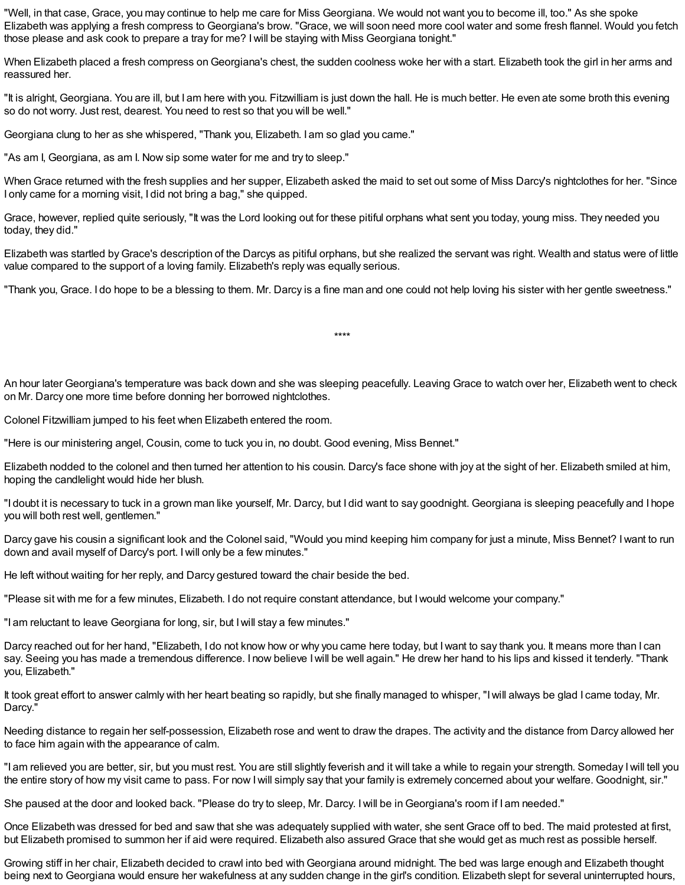"Well, in that case, Grace, you may continue to help me care for Miss Georgiana. We would not want you to become ill, too." As she spoke Elizabeth was applying a fresh compress to Georgiana's brow. "Grace, we will soon need more cool water and some fresh flannel. Would you fetch those please and ask cook to prepare a tray for me? I will be staying with Miss Georgiana tonight."

When Elizabeth placed a fresh compress on Georgiana's chest, the sudden coolness woke her with a start. Elizabeth took the girl in her arms and reassured her.

"It is alright, Georgiana. You are ill, but I am here with you. Fitzwilliam is just down the hall. He is much better. He even ate some broth this evening so do not worry. Just rest, dearest. You need to rest so that you will be well."

Georgiana clung to her as she whispered, "Thank you, Elizabeth. I am so glad you came."

"As am I, Georgiana, as am I. Now sip some water for me and try to sleep."

When Grace returned with the fresh supplies and her supper, Elizabeth asked the maid to set out some of Miss Darcy's nightclothes for her. "Since I only came for a morning visit, I did not bring a bag," she quipped.

Grace, however, replied quite seriously, "It was the Lord looking out for these pitiful orphans what sent you today, young miss. They needed you today, they did."

Elizabeth was startled by Grace's description of the Darcys as pitiful orphans, but she realized the servant was right. Wealth and status were of little value compared to the support of a loving family. Elizabeth's reply was equally serious.

"Thank you, Grace. I do hope to be a blessing to them. Mr. Darcy is a fine man and one could not help loving his sister with her gentle sweetness."

****

An hour later Georgiana's temperature was back down and she was sleeping peacefully. Leaving Grace to watch over her, Elizabeth went to check on Mr. Darcy one more time before donning her borrowed nightclothes.

Colonel Fitzwilliam jumped to his feet when Elizabeth entered the room.

"Here is our ministering angel, Cousin, come to tuck you in, no doubt. Good evening, Miss Bennet."

Elizabeth nodded to the colonel and then turned her attention to his cousin. Darcy's face shone with joy at the sight of her. Elizabeth smiled at him, hoping the candlelight would hide her blush.

"I doubt it is necessary to tuck in a grown man like yourself, Mr. Darcy, but I did want to say goodnight. Georgiana is sleeping peacefully and I hope you will both rest well, gentlemen."

Darcy gave his cousin a significant look and the Colonel said, "Would you mind keeping him company for just a minute, Miss Bennet? I want to run down and avail myself of Darcy's port. I will only be a few minutes."

He left without waiting for her reply, and Darcy gestured toward the chair beside the bed.

"Please sit with me for a few minutes, Elizabeth. I do not require constant attendance, but I would welcome your company."

"I am reluctant to leave Georgiana for long, sir, but I will stay a few minutes."

Darcy reached out for her hand, "Elizabeth, I do not know how or why you came here today, but I want to say thank you. It means more than I can say. Seeing you has made a tremendous difference. I now believe I will be well again." He drew her hand to his lips and kissed it tenderly. "Thank you, Elizabeth."

It took great effort to answer calmly with her heart beating so rapidly, but she finally managed to whisper, "I will always be glad I came today, Mr. Darcy."

Needing distance to regain her self-possession, Elizabeth rose and went to draw the drapes. The activity and the distance from Darcy allowed her to face him again with the appearance of calm.

"I am relieved you are better, sir, but you must rest. You are still slightly feverish and it will take a while to regain your strength. Someday I will tell you the entire story of how my visit came to pass. For now I will simply say that your family is extremely concerned about your welfare. Goodnight, sir."

She paused at the door and looked back. "Please do try to sleep, Mr. Darcy. I will be in Georgiana's room if I am needed."

Once Elizabeth was dressed for bed and saw that she was adequately supplied with water, she sent Grace off to bed. The maid protested at first, but Elizabeth promised to summon her if aid were required. Elizabeth also assured Grace that she would get as much rest as possible herself.

Growing stiff in her chair, Elizabeth decided to crawl into bed with Georgiana around midnight. The bed was large enough and Elizabeth thought being next to Georgiana would ensure her wakefulness at any sudden change in the girl's condition. Elizabeth slept for several uninterrupted hours,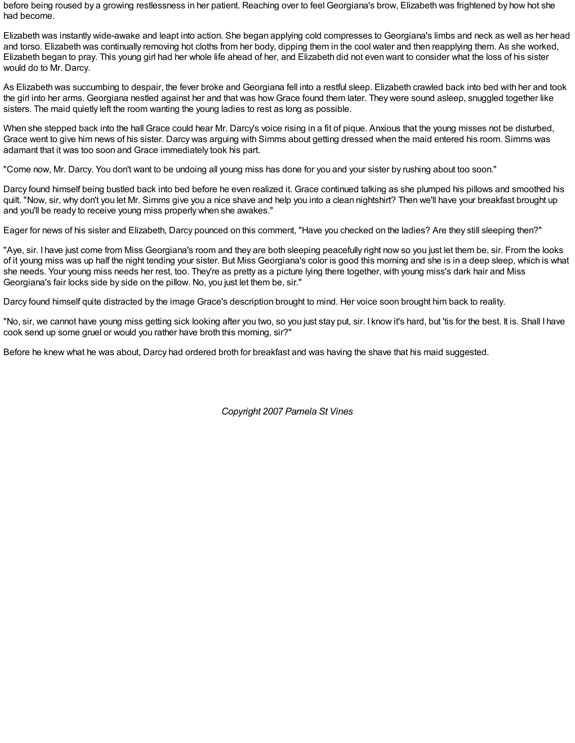before being roused by a growing restlessness in her patient. Reaching over to feel Georgiana's brow, Elizabeth was frightened by how hot she had become.

Elizabeth was instantly wide-awake and leapt into action. She began applying cold compresses to Georgiana's limbs and neck as well as her head and torso. Elizabeth was continually removing hot cloths from her body, dipping them in the cool water and then reapplying them. As she worked, Elizabeth began to pray. This young girl had her whole life ahead of her, and Elizabeth did not even want to consider what the loss of his sister would do to Mr. Darcy.

As Elizabeth was succumbing to despair, the fever broke and Georgiana fell into a restful sleep. Elizabeth crawled back into bed with her and took the girl into her arms. Georgiana nestled against her and that was how Grace found them later. They were sound asleep, snuggled together like sisters. The maid quietly left the room wanting the young ladies to rest as long as possible.

When she stepped back into the hall Grace could hear Mr. Darcy's voice rising in a fit of pique. Anxious that the young misses not be disturbed, Grace went to give him news of his sister. Darcy was arguing with Simms about getting dressed when the maid entered his room. Simms was adamant that it was too soon and Grace immediately took his part.

"Come now, Mr. Darcy. You don't want to be undoing all young miss has done for you and your sister by rushing about too soon."

Darcy found himself being bustled back into bed before he even realized it. Grace continued talking as she plumped his pillows and smoothed his quilt. "Now, sir, why don't you let Mr. Simms give you a nice shave and help you into a clean nightshirt? Then we'll have your breakfast brought up and you'll be ready to receive young miss properly when she awakes."

Eager for news of his sister and Elizabeth, Darcy pounced on this comment, "Have you checked on the ladies? Are they still sleeping then?"

"Aye, sir. I have just come from Miss Georgiana's room and they are both sleeping peacefully right now so you just let them be, sir. From the looks of it young miss was up half the night tending your sister. But Miss Georgiana's color is good this morning and she is in a deep sleep, which is what she needs. Your young miss needs her rest, too. They're as pretty as a picture lying there together, with young miss's dark hair and Miss Georgiana's fair locks side by side on the pillow. No, you just let them be, sir."

Darcy found himself quite distracted by the image Grace's description brought to mind. Her voice soon brought him back to reality.

"No, sir, we cannot have young miss getting sick looking after you two, so you just stay put, sir. I know it's hard, but 'tis for the best. It is. Shall I have cook send up some gruel or would you rather have broth this morning, sir?"

Before he knew what he was about, Darcy had ordered broth for breakfast and was having the shave that his maid suggested.

*Copyright 2007 Pamela St Vines*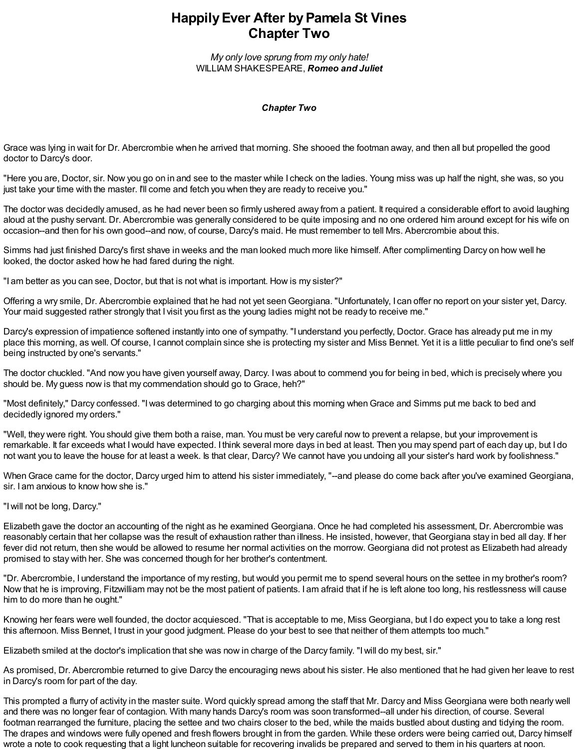# Happily Ever After by Pamela St Vines
# Chapter Two

*My only love sprung from my only hate!*
WILLIAM SHAKESPEARE, ***Romeo and Juliet***

***Chapter Two***

Grace was lying in wait for Dr. Abercrombie when he arrived that morning. She shooed the footman away, and then all but propelled the good doctor to Darcy's door.

"Here you are, Doctor, sir. Now you go on in and see to the master while I check on the ladies. Young miss was up half the night, she was, so you just take your time with the master. I'll come and fetch you when they are ready to receive you."

The doctor was decidedly amused, as he had never been so firmly ushered away from a patient. It required a considerable effort to avoid laughing aloud at the pushy servant. Dr. Abercrombie was generally considered to be quite imposing and no one ordered him around except for his wife on occasion--and then for his own good--and now, of course, Darcy's maid. He must remember to tell Mrs. Abercrombie about this.

Simms had just finished Darcy's first shave in weeks and the man looked much more like himself. After complimenting Darcy on how well he looked, the doctor asked how he had fared during the night.

"I am better as you can see, Doctor, but that is not what is important. How is my sister?"

Offering a wry smile, Dr. Abercrombie explained that he had not yet seen Georgiana. "Unfortunately, I can offer no report on your sister yet, Darcy. Your maid suggested rather strongly that I visit you first as the young ladies might not be ready to receive me."

Darcy's expression of impatience softened instantly into one of sympathy. "I understand you perfectly, Doctor. Grace has already put me in my place this morning, as well. Of course, I cannot complain since she is protecting my sister and Miss Bennet. Yet it is a little peculiar to find one's self being instructed by one's servants."

The doctor chuckled. "And now you have given yourself away, Darcy. I was about to commend you for being in bed, which is precisely where you should be. My guess now is that my commendation should go to Grace, heh?"

"Most definitely," Darcy confessed. "I was determined to go charging about this morning when Grace and Simms put me back to bed and decidedly ignored my orders."

"Well, they were right. You should give them both a raise, man. You must be very careful now to prevent a relapse, but your improvement is remarkable. It far exceeds what I would have expected. I think several more days in bed at least. Then you may spend part of each day up, but I do not want you to leave the house for at least a week. Is that clear, Darcy? We cannot have you undoing all your sister's hard work by foolishness."

When Grace came for the doctor, Darcy urged him to attend his sister immediately, "--and please do come back after you've examined Georgiana, sir. I am anxious to know how she is."

"I will not be long, Darcy."

Elizabeth gave the doctor an accounting of the night as he examined Georgiana. Once he had completed his assessment, Dr. Abercrombie was reasonably certain that her collapse was the result of exhaustion rather than illness. He insisted, however, that Georgiana stay in bed all day. If her fever did not return, then she would be allowed to resume her normal activities on the morrow. Georgiana did not protest as Elizabeth had already promised to stay with her. She was concerned though for her brother's contentment.

"Dr. Abercrombie, I understand the importance of my resting, but would you permit me to spend several hours on the settee in my brother's room? Now that he is improving, Fitzwilliam may not be the most patient of patients. I am afraid that if he is left alone too long, his restlessness will cause him to do more than he ought."

Knowing her fears were well founded, the doctor acquiesced. "That is acceptable to me, Miss Georgiana, but I do expect you to take a long rest this afternoon. Miss Bennet, I trust in your good judgment. Please do your best to see that neither of them attempts too much."

Elizabeth smiled at the doctor's implication that she was now in charge of the Darcy family. "I will do my best, sir."

As promised, Dr. Abercrombie returned to give Darcy the encouraging news about his sister. He also mentioned that he had given her leave to rest in Darcy's room for part of the day.

This prompted a flurry of activity in the master suite. Word quickly spread among the staff that Mr. Darcy and Miss Georgiana were both nearly well and there was no longer fear of contagion. With many hands Darcy's room was soon transformed--all under his direction, of course. Several footman rearranged the furniture, placing the settee and two chairs closer to the bed, while the maids bustled about dusting and tidying the room. The drapes and windows were fully opened and fresh flowers brought in from the garden. While these orders were being carried out, Darcy himself wrote a note to cook requesting that a light luncheon suitable for recovering invalids be prepared and served to them in his quarters at noon.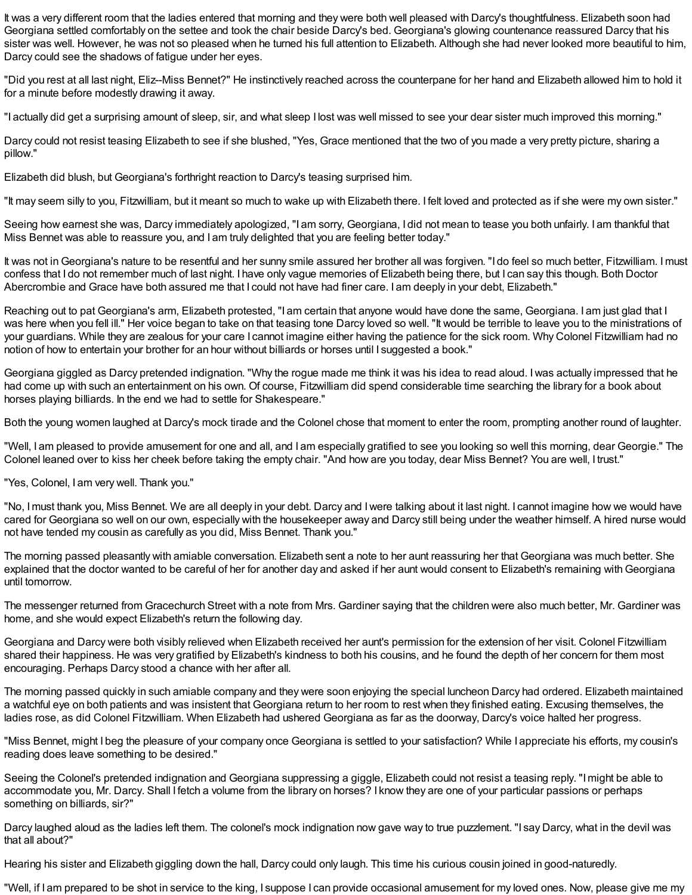It was a very different room that the ladies entered that morning and they were both well pleased with Darcy's thoughtfulness. Elizabeth soon had Georgiana settled comfortably on the settee and took the chair beside Darcy's bed. Georgiana's glowing countenance reassured Darcy that his sister was well. However, he was not so pleased when he turned his full attention to Elizabeth. Although she had never looked more beautiful to him, Darcy could see the shadows of fatigue under her eyes.

"Did you rest at all last night, Eliz--Miss Bennet?" He instinctively reached across the counterpane for her hand and Elizabeth allowed him to hold it for a minute before modestly drawing it away.

"I actually did get a surprising amount of sleep, sir, and what sleep I lost was well missed to see your dear sister much improved this morning."

Darcy could not resist teasing Elizabeth to see if she blushed, "Yes, Grace mentioned that the two of you made a very pretty picture, sharing a pillow."

Elizabeth did blush, but Georgiana's forthright reaction to Darcy's teasing surprised him.

"It may seem silly to you, Fitzwilliam, but it meant so much to wake up with Elizabeth there. I felt loved and protected as if she were my own sister."

Seeing how earnest she was, Darcy immediately apologized, "I am sorry, Georgiana, I did not mean to tease you both unfairly. I am thankful that Miss Bennet was able to reassure you, and I am truly delighted that you are feeling better today."

It was not in Georgiana's nature to be resentful and her sunny smile assured her brother all was forgiven. "I do feel so much better, Fitzwilliam. I must confess that I do not remember much of last night. I have only vague memories of Elizabeth being there, but I can say this though. Both Doctor Abercrombie and Grace have both assured me that I could not have had finer care. I am deeply in your debt, Elizabeth."

Reaching out to pat Georgiana's arm, Elizabeth protested, "I am certain that anyone would have done the same, Georgiana. I am just glad that I was here when you fell ill." Her voice began to take on that teasing tone Darcy loved so well. "It would be terrible to leave you to the ministrations of your guardians. While they are zealous for your care I cannot imagine either having the patience for the sick room. Why Colonel Fitzwilliam had no notion of how to entertain your brother for an hour without billiards or horses until I suggested a book."

Georgiana giggled as Darcy pretended indignation. "Why the rogue made me think it was his idea to read aloud. I was actually impressed that he had come up with such an entertainment on his own. Of course, Fitzwilliam did spend considerable time searching the library for a book about horses playing billiards. In the end we had to settle for Shakespeare."

Both the young women laughed at Darcy's mock tirade and the Colonel chose that moment to enter the room, prompting another round of laughter.

"Well, I am pleased to provide amusement for one and all, and I am especially gratified to see you looking so well this morning, dear Georgie." The Colonel leaned over to kiss her cheek before taking the empty chair. "And how are you today, dear Miss Bennet? You are well, I trust."

"Yes, Colonel, I am very well. Thank you."

"No, I must thank you, Miss Bennet. We are all deeply in your debt. Darcy and I were talking about it last night. I cannot imagine how we would have cared for Georgiana so well on our own, especially with the housekeeper away and Darcy still being under the weather himself. A hired nurse would not have tended my cousin as carefully as you did, Miss Bennet. Thank you."

The morning passed pleasantly with amiable conversation. Elizabeth sent a note to her aunt reassuring her that Georgiana was much better. She explained that the doctor wanted to be careful of her for another day and asked if her aunt would consent to Elizabeth's remaining with Georgiana until tomorrow.

The messenger returned from Gracechurch Street with a note from Mrs. Gardiner saying that the children were also much better, Mr. Gardiner was home, and she would expect Elizabeth's return the following day.

Georgiana and Darcy were both visibly relieved when Elizabeth received her aunt's permission for the extension of her visit. Colonel Fitzwilliam shared their happiness. He was very gratified by Elizabeth's kindness to both his cousins, and he found the depth of her concern for them most encouraging. Perhaps Darcy stood a chance with her after all.

The morning passed quickly in such amiable company and they were soon enjoying the special luncheon Darcy had ordered. Elizabeth maintained a watchful eye on both patients and was insistent that Georgiana return to her room to rest when they finished eating. Excusing themselves, the ladies rose, as did Colonel Fitzwilliam. When Elizabeth had ushered Georgiana as far as the doorway, Darcy's voice halted her progress.

"Miss Bennet, might I beg the pleasure of your company once Georgiana is settled to your satisfaction? While I appreciate his efforts, my cousin's reading does leave something to be desired."

Seeing the Colonel's pretended indignation and Georgiana suppressing a giggle, Elizabeth could not resist a teasing reply. "I might be able to accommodate you, Mr. Darcy. Shall I fetch a volume from the library on horses? I know they are one of your particular passions or perhaps something on billiards, sir?"

Darcy laughed aloud as the ladies left them. The colonel's mock indignation now gave way to true puzzlement. "I say Darcy, what in the devil was that all about?"

Hearing his sister and Elizabeth giggling down the hall, Darcy could only laugh. This time his curious cousin joined in good-naturedly.

"Well, if I am prepared to be shot in service to the king, I suppose I can provide occasional amusement for my loved ones. Now, please give me my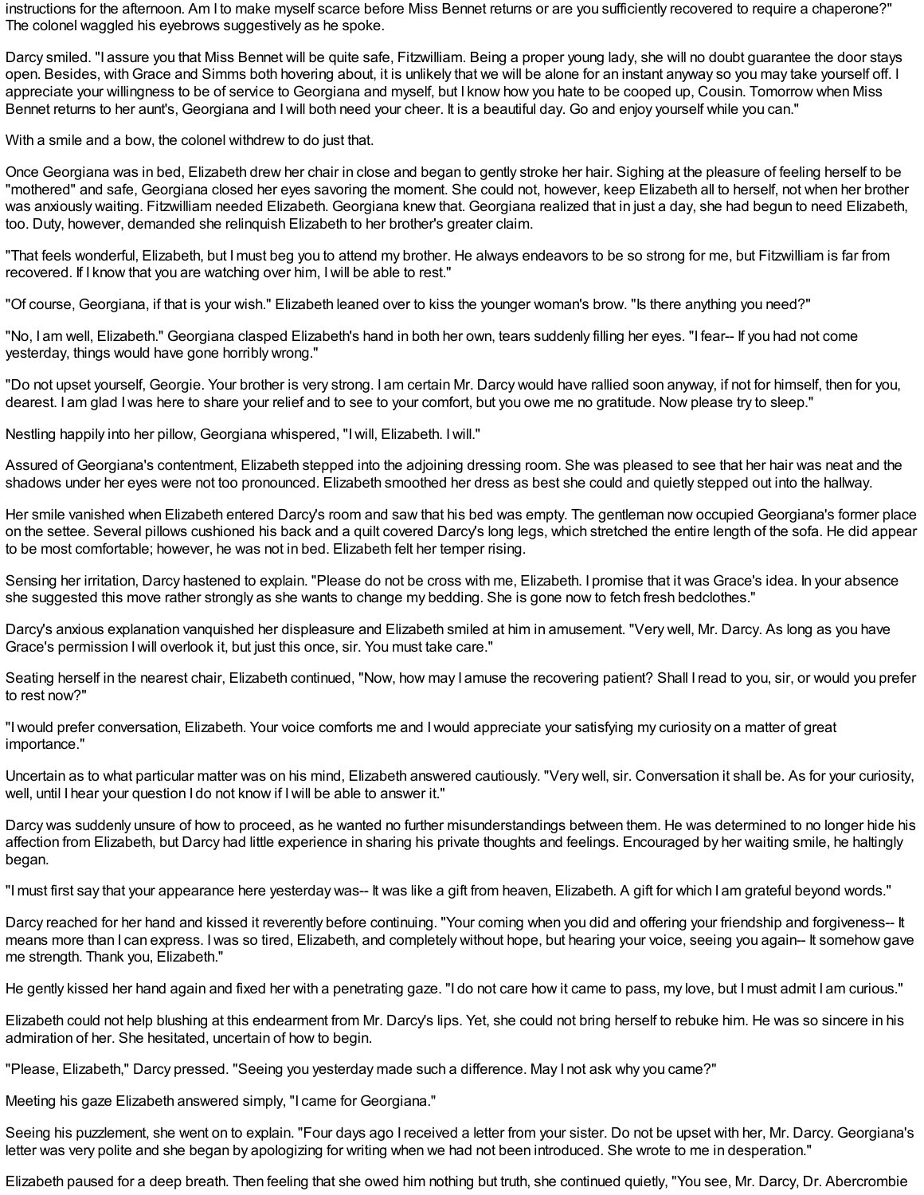instructions for the afternoon. Am I to make myself scarce before Miss Bennet returns or are you sufficiently recovered to require a chaperone?" The colonel waggled his eyebrows suggestively as he spoke.

Darcy smiled. "I assure you that Miss Bennet will be quite safe, Fitzwilliam. Being a proper young lady, she will no doubt guarantee the door stays open. Besides, with Grace and Simms both hovering about, it is unlikely that we will be alone for an instant anyway so you may take yourself off. I appreciate your willingness to be of service to Georgiana and myself, but I know how you hate to be cooped up, Cousin. Tomorrow when Miss Bennet returns to her aunt's, Georgiana and I will both need your cheer. It is a beautiful day. Go and enjoy yourself while you can."

With a smile and a bow, the colonel withdrew to do just that.

Once Georgiana was in bed, Elizabeth drew her chair in close and began to gently stroke her hair. Sighing at the pleasure of feeling herself to be "mothered" and safe, Georgiana closed her eyes savoring the moment. She could not, however, keep Elizabeth all to herself, not when her brother was anxiously waiting. Fitzwilliam needed Elizabeth. Georgiana knew that. Georgiana realized that in just a day, she had begun to need Elizabeth, too. Duty, however, demanded she relinquish Elizabeth to her brother's greater claim.

"That feels wonderful, Elizabeth, but I must beg you to attend my brother. He always endeavors to be so strong for me, but Fitzwilliam is far from recovered. If I know that you are watching over him, I will be able to rest."

"Of course, Georgiana, if that is your wish." Elizabeth leaned over to kiss the younger woman's brow. "Is there anything you need?"

"No, I am well, Elizabeth." Georgiana clasped Elizabeth's hand in both her own, tears suddenly filling her eyes. "I fear-- If you had not come yesterday, things would have gone horribly wrong."

"Do not upset yourself, Georgie. Your brother is very strong. I am certain Mr. Darcy would have rallied soon anyway, if not for himself, then for you, dearest. I am glad I was here to share your relief and to see to your comfort, but you owe me no gratitude. Now please try to sleep."

Nestling happily into her pillow, Georgiana whispered, "I will, Elizabeth. I will."

Assured of Georgiana's contentment, Elizabeth stepped into the adjoining dressing room. She was pleased to see that her hair was neat and the shadows under her eyes were not too pronounced. Elizabeth smoothed her dress as best she could and quietly stepped out into the hallway.

Her smile vanished when Elizabeth entered Darcy's room and saw that his bed was empty. The gentleman now occupied Georgiana's former place on the settee. Several pillows cushioned his back and a quilt covered Darcy's long legs, which stretched the entire length of the sofa. He did appear to be most comfortable; however, he was not in bed. Elizabeth felt her temper rising.

Sensing her irritation, Darcy hastened to explain. "Please do not be cross with me, Elizabeth. I promise that it was Grace's idea. In your absence she suggested this move rather strongly as she wants to change my bedding. She is gone now to fetch fresh bedclothes."

Darcy's anxious explanation vanquished her displeasure and Elizabeth smiled at him in amusement. "Very well, Mr. Darcy. As long as you have Grace's permission I will overlook it, but just this once, sir. You must take care."

Seating herself in the nearest chair, Elizabeth continued, "Now, how may I amuse the recovering patient? Shall I read to you, sir, or would you prefer to rest now?"

"I would prefer conversation, Elizabeth. Your voice comforts me and I would appreciate your satisfying my curiosity on a matter of great importance."

Uncertain as to what particular matter was on his mind, Elizabeth answered cautiously. "Very well, sir. Conversation it shall be. As for your curiosity, well, until I hear your question I do not know if I will be able to answer it."

Darcy was suddenly unsure of how to proceed, as he wanted no further misunderstandings between them. He was determined to no longer hide his affection from Elizabeth, but Darcy had little experience in sharing his private thoughts and feelings. Encouraged by her waiting smile, he haltingly began.

"I must first say that your appearance here yesterday was-- It was like a gift from heaven, Elizabeth. A gift for which I am grateful beyond words."

Darcy reached for her hand and kissed it reverently before continuing. "Your coming when you did and offering your friendship and forgiveness-- It means more than I can express. I was so tired, Elizabeth, and completely without hope, but hearing your voice, seeing you again-- It somehow gave me strength. Thank you, Elizabeth."

He gently kissed her hand again and fixed her with a penetrating gaze. "I do not care how it came to pass, my love, but I must admit I am curious."

Elizabeth could not help blushing at this endearment from Mr. Darcy's lips. Yet, she could not bring herself to rebuke him. He was so sincere in his admiration of her. She hesitated, uncertain of how to begin.

"Please, Elizabeth," Darcy pressed. "Seeing you yesterday made such a difference. May I not ask why you came?"

Meeting his gaze Elizabeth answered simply, "I came for Georgiana."

Seeing his puzzlement, she went on to explain. "Four days ago I received a letter from your sister. Do not be upset with her, Mr. Darcy. Georgiana's letter was very polite and she began by apologizing for writing when we had not been introduced. She wrote to me in desperation."

Elizabeth paused for a deep breath. Then feeling that she owed him nothing but truth, she continued quietly, "You see, Mr. Darcy, Dr. Abercrombie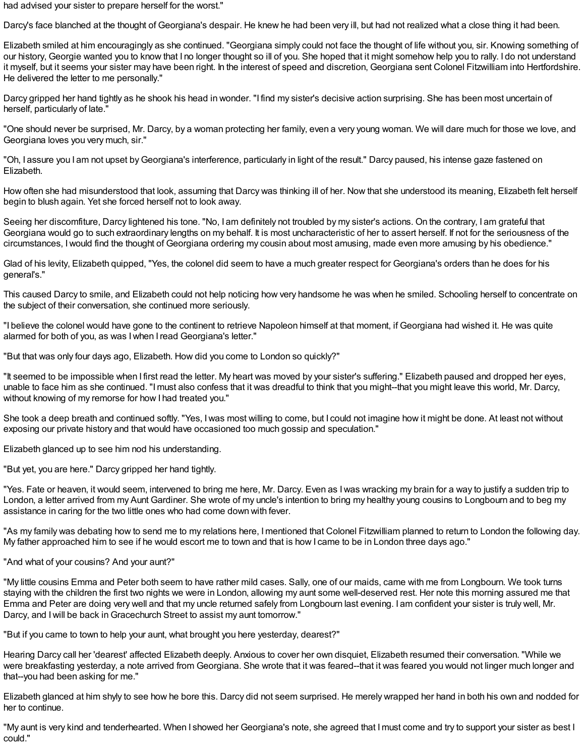had advised your sister to prepare herself for the worst."

Darcy's face blanched at the thought of Georgiana's despair. He knew he had been very ill, but had not realized what a close thing it had been.

Elizabeth smiled at him encouragingly as she continued. "Georgiana simply could not face the thought of life without you, sir. Knowing something of our history, Georgie wanted you to know that I no longer thought so ill of you. She hoped that it might somehow help you to rally. I do not understand it myself, but it seems your sister may have been right. In the interest of speed and discretion, Georgiana sent Colonel Fitzwilliam into Hertfordshire. He delivered the letter to me personally."

Darcy gripped her hand tightly as he shook his head in wonder. "I find my sister's decisive action surprising. She has been most uncertain of herself, particularly of late."

"One should never be surprised, Mr. Darcy, by a woman protecting her family, even a very young woman. We will dare much for those we love, and Georgiana loves you very much, sir."

"Oh, I assure you I am not upset by Georgiana's interference, particularly in light of the result." Darcy paused, his intense gaze fastened on Elizabeth.

How often she had misunderstood that look, assuming that Darcy was thinking ill of her. Now that she understood its meaning, Elizabeth felt herself begin to blush again. Yet she forced herself not to look away.

Seeing her discomfiture, Darcy lightened his tone. "No, I am definitely not troubled by my sister's actions. On the contrary, I am grateful that Georgiana would go to such extraordinary lengths on my behalf. It is most uncharacteristic of her to assert herself. If not for the seriousness of the circumstances, I would find the thought of Georgiana ordering my cousin about most amusing, made even more amusing by his obedience."

Glad of his levity, Elizabeth quipped, "Yes, the colonel did seem to have a much greater respect for Georgiana's orders than he does for his general's."

This caused Darcy to smile, and Elizabeth could not help noticing how very handsome he was when he smiled. Schooling herself to concentrate on the subject of their conversation, she continued more seriously.

"I believe the colonel would have gone to the continent to retrieve Napoleon himself at that moment, if Georgiana had wished it. He was quite alarmed for both of you, as was I when I read Georgiana's letter."

"But that was only four days ago, Elizabeth. How did you come to London so quickly?"

"It seemed to be impossible when I first read the letter. My heart was moved by your sister's suffering." Elizabeth paused and dropped her eyes, unable to face him as she continued. "I must also confess that it was dreadful to think that you might--that you might leave this world, Mr. Darcy, without knowing of my remorse for how I had treated you."

She took a deep breath and continued softly. "Yes, I was most willing to come, but I could not imagine how it might be done. At least not without exposing our private history and that would have occasioned too much gossip and speculation."

Elizabeth glanced up to see him nod his understanding.

"But yet, you are here." Darcy gripped her hand tightly.

"Yes. Fate or heaven, it would seem, intervened to bring me here, Mr. Darcy. Even as I was wracking my brain for a way to justify a sudden trip to London, a letter arrived from my Aunt Gardiner. She wrote of my uncle's intention to bring my healthy young cousins to Longbourn and to beg my assistance in caring for the two little ones who had come down with fever.

"As my family was debating how to send me to my relations here, I mentioned that Colonel Fitzwilliam planned to return to London the following day. My father approached him to see if he would escort me to town and that is how I came to be in London three days ago."

"And what of your cousins? And your aunt?"

"My little cousins Emma and Peter both seem to have rather mild cases. Sally, one of our maids, came with me from Longbourn. We took turns staying with the children the first two nights we were in London, allowing my aunt some well-deserved rest. Her note this morning assured me that Emma and Peter are doing very well and that my uncle returned safely from Longbourn last evening. I am confident your sister is truly well, Mr. Darcy, and I will be back in Gracechurch Street to assist my aunt tomorrow."

"But if you came to town to help your aunt, what brought you here yesterday, dearest?"

Hearing Darcy call her 'dearest' affected Elizabeth deeply. Anxious to cover her own disquiet, Elizabeth resumed their conversation. "While we were breakfasting yesterday, a note arrived from Georgiana. She wrote that it was feared--that it was feared you would not linger much longer and that--you had been asking for me."

Elizabeth glanced at him shyly to see how he bore this. Darcy did not seem surprised. He merely wrapped her hand in both his own and nodded for her to continue.

"My aunt is very kind and tenderhearted. When I showed her Georgiana's note, she agreed that I must come and try to support your sister as best I could."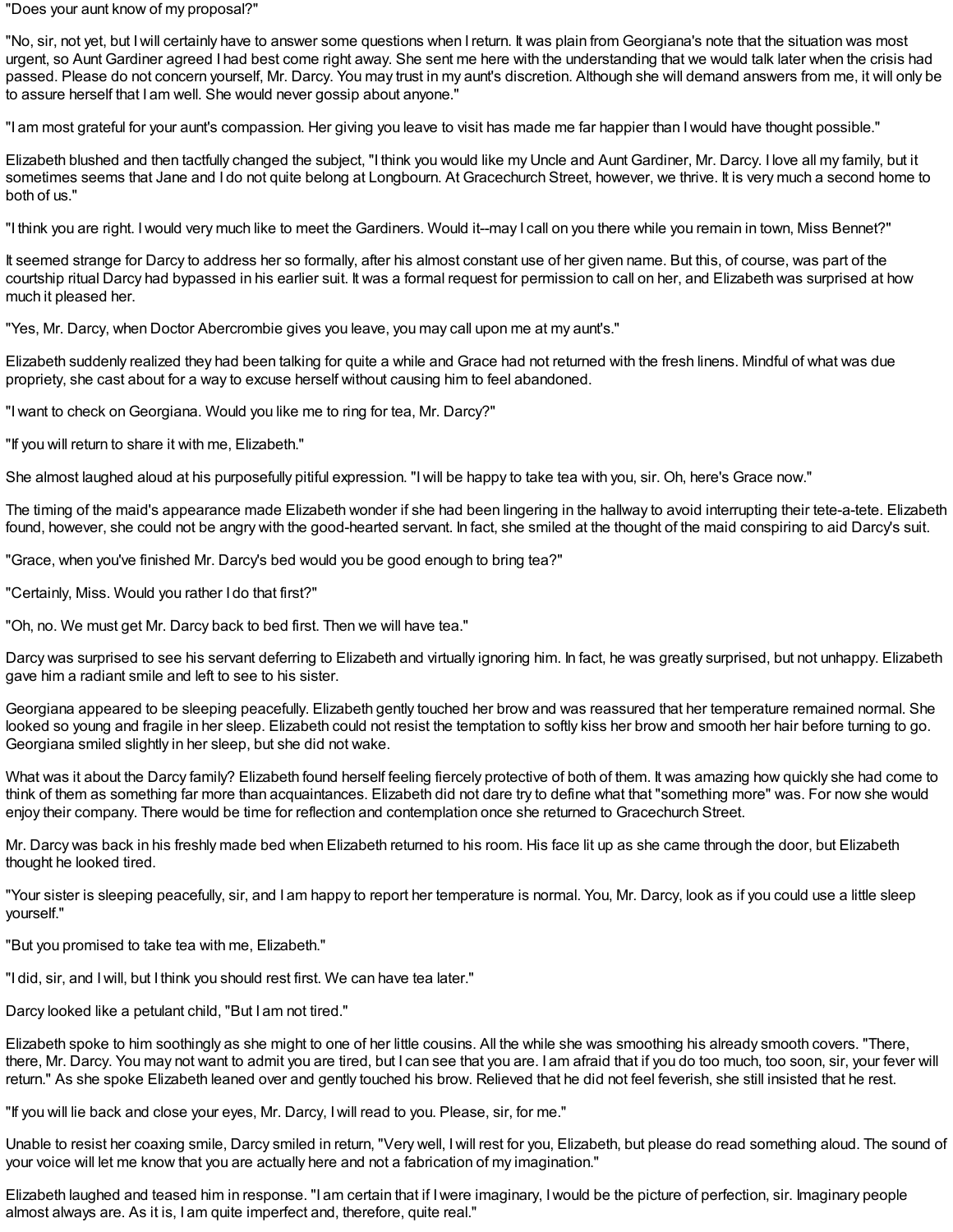"Does your aunt know of my proposal?"

"No, sir, not yet, but I will certainly have to answer some questions when I return. It was plain from Georgiana's note that the situation was most urgent, so Aunt Gardiner agreed I had best come right away. She sent me here with the understanding that we would talk later when the crisis had passed. Please do not concern yourself, Mr. Darcy. You may trust in my aunt's discretion. Although she will demand answers from me, it will only be to assure herself that I am well. She would never gossip about anyone."

"I am most grateful for your aunt's compassion. Her giving you leave to visit has made me far happier than I would have thought possible."

Elizabeth blushed and then tactfully changed the subject, "I think you would like my Uncle and Aunt Gardiner, Mr. Darcy. I love all my family, but it sometimes seems that Jane and I do not quite belong at Longbourn. At Gracechurch Street, however, we thrive. It is very much a second home to both of us."

"I think you are right. I would very much like to meet the Gardiners. Would it--may I call on you there while you remain in town, Miss Bennet?"

It seemed strange for Darcy to address her so formally, after his almost constant use of her given name. But this, of course, was part of the courtship ritual Darcy had bypassed in his earlier suit. It was a formal request for permission to call on her, and Elizabeth was surprised at how much it pleased her.

"Yes, Mr. Darcy, when Doctor Abercrombie gives you leave, you may call upon me at my aunt's."

Elizabeth suddenly realized they had been talking for quite a while and Grace had not returned with the fresh linens. Mindful of what was due propriety, she cast about for a way to excuse herself without causing him to feel abandoned.

"I want to check on Georgiana. Would you like me to ring for tea, Mr. Darcy?"

"If you will return to share it with me, Elizabeth."

She almost laughed aloud at his purposefully pitiful expression. "I will be happy to take tea with you, sir. Oh, here's Grace now."

The timing of the maid's appearance made Elizabeth wonder if she had been lingering in the hallway to avoid interrupting their tete-a-tete. Elizabeth found, however, she could not be angry with the good-hearted servant. In fact, she smiled at the thought of the maid conspiring to aid Darcy's suit.

"Grace, when you've finished Mr. Darcy's bed would you be good enough to bring tea?"

"Certainly, Miss. Would you rather I do that first?"

"Oh, no. We must get Mr. Darcy back to bed first. Then we will have tea."

Darcy was surprised to see his servant deferring to Elizabeth and virtually ignoring him. In fact, he was greatly surprised, but not unhappy. Elizabeth gave him a radiant smile and left to see to his sister.

Georgiana appeared to be sleeping peacefully. Elizabeth gently touched her brow and was reassured that her temperature remained normal. She looked so young and fragile in her sleep. Elizabeth could not resist the temptation to softly kiss her brow and smooth her hair before turning to go. Georgiana smiled slightly in her sleep, but she did not wake.

What was it about the Darcy family? Elizabeth found herself feeling fiercely protective of both of them. It was amazing how quickly she had come to think of them as something far more than acquaintances. Elizabeth did not dare try to define what that "something more" was. For now she would enjoy their company. There would be time for reflection and contemplation once she returned to Gracechurch Street.

Mr. Darcy was back in his freshly made bed when Elizabeth returned to his room. His face lit up as she came through the door, but Elizabeth thought he looked tired.

"Your sister is sleeping peacefully, sir, and I am happy to report her temperature is normal. You, Mr. Darcy, look as if you could use a little sleep yourself."

"But you promised to take tea with me, Elizabeth."

"I did, sir, and I will, but I think you should rest first. We can have tea later."

Darcy looked like a petulant child, "But I am not tired."

Elizabeth spoke to him soothingly as she might to one of her little cousins. All the while she was smoothing his already smooth covers. "There, there, Mr. Darcy. You may not want to admit you are tired, but I can see that you are. I am afraid that if you do too much, too soon, sir, your fever will return." As she spoke Elizabeth leaned over and gently touched his brow. Relieved that he did not feel feverish, she still insisted that he rest.

"If you will lie back and close your eyes, Mr. Darcy, I will read to you. Please, sir, for me."

Unable to resist her coaxing smile, Darcy smiled in return, "Very well, I will rest for you, Elizabeth, but please do read something aloud. The sound of your voice will let me know that you are actually here and not a fabrication of my imagination."

Elizabeth laughed and teased him in response. "I am certain that if I were imaginary, I would be the picture of perfection, sir. Imaginary people almost always are. As it is, I am quite imperfect and, therefore, quite real."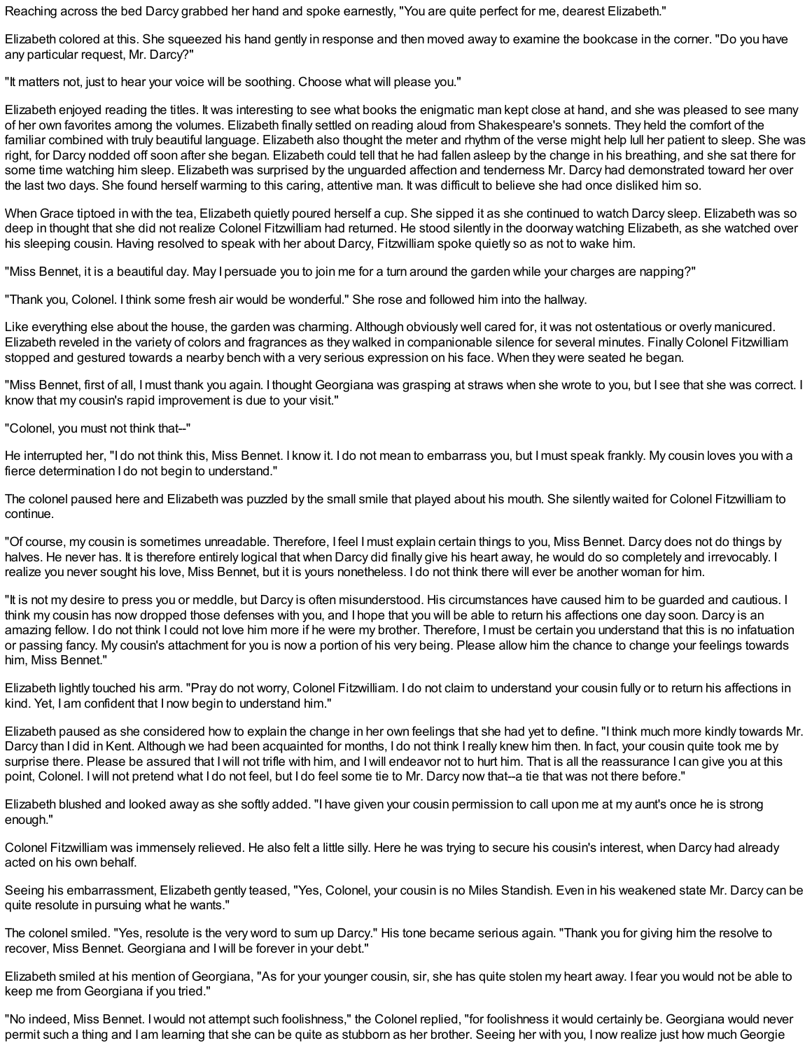Reaching across the bed Darcy grabbed her hand and spoke earnestly, "You are quite perfect for me, dearest Elizabeth."

Elizabeth colored at this. She squeezed his hand gently in response and then moved away to examine the bookcase in the corner. "Do you have any particular request, Mr. Darcy?"

"It matters not, just to hear your voice will be soothing. Choose what will please you."

Elizabeth enjoyed reading the titles. It was interesting to see what books the enigmatic man kept close at hand, and she was pleased to see many of her own favorites among the volumes. Elizabeth finally settled on reading aloud from Shakespeare's sonnets. They held the comfort of the familiar combined with truly beautiful language. Elizabeth also thought the meter and rhythm of the verse might help lull her patient to sleep. She was right, for Darcy nodded off soon after she began. Elizabeth could tell that he had fallen asleep by the change in his breathing, and she sat there for some time watching him sleep. Elizabeth was surprised by the unguarded affection and tenderness Mr. Darcy had demonstrated toward her over the last two days. She found herself warming to this caring, attentive man. It was difficult to believe she had once disliked him so.

When Grace tiptoed in with the tea, Elizabeth quietly poured herself a cup. She sipped it as she continued to watch Darcy sleep. Elizabeth was so deep in thought that she did not realize Colonel Fitzwilliam had returned. He stood silently in the doorway watching Elizabeth, as she watched over his sleeping cousin. Having resolved to speak with her about Darcy, Fitzwilliam spoke quietly so as not to wake him.

"Miss Bennet, it is a beautiful day. May I persuade you to join me for a turn around the garden while your charges are napping?"

"Thank you, Colonel. I think some fresh air would be wonderful." She rose and followed him into the hallway.

Like everything else about the house, the garden was charming. Although obviously well cared for, it was not ostentatious or overly manicured. Elizabeth reveled in the variety of colors and fragrances as they walked in companionable silence for several minutes. Finally Colonel Fitzwilliam stopped and gestured towards a nearby bench with a very serious expression on his face. When they were seated he began.

"Miss Bennet, first of all, I must thank you again. I thought Georgiana was grasping at straws when she wrote to you, but I see that she was correct. I know that my cousin's rapid improvement is due to your visit."

"Colonel, you must not think that--"

He interrupted her, "I do not think this, Miss Bennet. I know it. I do not mean to embarrass you, but I must speak frankly. My cousin loves you with a fierce determination I do not begin to understand."

The colonel paused here and Elizabeth was puzzled by the small smile that played about his mouth. She silently waited for Colonel Fitzwilliam to continue.

"Of course, my cousin is sometimes unreadable. Therefore, I feel I must explain certain things to you, Miss Bennet. Darcy does not do things by halves. He never has. It is therefore entirely logical that when Darcy did finally give his heart away, he would do so completely and irrevocably. I realize you never sought his love, Miss Bennet, but it is yours nonetheless. I do not think there will ever be another woman for him.

"It is not my desire to press you or meddle, but Darcy is often misunderstood. His circumstances have caused him to be guarded and cautious. I think my cousin has now dropped those defenses with you, and I hope that you will be able to return his affections one day soon. Darcy is an amazing fellow. I do not think I could not love him more if he were my brother. Therefore, I must be certain you understand that this is no infatuation or passing fancy. My cousin's attachment for you is now a portion of his very being. Please allow him the chance to change your feelings towards him, Miss Bennet."

Elizabeth lightly touched his arm. "Pray do not worry, Colonel Fitzwilliam. I do not claim to understand your cousin fully or to return his affections in kind. Yet, I am confident that I now begin to understand him."

Elizabeth paused as she considered how to explain the change in her own feelings that she had yet to define. "I think much more kindly towards Mr. Darcy than I did in Kent. Although we had been acquainted for months, I do not think I really knew him then. In fact, your cousin quite took me by surprise there. Please be assured that I will not trifle with him, and I will endeavor not to hurt him. That is all the reassurance I can give you at this point, Colonel. I will not pretend what I do not feel, but I do feel some tie to Mr. Darcy now that--a tie that was not there before."

Elizabeth blushed and looked away as she softly added. "I have given your cousin permission to call upon me at my aunt's once he is strong enough."

Colonel Fitzwilliam was immensely relieved. He also felt a little silly. Here he was trying to secure his cousin's interest, when Darcy had already acted on his own behalf.

Seeing his embarrassment, Elizabeth gently teased, "Yes, Colonel, your cousin is no Miles Standish. Even in his weakened state Mr. Darcy can be quite resolute in pursuing what he wants."

The colonel smiled. "Yes, resolute is the very word to sum up Darcy." His tone became serious again. "Thank you for giving him the resolve to recover, Miss Bennet. Georgiana and I will be forever in your debt."

Elizabeth smiled at his mention of Georgiana, "As for your younger cousin, sir, she has quite stolen my heart away. I fear you would not be able to keep me from Georgiana if you tried."

"No indeed, Miss Bennet. I would not attempt such foolishness," the Colonel replied, "for foolishness it would certainly be. Georgiana would never permit such a thing and I am learning that she can be quite as stubborn as her brother. Seeing her with you, I now realize just how much Georgie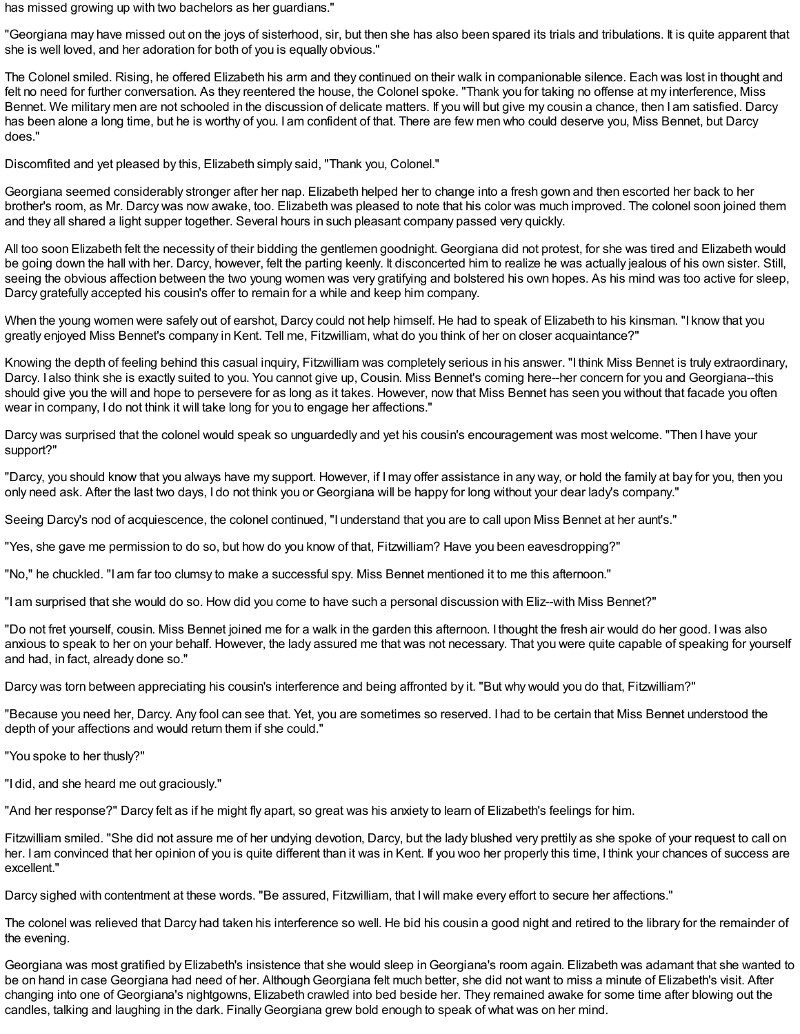has missed growing up with two bachelors as her guardians."

"Georgiana may have missed out on the joys of sisterhood, sir, but then she has also been spared its trials and tribulations. It is quite apparent that she is well loved, and her adoration for both of you is equally obvious."

The Colonel smiled. Rising, he offered Elizabeth his arm and they continued on their walk in companionable silence. Each was lost in thought and felt no need for further conversation. As they reentered the house, the Colonel spoke. "Thank you for taking no offense at my interference, Miss Bennet. We military men are not schooled in the discussion of delicate matters. If you will but give my cousin a chance, then I am satisfied. Darcy has been alone a long time, but he is worthy of you. I am confident of that. There are few men who could deserve you, Miss Bennet, but Darcy does."

Discomfited and yet pleased by this, Elizabeth simply said, "Thank you, Colonel."

Georgiana seemed considerably stronger after her nap. Elizabeth helped her to change into a fresh gown and then escorted her back to her brother's room, as Mr. Darcy was now awake, too. Elizabeth was pleased to note that his color was much improved. The colonel soon joined them and they all shared a light supper together. Several hours in such pleasant company passed very quickly.

All too soon Elizabeth felt the necessity of their bidding the gentlemen goodnight. Georgiana did not protest, for she was tired and Elizabeth would be going down the hall with her. Darcy, however, felt the parting keenly. It disconcerted him to realize he was actually jealous of his own sister. Still, seeing the obvious affection between the two young women was very gratifying and bolstered his own hopes. As his mind was too active for sleep, Darcy gratefully accepted his cousin's offer to remain for a while and keep him company.

When the young women were safely out of earshot, Darcy could not help himself. He had to speak of Elizabeth to his kinsman. "I know that you greatly enjoyed Miss Bennet's company in Kent. Tell me, Fitzwilliam, what do you think of her on closer acquaintance?"

Knowing the depth of feeling behind this casual inquiry, Fitzwilliam was completely serious in his answer. "I think Miss Bennet is truly extraordinary, Darcy. I also think she is exactly suited to you. You cannot give up, Cousin. Miss Bennet's coming here--her concern for you and Georgiana--this should give you the will and hope to persevere for as long as it takes. However, now that Miss Bennet has seen you without that facade you often wear in company, I do not think it will take long for you to engage her affections."

Darcy was surprised that the colonel would speak so unguardedly and yet his cousin's encouragement was most welcome. "Then I have your support?"

"Darcy, you should know that you always have my support. However, if I may offer assistance in any way, or hold the family at bay for you, then you only need ask. After the last two days, I do not think you or Georgiana will be happy for long without your dear lady's company."

Seeing Darcy's nod of acquiescence, the colonel continued, "I understand that you are to call upon Miss Bennet at her aunt's."

"Yes, she gave me permission to do so, but how do you know of that, Fitzwilliam? Have you been eavesdropping?"

"No," he chuckled. "I am far too clumsy to make a successful spy. Miss Bennet mentioned it to me this afternoon."

"I am surprised that she would do so. How did you come to have such a personal discussion with Eliz--with Miss Bennet?"

"Do not fret yourself, cousin. Miss Bennet joined me for a walk in the garden this afternoon. I thought the fresh air would do her good. I was also anxious to speak to her on your behalf. However, the lady assured me that was not necessary. That you were quite capable of speaking for yourself and had, in fact, already done so."

Darcy was torn between appreciating his cousin's interference and being affronted by it. "But why would you do that, Fitzwilliam?"

"Because you need her, Darcy. Any fool can see that. Yet, you are sometimes so reserved. I had to be certain that Miss Bennet understood the depth of your affections and would return them if she could."

"You spoke to her thusly?"

"I did, and she heard me out graciously."

"And her response?" Darcy felt as if he might fly apart, so great was his anxiety to learn of Elizabeth's feelings for him.

Fitzwilliam smiled. "She did not assure me of her undying devotion, Darcy, but the lady blushed very prettily as she spoke of your request to call on her. I am convinced that her opinion of you is quite different than it was in Kent. If you woo her properly this time, I think your chances of success are excellent."

Darcy sighed with contentment at these words. "Be assured, Fitzwilliam, that I will make every effort to secure her affections."

The colonel was relieved that Darcy had taken his interference so well. He bid his cousin a good night and retired to the library for the remainder of the evening.

Georgiana was most gratified by Elizabeth's insistence that she would sleep in Georgiana's room again. Elizabeth was adamant that she wanted to be on hand in case Georgiana had need of her. Although Georgiana felt much better, she did not want to miss a minute of Elizabeth's visit. After changing into one of Georgiana's nightgowns, Elizabeth crawled into bed beside her. They remained awake for some time after blowing out the candles, talking and laughing in the dark. Finally Georgiana grew bold enough to speak of what was on her mind.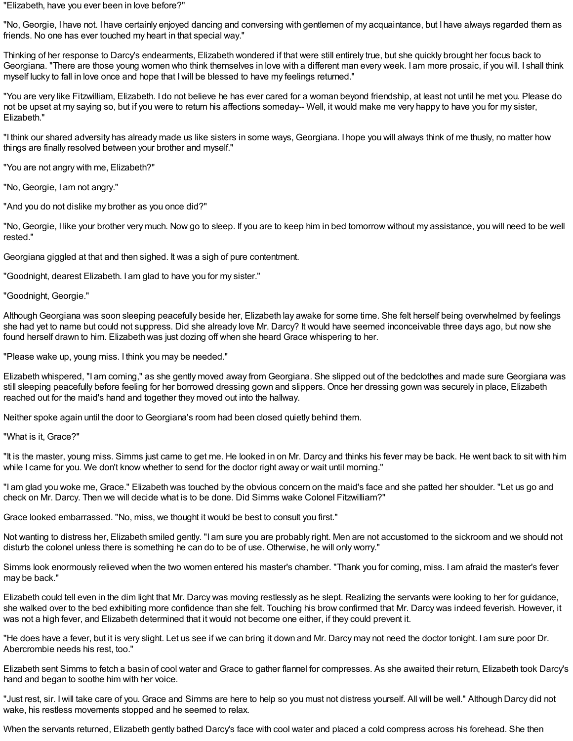"Elizabeth, have you ever been in love before?"

"No, Georgie, I have not. I have certainly enjoyed dancing and conversing with gentlemen of my acquaintance, but I have always regarded them as friends. No one has ever touched my heart in that special way."

Thinking of her response to Darcy's endearments, Elizabeth wondered if that were still entirely true, but she quickly brought her focus back to Georgiana. "There are those young women who think themselves in love with a different man every week. I am more prosaic, if you will. I shall think myself lucky to fall in love once and hope that I will be blessed to have my feelings returned."

"You are very like Fitzwilliam, Elizabeth. I do not believe he has ever cared for a woman beyond friendship, at least not until he met you. Please do not be upset at my saying so, but if you were to return his affections someday-- Well, it would make me very happy to have you for my sister, Elizabeth."

"I think our shared adversity has already made us like sisters in some ways, Georgiana. I hope you will always think of me thusly, no matter how things are finally resolved between your brother and myself."

"You are not angry with me, Elizabeth?"

"No, Georgie, I am not angry."

"And you do not dislike my brother as you once did?"

"No, Georgie, I like your brother very much. Now go to sleep. If you are to keep him in bed tomorrow without my assistance, you will need to be well rested."

Georgiana giggled at that and then sighed. It was a sigh of pure contentment.

"Goodnight, dearest Elizabeth. I am glad to have you for my sister."

"Goodnight, Georgie."

Although Georgiana was soon sleeping peacefully beside her, Elizabeth lay awake for some time. She felt herself being overwhelmed by feelings she had yet to name but could not suppress. Did she already love Mr. Darcy? It would have seemed inconceivable three days ago, but now she found herself drawn to him. Elizabeth was just dozing off when she heard Grace whispering to her.

"Please wake up, young miss. I think you may be needed."

Elizabeth whispered, "I am coming," as she gently moved away from Georgiana. She slipped out of the bedclothes and made sure Georgiana was still sleeping peacefully before feeling for her borrowed dressing gown and slippers. Once her dressing gown was securely in place, Elizabeth reached out for the maid's hand and together they moved out into the hallway.

Neither spoke again until the door to Georgiana's room had been closed quietly behind them.

"What is it, Grace?"

"It is the master, young miss. Simms just came to get me. He looked in on Mr. Darcy and thinks his fever may be back. He went back to sit with him while I came for you. We don't know whether to send for the doctor right away or wait until morning."

"I am glad you woke me, Grace." Elizabeth was touched by the obvious concern on the maid's face and she patted her shoulder. "Let us go and check on Mr. Darcy. Then we will decide what is to be done. Did Simms wake Colonel Fitzwilliam?"

Grace looked embarrassed. "No, miss, we thought it would be best to consult you first."

Not wanting to distress her, Elizabeth smiled gently. "I am sure you are probably right. Men are not accustomed to the sickroom and we should not disturb the colonel unless there is something he can do to be of use. Otherwise, he will only worry."

Simms look enormously relieved when the two women entered his master's chamber. "Thank you for coming, miss. I am afraid the master's fever may be back."

Elizabeth could tell even in the dim light that Mr. Darcy was moving restlessly as he slept. Realizing the servants were looking to her for guidance, she walked over to the bed exhibiting more confidence than she felt. Touching his brow confirmed that Mr. Darcy was indeed feverish. However, it was not a high fever, and Elizabeth determined that it would not become one either, if they could prevent it.

"He does have a fever, but it is very slight. Let us see if we can bring it down and Mr. Darcy may not need the doctor tonight. I am sure poor Dr. Abercrombie needs his rest, too."

Elizabeth sent Simms to fetch a basin of cool water and Grace to gather flannel for compresses. As she awaited their return, Elizabeth took Darcy's hand and began to soothe him with her voice.

"Just rest, sir. I will take care of you. Grace and Simms are here to help so you must not distress yourself. All will be well." Although Darcy did not wake, his restless movements stopped and he seemed to relax.

When the servants returned, Elizabeth gently bathed Darcy's face with cool water and placed a cold compress across his forehead. She then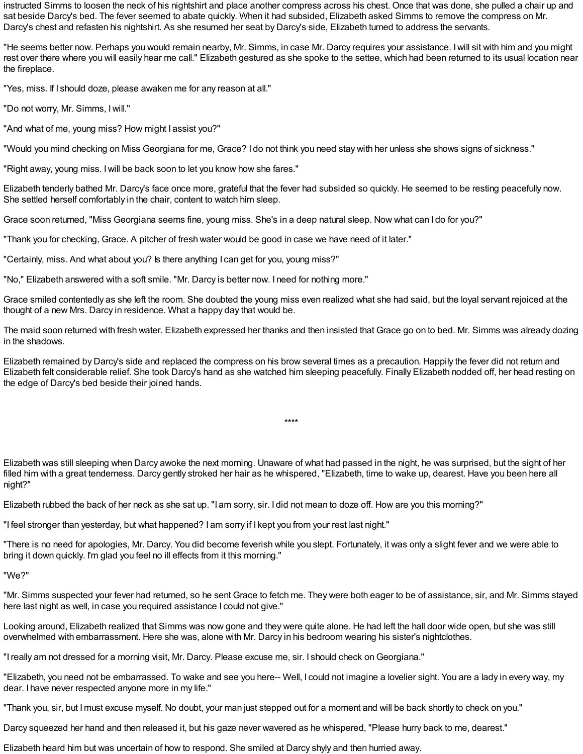instructed Simms to loosen the neck of his nightshirt and place another compress across his chest. Once that was done, she pulled a chair up and sat beside Darcy's bed. The fever seemed to abate quickly. When it had subsided, Elizabeth asked Simms to remove the compress on Mr. Darcy's chest and refasten his nightshirt. As she resumed her seat by Darcy's side, Elizabeth turned to address the servants.

"He seems better now. Perhaps you would remain nearby, Mr. Simms, in case Mr. Darcy requires your assistance. I will sit with him and you might rest over there where you will easily hear me call." Elizabeth gestured as she spoke to the settee, which had been returned to its usual location near the fireplace.

"Yes, miss. If I should doze, please awaken me for any reason at all."

"Do not worry, Mr. Simms, I will."

"And what of me, young miss? How might I assist you?"

"Would you mind checking on Miss Georgiana for me, Grace? I do not think you need stay with her unless she shows signs of sickness."

"Right away, young miss. I will be back soon to let you know how she fares."

Elizabeth tenderly bathed Mr. Darcy's face once more, grateful that the fever had subsided so quickly. He seemed to be resting peacefully now. She settled herself comfortably in the chair, content to watch him sleep.

Grace soon returned, "Miss Georgiana seems fine, young miss. She's in a deep natural sleep. Now what can I do for you?"

"Thank you for checking, Grace. A pitcher of fresh water would be good in case we have need of it later."

"Certainly, miss. And what about you? Is there anything I can get for you, young miss?"

"No," Elizabeth answered with a soft smile. "Mr. Darcy is better now. I need for nothing more."

Grace smiled contentedly as she left the room. She doubted the young miss even realized what she had said, but the loyal servant rejoiced at the thought of a new Mrs. Darcy in residence. What a happy day that would be.

The maid soon returned with fresh water. Elizabeth expressed her thanks and then insisted that Grace go on to bed. Mr. Simms was already dozing in the shadows.

Elizabeth remained by Darcy's side and replaced the compress on his brow several times as a precaution. Happily the fever did not return and Elizabeth felt considerable relief. She took Darcy's hand as she watched him sleeping peacefully. Finally Elizabeth nodded off, her head resting on the edge of Darcy's bed beside their joined hands.

****

Elizabeth was still sleeping when Darcy awoke the next morning. Unaware of what had passed in the night, he was surprised, but the sight of her filled him with a great tenderness. Darcy gently stroked her hair as he whispered, "Elizabeth, time to wake up, dearest. Have you been here all night?"

Elizabeth rubbed the back of her neck as she sat up. "I am sorry, sir. I did not mean to doze off. How are you this morning?"

"I feel stronger than yesterday, but what happened? I am sorry if I kept you from your rest last night."

"There is no need for apologies, Mr. Darcy. You did become feverish while you slept. Fortunately, it was only a slight fever and we were able to bring it down quickly. I'm glad you feel no ill effects from it this morning."

"We?"

"Mr. Simms suspected your fever had returned, so he sent Grace to fetch me. They were both eager to be of assistance, sir, and Mr. Simms stayed here last night as well, in case you required assistance I could not give."

Looking around, Elizabeth realized that Simms was now gone and they were quite alone. He had left the hall door wide open, but she was still overwhelmed with embarrassment. Here she was, alone with Mr. Darcy in his bedroom wearing his sister's nightclothes.

"I really am not dressed for a morning visit, Mr. Darcy. Please excuse me, sir. I should check on Georgiana."

"Elizabeth, you need not be embarrassed. To wake and see you here-- Well, I could not imagine a lovelier sight. You are a lady in every way, my dear. I have never respected anyone more in my life."

"Thank you, sir, but I must excuse myself. No doubt, your man just stepped out for a moment and will be back shortly to check on you."

Darcy squeezed her hand and then released it, but his gaze never wavered as he whispered, "Please hurry back to me, dearest."

Elizabeth heard him but was uncertain of how to respond. She smiled at Darcy shyly and then hurried away.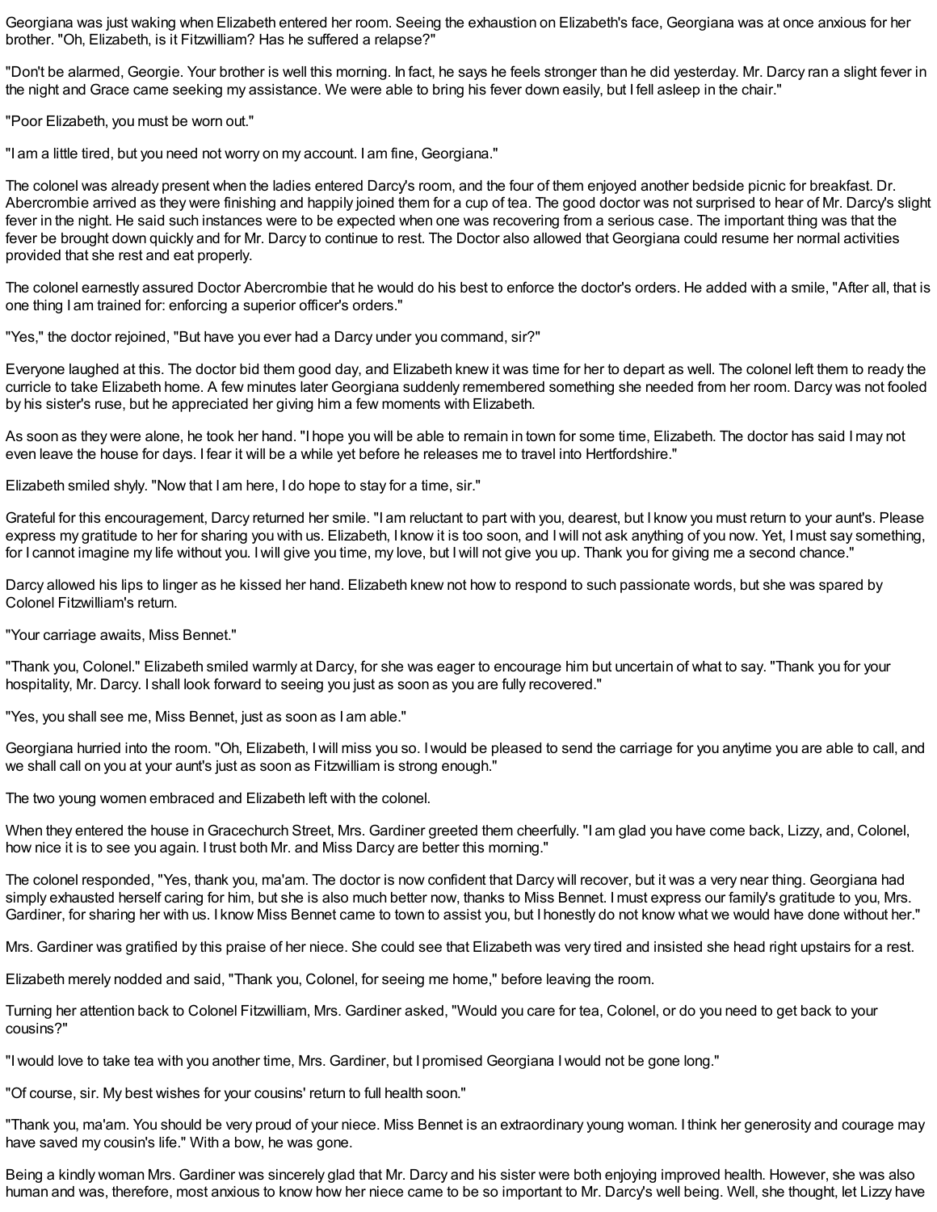Georgiana was just waking when Elizabeth entered her room. Seeing the exhaustion on Elizabeth's face, Georgiana was at once anxious for her brother. "Oh, Elizabeth, is it Fitzwilliam? Has he suffered a relapse?"

"Don't be alarmed, Georgie. Your brother is well this morning. In fact, he says he feels stronger than he did yesterday. Mr. Darcy ran a slight fever in the night and Grace came seeking my assistance. We were able to bring his fever down easily, but I fell asleep in the chair."

"Poor Elizabeth, you must be worn out."

"I am a little tired, but you need not worry on my account. I am fine, Georgiana."

The colonel was already present when the ladies entered Darcy's room, and the four of them enjoyed another bedside picnic for breakfast. Dr. Abercrombie arrived as they were finishing and happily joined them for a cup of tea. The good doctor was not surprised to hear of Mr. Darcy's slight fever in the night. He said such instances were to be expected when one was recovering from a serious case. The important thing was that the fever be brought down quickly and for Mr. Darcy to continue to rest. The Doctor also allowed that Georgiana could resume her normal activities provided that she rest and eat properly.

The colonel earnestly assured Doctor Abercrombie that he would do his best to enforce the doctor's orders. He added with a smile, "After all, that is one thing I am trained for: enforcing a superior officer's orders."

"Yes," the doctor rejoined, "But have you ever had a Darcy under you command, sir?"

Everyone laughed at this. The doctor bid them good day, and Elizabeth knew it was time for her to depart as well. The colonel left them to ready the curricle to take Elizabeth home. A few minutes later Georgiana suddenly remembered something she needed from her room. Darcy was not fooled by his sister's ruse, but he appreciated her giving him a few moments with Elizabeth.

As soon as they were alone, he took her hand. "I hope you will be able to remain in town for some time, Elizabeth. The doctor has said I may not even leave the house for days. I fear it will be a while yet before he releases me to travel into Hertfordshire."

Elizabeth smiled shyly. "Now that I am here, I do hope to stay for a time, sir."

Grateful for this encouragement, Darcy returned her smile. "I am reluctant to part with you, dearest, but I know you must return to your aunt's. Please express my gratitude to her for sharing you with us. Elizabeth, I know it is too soon, and I will not ask anything of you now. Yet, I must say something, for I cannot imagine my life without you. I will give you time, my love, but I will not give you up. Thank you for giving me a second chance."

Darcy allowed his lips to linger as he kissed her hand. Elizabeth knew not how to respond to such passionate words, but she was spared by Colonel Fitzwilliam's return.

"Your carriage awaits, Miss Bennet."

"Thank you, Colonel." Elizabeth smiled warmly at Darcy, for she was eager to encourage him but uncertain of what to say. "Thank you for your hospitality, Mr. Darcy. I shall look forward to seeing you just as soon as you are fully recovered."

"Yes, you shall see me, Miss Bennet, just as soon as I am able."

Georgiana hurried into the room. "Oh, Elizabeth, I will miss you so. I would be pleased to send the carriage for you anytime you are able to call, and we shall call on you at your aunt's just as soon as Fitzwilliam is strong enough."

The two young women embraced and Elizabeth left with the colonel.

When they entered the house in Gracechurch Street, Mrs. Gardiner greeted them cheerfully. "I am glad you have come back, Lizzy, and, Colonel, how nice it is to see you again. I trust both Mr. and Miss Darcy are better this morning."

The colonel responded, "Yes, thank you, ma'am. The doctor is now confident that Darcy will recover, but it was a very near thing. Georgiana had simply exhausted herself caring for him, but she is also much better now, thanks to Miss Bennet. I must express our family's gratitude to you, Mrs. Gardiner, for sharing her with us. I know Miss Bennet came to town to assist you, but I honestly do not know what we would have done without her."

Mrs. Gardiner was gratified by this praise of her niece. She could see that Elizabeth was very tired and insisted she head right upstairs for a rest.

Elizabeth merely nodded and said, "Thank you, Colonel, for seeing me home," before leaving the room.

Turning her attention back to Colonel Fitzwilliam, Mrs. Gardiner asked, "Would you care for tea, Colonel, or do you need to get back to your cousins?"

"I would love to take tea with you another time, Mrs. Gardiner, but I promised Georgiana I would not be gone long."

"Of course, sir. My best wishes for your cousins' return to full health soon."

"Thank you, ma'am. You should be very proud of your niece. Miss Bennet is an extraordinary young woman. I think her generosity and courage may have saved my cousin's life." With a bow, he was gone.

Being a kindly woman Mrs. Gardiner was sincerely glad that Mr. Darcy and his sister were both enjoying improved health. However, she was also human and was, therefore, most anxious to know how her niece came to be so important to Mr. Darcy's well being. Well, she thought, let Lizzy have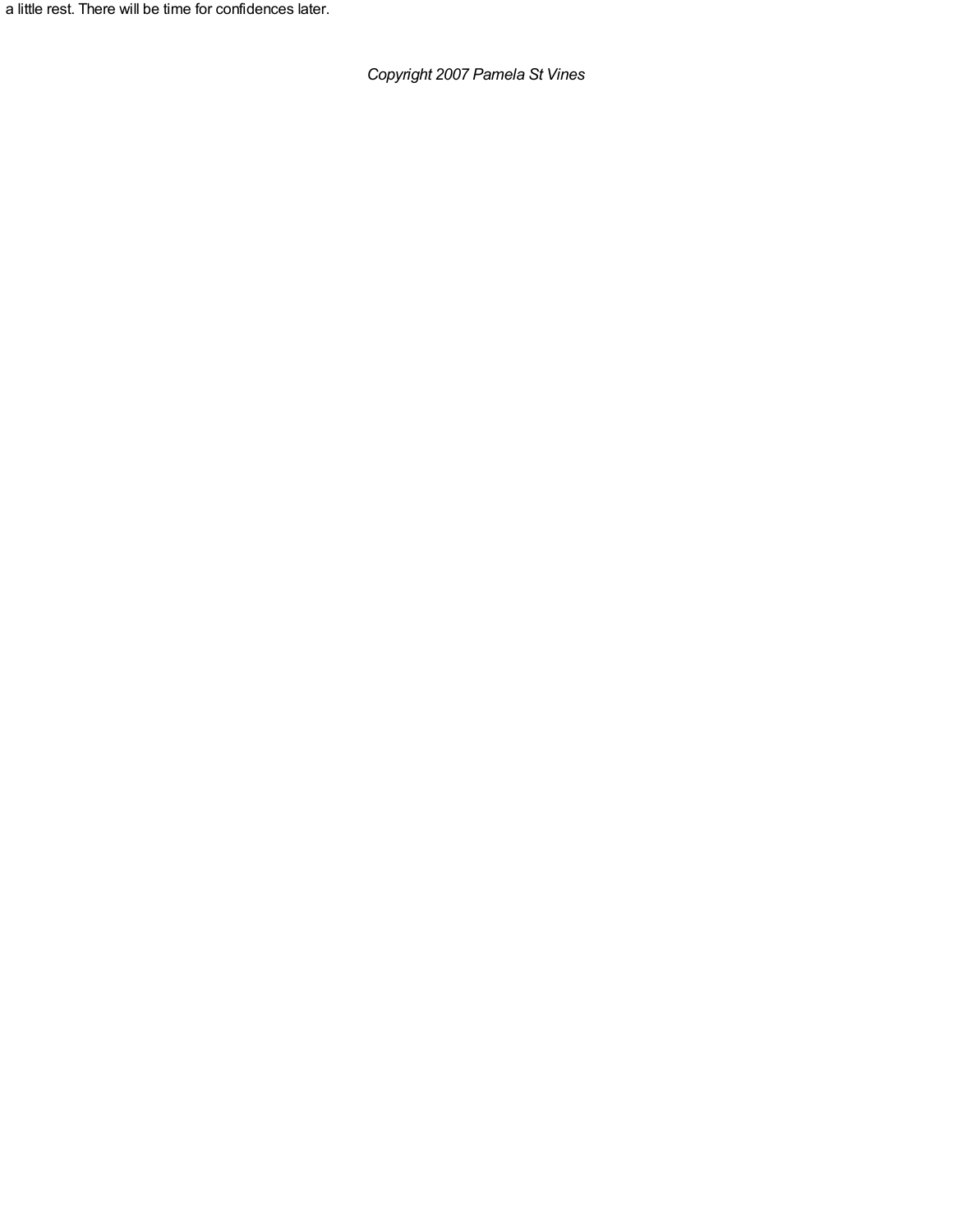a little rest. There will be time for confidences later.

*Copyright 2007 Pamela St Vines*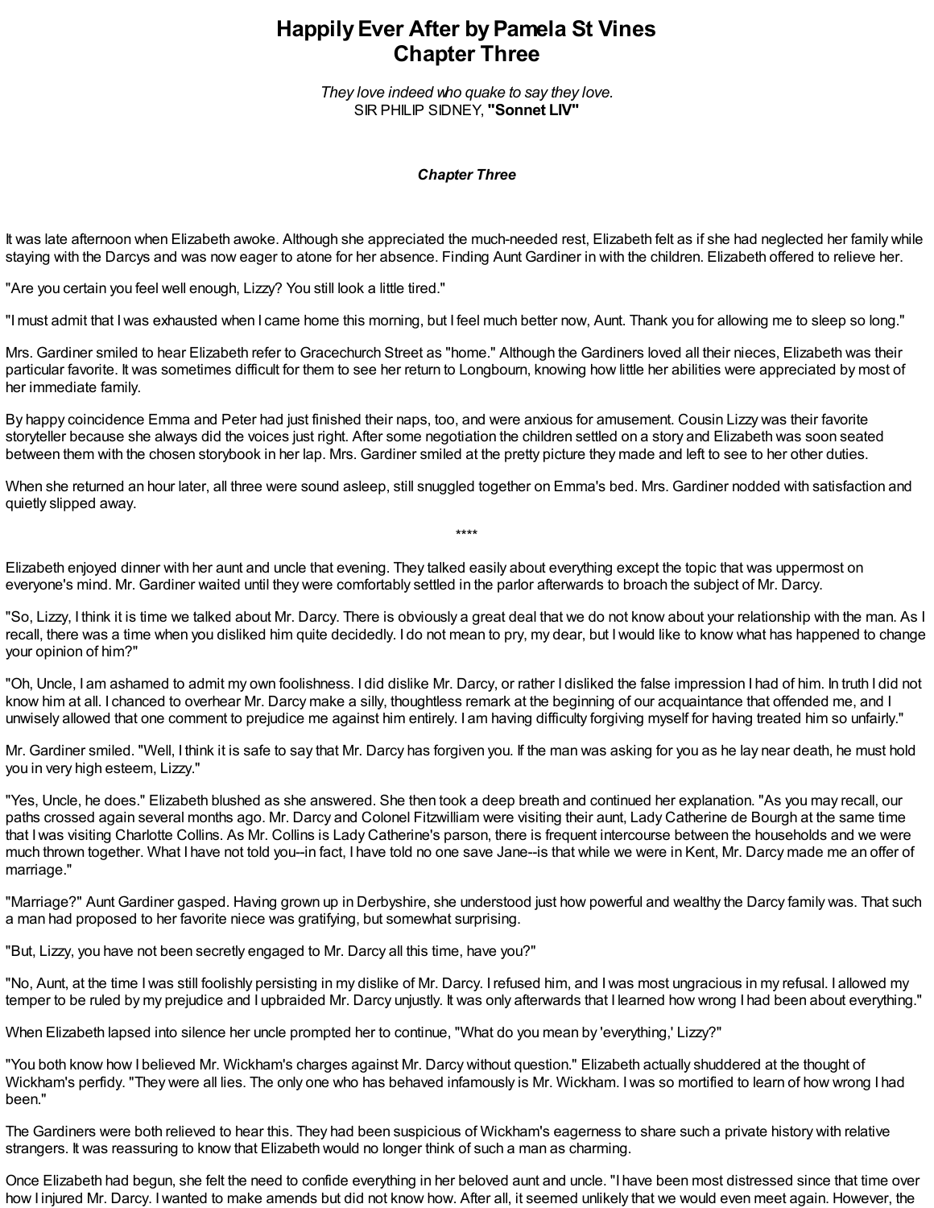# Happily Ever After by Pamela St Vines
# Chapter Three

*They love indeed who quake to say they love.*
SIR PHILIP SIDNEY, **"Sonnet LIV"**

***Chapter Three***

It was late afternoon when Elizabeth awoke. Although she appreciated the much-needed rest, Elizabeth felt as if she had neglected her family while staying with the Darcys and was now eager to atone for her absence. Finding Aunt Gardiner in with the children. Elizabeth offered to relieve her.

"Are you certain you feel well enough, Lizzy? You still look a little tired."

"I must admit that I was exhausted when I came home this morning, but I feel much better now, Aunt. Thank you for allowing me to sleep so long."

Mrs. Gardiner smiled to hear Elizabeth refer to Gracechurch Street as "home." Although the Gardiners loved all their nieces, Elizabeth was their particular favorite. It was sometimes difficult for them to see her return to Longbourn, knowing how little her abilities were appreciated by most of her immediate family.

By happy coincidence Emma and Peter had just finished their naps, too, and were anxious for amusement. Cousin Lizzy was their favorite storyteller because she always did the voices just right. After some negotiation the children settled on a story and Elizabeth was soon seated between them with the chosen storybook in her lap. Mrs. Gardiner smiled at the pretty picture they made and left to see to her other duties.

When she returned an hour later, all three were sound asleep, still snuggled together on Emma's bed. Mrs. Gardiner nodded with satisfaction and quietly slipped away.

****

Elizabeth enjoyed dinner with her aunt and uncle that evening. They talked easily about everything except the topic that was uppermost on everyone's mind. Mr. Gardiner waited until they were comfortably settled in the parlor afterwards to broach the subject of Mr. Darcy.

"So, Lizzy, I think it is time we talked about Mr. Darcy. There is obviously a great deal that we do not know about your relationship with the man. As I recall, there was a time when you disliked him quite decidedly. I do not mean to pry, my dear, but I would like to know what has happened to change your opinion of him?"

"Oh, Uncle, I am ashamed to admit my own foolishness. I did dislike Mr. Darcy, or rather I disliked the false impression I had of him. In truth I did not know him at all. I chanced to overhear Mr. Darcy make a silly, thoughtless remark at the beginning of our acquaintance that offended me, and I unwisely allowed that one comment to prejudice me against him entirely. I am having difficulty forgiving myself for having treated him so unfairly."

Mr. Gardiner smiled. "Well, I think it is safe to say that Mr. Darcy has forgiven you. If the man was asking for you as he lay near death, he must hold you in very high esteem, Lizzy."

"Yes, Uncle, he does." Elizabeth blushed as she answered. She then took a deep breath and continued her explanation. "As you may recall, our paths crossed again several months ago. Mr. Darcy and Colonel Fitzwilliam were visiting their aunt, Lady Catherine de Bourgh at the same time that I was visiting Charlotte Collins. As Mr. Collins is Lady Catherine's parson, there is frequent intercourse between the households and we were much thrown together. What I have not told you--in fact, I have told no one save Jane--is that while we were in Kent, Mr. Darcy made me an offer of marriage."

"Marriage?" Aunt Gardiner gasped. Having grown up in Derbyshire, she understood just how powerful and wealthy the Darcy family was. That such a man had proposed to her favorite niece was gratifying, but somewhat surprising.

"But, Lizzy, you have not been secretly engaged to Mr. Darcy all this time, have you?"

"No, Aunt, at the time I was still foolishly persisting in my dislike of Mr. Darcy. I refused him, and I was most ungracious in my refusal. I allowed my temper to be ruled by my prejudice and I upbraided Mr. Darcy unjustly. It was only afterwards that I learned how wrong I had been about everything."

When Elizabeth lapsed into silence her uncle prompted her to continue, "What do you mean by 'everything,' Lizzy?"

"You both know how I believed Mr. Wickham's charges against Mr. Darcy without question." Elizabeth actually shuddered at the thought of Wickham's perfidy. "They were all lies. The only one who has behaved infamously is Mr. Wickham. I was so mortified to learn of how wrong I had been."

The Gardiners were both relieved to hear this. They had been suspicious of Wickham's eagerness to share such a private history with relative strangers. It was reassuring to know that Elizabeth would no longer think of such a man as charming.

Once Elizabeth had begun, she felt the need to confide everything in her beloved aunt and uncle. "I have been most distressed since that time over how I injured Mr. Darcy. I wanted to make amends but did not know how. After all, it seemed unlikely that we would even meet again. However, the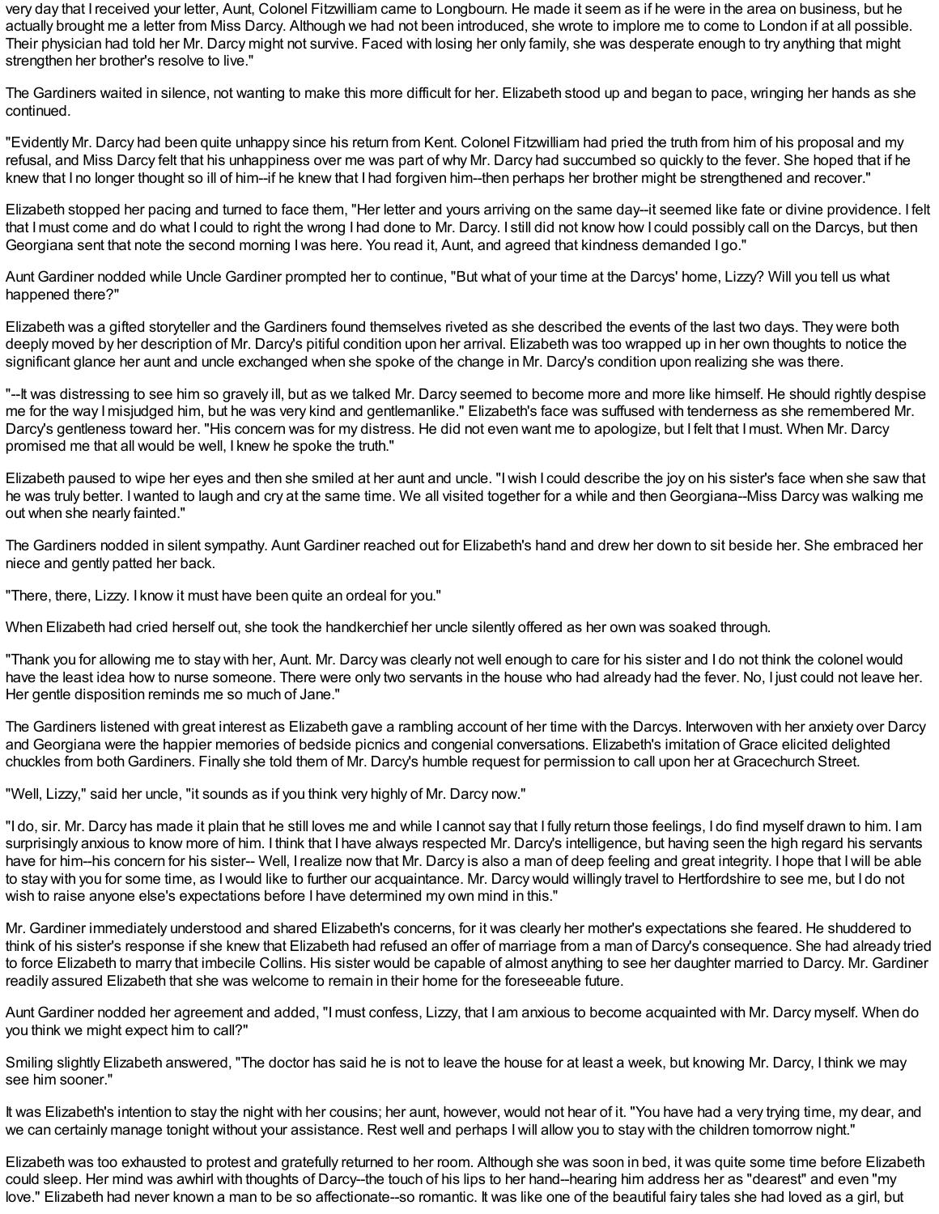very day that I received your letter, Aunt, Colonel Fitzwilliam came to Longbourn. He made it seem as if he were in the area on business, but he actually brought me a letter from Miss Darcy. Although we had not been introduced, she wrote to implore me to come to London if at all possible. Their physician had told her Mr. Darcy might not survive. Faced with losing her only family, she was desperate enough to try anything that might strengthen her brother's resolve to live."

The Gardiners waited in silence, not wanting to make this more difficult for her. Elizabeth stood up and began to pace, wringing her hands as she continued.

"Evidently Mr. Darcy had been quite unhappy since his return from Kent. Colonel Fitzwilliam had pried the truth from him of his proposal and my refusal, and Miss Darcy felt that his unhappiness over me was part of why Mr. Darcy had succumbed so quickly to the fever. She hoped that if he knew that I no longer thought so ill of him--if he knew that I had forgiven him--then perhaps her brother might be strengthened and recover."

Elizabeth stopped her pacing and turned to face them, "Her letter and yours arriving on the same day--it seemed like fate or divine providence. I felt that I must come and do what I could to right the wrong I had done to Mr. Darcy. I still did not know how I could possibly call on the Darcys, but then Georgiana sent that note the second morning I was here. You read it, Aunt, and agreed that kindness demanded I go."

Aunt Gardiner nodded while Uncle Gardiner prompted her to continue, "But what of your time at the Darcys' home, Lizzy? Will you tell us what happened there?"

Elizabeth was a gifted storyteller and the Gardiners found themselves riveted as she described the events of the last two days. They were both deeply moved by her description of Mr. Darcy's pitiful condition upon her arrival. Elizabeth was too wrapped up in her own thoughts to notice the significant glance her aunt and uncle exchanged when she spoke of the change in Mr. Darcy's condition upon realizing she was there.

"--It was distressing to see him so gravely ill, but as we talked Mr. Darcy seemed to become more and more like himself. He should rightly despise me for the way I misjudged him, but he was very kind and gentlemanlike." Elizabeth's face was suffused with tenderness as she remembered Mr. Darcy's gentleness toward her. "His concern was for my distress. He did not even want me to apologize, but I felt that I must. When Mr. Darcy promised me that all would be well, I knew he spoke the truth."

Elizabeth paused to wipe her eyes and then she smiled at her aunt and uncle. "I wish I could describe the joy on his sister's face when she saw that he was truly better. I wanted to laugh and cry at the same time. We all visited together for a while and then Georgiana--Miss Darcy was walking me out when she nearly fainted."

The Gardiners nodded in silent sympathy. Aunt Gardiner reached out for Elizabeth's hand and drew her down to sit beside her. She embraced her niece and gently patted her back.

"There, there, Lizzy. I know it must have been quite an ordeal for you."

When Elizabeth had cried herself out, she took the handkerchief her uncle silently offered as her own was soaked through.

"Thank you for allowing me to stay with her, Aunt. Mr. Darcy was clearly not well enough to care for his sister and I do not think the colonel would have the least idea how to nurse someone. There were only two servants in the house who had already had the fever. No, I just could not leave her. Her gentle disposition reminds me so much of Jane."

The Gardiners listened with great interest as Elizabeth gave a rambling account of her time with the Darcys. Interwoven with her anxiety over Darcy and Georgiana were the happier memories of bedside picnics and congenial conversations. Elizabeth's imitation of Grace elicited delighted chuckles from both Gardiners. Finally she told them of Mr. Darcy's humble request for permission to call upon her at Gracechurch Street.

"Well, Lizzy," said her uncle, "it sounds as if you think very highly of Mr. Darcy now."

"I do, sir. Mr. Darcy has made it plain that he still loves me and while I cannot say that I fully return those feelings, I do find myself drawn to him. I am surprisingly anxious to know more of him. I think that I have always respected Mr. Darcy's intelligence, but having seen the high regard his servants have for him--his concern for his sister-- Well, I realize now that Mr. Darcy is also a man of deep feeling and great integrity. I hope that I will be able to stay with you for some time, as I would like to further our acquaintance. Mr. Darcy would willingly travel to Hertfordshire to see me, but I do not wish to raise anyone else's expectations before I have determined my own mind in this."

Mr. Gardiner immediately understood and shared Elizabeth's concerns, for it was clearly her mother's expectations she feared. He shuddered to think of his sister's response if she knew that Elizabeth had refused an offer of marriage from a man of Darcy's consequence. She had already tried to force Elizabeth to marry that imbecile Collins. His sister would be capable of almost anything to see her daughter married to Darcy. Mr. Gardiner readily assured Elizabeth that she was welcome to remain in their home for the foreseeable future.

Aunt Gardiner nodded her agreement and added, "I must confess, Lizzy, that I am anxious to become acquainted with Mr. Darcy myself. When do you think we might expect him to call?"

Smiling slightly Elizabeth answered, "The doctor has said he is not to leave the house for at least a week, but knowing Mr. Darcy, I think we may see him sooner."

It was Elizabeth's intention to stay the night with her cousins; her aunt, however, would not hear of it. "You have had a very trying time, my dear, and we can certainly manage tonight without your assistance. Rest well and perhaps I will allow you to stay with the children tomorrow night."

Elizabeth was too exhausted to protest and gratefully returned to her room. Although she was soon in bed, it was quite some time before Elizabeth could sleep. Her mind was awhirl with thoughts of Darcy--the touch of his lips to her hand--hearing him address her as "dearest" and even "my love." Elizabeth had never known a man to be so affectionate--so romantic. It was like one of the beautiful fairy tales she had loved as a girl, but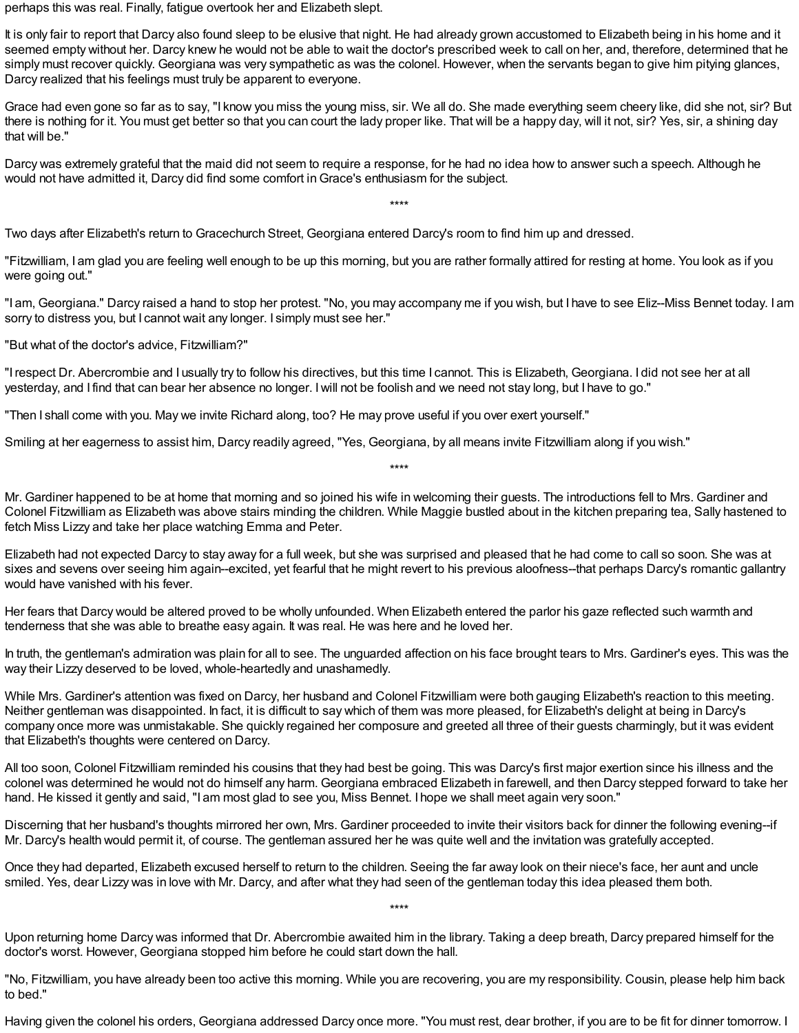perhaps this was real. Finally, fatigue overtook her and Elizabeth slept.

It is only fair to report that Darcy also found sleep to be elusive that night. He had already grown accustomed to Elizabeth being in his home and it seemed empty without her. Darcy knew he would not be able to wait the doctor's prescribed week to call on her, and, therefore, determined that he simply must recover quickly. Georgiana was very sympathetic as was the colonel. However, when the servants began to give him pitying glances, Darcy realized that his feelings must truly be apparent to everyone.

Grace had even gone so far as to say, "I know you miss the young miss, sir. We all do. She made everything seem cheery like, did she not, sir? But there is nothing for it. You must get better so that you can court the lady proper like. That will be a happy day, will it not, sir? Yes, sir, a shining day that will be."

Darcy was extremely grateful that the maid did not seem to require a response, for he had no idea how to answer such a speech. Although he would not have admitted it, Darcy did find some comfort in Grace's enthusiasm for the subject.

****

Two days after Elizabeth's return to Gracechurch Street, Georgiana entered Darcy's room to find him up and dressed.

"Fitzwilliam, I am glad you are feeling well enough to be up this morning, but you are rather formally attired for resting at home. You look as if you were going out."

"I am, Georgiana." Darcy raised a hand to stop her protest. "No, you may accompany me if you wish, but I have to see Eliz--Miss Bennet today. I am sorry to distress you, but I cannot wait any longer. I simply must see her."

"But what of the doctor's advice, Fitzwilliam?"

"I respect Dr. Abercrombie and I usually try to follow his directives, but this time I cannot. This is Elizabeth, Georgiana. I did not see her at all yesterday, and I find that can bear her absence no longer. I will not be foolish and we need not stay long, but I have to go."

"Then I shall come with you. May we invite Richard along, too? He may prove useful if you over exert yourself."

Smiling at her eagerness to assist him, Darcy readily agreed, "Yes, Georgiana, by all means invite Fitzwilliam along if you wish."

****

Mr. Gardiner happened to be at home that morning and so joined his wife in welcoming their guests. The introductions fell to Mrs. Gardiner and Colonel Fitzwilliam as Elizabeth was above stairs minding the children. While Maggie bustled about in the kitchen preparing tea, Sally hastened to fetch Miss Lizzy and take her place watching Emma and Peter.

Elizabeth had not expected Darcy to stay away for a full week, but she was surprised and pleased that he had come to call so soon. She was at sixes and sevens over seeing him again--excited, yet fearful that he might revert to his previous aloofness--that perhaps Darcy's romantic gallantry would have vanished with his fever.

Her fears that Darcy would be altered proved to be wholly unfounded. When Elizabeth entered the parlor his gaze reflected such warmth and tenderness that she was able to breathe easy again. It was real. He was here and he loved her.

In truth, the gentleman's admiration was plain for all to see. The unguarded affection on his face brought tears to Mrs. Gardiner's eyes. This was the way their Lizzy deserved to be loved, whole-heartedly and unashamedly.

While Mrs. Gardiner's attention was fixed on Darcy, her husband and Colonel Fitzwilliam were both gauging Elizabeth's reaction to this meeting. Neither gentleman was disappointed. In fact, it is difficult to say which of them was more pleased, for Elizabeth's delight at being in Darcy's company once more was unmistakable. She quickly regained her composure and greeted all three of their guests charmingly, but it was evident that Elizabeth's thoughts were centered on Darcy.

All too soon, Colonel Fitzwilliam reminded his cousins that they had best be going. This was Darcy's first major exertion since his illness and the colonel was determined he would not do himself any harm. Georgiana embraced Elizabeth in farewell, and then Darcy stepped forward to take her hand. He kissed it gently and said, "I am most glad to see you, Miss Bennet. I hope we shall meet again very soon."

Discerning that her husband's thoughts mirrored her own, Mrs. Gardiner proceeded to invite their visitors back for dinner the following evening--if Mr. Darcy's health would permit it, of course. The gentleman assured her he was quite well and the invitation was gratefully accepted.

Once they had departed, Elizabeth excused herself to return to the children. Seeing the far away look on their niece's face, her aunt and uncle smiled. Yes, dear Lizzy was in love with Mr. Darcy, and after what they had seen of the gentleman today this idea pleased them both.

****

Upon returning home Darcy was informed that Dr. Abercrombie awaited him in the library. Taking a deep breath, Darcy prepared himself for the doctor's worst. However, Georgiana stopped him before he could start down the hall.

"No, Fitzwilliam, you have already been too active this morning. While you are recovering, you are my responsibility. Cousin, please help him back to bed."

Having given the colonel his orders, Georgiana addressed Darcy once more. "You must rest, dear brother, if you are to be fit for dinner tomorrow. I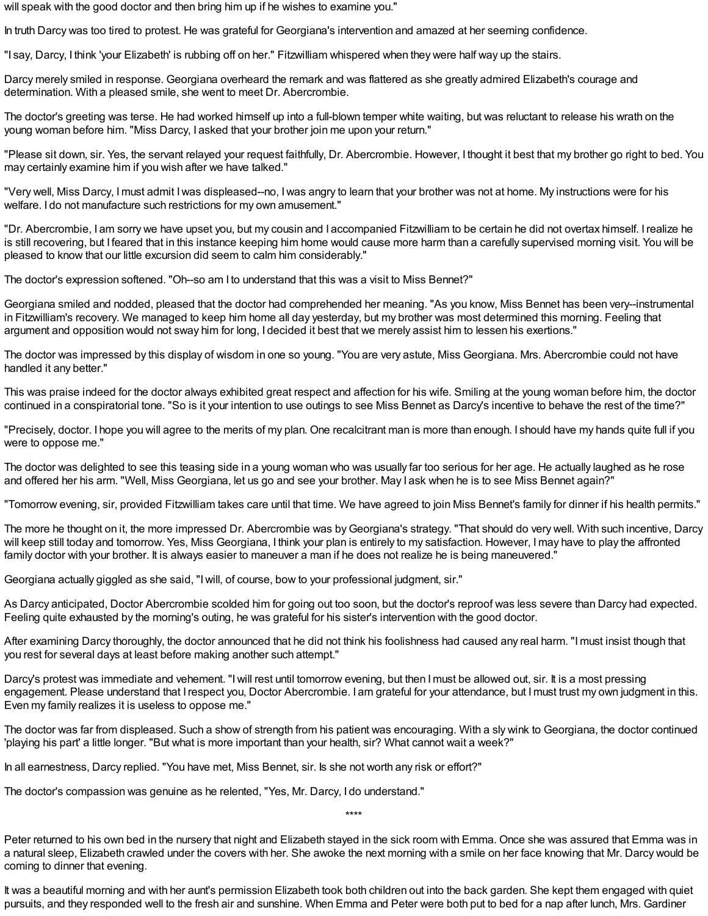will speak with the good doctor and then bring him up if he wishes to examine you."

In truth Darcy was too tired to protest. He was grateful for Georgiana's intervention and amazed at her seeming confidence.

"I say, Darcy, I think 'your Elizabeth' is rubbing off on her." Fitzwilliam whispered when they were half way up the stairs.

Darcy merely smiled in response. Georgiana overheard the remark and was flattered as she greatly admired Elizabeth's courage and determination. With a pleased smile, she went to meet Dr. Abercrombie.

The doctor's greeting was terse. He had worked himself up into a full-blown temper white waiting, but was reluctant to release his wrath on the young woman before him. "Miss Darcy, I asked that your brother join me upon your return."

"Please sit down, sir. Yes, the servant relayed your request faithfully, Dr. Abercrombie. However, I thought it best that my brother go right to bed. You may certainly examine him if you wish after we have talked."

"Very well, Miss Darcy, I must admit I was displeased--no, I was angry to learn that your brother was not at home. My instructions were for his welfare. I do not manufacture such restrictions for my own amusement."

"Dr. Abercrombie, I am sorry we have upset you, but my cousin and I accompanied Fitzwilliam to be certain he did not overtax himself. I realize he is still recovering, but I feared that in this instance keeping him home would cause more harm than a carefully supervised morning visit. You will be pleased to know that our little excursion did seem to calm him considerably."

The doctor's expression softened. "Oh--so am I to understand that this was a visit to Miss Bennet?"

Georgiana smiled and nodded, pleased that the doctor had comprehended her meaning. "As you know, Miss Bennet has been very--instrumental in Fitzwilliam's recovery. We managed to keep him home all day yesterday, but my brother was most determined this morning. Feeling that argument and opposition would not sway him for long, I decided it best that we merely assist him to lessen his exertions."

The doctor was impressed by this display of wisdom in one so young. "You are very astute, Miss Georgiana. Mrs. Abercrombie could not have handled it any better."

This was praise indeed for the doctor always exhibited great respect and affection for his wife. Smiling at the young woman before him, the doctor continued in a conspiratorial tone. "So is it your intention to use outings to see Miss Bennet as Darcy's incentive to behave the rest of the time?"

"Precisely, doctor. I hope you will agree to the merits of my plan. One recalcitrant man is more than enough. I should have my hands quite full if you were to oppose me."

The doctor was delighted to see this teasing side in a young woman who was usually far too serious for her age. He actually laughed as he rose and offered her his arm. "Well, Miss Georgiana, let us go and see your brother. May I ask when he is to see Miss Bennet again?"

"Tomorrow evening, sir, provided Fitzwilliam takes care until that time. We have agreed to join Miss Bennet's family for dinner if his health permits."

The more he thought on it, the more impressed Dr. Abercrombie was by Georgiana's strategy. "That should do very well. With such incentive, Darcy will keep still today and tomorrow. Yes, Miss Georgiana, I think your plan is entirely to my satisfaction. However, I may have to play the affronted family doctor with your brother. It is always easier to maneuver a man if he does not realize he is being maneuvered."

Georgiana actually giggled as she said, "I will, of course, bow to your professional judgment, sir."

As Darcy anticipated, Doctor Abercrombie scolded him for going out too soon, but the doctor's reproof was less severe than Darcy had expected. Feeling quite exhausted by the morning's outing, he was grateful for his sister's intervention with the good doctor.

After examining Darcy thoroughly, the doctor announced that he did not think his foolishness had caused any real harm. "I must insist though that you rest for several days at least before making another such attempt."

Darcy's protest was immediate and vehement. "I will rest until tomorrow evening, but then I must be allowed out, sir. It is a most pressing engagement. Please understand that I respect you, Doctor Abercrombie. I am grateful for your attendance, but I must trust my own judgment in this. Even my family realizes it is useless to oppose me."

The doctor was far from displeased. Such a show of strength from his patient was encouraging. With a sly wink to Georgiana, the doctor continued 'playing his part' a little longer. "But what is more important than your health, sir? What cannot wait a week?"

In all earnestness, Darcy replied. "You have met, Miss Bennet, sir. Is she not worth any risk or effort?"

The doctor's compassion was genuine as he relented, "Yes, Mr. Darcy, I do understand."

****

Peter returned to his own bed in the nursery that night and Elizabeth stayed in the sick room with Emma. Once she was assured that Emma was in a natural sleep, Elizabeth crawled under the covers with her. She awoke the next morning with a smile on her face knowing that Mr. Darcy would be coming to dinner that evening.

It was a beautiful morning and with her aunt's permission Elizabeth took both children out into the back garden. She kept them engaged with quiet pursuits, and they responded well to the fresh air and sunshine. When Emma and Peter were both put to bed for a nap after lunch, Mrs. Gardiner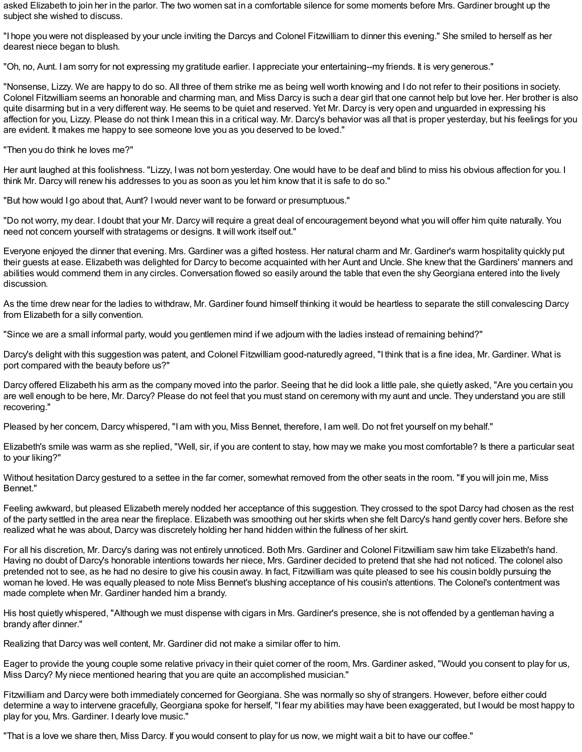asked Elizabeth to join her in the parlor. The two women sat in a comfortable silence for some moments before Mrs. Gardiner brought up the subject she wished to discuss.

"I hope you were not displeased by your uncle inviting the Darcys and Colonel Fitzwilliam to dinner this evening." She smiled to herself as her dearest niece began to blush.

"Oh, no, Aunt. I am sorry for not expressing my gratitude earlier. I appreciate your entertaining--my friends. It is very generous."

"Nonsense, Lizzy. We are happy to do so. All three of them strike me as being well worth knowing and I do not refer to their positions in society. Colonel Fitzwilliam seems an honorable and charming man, and Miss Darcy is such a dear girl that one cannot help but love her. Her brother is also quite disarming but in a very different way. He seems to be quiet and reserved. Yet Mr. Darcy is very open and unguarded in expressing his affection for you, Lizzy. Please do not think I mean this in a critical way. Mr. Darcy's behavior was all that is proper yesterday, but his feelings for you are evident. It makes me happy to see someone love you as you deserved to be loved."

"Then you do think he loves me?"

Her aunt laughed at this foolishness. "Lizzy, I was not born yesterday. One would have to be deaf and blind to miss his obvious affection for you. I think Mr. Darcy will renew his addresses to you as soon as you let him know that it is safe to do so."

"But how would I go about that, Aunt? I would never want to be forward or presumptuous."

"Do not worry, my dear. I doubt that your Mr. Darcy will require a great deal of encouragement beyond what you will offer him quite naturally. You need not concern yourself with stratagems or designs. It will work itself out."

Everyone enjoyed the dinner that evening. Mrs. Gardiner was a gifted hostess. Her natural charm and Mr. Gardiner's warm hospitality quickly put their guests at ease. Elizabeth was delighted for Darcy to become acquainted with her Aunt and Uncle. She knew that the Gardiners' manners and abilities would commend them in any circles. Conversation flowed so easily around the table that even the shy Georgiana entered into the lively discussion.

As the time drew near for the ladies to withdraw, Mr. Gardiner found himself thinking it would be heartless to separate the still convalescing Darcy from Elizabeth for a silly convention.

"Since we are a small informal party, would you gentlemen mind if we adjourn with the ladies instead of remaining behind?"

Darcy's delight with this suggestion was patent, and Colonel Fitzwilliam good-naturedly agreed, "I think that is a fine idea, Mr. Gardiner. What is port compared with the beauty before us?"

Darcy offered Elizabeth his arm as the company moved into the parlor. Seeing that he did look a little pale, she quietly asked, "Are you certain you are well enough to be here, Mr. Darcy? Please do not feel that you must stand on ceremony with my aunt and uncle. They understand you are still recovering."

Pleased by her concern, Darcy whispered, "I am with you, Miss Bennet, therefore, I am well. Do not fret yourself on my behalf."

Elizabeth's smile was warm as she replied, "Well, sir, if you are content to stay, how may we make you most comfortable? Is there a particular seat to your liking?"

Without hesitation Darcy gestured to a settee in the far corner, somewhat removed from the other seats in the room. "If you will join me, Miss Bennet."

Feeling awkward, but pleased Elizabeth merely nodded her acceptance of this suggestion. They crossed to the spot Darcy had chosen as the rest of the party settled in the area near the fireplace. Elizabeth was smoothing out her skirts when she felt Darcy's hand gently cover hers. Before she realized what he was about, Darcy was discretely holding her hand hidden within the fullness of her skirt.

For all his discretion, Mr. Darcy's daring was not entirely unnoticed. Both Mrs. Gardiner and Colonel Fitzwilliam saw him take Elizabeth's hand. Having no doubt of Darcy's honorable intentions towards her niece, Mrs. Gardiner decided to pretend that she had not noticed. The colonel also pretended not to see, as he had no desire to give his cousin away. In fact, Fitzwilliam was quite pleased to see his cousin boldly pursuing the woman he loved. He was equally pleased to note Miss Bennet's blushing acceptance of his cousin's attentions. The Colonel's contentment was made complete when Mr. Gardiner handed him a brandy.

His host quietly whispered, "Although we must dispense with cigars in Mrs. Gardiner's presence, she is not offended by a gentleman having a brandy after dinner."

Realizing that Darcy was well content, Mr. Gardiner did not make a similar offer to him.

Eager to provide the young couple some relative privacy in their quiet corner of the room, Mrs. Gardiner asked, "Would you consent to play for us, Miss Darcy? My niece mentioned hearing that you are quite an accomplished musician."

Fitzwilliam and Darcy were both immediately concerned for Georgiana. She was normally so shy of strangers. However, before either could determine a way to intervene gracefully, Georgiana spoke for herself, "I fear my abilities may have been exaggerated, but I would be most happy to play for you, Mrs. Gardiner. I dearly love music."

"That is a love we share then, Miss Darcy. If you would consent to play for us now, we might wait a bit to have our coffee."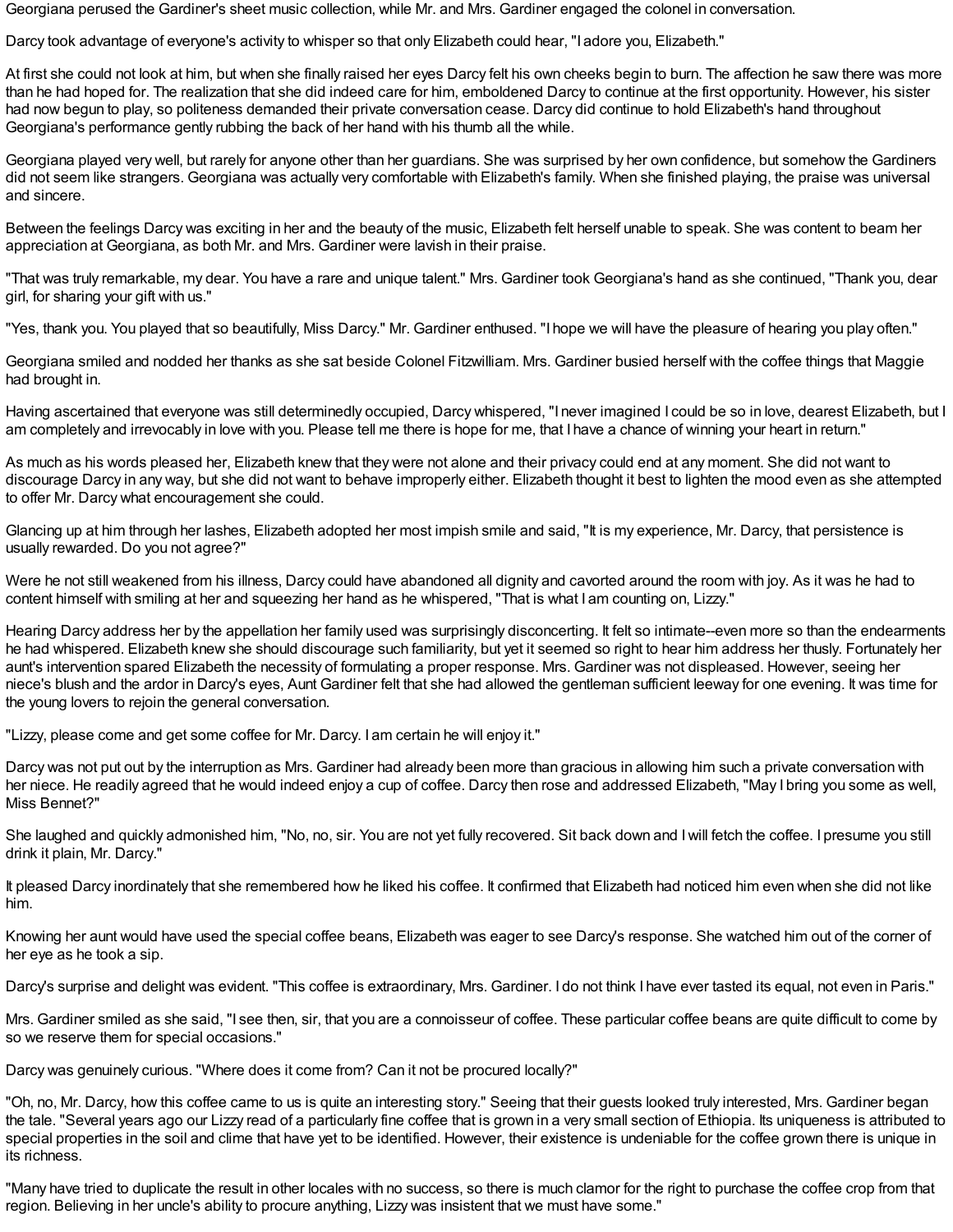Georgiana perused the Gardiner's sheet music collection, while Mr. and Mrs. Gardiner engaged the colonel in conversation.

Darcy took advantage of everyone's activity to whisper so that only Elizabeth could hear, "I adore you, Elizabeth."

At first she could not look at him, but when she finally raised her eyes Darcy felt his own cheeks begin to burn. The affection he saw there was more than he had hoped for. The realization that she did indeed care for him, emboldened Darcy to continue at the first opportunity. However, his sister had now begun to play, so politeness demanded their private conversation cease. Darcy did continue to hold Elizabeth's hand throughout Georgiana's performance gently rubbing the back of her hand with his thumb all the while.

Georgiana played very well, but rarely for anyone other than her guardians. She was surprised by her own confidence, but somehow the Gardiners did not seem like strangers. Georgiana was actually very comfortable with Elizabeth's family. When she finished playing, the praise was universal and sincere.

Between the feelings Darcy was exciting in her and the beauty of the music, Elizabeth felt herself unable to speak. She was content to beam her appreciation at Georgiana, as both Mr. and Mrs. Gardiner were lavish in their praise.

"That was truly remarkable, my dear. You have a rare and unique talent." Mrs. Gardiner took Georgiana's hand as she continued, "Thank you, dear girl, for sharing your gift with us."

"Yes, thank you. You played that so beautifully, Miss Darcy." Mr. Gardiner enthused. "I hope we will have the pleasure of hearing you play often."

Georgiana smiled and nodded her thanks as she sat beside Colonel Fitzwilliam. Mrs. Gardiner busied herself with the coffee things that Maggie had brought in.

Having ascertained that everyone was still determinedly occupied, Darcy whispered, "I never imagined I could be so in love, dearest Elizabeth, but I am completely and irrevocably in love with you. Please tell me there is hope for me, that I have a chance of winning your heart in return."

As much as his words pleased her, Elizabeth knew that they were not alone and their privacy could end at any moment. She did not want to discourage Darcy in any way, but she did not want to behave improperly either. Elizabeth thought it best to lighten the mood even as she attempted to offer Mr. Darcy what encouragement she could.

Glancing up at him through her lashes, Elizabeth adopted her most impish smile and said, "It is my experience, Mr. Darcy, that persistence is usually rewarded. Do you not agree?"

Were he not still weakened from his illness, Darcy could have abandoned all dignity and cavorted around the room with joy. As it was he had to content himself with smiling at her and squeezing her hand as he whispered, "That is what I am counting on, Lizzy."

Hearing Darcy address her by the appellation her family used was surprisingly disconcerting. It felt so intimate--even more so than the endearments he had whispered. Elizabeth knew she should discourage such familiarity, but yet it seemed so right to hear him address her thusly. Fortunately her aunt's intervention spared Elizabeth the necessity of formulating a proper response. Mrs. Gardiner was not displeased. However, seeing her niece's blush and the ardor in Darcy's eyes, Aunt Gardiner felt that she had allowed the gentleman sufficient leeway for one evening. It was time for the young lovers to rejoin the general conversation.

"Lizzy, please come and get some coffee for Mr. Darcy. I am certain he will enjoy it."

Darcy was not put out by the interruption as Mrs. Gardiner had already been more than gracious in allowing him such a private conversation with her niece. He readily agreed that he would indeed enjoy a cup of coffee. Darcy then rose and addressed Elizabeth, "May I bring you some as well, Miss Bennet?"

She laughed and quickly admonished him, "No, no, sir. You are not yet fully recovered. Sit back down and I will fetch the coffee. I presume you still drink it plain, Mr. Darcy."

It pleased Darcy inordinately that she remembered how he liked his coffee. It confirmed that Elizabeth had noticed him even when she did not like him.

Knowing her aunt would have used the special coffee beans, Elizabeth was eager to see Darcy's response. She watched him out of the corner of her eye as he took a sip.

Darcy's surprise and delight was evident. "This coffee is extraordinary, Mrs. Gardiner. I do not think I have ever tasted its equal, not even in Paris."

Mrs. Gardiner smiled as she said, "I see then, sir, that you are a connoisseur of coffee. These particular coffee beans are quite difficult to come by so we reserve them for special occasions."

Darcy was genuinely curious. "Where does it come from? Can it not be procured locally?"

"Oh, no, Mr. Darcy, how this coffee came to us is quite an interesting story." Seeing that their guests looked truly interested, Mrs. Gardiner began the tale. "Several years ago our Lizzy read of a particularly fine coffee that is grown in a very small section of Ethiopia. Its uniqueness is attributed to special properties in the soil and clime that have yet to be identified. However, their existence is undeniable for the coffee grown there is unique in its richness.

"Many have tried to duplicate the result in other locales with no success, so there is much clamor for the right to purchase the coffee crop from that region. Believing in her uncle's ability to procure anything, Lizzy was insistent that we must have some."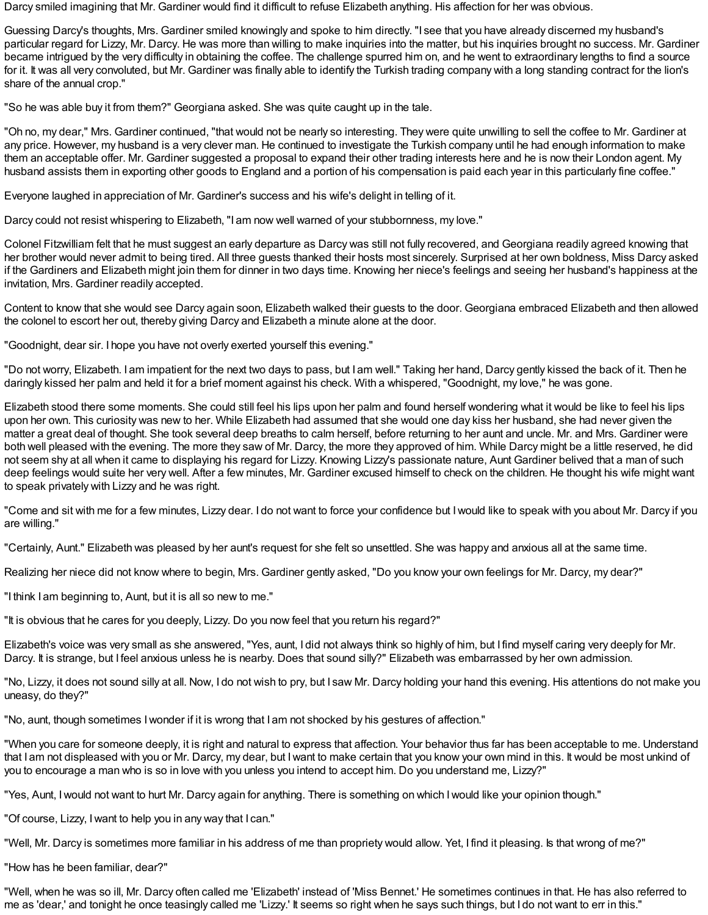Darcy smiled imagining that Mr. Gardiner would find it difficult to refuse Elizabeth anything. His affection for her was obvious.

Guessing Darcy's thoughts, Mrs. Gardiner smiled knowingly and spoke to him directly. "I see that you have already discerned my husband's particular regard for Lizzy, Mr. Darcy. He was more than willing to make inquiries into the matter, but his inquiries brought no success. Mr. Gardiner became intrigued by the very difficulty in obtaining the coffee. The challenge spurred him on, and he went to extraordinary lengths to find a source for it. It was all very convoluted, but Mr. Gardiner was finally able to identify the Turkish trading company with a long standing contract for the lion's share of the annual crop."

"So he was able buy it from them?" Georgiana asked. She was quite caught up in the tale.

"Oh no, my dear," Mrs. Gardiner continued, "that would not be nearly so interesting. They were quite unwilling to sell the coffee to Mr. Gardiner at any price. However, my husband is a very clever man. He continued to investigate the Turkish company until he had enough information to make them an acceptable offer. Mr. Gardiner suggested a proposal to expand their other trading interests here and he is now their London agent. My husband assists them in exporting other goods to England and a portion of his compensation is paid each year in this particularly fine coffee."

Everyone laughed in appreciation of Mr. Gardiner's success and his wife's delight in telling of it.

Darcy could not resist whispering to Elizabeth, "I am now well warned of your stubbornness, my love."

Colonel Fitzwilliam felt that he must suggest an early departure as Darcy was still not fully recovered, and Georgiana readily agreed knowing that her brother would never admit to being tired. All three guests thanked their hosts most sincerely. Surprised at her own boldness, Miss Darcy asked if the Gardiners and Elizabeth might join them for dinner in two days time. Knowing her niece's feelings and seeing her husband's happiness at the invitation, Mrs. Gardiner readily accepted.

Content to know that she would see Darcy again soon, Elizabeth walked their guests to the door. Georgiana embraced Elizabeth and then allowed the colonel to escort her out, thereby giving Darcy and Elizabeth a minute alone at the door.

"Goodnight, dear sir. I hope you have not overly exerted yourself this evening."

"Do not worry, Elizabeth. I am impatient for the next two days to pass, but I am well." Taking her hand, Darcy gently kissed the back of it. Then he daringly kissed her palm and held it for a brief moment against his check. With a whispered, "Goodnight, my love," he was gone.

Elizabeth stood there some moments. She could still feel his lips upon her palm and found herself wondering what it would be like to feel his lips upon her own. This curiosity was new to her. While Elizabeth had assumed that she would one day kiss her husband, she had never given the matter a great deal of thought. She took several deep breaths to calm herself, before returning to her aunt and uncle. Mr. and Mrs. Gardiner were both well pleased with the evening. The more they saw of Mr. Darcy, the more they approved of him. While Darcy might be a little reserved, he did not seem shy at all when it came to displaying his regard for Lizzy. Knowing Lizzy's passionate nature, Aunt Gardiner belived that a man of such deep feelings would suite her very well. After a few minutes, Mr. Gardiner excused himself to check on the children. He thought his wife might want to speak privately with Lizzy and he was right.

"Come and sit with me for a few minutes, Lizzy dear. I do not want to force your confidence but I would like to speak with you about Mr. Darcy if you are willing."

"Certainly, Aunt." Elizabeth was pleased by her aunt's request for she felt so unsettled. She was happy and anxious all at the same time.

Realizing her niece did not know where to begin, Mrs. Gardiner gently asked, "Do you know your own feelings for Mr. Darcy, my dear?"

"I think I am beginning to, Aunt, but it is all so new to me."

"It is obvious that he cares for you deeply, Lizzy. Do you now feel that you return his regard?"

Elizabeth's voice was very small as she answered, "Yes, aunt, I did not always think so highly of him, but I find myself caring very deeply for Mr. Darcy. It is strange, but I feel anxious unless he is nearby. Does that sound silly?" Elizabeth was embarrassed by her own admission.

"No, Lizzy, it does not sound silly at all. Now, I do not wish to pry, but I saw Mr. Darcy holding your hand this evening. His attentions do not make you uneasy, do they?"

"No, aunt, though sometimes I wonder if it is wrong that I am not shocked by his gestures of affection."

"When you care for someone deeply, it is right and natural to express that affection. Your behavior thus far has been acceptable to me. Understand that I am not displeased with you or Mr. Darcy, my dear, but I want to make certain that you know your own mind in this. It would be most unkind of you to encourage a man who is so in love with you unless you intend to accept him. Do you understand me, Lizzy?"

"Yes, Aunt, I would not want to hurt Mr. Darcy again for anything. There is something on which I would like your opinion though."

"Of course, Lizzy, I want to help you in any way that I can."

"Well, Mr. Darcy is sometimes more familiar in his address of me than propriety would allow. Yet, I find it pleasing. Is that wrong of me?"

"How has he been familiar, dear?"

"Well, when he was so ill, Mr. Darcy often called me 'Elizabeth' instead of 'Miss Bennet.' He sometimes continues in that. He has also referred to me as 'dear,' and tonight he once teasingly called me 'Lizzy.' It seems so right when he says such things, but I do not want to err in this."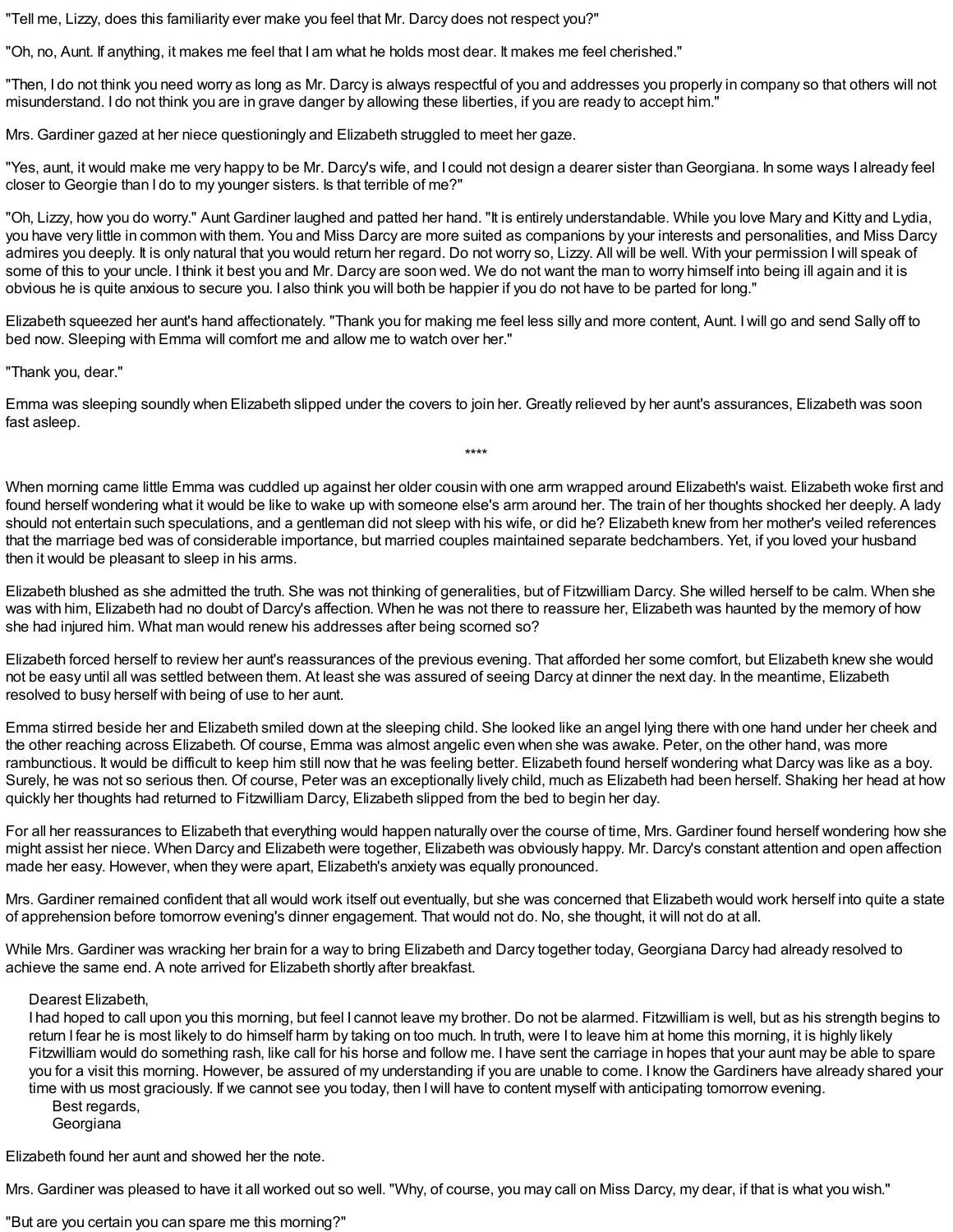"Tell me, Lizzy, does this familiarity ever make you feel that Mr. Darcy does not respect you?"

"Oh, no, Aunt. If anything, it makes me feel that I am what he holds most dear. It makes me feel cherished."

"Then, I do not think you need worry as long as Mr. Darcy is always respectful of you and addresses you properly in company so that others will not misunderstand. I do not think you are in grave danger by allowing these liberties, if you are ready to accept him."

Mrs. Gardiner gazed at her niece questioningly and Elizabeth struggled to meet her gaze.

"Yes, aunt, it would make me very happy to be Mr. Darcy's wife, and I could not design a dearer sister than Georgiana. In some ways I already feel closer to Georgie than I do to my younger sisters. Is that terrible of me?"

"Oh, Lizzy, how you do worry." Aunt Gardiner laughed and patted her hand. "It is entirely understandable. While you love Mary and Kitty and Lydia, you have very little in common with them. You and Miss Darcy are more suited as companions by your interests and personalities, and Miss Darcy admires you deeply. It is only natural that you would return her regard. Do not worry so, Lizzy. All will be well. With your permission I will speak of some of this to your uncle. I think it best you and Mr. Darcy are soon wed. We do not want the man to worry himself into being ill again and it is obvious he is quite anxious to secure you. I also think you will both be happier if you do not have to be parted for long."

Elizabeth squeezed her aunt's hand affectionately. "Thank you for making me feel less silly and more content, Aunt. I will go and send Sally off to bed now. Sleeping with Emma will comfort me and allow me to watch over her."

"Thank you, dear."

Emma was sleeping soundly when Elizabeth slipped under the covers to join her. Greatly relieved by her aunt's assurances, Elizabeth was soon fast asleep.

****

When morning came little Emma was cuddled up against her older cousin with one arm wrapped around Elizabeth's waist. Elizabeth woke first and found herself wondering what it would be like to wake up with someone else's arm around her. The train of her thoughts shocked her deeply. A lady should not entertain such speculations, and a gentleman did not sleep with his wife, or did he? Elizabeth knew from her mother's veiled references that the marriage bed was of considerable importance, but married couples maintained separate bedchambers. Yet, if you loved your husband then it would be pleasant to sleep in his arms.

Elizabeth blushed as she admitted the truth. She was not thinking of generalities, but of Fitzwilliam Darcy. She willed herself to be calm. When she was with him, Elizabeth had no doubt of Darcy's affection. When he was not there to reassure her, Elizabeth was haunted by the memory of how she had injured him. What man would renew his addresses after being scorned so?

Elizabeth forced herself to review her aunt's reassurances of the previous evening. That afforded her some comfort, but Elizabeth knew she would not be easy until all was settled between them. At least she was assured of seeing Darcy at dinner the next day. In the meantime, Elizabeth resolved to busy herself with being of use to her aunt.

Emma stirred beside her and Elizabeth smiled down at the sleeping child. She looked like an angel lying there with one hand under her cheek and the other reaching across Elizabeth. Of course, Emma was almost angelic even when she was awake. Peter, on the other hand, was more rambunctious. It would be difficult to keep him still now that he was feeling better. Elizabeth found herself wondering what Darcy was like as a boy. Surely, he was not so serious then. Of course, Peter was an exceptionally lively child, much as Elizabeth had been herself. Shaking her head at how quickly her thoughts had returned to Fitzwilliam Darcy, Elizabeth slipped from the bed to begin her day.

For all her reassurances to Elizabeth that everything would happen naturally over the course of time, Mrs. Gardiner found herself wondering how she might assist her niece. When Darcy and Elizabeth were together, Elizabeth was obviously happy. Mr. Darcy's constant attention and open affection made her easy. However, when they were apart, Elizabeth's anxiety was equally pronounced.

Mrs. Gardiner remained confident that all would work itself out eventually, but she was concerned that Elizabeth would work herself into quite a state of apprehension before tomorrow evening's dinner engagement. That would not do. No, she thought, it will not do at all.

While Mrs. Gardiner was wracking her brain for a way to bring Elizabeth and Darcy together today, Georgiana Darcy had already resolved to achieve the same end. A note arrived for Elizabeth shortly after breakfast.

> Dearest Elizabeth,
> I had hoped to call upon you this morning, but feel I cannot leave my brother. Do not be alarmed. Fitzwilliam is well, but as his strength begins to return I fear he is most likely to do himself harm by taking on too much. In truth, were I to leave him at home this morning, it is highly likely Fitzwilliam would do something rash, like call for his horse and follow me. I have sent the carriage in hopes that your aunt may be able to spare you for a visit this morning. However, be assured of my understanding if you are unable to come. I know the Gardiners have already shared your time with us most graciously. If we cannot see you today, then I will have to content myself with anticipating tomorrow evening.
> Best regards,
> Georgiana

Elizabeth found her aunt and showed her the note.

Mrs. Gardiner was pleased to have it all worked out so well. "Why, of course, you may call on Miss Darcy, my dear, if that is what you wish."

"But are you certain you can spare me this morning?"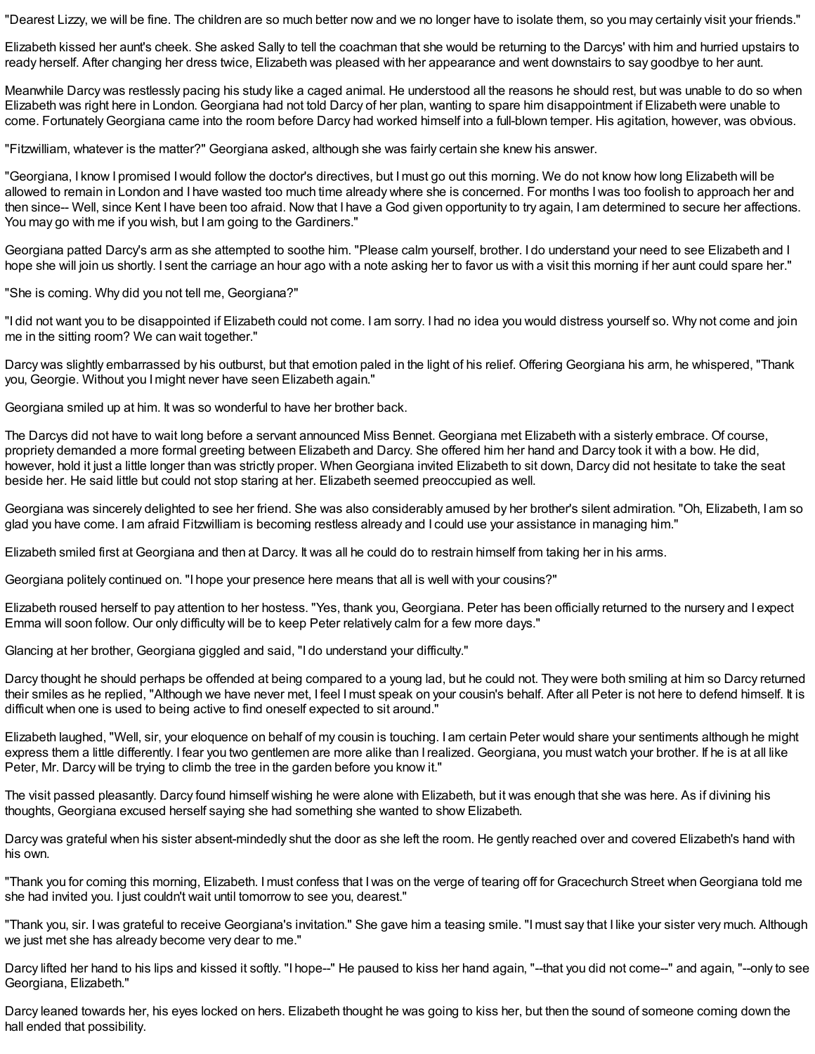"Dearest Lizzy, we will be fine. The children are so much better now and we no longer have to isolate them, so you may certainly visit your friends."

Elizabeth kissed her aunt's cheek. She asked Sally to tell the coachman that she would be returning to the Darcys' with him and hurried upstairs to ready herself. After changing her dress twice, Elizabeth was pleased with her appearance and went downstairs to say goodbye to her aunt.

Meanwhile Darcy was restlessly pacing his study like a caged animal. He understood all the reasons he should rest, but was unable to do so when Elizabeth was right here in London. Georgiana had not told Darcy of her plan, wanting to spare him disappointment if Elizabeth were unable to come. Fortunately Georgiana came into the room before Darcy had worked himself into a full-blown temper. His agitation, however, was obvious.

"Fitzwilliam, whatever is the matter?" Georgiana asked, although she was fairly certain she knew his answer.

"Georgiana, I know I promised I would follow the doctor's directives, but I must go out this morning. We do not know how long Elizabeth will be allowed to remain in London and I have wasted too much time already where she is concerned. For months I was too foolish to approach her and then since-- Well, since Kent I have been too afraid. Now that I have a God given opportunity to try again, I am determined to secure her affections. You may go with me if you wish, but I am going to the Gardiners."

Georgiana patted Darcy's arm as she attempted to soothe him. "Please calm yourself, brother. I do understand your need to see Elizabeth and I hope she will join us shortly. I sent the carriage an hour ago with a note asking her to favor us with a visit this morning if her aunt could spare her."

"She is coming. Why did you not tell me, Georgiana?"

"I did not want you to be disappointed if Elizabeth could not come. I am sorry. I had no idea you would distress yourself so. Why not come and join me in the sitting room? We can wait together."

Darcy was slightly embarrassed by his outburst, but that emotion paled in the light of his relief. Offering Georgiana his arm, he whispered, "Thank you, Georgie. Without you I might never have seen Elizabeth again."

Georgiana smiled up at him. It was so wonderful to have her brother back.

The Darcys did not have to wait long before a servant announced Miss Bennet. Georgiana met Elizabeth with a sisterly embrace. Of course, propriety demanded a more formal greeting between Elizabeth and Darcy. She offered him her hand and Darcy took it with a bow. He did, however, hold it just a little longer than was strictly proper. When Georgiana invited Elizabeth to sit down, Darcy did not hesitate to take the seat beside her. He said little but could not stop staring at her. Elizabeth seemed preoccupied as well.

Georgiana was sincerely delighted to see her friend. She was also considerably amused by her brother's silent admiration. "Oh, Elizabeth, I am so glad you have come. I am afraid Fitzwilliam is becoming restless already and I could use your assistance in managing him."

Elizabeth smiled first at Georgiana and then at Darcy. It was all he could do to restrain himself from taking her in his arms.

Georgiana politely continued on. "I hope your presence here means that all is well with your cousins?"

Elizabeth roused herself to pay attention to her hostess. "Yes, thank you, Georgiana. Peter has been officially returned to the nursery and I expect Emma will soon follow. Our only difficulty will be to keep Peter relatively calm for a few more days."

Glancing at her brother, Georgiana giggled and said, "I do understand your difficulty."

Darcy thought he should perhaps be offended at being compared to a young lad, but he could not. They were both smiling at him so Darcy returned their smiles as he replied, "Although we have never met, I feel I must speak on your cousin's behalf. After all Peter is not here to defend himself. It is difficult when one is used to being active to find oneself expected to sit around."

Elizabeth laughed, "Well, sir, your eloquence on behalf of my cousin is touching. I am certain Peter would share your sentiments although he might express them a little differently. I fear you two gentlemen are more alike than I realized. Georgiana, you must watch your brother. If he is at all like Peter, Mr. Darcy will be trying to climb the tree in the garden before you know it."

The visit passed pleasantly. Darcy found himself wishing he were alone with Elizabeth, but it was enough that she was here. As if divining his thoughts, Georgiana excused herself saying she had something she wanted to show Elizabeth.

Darcy was grateful when his sister absent-mindedly shut the door as she left the room. He gently reached over and covered Elizabeth's hand with his own.

"Thank you for coming this morning, Elizabeth. I must confess that I was on the verge of tearing off for Gracechurch Street when Georgiana told me she had invited you. I just couldn't wait until tomorrow to see you, dearest."

"Thank you, sir. I was grateful to receive Georgiana's invitation." She gave him a teasing smile. "I must say that I like your sister very much. Although we just met she has already become very dear to me."

Darcy lifted her hand to his lips and kissed it softly. "I hope--" He paused to kiss her hand again, "--that you did not come--" and again, "--only to see Georgiana, Elizabeth."

Darcy leaned towards her, his eyes locked on hers. Elizabeth thought he was going to kiss her, but then the sound of someone coming down the hall ended that possibility.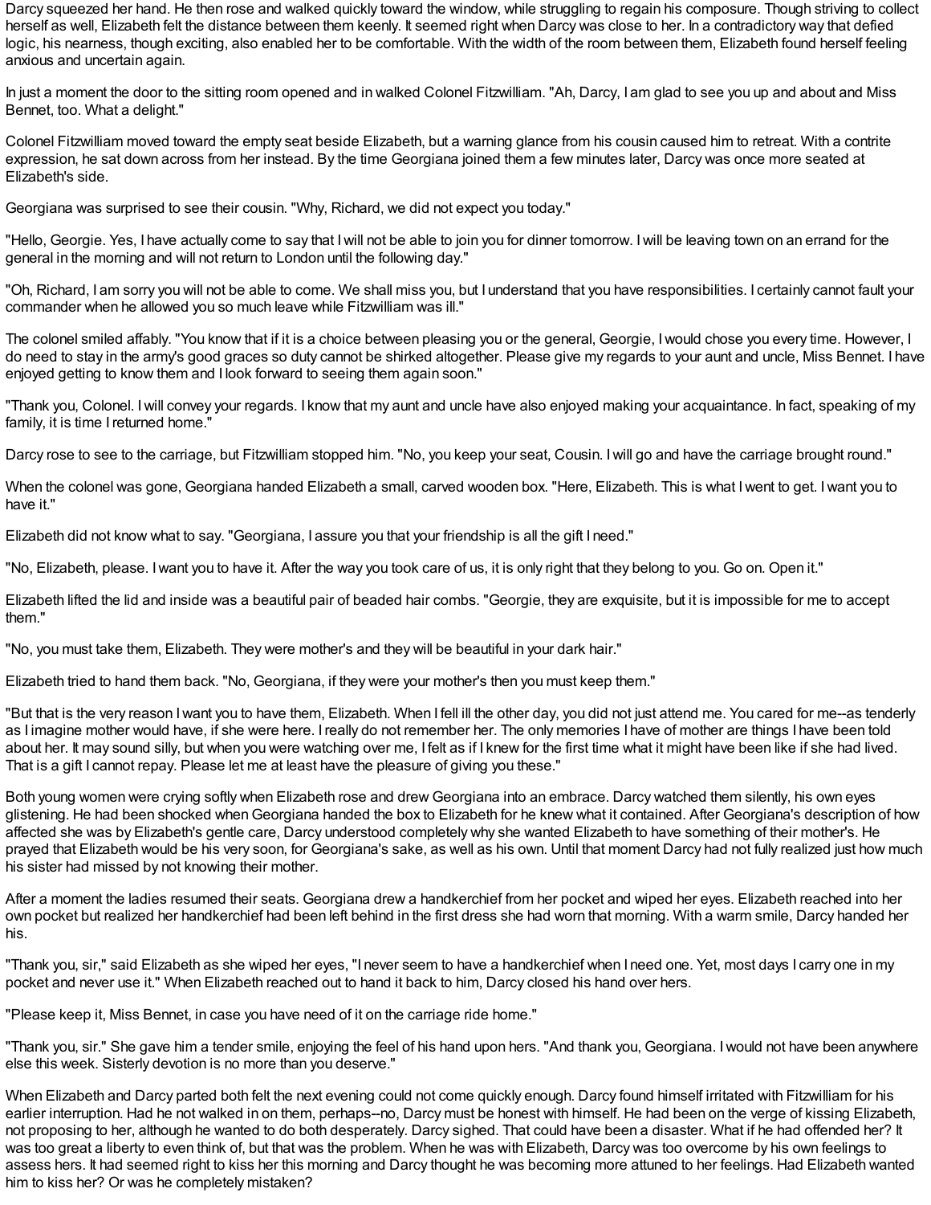Darcy squeezed her hand. He then rose and walked quickly toward the window, while struggling to regain his composure. Though striving to collect herself as well, Elizabeth felt the distance between them keenly. It seemed right when Darcy was close to her. In a contradictory way that defied logic, his nearness, though exciting, also enabled her to be comfortable. With the width of the room between them, Elizabeth found herself feeling anxious and uncertain again.

In just a moment the door to the sitting room opened and in walked Colonel Fitzwilliam. "Ah, Darcy, I am glad to see you up and about and Miss Bennet, too. What a delight."

Colonel Fitzwilliam moved toward the empty seat beside Elizabeth, but a warning glance from his cousin caused him to retreat. With a contrite expression, he sat down across from her instead. By the time Georgiana joined them a few minutes later, Darcy was once more seated at Elizabeth's side.

Georgiana was surprised to see their cousin. "Why, Richard, we did not expect you today."

"Hello, Georgie. Yes, I have actually come to say that I will not be able to join you for dinner tomorrow. I will be leaving town on an errand for the general in the morning and will not return to London until the following day."

"Oh, Richard, I am sorry you will not be able to come. We shall miss you, but I understand that you have responsibilities. I certainly cannot fault your commander when he allowed you so much leave while Fitzwilliam was ill."

The colonel smiled affably. "You know that if it is a choice between pleasing you or the general, Georgie, I would chose you every time. However, I do need to stay in the army's good graces so duty cannot be shirked altogether. Please give my regards to your aunt and uncle, Miss Bennet. I have enjoyed getting to know them and I look forward to seeing them again soon."

"Thank you, Colonel. I will convey your regards. I know that my aunt and uncle have also enjoyed making your acquaintance. In fact, speaking of my family, it is time I returned home."

Darcy rose to see to the carriage, but Fitzwilliam stopped him. "No, you keep your seat, Cousin. I will go and have the carriage brought round."

When the colonel was gone, Georgiana handed Elizabeth a small, carved wooden box. "Here, Elizabeth. This is what I went to get. I want you to have it."

Elizabeth did not know what to say. "Georgiana, I assure you that your friendship is all the gift I need."

"No, Elizabeth, please. I want you to have it. After the way you took care of us, it is only right that they belong to you. Go on. Open it."

Elizabeth lifted the lid and inside was a beautiful pair of beaded hair combs. "Georgie, they are exquisite, but it is impossible for me to accept them."

"No, you must take them, Elizabeth. They were mother's and they will be beautiful in your dark hair."

Elizabeth tried to hand them back. "No, Georgiana, if they were your mother's then you must keep them."

"But that is the very reason I want you to have them, Elizabeth. When I fell ill the other day, you did not just attend me. You cared for me--as tenderly as I imagine mother would have, if she were here. I really do not remember her. The only memories I have of mother are things I have been told about her. It may sound silly, but when you were watching over me, I felt as if I knew for the first time what it might have been like if she had lived. That is a gift I cannot repay. Please let me at least have the pleasure of giving you these."

Both young women were crying softly when Elizabeth rose and drew Georgiana into an embrace. Darcy watched them silently, his own eyes glistening. He had been shocked when Georgiana handed the box to Elizabeth for he knew what it contained. After Georgiana's description of how affected she was by Elizabeth's gentle care, Darcy understood completely why she wanted Elizabeth to have something of their mother's. He prayed that Elizabeth would be his very soon, for Georgiana's sake, as well as his own. Until that moment Darcy had not fully realized just how much his sister had missed by not knowing their mother.

After a moment the ladies resumed their seats. Georgiana drew a handkerchief from her pocket and wiped her eyes. Elizabeth reached into her own pocket but realized her handkerchief had been left behind in the first dress she had worn that morning. With a warm smile, Darcy handed her his.

"Thank you, sir," said Elizabeth as she wiped her eyes, "I never seem to have a handkerchief when I need one. Yet, most days I carry one in my pocket and never use it." When Elizabeth reached out to hand it back to him, Darcy closed his hand over hers.

"Please keep it, Miss Bennet, in case you have need of it on the carriage ride home."

"Thank you, sir." She gave him a tender smile, enjoying the feel of his hand upon hers. "And thank you, Georgiana. I would not have been anywhere else this week. Sisterly devotion is no more than you deserve."

When Elizabeth and Darcy parted both felt the next evening could not come quickly enough. Darcy found himself irritated with Fitzwilliam for his earlier interruption. Had he not walked in on them, perhaps--no, Darcy must be honest with himself. He had been on the verge of kissing Elizabeth, not proposing to her, although he wanted to do both desperately. Darcy sighed. That could have been a disaster. What if he had offended her? It was too great a liberty to even think of, but that was the problem. When he was with Elizabeth, Darcy was too overcome by his own feelings to assess hers. It had seemed right to kiss her this morning and Darcy thought he was becoming more attuned to her feelings. Had Elizabeth wanted him to kiss her? Or was he completely mistaken?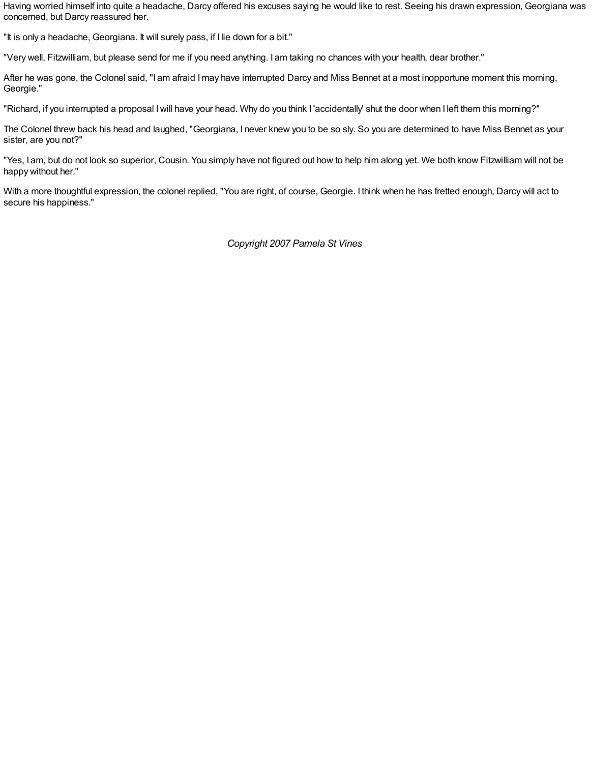Having worried himself into quite a headache, Darcy offered his excuses saying he would like to rest. Seeing his drawn expression, Georgiana was concerned, but Darcy reassured her.

"It is only a headache, Georgiana. It will surely pass, if I lie down for a bit."

"Very well, Fitzwilliam, but please send for me if you need anything. I am taking no chances with your health, dear brother."

After he was gone, the Colonel said, "I am afraid I may have interrupted Darcy and Miss Bennet at a most inopportune moment this morning, Georgie."

"Richard, if you interrupted a proposal I will have your head. Why do you think I 'accidentally' shut the door when I left them this morning?"

The Colonel threw back his head and laughed, "Georgiana, I never knew you to be so sly. So you are determined to have Miss Bennet as your sister, are you not?"

"Yes, I am, but do not look so superior, Cousin. You simply have not figured out how to help him along yet. We both know Fitzwilliam will not be happy without her."

With a more thoughtful expression, the colonel replied, "You are right, of course, Georgie. I think when he has fretted enough, Darcy will act to secure his happiness."

*Copyright 2007 Pamela St Vines*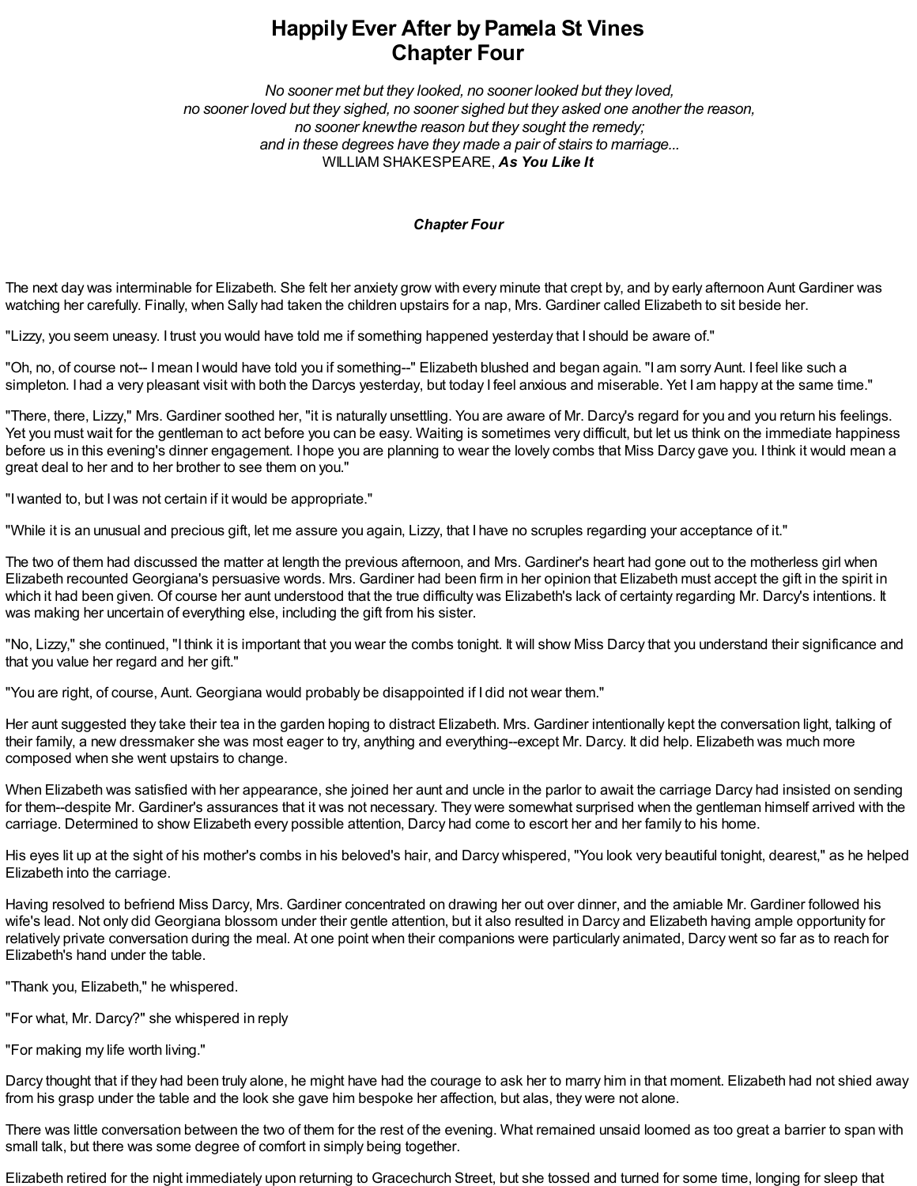# Happily Ever After by Pamela St Vines
# Chapter Four

*No sooner met but they looked, no sooner looked but they loved,*
*no sooner loved but they sighed, no sooner sighed but they asked one another the reason,*
*no sooner knewthe reason but they sought the remedy;*
*and in these degrees have they made a pair of stairs to marriage...*
WILLIAM SHAKESPEARE, ***As You Like It***

***Chapter Four***

The next day was interminable for Elizabeth. She felt her anxiety grow with every minute that crept by, and by early afternoon Aunt Gardiner was watching her carefully. Finally, when Sally had taken the children upstairs for a nap, Mrs. Gardiner called Elizabeth to sit beside her.

"Lizzy, you seem uneasy. I trust you would have told me if something happened yesterday that I should be aware of."

"Oh, no, of course not-- I mean I would have told you if something--" Elizabeth blushed and began again. "I am sorry Aunt. I feel like such a simpleton. I had a very pleasant visit with both the Darcys yesterday, but today I feel anxious and miserable. Yet I am happy at the same time."

"There, there, Lizzy," Mrs. Gardiner soothed her, "it is naturally unsettling. You are aware of Mr. Darcy's regard for you and you return his feelings. Yet you must wait for the gentleman to act before you can be easy. Waiting is sometimes very difficult, but let us think on the immediate happiness before us in this evening's dinner engagement. I hope you are planning to wear the lovely combs that Miss Darcy gave you. I think it would mean a great deal to her and to her brother to see them on you."

"I wanted to, but I was not certain if it would be appropriate."

"While it is an unusual and precious gift, let me assure you again, Lizzy, that I have no scruples regarding your acceptance of it."

The two of them had discussed the matter at length the previous afternoon, and Mrs. Gardiner's heart had gone out to the motherless girl when Elizabeth recounted Georgiana's persuasive words. Mrs. Gardiner had been firm in her opinion that Elizabeth must accept the gift in the spirit in which it had been given. Of course her aunt understood that the true difficulty was Elizabeth's lack of certainty regarding Mr. Darcy's intentions. It was making her uncertain of everything else, including the gift from his sister.

"No, Lizzy," she continued, "I think it is important that you wear the combs tonight. It will show Miss Darcy that you understand their significance and that you value her regard and her gift."

"You are right, of course, Aunt. Georgiana would probably be disappointed if I did not wear them."

Her aunt suggested they take their tea in the garden hoping to distract Elizabeth. Mrs. Gardiner intentionally kept the conversation light, talking of their family, a new dressmaker she was most eager to try, anything and everything--except Mr. Darcy. It did help. Elizabeth was much more composed when she went upstairs to change.

When Elizabeth was satisfied with her appearance, she joined her aunt and uncle in the parlor to await the carriage Darcy had insisted on sending for them--despite Mr. Gardiner's assurances that it was not necessary. They were somewhat surprised when the gentleman himself arrived with the carriage. Determined to show Elizabeth every possible attention, Darcy had come to escort her and her family to his home.

His eyes lit up at the sight of his mother's combs in his beloved's hair, and Darcy whispered, "You look very beautiful tonight, dearest," as he helped Elizabeth into the carriage.

Having resolved to befriend Miss Darcy, Mrs. Gardiner concentrated on drawing her out over dinner, and the amiable Mr. Gardiner followed his wife's lead. Not only did Georgiana blossom under their gentle attention, but it also resulted in Darcy and Elizabeth having ample opportunity for relatively private conversation during the meal. At one point when their companions were particularly animated, Darcy went so far as to reach for Elizabeth's hand under the table.

"Thank you, Elizabeth," he whispered.

"For what, Mr. Darcy?" she whispered in reply

"For making my life worth living."

Darcy thought that if they had been truly alone, he might have had the courage to ask her to marry him in that moment. Elizabeth had not shied away from his grasp under the table and the look she gave him bespoke her affection, but alas, they were not alone.

There was little conversation between the two of them for the rest of the evening. What remained unsaid loomed as too great a barrier to span with small talk, but there was some degree of comfort in simply being together.

Elizabeth retired for the night immediately upon returning to Gracechurch Street, but she tossed and turned for some time, longing for sleep that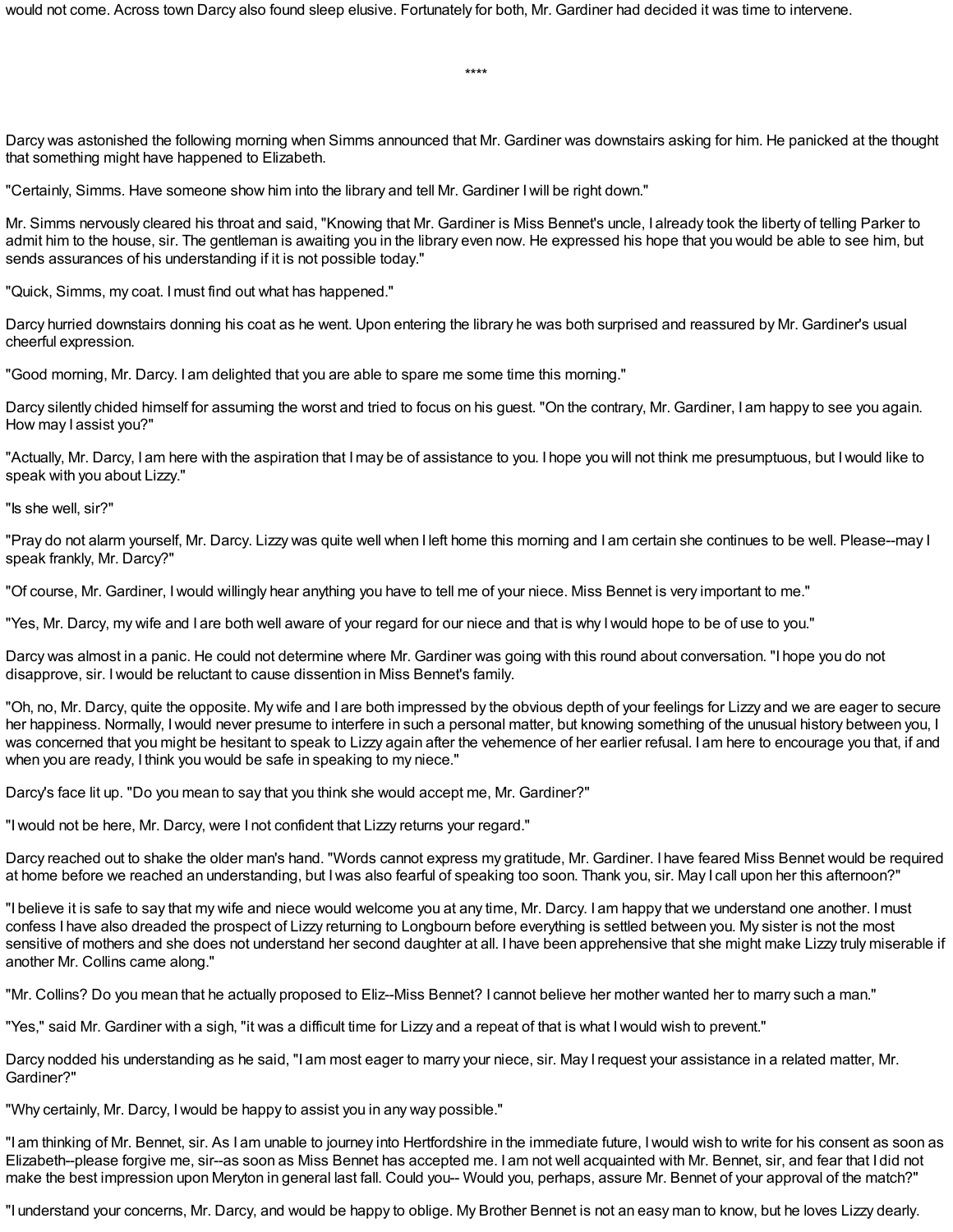would not come. Across town Darcy also found sleep elusive. Fortunately for both, Mr. Gardiner had decided it was time to intervene.

****

Darcy was astonished the following morning when Simms announced that Mr. Gardiner was downstairs asking for him. He panicked at the thought that something might have happened to Elizabeth.

"Certainly, Simms. Have someone show him into the library and tell Mr. Gardiner I will be right down."

Mr. Simms nervously cleared his throat and said, "Knowing that Mr. Gardiner is Miss Bennet's uncle, I already took the liberty of telling Parker to admit him to the house, sir. The gentleman is awaiting you in the library even now. He expressed his hope that you would be able to see him, but sends assurances of his understanding if it is not possible today."

"Quick, Simms, my coat. I must find out what has happened."

Darcy hurried downstairs donning his coat as he went. Upon entering the library he was both surprised and reassured by Mr. Gardiner's usual cheerful expression.

"Good morning, Mr. Darcy. I am delighted that you are able to spare me some time this morning."

Darcy silently chided himself for assuming the worst and tried to focus on his guest. "On the contrary, Mr. Gardiner, I am happy to see you again. How may I assist you?"

"Actually, Mr. Darcy, I am here with the aspiration that I may be of assistance to you. I hope you will not think me presumptuous, but I would like to speak with you about Lizzy."

"Is she well, sir?"

"Pray do not alarm yourself, Mr. Darcy. Lizzy was quite well when I left home this morning and I am certain she continues to be well. Please--may I speak frankly, Mr. Darcy?"

"Of course, Mr. Gardiner, I would willingly hear anything you have to tell me of your niece. Miss Bennet is very important to me."

"Yes, Mr. Darcy, my wife and I are both well aware of your regard for our niece and that is why I would hope to be of use to you."

Darcy was almost in a panic. He could not determine where Mr. Gardiner was going with this round about conversation. "I hope you do not disapprove, sir. I would be reluctant to cause dissention in Miss Bennet's family.

"Oh, no, Mr. Darcy, quite the opposite. My wife and I are both impressed by the obvious depth of your feelings for Lizzy and we are eager to secure her happiness. Normally, I would never presume to interfere in such a personal matter, but knowing something of the unusual history between you, I was concerned that you might be hesitant to speak to Lizzy again after the vehemence of her earlier refusal. I am here to encourage you that, if and when you are ready, I think you would be safe in speaking to my niece."

Darcy's face lit up. "Do you mean to say that you think she would accept me, Mr. Gardiner?"

"I would not be here, Mr. Darcy, were I not confident that Lizzy returns your regard."

Darcy reached out to shake the older man's hand. "Words cannot express my gratitude, Mr. Gardiner. I have feared Miss Bennet would be required at home before we reached an understanding, but I was also fearful of speaking too soon. Thank you, sir. May I call upon her this afternoon?"

"I believe it is safe to say that my wife and niece would welcome you at any time, Mr. Darcy. I am happy that we understand one another. I must confess I have also dreaded the prospect of Lizzy returning to Longbourn before everything is settled between you. My sister is not the most sensitive of mothers and she does not understand her second daughter at all. I have been apprehensive that she might make Lizzy truly miserable if another Mr. Collins came along."

"Mr. Collins? Do you mean that he actually proposed to Eliz--Miss Bennet? I cannot believe her mother wanted her to marry such a man."

"Yes," said Mr. Gardiner with a sigh, "it was a difficult time for Lizzy and a repeat of that is what I would wish to prevent."

Darcy nodded his understanding as he said, "I am most eager to marry your niece, sir. May I request your assistance in a related matter, Mr. Gardiner?"

"Why certainly, Mr. Darcy, I would be happy to assist you in any way possible."

"I am thinking of Mr. Bennet, sir. As I am unable to journey into Hertfordshire in the immediate future, I would wish to write for his consent as soon as Elizabeth--please forgive me, sir--as soon as Miss Bennet has accepted me. I am not well acquainted with Mr. Bennet, sir, and fear that I did not make the best impression upon Meryton in general last fall. Could you-- Would you, perhaps, assure Mr. Bennet of your approval of the match?"

"I understand your concerns, Mr. Darcy, and would be happy to oblige. My Brother Bennet is not an easy man to know, but he loves Lizzy dearly.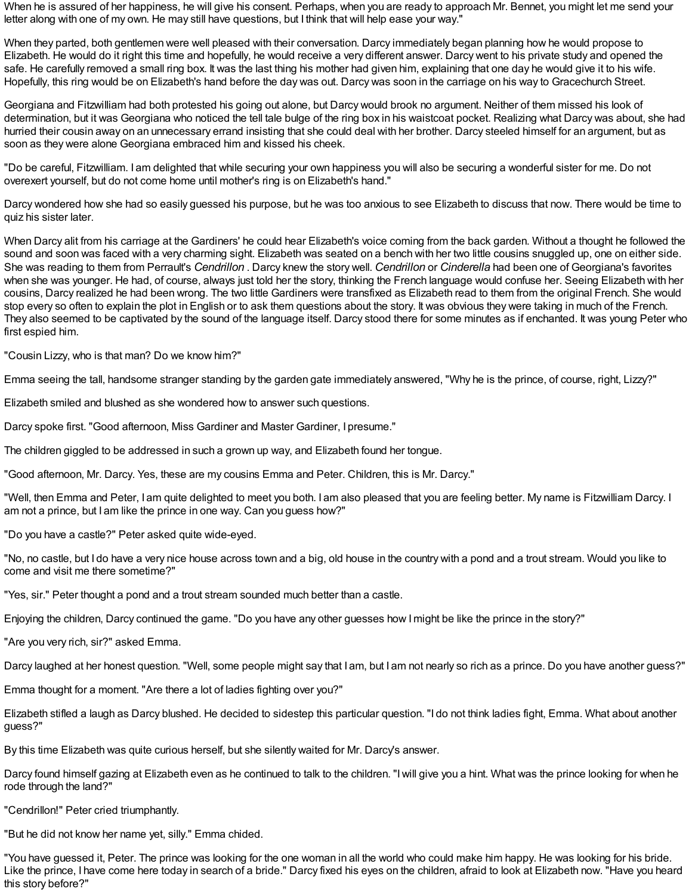When he is assured of her happiness, he will give his consent. Perhaps, when you are ready to approach Mr. Bennet, you might let me send your letter along with one of my own. He may still have questions, but I think that will help ease your way."

When they parted, both gentlemen were well pleased with their conversation. Darcy immediately began planning how he would propose to Elizabeth. He would do it right this time and hopefully, he would receive a very different answer. Darcy went to his private study and opened the safe. He carefully removed a small ring box. It was the last thing his mother had given him, explaining that one day he would give it to his wife. Hopefully, this ring would be on Elizabeth's hand before the day was out. Darcy was soon in the carriage on his way to Gracechurch Street.

Georgiana and Fitzwilliam had both protested his going out alone, but Darcy would brook no argument. Neither of them missed his look of determination, but it was Georgiana who noticed the tell tale bulge of the ring box in his waistcoat pocket. Realizing what Darcy was about, she had hurried their cousin away on an unnecessary errand insisting that she could deal with her brother. Darcy steeled himself for an argument, but as soon as they were alone Georgiana embraced him and kissed his cheek.

"Do be careful, Fitzwilliam. I am delighted that while securing your own happiness you will also be securing a wonderful sister for me. Do not overexert yourself, but do not come home until mother's ring is on Elizabeth's hand."

Darcy wondered how she had so easily guessed his purpose, but he was too anxious to see Elizabeth to discuss that now. There would be time to quiz his sister later.

When Darcy alit from his carriage at the Gardiners' he could hear Elizabeth's voice coming from the back garden. Without a thought he followed the sound and soon was faced with a very charming sight. Elizabeth was seated on a bench with her two little cousins snuggled up, one on either side. She was reading to them from Perrault's *Cendrillon* . Darcy knew the story well. *Cendrillon* or *Cinderella* had been one of Georgiana's favorites when she was younger. He had, of course, always just told her the story, thinking the French language would confuse her. Seeing Elizabeth with her cousins, Darcy realized he had been wrong. The two little Gardiners were transfixed as Elizabeth read to them from the original French. She would stop every so often to explain the plot in English or to ask them questions about the story. It was obvious they were taking in much of the French. They also seemed to be captivated by the sound of the language itself. Darcy stood there for some minutes as if enchanted. It was young Peter who first espied him.

"Cousin Lizzy, who is that man? Do we know him?"

Emma seeing the tall, handsome stranger standing by the garden gate immediately answered, "Why he is the prince, of course, right, Lizzy?"

Elizabeth smiled and blushed as she wondered how to answer such questions.

Darcy spoke first. "Good afternoon, Miss Gardiner and Master Gardiner, I presume."

The children giggled to be addressed in such a grown up way, and Elizabeth found her tongue.

"Good afternoon, Mr. Darcy. Yes, these are my cousins Emma and Peter. Children, this is Mr. Darcy."

"Well, then Emma and Peter, I am quite delighted to meet you both. I am also pleased that you are feeling better. My name is Fitzwilliam Darcy. I am not a prince, but I am like the prince in one way. Can you guess how?"

"Do you have a castle?" Peter asked quite wide-eyed.

"No, no castle, but I do have a very nice house across town and a big, old house in the country with a pond and a trout stream. Would you like to come and visit me there sometime?"

"Yes, sir." Peter thought a pond and a trout stream sounded much better than a castle.

Enjoying the children, Darcy continued the game. "Do you have any other guesses how I might be like the prince in the story?"

"Are you very rich, sir?" asked Emma.

Darcy laughed at her honest question. "Well, some people might say that I am, but I am not nearly so rich as a prince. Do you have another guess?"

Emma thought for a moment. "Are there a lot of ladies fighting over you?"

Elizabeth stifled a laugh as Darcy blushed. He decided to sidestep this particular question. "I do not think ladies fight, Emma. What about another guess?"

By this time Elizabeth was quite curious herself, but she silently waited for Mr. Darcy's answer.

Darcy found himself gazing at Elizabeth even as he continued to talk to the children. "I will give you a hint. What was the prince looking for when he rode through the land?"

"Cendrillon!" Peter cried triumphantly.

"But he did not know her name yet, silly." Emma chided.

"You have guessed it, Peter. The prince was looking for the one woman in all the world who could make him happy. He was looking for his bride. Like the prince, I have come here today in search of a bride." Darcy fixed his eyes on the children, afraid to look at Elizabeth now. "Have you heard this story before?"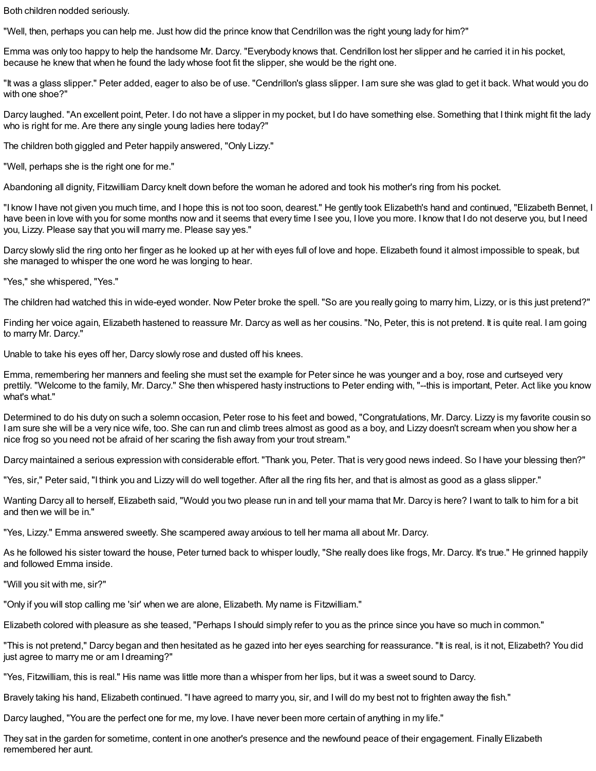Both children nodded seriously.

"Well, then, perhaps you can help me. Just how did the prince know that Cendrillon was the right young lady for him?"

Emma was only too happy to help the handsome Mr. Darcy. "Everybody knows that. Cendrillon lost her slipper and he carried it in his pocket, because he knew that when he found the lady whose foot fit the slipper, she would be the right one.

"It was a glass slipper." Peter added, eager to also be of use. "Cendrillon's glass slipper. I am sure she was glad to get it back. What would you do with one shoe?"

Darcy laughed. "An excellent point, Peter. I do not have a slipper in my pocket, but I do have something else. Something that I think might fit the lady who is right for me. Are there any single young ladies here today?"

The children both giggled and Peter happily answered, "Only Lizzy."

"Well, perhaps she is the right one for me."

Abandoning all dignity, Fitzwilliam Darcy knelt down before the woman he adored and took his mother's ring from his pocket.

"I know I have not given you much time, and I hope this is not too soon, dearest." He gently took Elizabeth's hand and continued, "Elizabeth Bennet, I have been in love with you for some months now and it seems that every time I see you, I love you more. I know that I do not deserve you, but I need you, Lizzy. Please say that you will marry me. Please say yes."

Darcy slowly slid the ring onto her finger as he looked up at her with eyes full of love and hope. Elizabeth found it almost impossible to speak, but she managed to whisper the one word he was longing to hear.

"Yes," she whispered, "Yes."

The children had watched this in wide-eyed wonder. Now Peter broke the spell. "So are you really going to marry him, Lizzy, or is this just pretend?"

Finding her voice again, Elizabeth hastened to reassure Mr. Darcy as well as her cousins. "No, Peter, this is not pretend. It is quite real. I am going to marry Mr. Darcy."

Unable to take his eyes off her, Darcy slowly rose and dusted off his knees.

Emma, remembering her manners and feeling she must set the example for Peter since he was younger and a boy, rose and curtseyed very prettily. "Welcome to the family, Mr. Darcy." She then whispered hasty instructions to Peter ending with, "--this is important, Peter. Act like you know what's what."

Determined to do his duty on such a solemn occasion, Peter rose to his feet and bowed, "Congratulations, Mr. Darcy. Lizzy is my favorite cousin so I am sure she will be a very nice wife, too. She can run and climb trees almost as good as a boy, and Lizzy doesn't scream when you show her a nice frog so you need not be afraid of her scaring the fish away from your trout stream."

Darcy maintained a serious expression with considerable effort. "Thank you, Peter. That is very good news indeed. So I have your blessing then?"

"Yes, sir," Peter said, "I think you and Lizzy will do well together. After all the ring fits her, and that is almost as good as a glass slipper."

Wanting Darcy all to herself, Elizabeth said, "Would you two please run in and tell your mama that Mr. Darcy is here? I want to talk to him for a bit and then we will be in."

"Yes, Lizzy." Emma answered sweetly. She scampered away anxious to tell her mama all about Mr. Darcy.

As he followed his sister toward the house, Peter turned back to whisper loudly, "She really does like frogs, Mr. Darcy. It's true." He grinned happily and followed Emma inside.

"Will you sit with me, sir?"

"Only if you will stop calling me 'sir' when we are alone, Elizabeth. My name is Fitzwilliam."

Elizabeth colored with pleasure as she teased, "Perhaps I should simply refer to you as the prince since you have so much in common."

"This is not pretend," Darcy began and then hesitated as he gazed into her eyes searching for reassurance. "It is real, is it not, Elizabeth? You did just agree to marry me or am I dreaming?"

"Yes, Fitzwilliam, this is real." His name was little more than a whisper from her lips, but it was a sweet sound to Darcy.

Bravely taking his hand, Elizabeth continued. "I have agreed to marry you, sir, and I will do my best not to frighten away the fish."

Darcy laughed, "You are the perfect one for me, my love. I have never been more certain of anything in my life."

They sat in the garden for sometime, content in one another's presence and the newfound peace of their engagement. Finally Elizabeth remembered her aunt.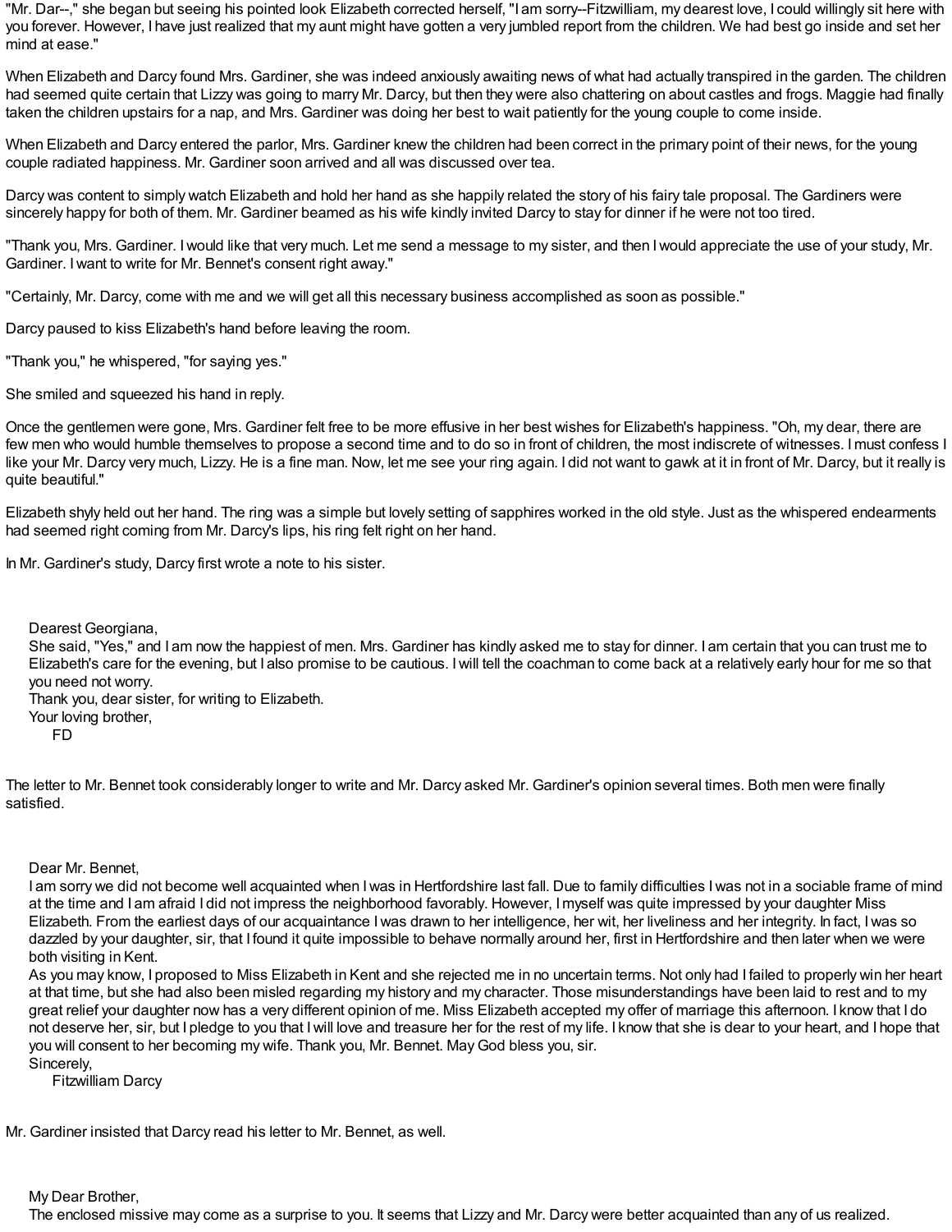"Mr. Dar--," she began but seeing his pointed look Elizabeth corrected herself, "I am sorry--Fitzwilliam, my dearest love, I could willingly sit here with you forever. However, I have just realized that my aunt might have gotten a very jumbled report from the children. We had best go inside and set her mind at ease."

When Elizabeth and Darcy found Mrs. Gardiner, she was indeed anxiously awaiting news of what had actually transpired in the garden. The children had seemed quite certain that Lizzy was going to marry Mr. Darcy, but then they were also chattering on about castles and frogs. Maggie had finally taken the children upstairs for a nap, and Mrs. Gardiner was doing her best to wait patiently for the young couple to come inside.

When Elizabeth and Darcy entered the parlor, Mrs. Gardiner knew the children had been correct in the primary point of their news, for the young couple radiated happiness. Mr. Gardiner soon arrived and all was discussed over tea.

Darcy was content to simply watch Elizabeth and hold her hand as she happily related the story of his fairy tale proposal. The Gardiners were sincerely happy for both of them. Mr. Gardiner beamed as his wife kindly invited Darcy to stay for dinner if he were not too tired.

"Thank you, Mrs. Gardiner. I would like that very much. Let me send a message to my sister, and then I would appreciate the use of your study, Mr. Gardiner. I want to write for Mr. Bennet's consent right away."

"Certainly, Mr. Darcy, come with me and we will get all this necessary business accomplished as soon as possible."

Darcy paused to kiss Elizabeth's hand before leaving the room.

"Thank you," he whispered, "for saying yes."

She smiled and squeezed his hand in reply.

Once the gentlemen were gone, Mrs. Gardiner felt free to be more effusive in her best wishes for Elizabeth's happiness. "Oh, my dear, there are few men who would humble themselves to propose a second time and to do so in front of children, the most indiscrete of witnesses. I must confess I like your Mr. Darcy very much, Lizzy. He is a fine man. Now, let me see your ring again. I did not want to gawk at it in front of Mr. Darcy, but it really is quite beautiful."

Elizabeth shyly held out her hand. The ring was a simple but lovely setting of sapphires worked in the old style. Just as the whispered endearments had seemed right coming from Mr. Darcy's lips, his ring felt right on her hand.

In Mr. Gardiner's study, Darcy first wrote a note to his sister.

> Dearest Georgiana,
> She said, "Yes," and I am now the happiest of men. Mrs. Gardiner has kindly asked me to stay for dinner. I am certain that you can trust me to Elizabeth's care for the evening, but I also promise to be cautious. I will tell the coachman to come back at a relatively early hour for me so that you need not worry.
> Thank you, dear sister, for writing to Elizabeth.
> Your loving brother,
> FD

The letter to Mr. Bennet took considerably longer to write and Mr. Darcy asked Mr. Gardiner's opinion several times. Both men were finally satisfied.

> Dear Mr. Bennet,
> I am sorry we did not become well acquainted when I was in Hertfordshire last fall. Due to family difficulties I was not in a sociable frame of mind at the time and I am afraid I did not impress the neighborhood favorably. However, I myself was quite impressed by your daughter Miss Elizabeth. From the earliest days of our acquaintance I was drawn to her intelligence, her wit, her liveliness and her integrity. In fact, I was so dazzled by your daughter, sir, that I found it quite impossible to behave normally around her, first in Hertfordshire and then later when we were both visiting in Kent.
> As you may know, I proposed to Miss Elizabeth in Kent and she rejected me in no uncertain terms. Not only had I failed to properly win her heart at that time, but she had also been misled regarding my history and my character. Those misunderstandings have been laid to rest and to my great relief your daughter now has a very different opinion of me. Miss Elizabeth accepted my offer of marriage this afternoon. I know that I do not deserve her, sir, but I pledge to you that I will love and treasure her for the rest of my life. I know that she is dear to your heart, and I hope that you will consent to her becoming my wife. Thank you, Mr. Bennet. May God bless you, sir.
> Sincerely,
> Fitzwilliam Darcy

Mr. Gardiner insisted that Darcy read his letter to Mr. Bennet, as well.

> My Dear Brother,
> The enclosed missive may come as a surprise to you. It seems that Lizzy and Mr. Darcy were better acquainted than any of us realized.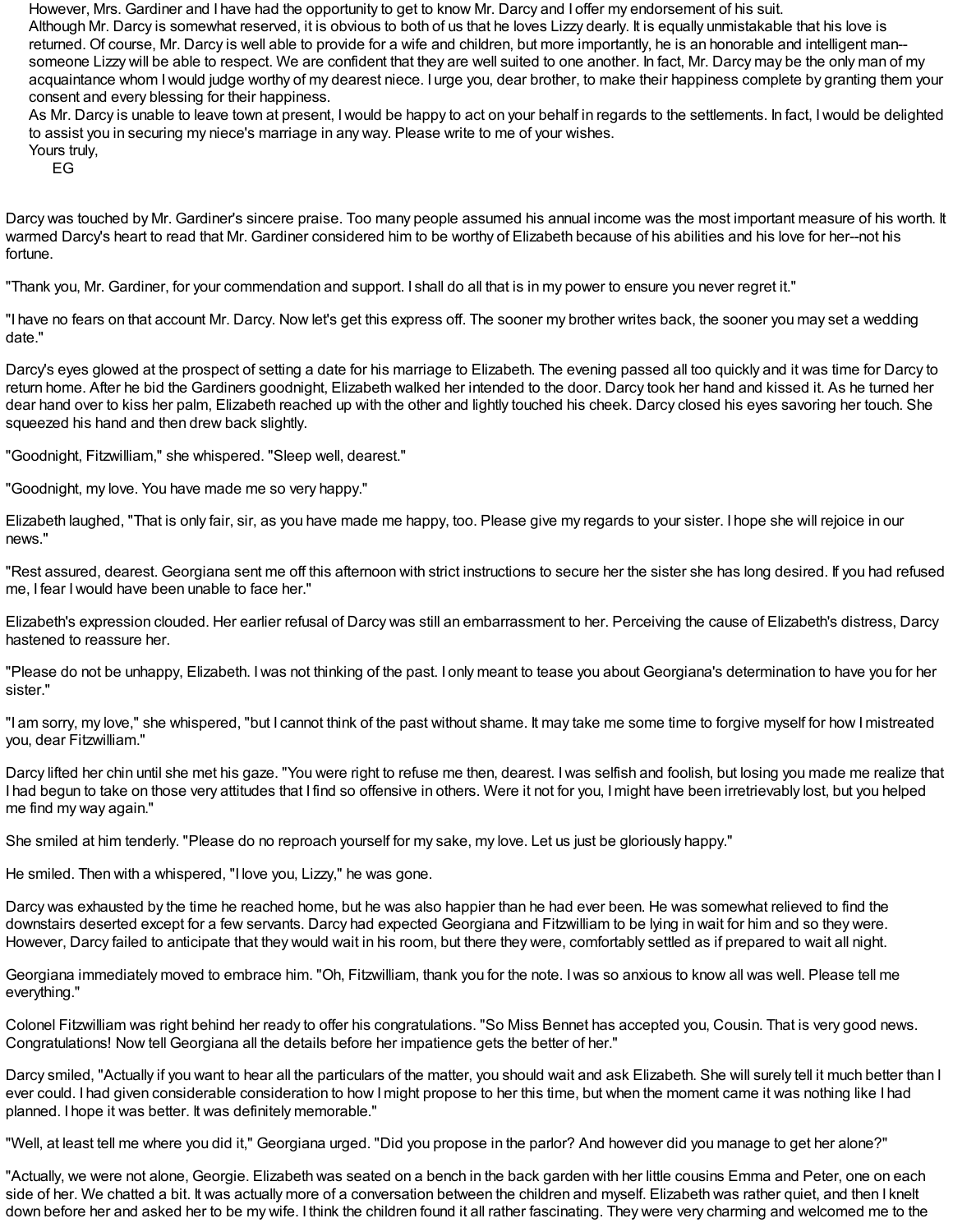However, Mrs. Gardiner and I have had the opportunity to get to know Mr. Darcy and I offer my endorsement of his suit.

Although Mr. Darcy is somewhat reserved, it is obvious to both of us that he loves Lizzy dearly. It is equally unmistakable that his love is returned. Of course, Mr. Darcy is well able to provide for a wife and children, but more importantly, he is an honorable and intelligent man--someone Lizzy will be able to respect. We are confident that they are well suited to one another. In fact, Mr. Darcy may be the only man of my acquaintance whom I would judge worthy of my dearest niece. I urge you, dear brother, to make their happiness complete by granting them your consent and every blessing for their happiness.

As Mr. Darcy is unable to leave town at present, I would be happy to act on your behalf in regards to the settlements. In fact, I would be delighted to assist you in securing my niece's marriage in any way. Please write to me of your wishes.

Yours truly,

EG

Darcy was touched by Mr. Gardiner's sincere praise. Too many people assumed his annual income was the most important measure of his worth. It warmed Darcy's heart to read that Mr. Gardiner considered him to be worthy of Elizabeth because of his abilities and his love for her--not his fortune.

"Thank you, Mr. Gardiner, for your commendation and support. I shall do all that is in my power to ensure you never regret it."

"I have no fears on that account Mr. Darcy. Now let's get this express off. The sooner my brother writes back, the sooner you may set a wedding date."

Darcy's eyes glowed at the prospect of setting a date for his marriage to Elizabeth. The evening passed all too quickly and it was time for Darcy to return home. After he bid the Gardiners goodnight, Elizabeth walked her intended to the door. Darcy took her hand and kissed it. As he turned her dear hand over to kiss her palm, Elizabeth reached up with the other and lightly touched his cheek. Darcy closed his eyes savoring her touch. She squeezed his hand and then drew back slightly.

"Goodnight, Fitzwilliam," she whispered. "Sleep well, dearest."

"Goodnight, my love. You have made me so very happy."

Elizabeth laughed, "That is only fair, sir, as you have made me happy, too. Please give my regards to your sister. I hope she will rejoice in our news."

"Rest assured, dearest. Georgiana sent me off this afternoon with strict instructions to secure her the sister she has long desired. If you had refused me, I fear I would have been unable to face her."

Elizabeth's expression clouded. Her earlier refusal of Darcy was still an embarrassment to her. Perceiving the cause of Elizabeth's distress, Darcy hastened to reassure her.

"Please do not be unhappy, Elizabeth. I was not thinking of the past. I only meant to tease you about Georgiana's determination to have you for her sister."

"I am sorry, my love," she whispered, "but I cannot think of the past without shame. It may take me some time to forgive myself for how I mistreated you, dear Fitzwilliam."

Darcy lifted her chin until she met his gaze. "You were right to refuse me then, dearest. I was selfish and foolish, but losing you made me realize that I had begun to take on those very attitudes that I find so offensive in others. Were it not for you, I might have been irretrievably lost, but you helped me find my way again."

She smiled at him tenderly. "Please do no reproach yourself for my sake, my love. Let us just be gloriously happy."

He smiled. Then with a whispered, "I love you, Lizzy," he was gone.

Darcy was exhausted by the time he reached home, but he was also happier than he had ever been. He was somewhat relieved to find the downstairs deserted except for a few servants. Darcy had expected Georgiana and Fitzwilliam to be lying in wait for him and so they were. However, Darcy failed to anticipate that they would wait in his room, but there they were, comfortably settled as if prepared to wait all night.

Georgiana immediately moved to embrace him. "Oh, Fitzwilliam, thank you for the note. I was so anxious to know all was well. Please tell me everything."

Colonel Fitzwilliam was right behind her ready to offer his congratulations. "So Miss Bennet has accepted you, Cousin. That is very good news. Congratulations! Now tell Georgiana all the details before her impatience gets the better of her."

Darcy smiled, "Actually if you want to hear all the particulars of the matter, you should wait and ask Elizabeth. She will surely tell it much better than I ever could. I had given considerable consideration to how I might propose to her this time, but when the moment came it was nothing like I had planned. I hope it was better. It was definitely memorable."

"Well, at least tell me where you did it," Georgiana urged. "Did you propose in the parlor? And however did you manage to get her alone?"

"Actually, we were not alone, Georgie. Elizabeth was seated on a bench in the back garden with her little cousins Emma and Peter, one on each side of her. We chatted a bit. It was actually more of a conversation between the children and myself. Elizabeth was rather quiet, and then I knelt down before her and asked her to be my wife. I think the children found it all rather fascinating. They were very charming and welcomed me to the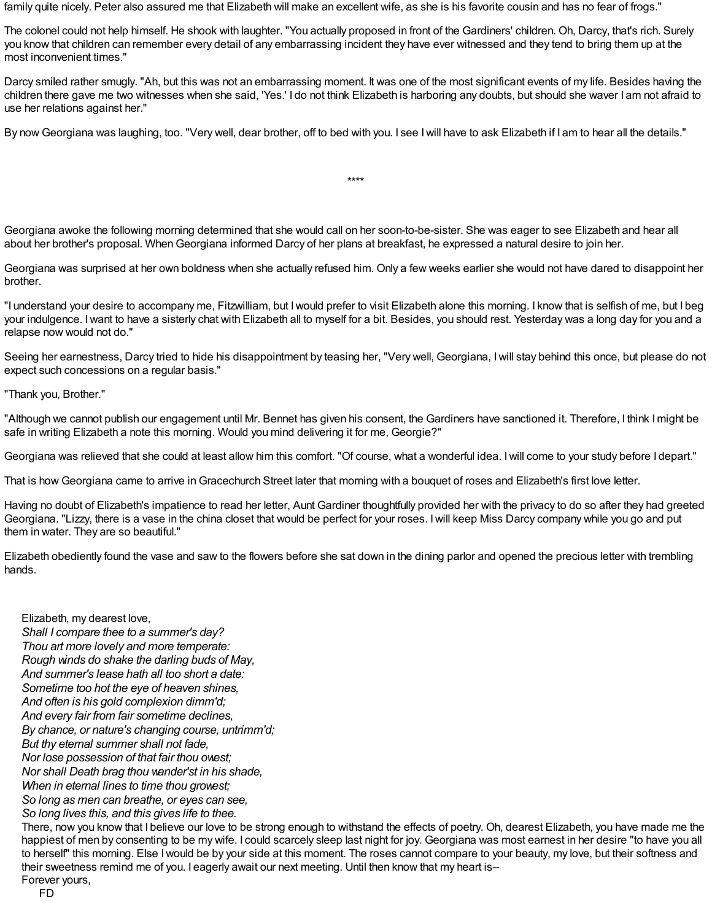family quite nicely. Peter also assured me that Elizabeth will make an excellent wife, as she is his favorite cousin and has no fear of frogs."

The colonel could not help himself. He shook with laughter. "You actually proposed in front of the Gardiners' children. Oh, Darcy, that's rich. Surely you know that children can remember every detail of any embarrassing incident they have ever witnessed and they tend to bring them up at the most inconvenient times."

Darcy smiled rather smugly. "Ah, but this was not an embarrassing moment. It was one of the most significant events of my life. Besides having the children there gave me two witnesses when she said, 'Yes.' I do not think Elizabeth is harboring any doubts, but should she waver I am not afraid to use her relations against her."

By now Georgiana was laughing, too. "Very well, dear brother, off to bed with you. I see I will have to ask Elizabeth if I am to hear all the details."

****

Georgiana awoke the following morning determined that she would call on her soon-to-be-sister. She was eager to see Elizabeth and hear all about her brother's proposal. When Georgiana informed Darcy of her plans at breakfast, he expressed a natural desire to join her.

Georgiana was surprised at her own boldness when she actually refused him. Only a few weeks earlier she would not have dared to disappoint her brother.

"I understand your desire to accompany me, Fitzwilliam, but I would prefer to visit Elizabeth alone this morning. I know that is selfish of me, but I beg your indulgence. I want to have a sisterly chat with Elizabeth all to myself for a bit. Besides, you should rest. Yesterday was a long day for you and a relapse now would not do."

Seeing her earnestness, Darcy tried to hide his disappointment by teasing her, "Very well, Georgiana, I will stay behind this once, but please do not expect such concessions on a regular basis."

"Thank you, Brother."

"Although we cannot publish our engagement until Mr. Bennet has given his consent, the Gardiners have sanctioned it. Therefore, I think I might be safe in writing Elizabeth a note this morning. Would you mind delivering it for me, Georgie?"

Georgiana was relieved that she could at least allow him this comfort. "Of course, what a wonderful idea. I will come to your study before I depart."

That is how Georgiana came to arrive in Gracechurch Street later that morning with a bouquet of roses and Elizabeth's first love letter.

Having no doubt of Elizabeth's impatience to read her letter, Aunt Gardiner thoughtfully provided her with the privacy to do so after they had greeted Georgiana. "Lizzy, there is a vase in the china closet that would be perfect for your roses. I will keep Miss Darcy company while you go and put them in water. They are so beautiful."

Elizabeth obediently found the vase and saw to the flowers before she sat down in the dining parlor and opened the precious letter with trembling hands.

> Elizabeth, my dearest love,
> *Shall I compare thee to a summer's day?*
> *Thou art more lovely and more temperate:*
> *Rough winds do shake the darling buds of May,*
> *And summer's lease hath all too short a date:*
> *Sometime too hot the eye of heaven shines,*
> *And often is his gold complexion dimm'd;*
> *And every fair from fair sometime declines,*
> *By chance, or nature's changing course, untrimm'd;*
> *But thy eternal summer shall not fade,*
> *Nor lose possession of that fair thou owest;*
> *Nor shall Death brag thou wander'st in his shade,*
> *When in eternal lines to time thou growest;*
> *So long as men can breathe, or eyes can see,*
> *So long lives this, and this gives life to thee.*
> There, now you know that I believe our love to be strong enough to withstand the effects of poetry. Oh, dearest Elizabeth, you have made me the happiest of men by consenting to be my wife. I could scarcely sleep last night for joy. Georgiana was most earnest in her desire "to have you all to herself" this morning. Else I would be by your side at this moment. The roses cannot compare to your beauty, my love, but their softness and their sweetness remind me of you. I eagerly await our next meeting. Until then know that my heart is--
> Forever yours,
> FD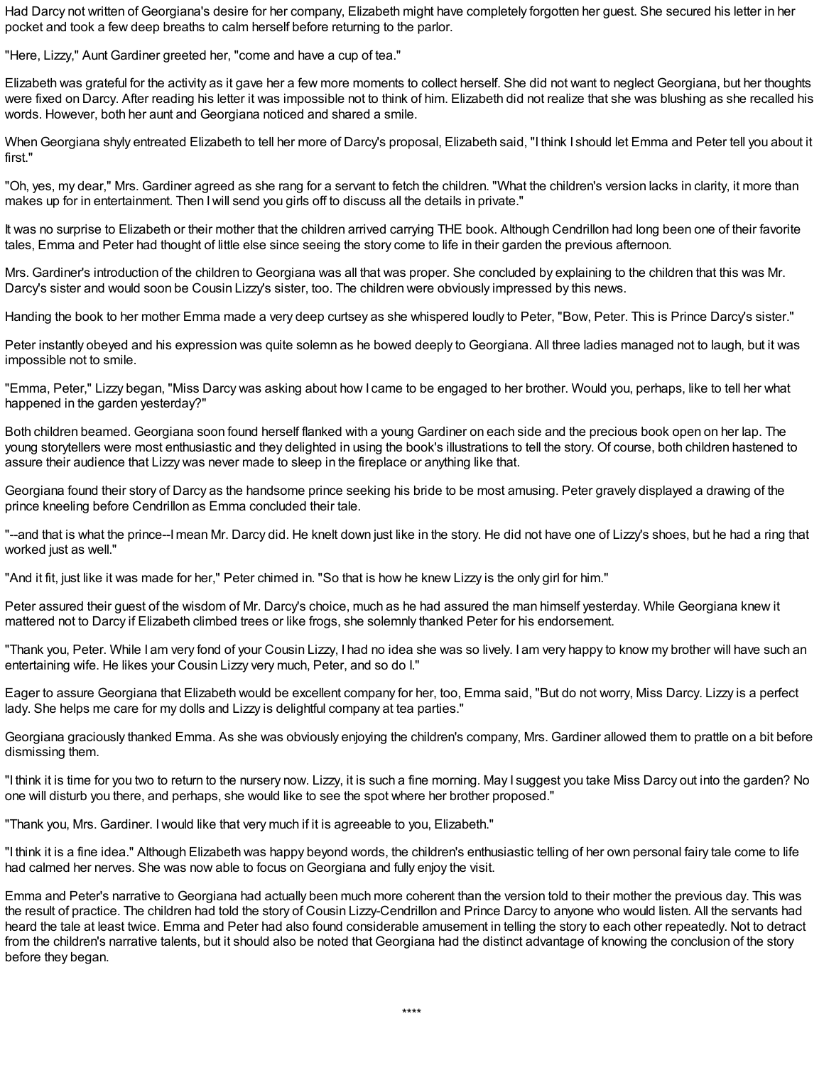Had Darcy not written of Georgiana's desire for her company, Elizabeth might have completely forgotten her guest. She secured his letter in her pocket and took a few deep breaths to calm herself before returning to the parlor.

"Here, Lizzy," Aunt Gardiner greeted her, "come and have a cup of tea."

Elizabeth was grateful for the activity as it gave her a few more moments to collect herself. She did not want to neglect Georgiana, but her thoughts were fixed on Darcy. After reading his letter it was impossible not to think of him. Elizabeth did not realize that she was blushing as she recalled his words. However, both her aunt and Georgiana noticed and shared a smile.

When Georgiana shyly entreated Elizabeth to tell her more of Darcy's proposal, Elizabeth said, "I think I should let Emma and Peter tell you about it first."

"Oh, yes, my dear," Mrs. Gardiner agreed as she rang for a servant to fetch the children. "What the children's version lacks in clarity, it more than makes up for in entertainment. Then I will send you girls off to discuss all the details in private."

It was no surprise to Elizabeth or their mother that the children arrived carrying THE book. Although Cendrillon had long been one of their favorite tales, Emma and Peter had thought of little else since seeing the story come to life in their garden the previous afternoon.

Mrs. Gardiner's introduction of the children to Georgiana was all that was proper. She concluded by explaining to the children that this was Mr. Darcy's sister and would soon be Cousin Lizzy's sister, too. The children were obviously impressed by this news.

Handing the book to her mother Emma made a very deep curtsey as she whispered loudly to Peter, "Bow, Peter. This is Prince Darcy's sister."

Peter instantly obeyed and his expression was quite solemn as he bowed deeply to Georgiana. All three ladies managed not to laugh, but it was impossible not to smile.

"Emma, Peter," Lizzy began, "Miss Darcy was asking about how I came to be engaged to her brother. Would you, perhaps, like to tell her what happened in the garden yesterday?"

Both children beamed. Georgiana soon found herself flanked with a young Gardiner on each side and the precious book open on her lap. The young storytellers were most enthusiastic and they delighted in using the book's illustrations to tell the story. Of course, both children hastened to assure their audience that Lizzy was never made to sleep in the fireplace or anything like that.

Georgiana found their story of Darcy as the handsome prince seeking his bride to be most amusing. Peter gravely displayed a drawing of the prince kneeling before Cendrillon as Emma concluded their tale.

"--and that is what the prince--I mean Mr. Darcy did. He knelt down just like in the story. He did not have one of Lizzy's shoes, but he had a ring that worked just as well."

"And it fit, just like it was made for her," Peter chimed in. "So that is how he knew Lizzy is the only girl for him."

Peter assured their guest of the wisdom of Mr. Darcy's choice, much as he had assured the man himself yesterday. While Georgiana knew it mattered not to Darcy if Elizabeth climbed trees or like frogs, she solemnly thanked Peter for his endorsement.

"Thank you, Peter. While I am very fond of your Cousin Lizzy, I had no idea she was so lively. I am very happy to know my brother will have such an entertaining wife. He likes your Cousin Lizzy very much, Peter, and so do I."

Eager to assure Georgiana that Elizabeth would be excellent company for her, too, Emma said, "But do not worry, Miss Darcy. Lizzy is a perfect lady. She helps me care for my dolls and Lizzy is delightful company at tea parties."

Georgiana graciously thanked Emma. As she was obviously enjoying the children's company, Mrs. Gardiner allowed them to prattle on a bit before dismissing them.

"I think it is time for you two to return to the nursery now. Lizzy, it is such a fine morning. May I suggest you take Miss Darcy out into the garden? No one will disturb you there, and perhaps, she would like to see the spot where her brother proposed."

"Thank you, Mrs. Gardiner. I would like that very much if it is agreeable to you, Elizabeth."

"I think it is a fine idea." Although Elizabeth was happy beyond words, the children's enthusiastic telling of her own personal fairy tale come to life had calmed her nerves. She was now able to focus on Georgiana and fully enjoy the visit.

Emma and Peter's narrative to Georgiana had actually been much more coherent than the version told to their mother the previous day. This was the result of practice. The children had told the story of Cousin Lizzy-Cendrillon and Prince Darcy to anyone who would listen. All the servants had heard the tale at least twice. Emma and Peter had also found considerable amusement in telling the story to each other repeatedly. Not to detract from the children's narrative talents, but it should also be noted that Georgiana had the distinct advantage of knowing the conclusion of the story before they began.

****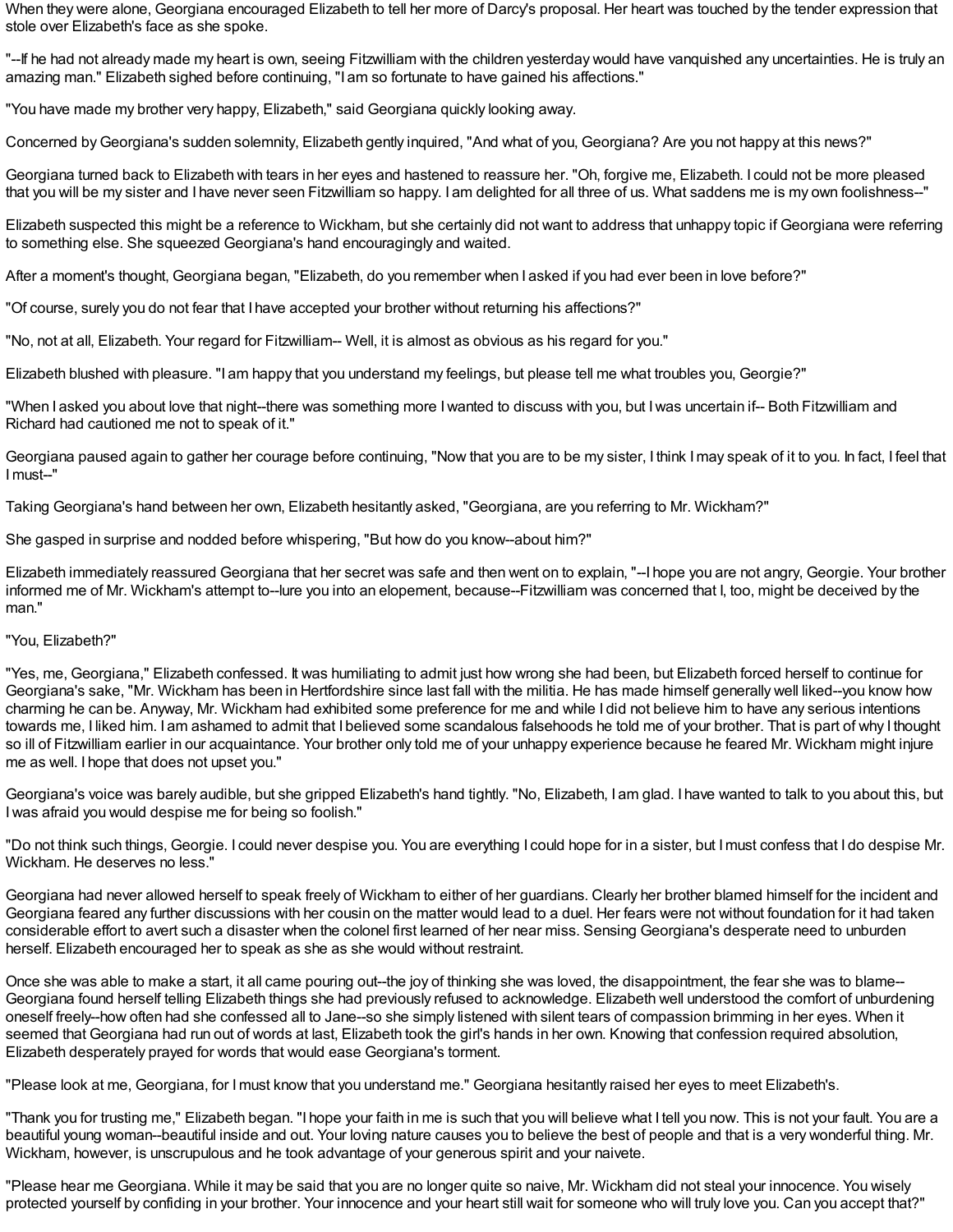When they were alone, Georgiana encouraged Elizabeth to tell her more of Darcy's proposal. Her heart was touched by the tender expression that stole over Elizabeth's face as she spoke.

"--If he had not already made my heart is own, seeing Fitzwilliam with the children yesterday would have vanquished any uncertainties. He is truly an amazing man." Elizabeth sighed before continuing, "I am so fortunate to have gained his affections."

"You have made my brother very happy, Elizabeth," said Georgiana quickly looking away.

Concerned by Georgiana's sudden solemnity, Elizabeth gently inquired, "And what of you, Georgiana? Are you not happy at this news?"

Georgiana turned back to Elizabeth with tears in her eyes and hastened to reassure her. "Oh, forgive me, Elizabeth. I could not be more pleased that you will be my sister and I have never seen Fitzwilliam so happy. I am delighted for all three of us. What saddens me is my own foolishness--"

Elizabeth suspected this might be a reference to Wickham, but she certainly did not want to address that unhappy topic if Georgiana were referring to something else. She squeezed Georgiana's hand encouragingly and waited.

After a moment's thought, Georgiana began, "Elizabeth, do you remember when I asked if you had ever been in love before?"

"Of course, surely you do not fear that I have accepted your brother without returning his affections?"

"No, not at all, Elizabeth. Your regard for Fitzwilliam-- Well, it is almost as obvious as his regard for you."

Elizabeth blushed with pleasure. "I am happy that you understand my feelings, but please tell me what troubles you, Georgie?"

"When I asked you about love that night--there was something more I wanted to discuss with you, but I was uncertain if-- Both Fitzwilliam and Richard had cautioned me not to speak of it."

Georgiana paused again to gather her courage before continuing, "Now that you are to be my sister, I think I may speak of it to you. In fact, I feel that I must--"

Taking Georgiana's hand between her own, Elizabeth hesitantly asked, "Georgiana, are you referring to Mr. Wickham?"

She gasped in surprise and nodded before whispering, "But how do you know--about him?"

Elizabeth immediately reassured Georgiana that her secret was safe and then went on to explain, "--I hope you are not angry, Georgie. Your brother informed me of Mr. Wickham's attempt to--lure you into an elopement, because--Fitzwilliam was concerned that I, too, might be deceived by the man."

"You, Elizabeth?"

"Yes, me, Georgiana," Elizabeth confessed. It was humiliating to admit just how wrong she had been, but Elizabeth forced herself to continue for Georgiana's sake, "Mr. Wickham has been in Hertfordshire since last fall with the militia. He has made himself generally well liked--you know how charming he can be. Anyway, Mr. Wickham had exhibited some preference for me and while I did not believe him to have any serious intentions towards me, I liked him. I am ashamed to admit that I believed some scandalous falsehoods he told me of your brother. That is part of why I thought so ill of Fitzwilliam earlier in our acquaintance. Your brother only told me of your unhappy experience because he feared Mr. Wickham might injure me as well. I hope that does not upset you."

Georgiana's voice was barely audible, but she gripped Elizabeth's hand tightly. "No, Elizabeth, I am glad. I have wanted to talk to you about this, but I was afraid you would despise me for being so foolish."

"Do not think such things, Georgie. I could never despise you. You are everything I could hope for in a sister, but I must confess that I do despise Mr. Wickham. He deserves no less."

Georgiana had never allowed herself to speak freely of Wickham to either of her guardians. Clearly her brother blamed himself for the incident and Georgiana feared any further discussions with her cousin on the matter would lead to a duel. Her fears were not without foundation for it had taken considerable effort to avert such a disaster when the colonel first learned of her near miss. Sensing Georgiana's desperate need to unburden herself. Elizabeth encouraged her to speak as she as she would without restraint.

Once she was able to make a start, it all came pouring out--the joy of thinking she was loved, the disappointment, the fear she was to blame--Georgiana found herself telling Elizabeth things she had previously refused to acknowledge. Elizabeth well understood the comfort of unburdening oneself freely--how often had she confessed all to Jane--so she simply listened with silent tears of compassion brimming in her eyes. When it seemed that Georgiana had run out of words at last, Elizabeth took the girl's hands in her own. Knowing that confession required absolution, Elizabeth desperately prayed for words that would ease Georgiana's torment.

"Please look at me, Georgiana, for I must know that you understand me." Georgiana hesitantly raised her eyes to meet Elizabeth's.

"Thank you for trusting me," Elizabeth began. "I hope your faith in me is such that you will believe what I tell you now. This is not your fault. You are a beautiful young woman--beautiful inside and out. Your loving nature causes you to believe the best of people and that is a very wonderful thing. Mr. Wickham, however, is unscrupulous and he took advantage of your generous spirit and your naivete.

"Please hear me Georgiana. While it may be said that you are no longer quite so naive, Mr. Wickham did not steal your innocence. You wisely protected yourself by confiding in your brother. Your innocence and your heart still wait for someone who will truly love you. Can you accept that?"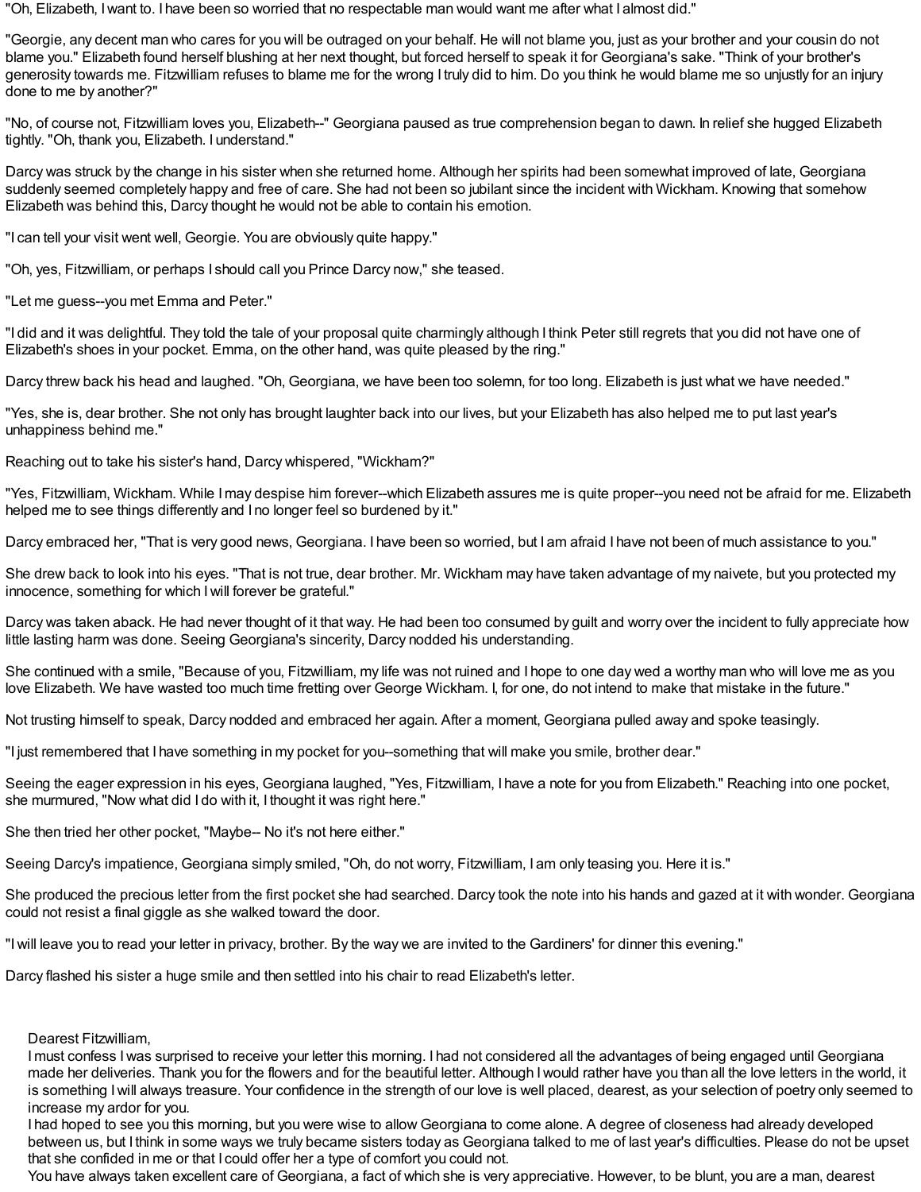"Oh, Elizabeth, I want to. I have been so worried that no respectable man would want me after what I almost did."

"Georgie, any decent man who cares for you will be outraged on your behalf. He will not blame you, just as your brother and your cousin do not blame you." Elizabeth found herself blushing at her next thought, but forced herself to speak it for Georgiana's sake. "Think of your brother's generosity towards me. Fitzwilliam refuses to blame me for the wrong I truly did to him. Do you think he would blame me so unjustly for an injury done to me by another?"

"No, of course not, Fitzwilliam loves you, Elizabeth--" Georgiana paused as true comprehension began to dawn. In relief she hugged Elizabeth tightly. "Oh, thank you, Elizabeth. I understand."

Darcy was struck by the change in his sister when she returned home. Although her spirits had been somewhat improved of late, Georgiana suddenly seemed completely happy and free of care. She had not been so jubilant since the incident with Wickham. Knowing that somehow Elizabeth was behind this, Darcy thought he would not be able to contain his emotion.

"I can tell your visit went well, Georgie. You are obviously quite happy."

"Oh, yes, Fitzwilliam, or perhaps I should call you Prince Darcy now," she teased.

"Let me guess--you met Emma and Peter."

"I did and it was delightful. They told the tale of your proposal quite charmingly although I think Peter still regrets that you did not have one of Elizabeth's shoes in your pocket. Emma, on the other hand, was quite pleased by the ring."

Darcy threw back his head and laughed. "Oh, Georgiana, we have been too solemn, for too long. Elizabeth is just what we have needed."

"Yes, she is, dear brother. She not only has brought laughter back into our lives, but your Elizabeth has also helped me to put last year's unhappiness behind me."

Reaching out to take his sister's hand, Darcy whispered, "Wickham?"

"Yes, Fitzwilliam, Wickham. While I may despise him forever--which Elizabeth assures me is quite proper--you need not be afraid for me. Elizabeth helped me to see things differently and I no longer feel so burdened by it."

Darcy embraced her, "That is very good news, Georgiana. I have been so worried, but I am afraid I have not been of much assistance to you."

She drew back to look into his eyes. "That is not true, dear brother. Mr. Wickham may have taken advantage of my naivete, but you protected my innocence, something for which I will forever be grateful."

Darcy was taken aback. He had never thought of it that way. He had been too consumed by guilt and worry over the incident to fully appreciate how little lasting harm was done. Seeing Georgiana's sincerity, Darcy nodded his understanding.

She continued with a smile, "Because of you, Fitzwilliam, my life was not ruined and I hope to one day wed a worthy man who will love me as you love Elizabeth. We have wasted too much time fretting over George Wickham. I, for one, do not intend to make that mistake in the future."

Not trusting himself to speak, Darcy nodded and embraced her again. After a moment, Georgiana pulled away and spoke teasingly.

"I just remembered that I have something in my pocket for you--something that will make you smile, brother dear."

Seeing the eager expression in his eyes, Georgiana laughed, "Yes, Fitzwilliam, I have a note for you from Elizabeth." Reaching into one pocket, she murmured, "Now what did I do with it, I thought it was right here."

She then tried her other pocket, "Maybe-- No it's not here either."

Seeing Darcy's impatience, Georgiana simply smiled, "Oh, do not worry, Fitzwilliam, I am only teasing you. Here it is."

She produced the precious letter from the first pocket she had searched. Darcy took the note into his hands and gazed at it with wonder. Georgiana could not resist a final giggle as she walked toward the door.

"I will leave you to read your letter in privacy, brother. By the way we are invited to the Gardiners' for dinner this evening."

Darcy flashed his sister a huge smile and then settled into his chair to read Elizabeth's letter.

> Dearest Fitzwilliam,
>
> I must confess I was surprised to receive your letter this morning. I had not considered all the advantages of being engaged until Georgiana made her deliveries. Thank you for the flowers and for the beautiful letter. Although I would rather have you than all the love letters in the world, it is something I will always treasure. Your confidence in the strength of our love is well placed, dearest, as your selection of poetry only seemed to increase my ardor for you.
>
> I had hoped to see you this morning, but you were wise to allow Georgiana to come alone. A degree of closeness had already developed between us, but I think in some ways we truly became sisters today as Georgiana talked to me of last year's difficulties. Please do not be upset that she confided in me or that I could offer her a type of comfort you could not.
>
> You have always taken excellent care of Georgiana, a fact of which she is very appreciative. However, to be blunt, you are a man, dearest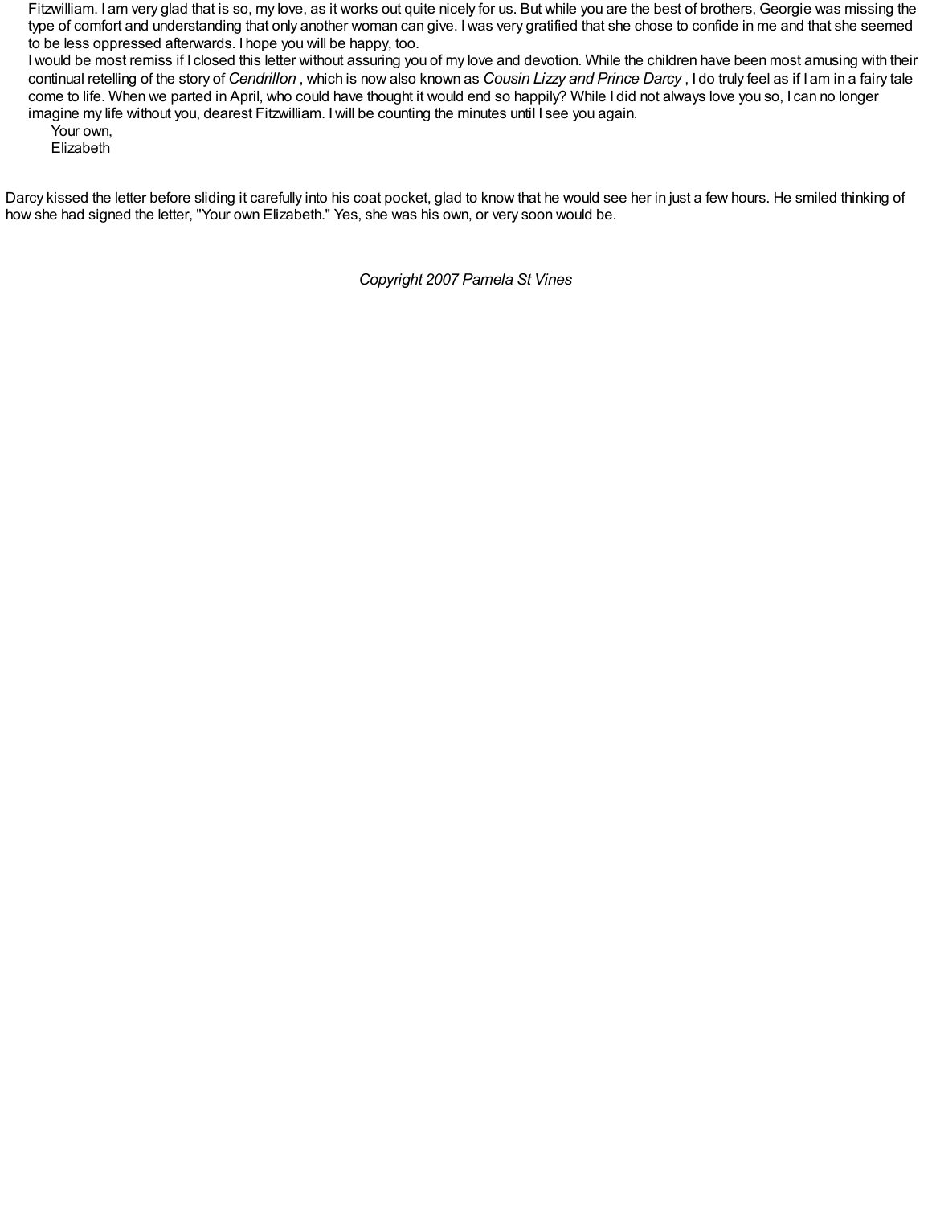Fitzwilliam. I am very glad that is so, my love, as it works out quite nicely for us. But while you are the best of brothers, Georgie was missing the type of comfort and understanding that only another woman can give. I was very gratified that she chose to confide in me and that she seemed to be less oppressed afterwards. I hope you will be happy, too.

I would be most remiss if I closed this letter without assuring you of my love and devotion. While the children have been most amusing with their continual retelling of the story of *Cendrillon* , which is now also known as *Cousin Lizzy and Prince Darcy* , I do truly feel as if I am in a fairy tale come to life. When we parted in April, who could have thought it would end so happily? While I did not always love you so, I can no longer imagine my life without you, dearest Fitzwilliam. I will be counting the minutes until I see you again.

Your own,
Elizabeth

Darcy kissed the letter before sliding it carefully into his coat pocket, glad to know that he would see her in just a few hours. He smiled thinking of how she had signed the letter, "Your own Elizabeth." Yes, she was his own, or very soon would be.

*Copyright 2007 Pamela St Vines*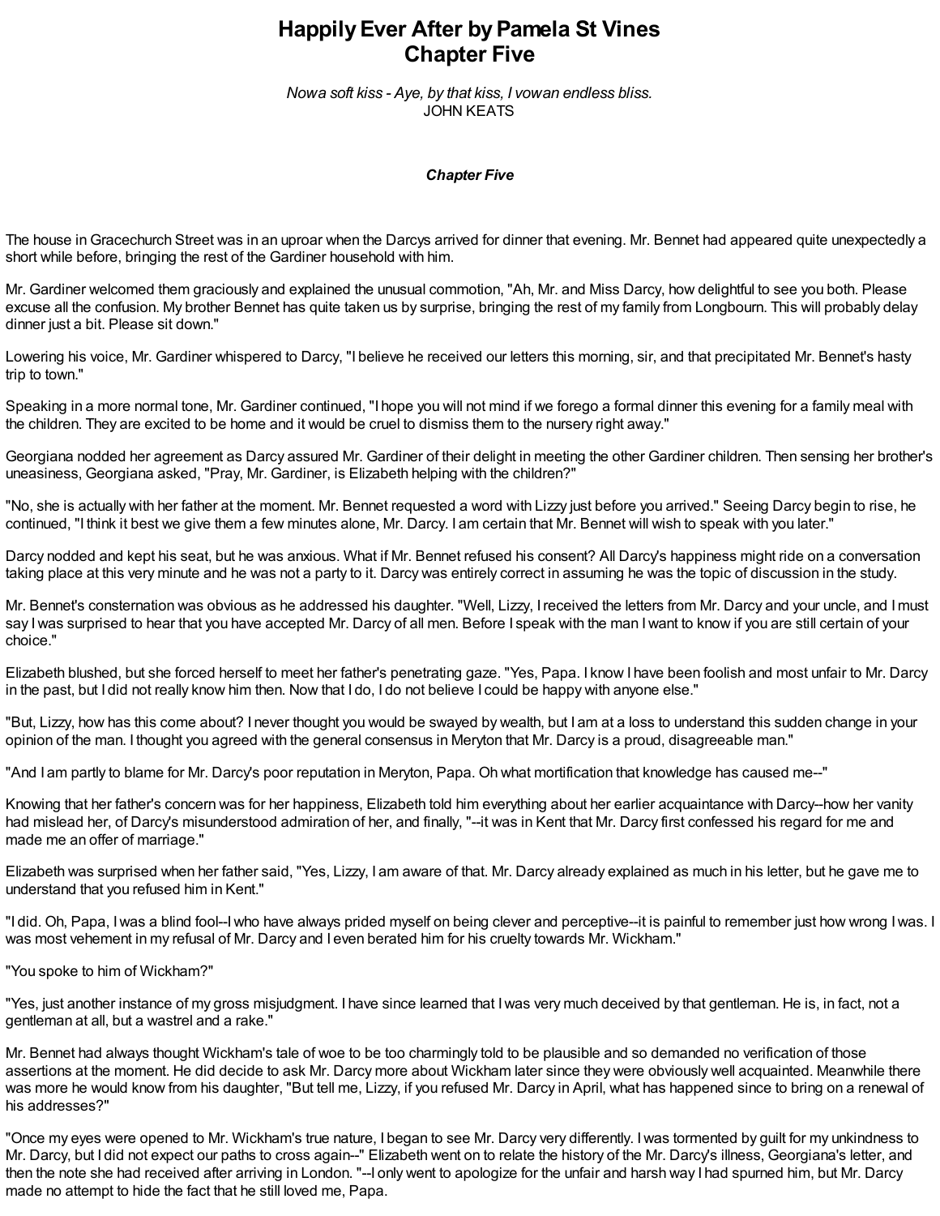# Happily Ever After by Pamela St Vines
# Chapter Five

*Now a soft kiss - Aye, by that kiss, I vow an endless bliss.*
JOHN KEATS

### *Chapter Five*

The house in Gracechurch Street was in an uproar when the Darcys arrived for dinner that evening. Mr. Bennet had appeared quite unexpectedly a short while before, bringing the rest of the Gardiner household with him.

Mr. Gardiner welcomed them graciously and explained the unusual commotion, "Ah, Mr. and Miss Darcy, how delightful to see you both. Please excuse all the confusion. My brother Bennet has quite taken us by surprise, bringing the rest of my family from Longbourn. This will probably delay dinner just a bit. Please sit down."

Lowering his voice, Mr. Gardiner whispered to Darcy, "I believe he received our letters this morning, sir, and that precipitated Mr. Bennet's hasty trip to town."

Speaking in a more normal tone, Mr. Gardiner continued, "I hope you will not mind if we forego a formal dinner this evening for a family meal with the children. They are excited to be home and it would be cruel to dismiss them to the nursery right away."

Georgiana nodded her agreement as Darcy assured Mr. Gardiner of their delight in meeting the other Gardiner children. Then sensing her brother's uneasiness, Georgiana asked, "Pray, Mr. Gardiner, is Elizabeth helping with the children?"

"No, she is actually with her father at the moment. Mr. Bennet requested a word with Lizzy just before you arrived." Seeing Darcy begin to rise, he continued, "I think it best we give them a few minutes alone, Mr. Darcy. I am certain that Mr. Bennet will wish to speak with you later."

Darcy nodded and kept his seat, but he was anxious. What if Mr. Bennet refused his consent? All Darcy's happiness might ride on a conversation taking place at this very minute and he was not a party to it. Darcy was entirely correct in assuming he was the topic of discussion in the study.

Mr. Bennet's consternation was obvious as he addressed his daughter. "Well, Lizzy, I received the letters from Mr. Darcy and your uncle, and I must say I was surprised to hear that you have accepted Mr. Darcy of all men. Before I speak with the man I want to know if you are still certain of your choice."

Elizabeth blushed, but she forced herself to meet her father's penetrating gaze. "Yes, Papa. I know I have been foolish and most unfair to Mr. Darcy in the past, but I did not really know him then. Now that I do, I do not believe I could be happy with anyone else."

"But, Lizzy, how has this come about? I never thought you would be swayed by wealth, but I am at a loss to understand this sudden change in your opinion of the man. I thought you agreed with the general consensus in Meryton that Mr. Darcy is a proud, disagreeable man."

"And I am partly to blame for Mr. Darcy's poor reputation in Meryton, Papa. Oh what mortification that knowledge has caused me--"

Knowing that her father's concern was for her happiness, Elizabeth told him everything about her earlier acquaintance with Darcy--how her vanity had mislead her, of Darcy's misunderstood admiration of her, and finally, "--it was in Kent that Mr. Darcy first confessed his regard for me and made me an offer of marriage."

Elizabeth was surprised when her father said, "Yes, Lizzy, I am aware of that. Mr. Darcy already explained as much in his letter, but he gave me to understand that you refused him in Kent."

"I did. Oh, Papa, I was a blind fool--I who have always prided myself on being clever and perceptive--it is painful to remember just how wrong I was. I was most vehement in my refusal of Mr. Darcy and I even berated him for his cruelty towards Mr. Wickham."

"You spoke to him of Wickham?"

"Yes, just another instance of my gross misjudgment. I have since learned that I was very much deceived by that gentleman. He is, in fact, not a gentleman at all, but a wastrel and a rake."

Mr. Bennet had always thought Wickham's tale of woe to be too charmingly told to be plausible and so demanded no verification of those assertions at the moment. He did decide to ask Mr. Darcy more about Wickham later since they were obviously well acquainted. Meanwhile there was more he would know from his daughter, "But tell me, Lizzy, if you refused Mr. Darcy in April, what has happened since to bring on a renewal of his addresses?"

"Once my eyes were opened to Mr. Wickham's true nature, I began to see Mr. Darcy very differently. I was tormented by guilt for my unkindness to Mr. Darcy, but I did not expect our paths to cross again--" Elizabeth went on to relate the history of the Mr. Darcy's illness, Georgiana's letter, and then the note she had received after arriving in London. "--I only went to apologize for the unfair and harsh way I had spurned him, but Mr. Darcy made no attempt to hide the fact that he still loved me, Papa.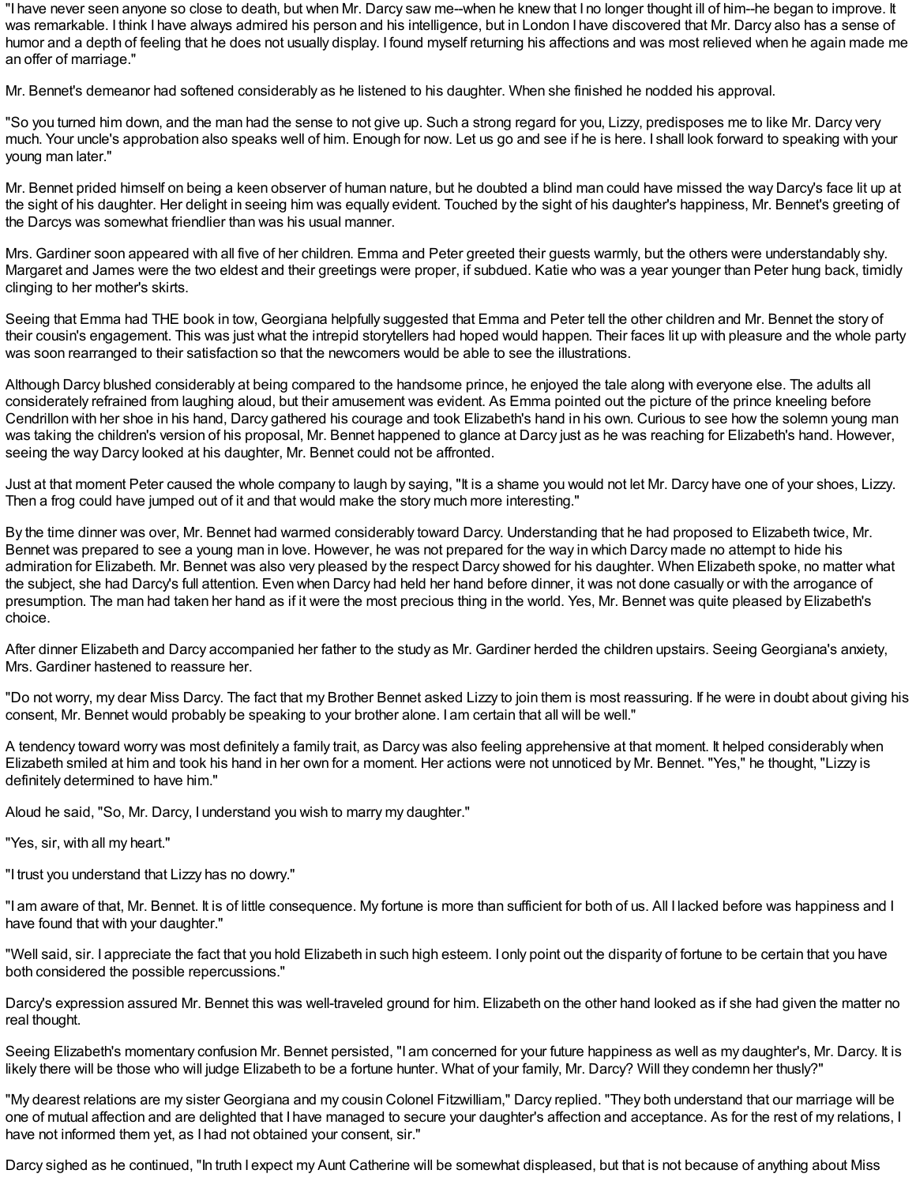"I have never seen anyone so close to death, but when Mr. Darcy saw me--when he knew that I no longer thought ill of him--he began to improve. It was remarkable. I think I have always admired his person and his intelligence, but in London I have discovered that Mr. Darcy also has a sense of humor and a depth of feeling that he does not usually display. I found myself returning his affections and was most relieved when he again made me an offer of marriage."

Mr. Bennet's demeanor had softened considerably as he listened to his daughter. When she finished he nodded his approval.

"So you turned him down, and the man had the sense to not give up. Such a strong regard for you, Lizzy, predisposes me to like Mr. Darcy very much. Your uncle's approbation also speaks well of him. Enough for now. Let us go and see if he is here. I shall look forward to speaking with your young man later."

Mr. Bennet prided himself on being a keen observer of human nature, but he doubted a blind man could have missed the way Darcy's face lit up at the sight of his daughter. Her delight in seeing him was equally evident. Touched by the sight of his daughter's happiness, Mr. Bennet's greeting of the Darcys was somewhat friendlier than was his usual manner.

Mrs. Gardiner soon appeared with all five of her children. Emma and Peter greeted their guests warmly, but the others were understandably shy. Margaret and James were the two eldest and their greetings were proper, if subdued. Katie who was a year younger than Peter hung back, timidly clinging to her mother's skirts.

Seeing that Emma had THE book in tow, Georgiana helpfully suggested that Emma and Peter tell the other children and Mr. Bennet the story of their cousin's engagement. This was just what the intrepid storytellers had hoped would happen. Their faces lit up with pleasure and the whole party was soon rearranged to their satisfaction so that the newcomers would be able to see the illustrations.

Although Darcy blushed considerably at being compared to the handsome prince, he enjoyed the tale along with everyone else. The adults all considerately refrained from laughing aloud, but their amusement was evident. As Emma pointed out the picture of the prince kneeling before Cendrillon with her shoe in his hand, Darcy gathered his courage and took Elizabeth's hand in his own. Curious to see how the solemn young man was taking the children's version of his proposal, Mr. Bennet happened to glance at Darcy just as he was reaching for Elizabeth's hand. However, seeing the way Darcy looked at his daughter, Mr. Bennet could not be affronted.

Just at that moment Peter caused the whole company to laugh by saying, "It is a shame you would not let Mr. Darcy have one of your shoes, Lizzy. Then a frog could have jumped out of it and that would make the story much more interesting."

By the time dinner was over, Mr. Bennet had warmed considerably toward Darcy. Understanding that he had proposed to Elizabeth twice, Mr. Bennet was prepared to see a young man in love. However, he was not prepared for the way in which Darcy made no attempt to hide his admiration for Elizabeth. Mr. Bennet was also very pleased by the respect Darcy showed for his daughter. When Elizabeth spoke, no matter what the subject, she had Darcy's full attention. Even when Darcy had held her hand before dinner, it was not done casually or with the arrogance of presumption. The man had taken her hand as if it were the most precious thing in the world. Yes, Mr. Bennet was quite pleased by Elizabeth's choice.

After dinner Elizabeth and Darcy accompanied her father to the study as Mr. Gardiner herded the children upstairs. Seeing Georgiana's anxiety, Mrs. Gardiner hastened to reassure her.

"Do not worry, my dear Miss Darcy. The fact that my Brother Bennet asked Lizzy to join them is most reassuring. If he were in doubt about giving his consent, Mr. Bennet would probably be speaking to your brother alone. I am certain that all will be well."

A tendency toward worry was most definitely a family trait, as Darcy was also feeling apprehensive at that moment. It helped considerably when Elizabeth smiled at him and took his hand in her own for a moment. Her actions were not unnoticed by Mr. Bennet. "Yes," he thought, "Lizzy is definitely determined to have him."

Aloud he said, "So, Mr. Darcy, I understand you wish to marry my daughter."

"Yes, sir, with all my heart."

"I trust you understand that Lizzy has no dowry."

"I am aware of that, Mr. Bennet. It is of little consequence. My fortune is more than sufficient for both of us. All I lacked before was happiness and I have found that with your daughter."

"Well said, sir. I appreciate the fact that you hold Elizabeth in such high esteem. I only point out the disparity of fortune to be certain that you have both considered the possible repercussions."

Darcy's expression assured Mr. Bennet this was well-traveled ground for him. Elizabeth on the other hand looked as if she had given the matter no real thought.

Seeing Elizabeth's momentary confusion Mr. Bennet persisted, "I am concerned for your future happiness as well as my daughter's, Mr. Darcy. It is likely there will be those who will judge Elizabeth to be a fortune hunter. What of your family, Mr. Darcy? Will they condemn her thusly?"

"My dearest relations are my sister Georgiana and my cousin Colonel Fitzwilliam," Darcy replied. "They both understand that our marriage will be one of mutual affection and are delighted that I have managed to secure your daughter's affection and acceptance. As for the rest of my relations, I have not informed them yet, as I had not obtained your consent, sir."

Darcy sighed as he continued, "In truth I expect my Aunt Catherine will be somewhat displeased, but that is not because of anything about Miss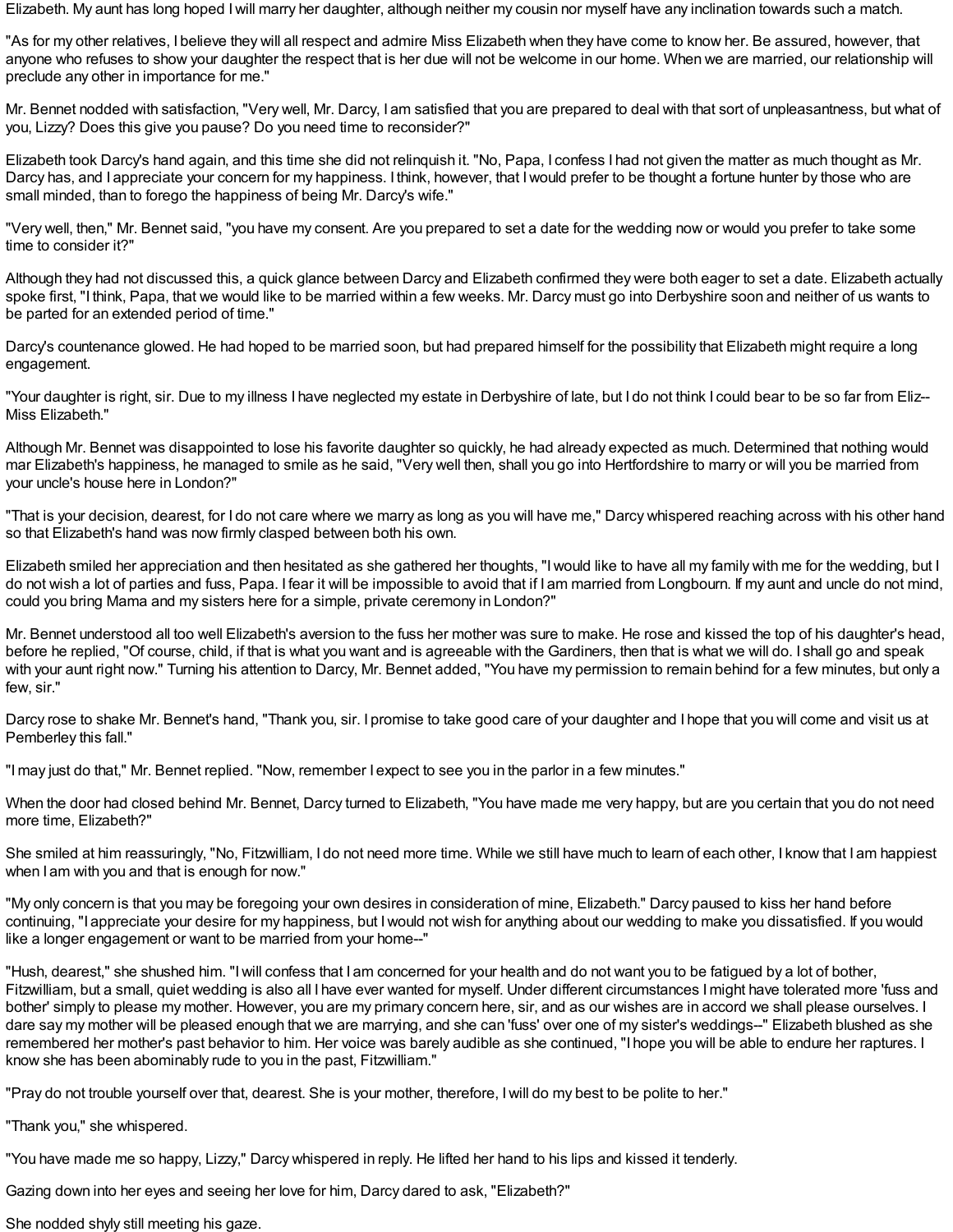Elizabeth. My aunt has long hoped I will marry her daughter, although neither my cousin nor myself have any inclination towards such a match.

"As for my other relatives, I believe they will all respect and admire Miss Elizabeth when they have come to know her. Be assured, however, that anyone who refuses to show your daughter the respect that is her due will not be welcome in our home. When we are married, our relationship will preclude any other in importance for me."

Mr. Bennet nodded with satisfaction, "Very well, Mr. Darcy, I am satisfied that you are prepared to deal with that sort of unpleasantness, but what of you, Lizzy? Does this give you pause? Do you need time to reconsider?"

Elizabeth took Darcy's hand again, and this time she did not relinquish it. "No, Papa, I confess I had not given the matter as much thought as Mr. Darcy has, and I appreciate your concern for my happiness. I think, however, that I would prefer to be thought a fortune hunter by those who are small minded, than to forego the happiness of being Mr. Darcy's wife."

"Very well, then," Mr. Bennet said, "you have my consent. Are you prepared to set a date for the wedding now or would you prefer to take some time to consider it?"

Although they had not discussed this, a quick glance between Darcy and Elizabeth confirmed they were both eager to set a date. Elizabeth actually spoke first, "I think, Papa, that we would like to be married within a few weeks. Mr. Darcy must go into Derbyshire soon and neither of us wants to be parted for an extended period of time."

Darcy's countenance glowed. He had hoped to be married soon, but had prepared himself for the possibility that Elizabeth might require a long engagement.

"Your daughter is right, sir. Due to my illness I have neglected my estate in Derbyshire of late, but I do not think I could bear to be so far from Eliz--Miss Elizabeth."

Although Mr. Bennet was disappointed to lose his favorite daughter so quickly, he had already expected as much. Determined that nothing would mar Elizabeth's happiness, he managed to smile as he said, "Very well then, shall you go into Hertfordshire to marry or will you be married from your uncle's house here in London?"

"That is your decision, dearest, for I do not care where we marry as long as you will have me," Darcy whispered reaching across with his other hand so that Elizabeth's hand was now firmly clasped between both his own.

Elizabeth smiled her appreciation and then hesitated as she gathered her thoughts, "I would like to have all my family with me for the wedding, but I do not wish a lot of parties and fuss, Papa. I fear it will be impossible to avoid that if I am married from Longbourn. If my aunt and uncle do not mind, could you bring Mama and my sisters here for a simple, private ceremony in London?"

Mr. Bennet understood all too well Elizabeth's aversion to the fuss her mother was sure to make. He rose and kissed the top of his daughter's head, before he replied, "Of course, child, if that is what you want and is agreeable with the Gardiners, then that is what we will do. I shall go and speak with your aunt right now." Turning his attention to Darcy, Mr. Bennet added, "You have my permission to remain behind for a few minutes, but only a few, sir."

Darcy rose to shake Mr. Bennet's hand, "Thank you, sir. I promise to take good care of your daughter and I hope that you will come and visit us at Pemberley this fall."

"I may just do that," Mr. Bennet replied. "Now, remember I expect to see you in the parlor in a few minutes."

When the door had closed behind Mr. Bennet, Darcy turned to Elizabeth, "You have made me very happy, but are you certain that you do not need more time, Elizabeth?"

She smiled at him reassuringly, "No, Fitzwilliam, I do not need more time. While we still have much to learn of each other, I know that I am happiest when I am with you and that is enough for now."

"My only concern is that you may be foregoing your own desires in consideration of mine, Elizabeth." Darcy paused to kiss her hand before continuing, "I appreciate your desire for my happiness, but I would not wish for anything about our wedding to make you dissatisfied. If you would like a longer engagement or want to be married from your home--"

"Hush, dearest," she shushed him. "I will confess that I am concerned for your health and do not want you to be fatigued by a lot of bother, Fitzwilliam, but a small, quiet wedding is also all I have ever wanted for myself. Under different circumstances I might have tolerated more 'fuss and bother' simply to please my mother. However, you are my primary concern here, sir, and as our wishes are in accord we shall please ourselves. I dare say my mother will be pleased enough that we are marrying, and she can 'fuss' over one of my sister's weddings--" Elizabeth blushed as she remembered her mother's past behavior to him. Her voice was barely audible as she continued, "I hope you will be able to endure her raptures. I know she has been abominably rude to you in the past, Fitzwilliam."

"Pray do not trouble yourself over that, dearest. She is your mother, therefore, I will do my best to be polite to her."

"Thank you," she whispered.

"You have made me so happy, Lizzy," Darcy whispered in reply. He lifted her hand to his lips and kissed it tenderly.

Gazing down into her eyes and seeing her love for him, Darcy dared to ask, "Elizabeth?"

She nodded shyly still meeting his gaze.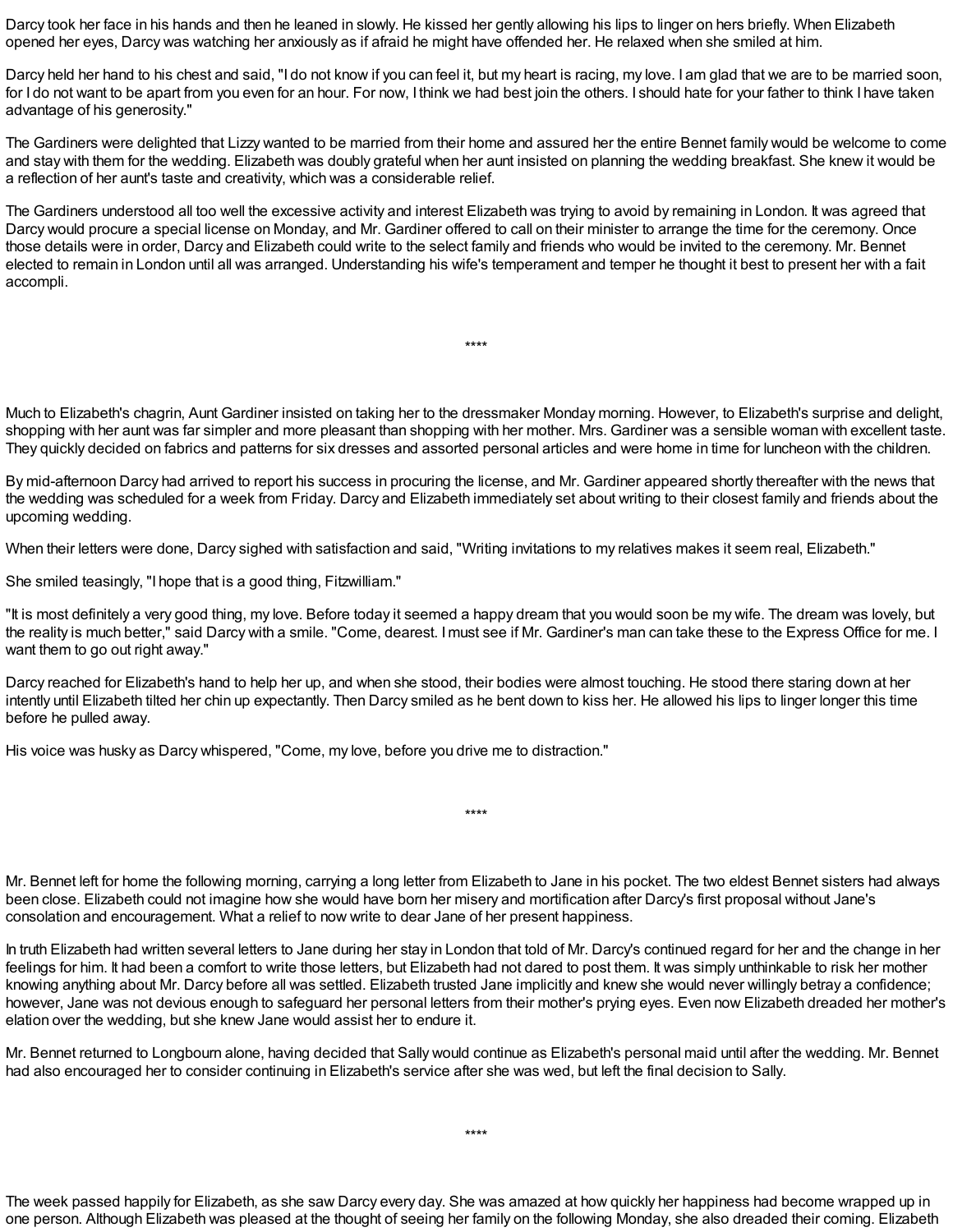Darcy took her face in his hands and then he leaned in slowly. He kissed her gently allowing his lips to linger on hers briefly. When Elizabeth opened her eyes, Darcy was watching her anxiously as if afraid he might have offended her. He relaxed when she smiled at him.

Darcy held her hand to his chest and said, "I do not know if you can feel it, but my heart is racing, my love. I am glad that we are to be married soon, for I do not want to be apart from you even for an hour. For now, I think we had best join the others. I should hate for your father to think I have taken advantage of his generosity."

The Gardiners were delighted that Lizzy wanted to be married from their home and assured her the entire Bennet family would be welcome to come and stay with them for the wedding. Elizabeth was doubly grateful when her aunt insisted on planning the wedding breakfast. She knew it would be a reflection of her aunt's taste and creativity, which was a considerable relief.

The Gardiners understood all too well the excessive activity and interest Elizabeth was trying to avoid by remaining in London. It was agreed that Darcy would procure a special license on Monday, and Mr. Gardiner offered to call on their minister to arrange the time for the ceremony. Once those details were in order, Darcy and Elizabeth could write to the select family and friends who would be invited to the ceremony. Mr. Bennet elected to remain in London until all was arranged. Understanding his wife's temperament and temper he thought it best to present her with a fait accompli.

****

Much to Elizabeth's chagrin, Aunt Gardiner insisted on taking her to the dressmaker Monday morning. However, to Elizabeth's surprise and delight, shopping with her aunt was far simpler and more pleasant than shopping with her mother. Mrs. Gardiner was a sensible woman with excellent taste. They quickly decided on fabrics and patterns for six dresses and assorted personal articles and were home in time for luncheon with the children.

By mid-afternoon Darcy had arrived to report his success in procuring the license, and Mr. Gardiner appeared shortly thereafter with the news that the wedding was scheduled for a week from Friday. Darcy and Elizabeth immediately set about writing to their closest family and friends about the upcoming wedding.

When their letters were done, Darcy sighed with satisfaction and said, "Writing invitations to my relatives makes it seem real, Elizabeth."

She smiled teasingly, "I hope that is a good thing, Fitzwilliam."

"It is most definitely a very good thing, my love. Before today it seemed a happy dream that you would soon be my wife. The dream was lovely, but the reality is much better," said Darcy with a smile. "Come, dearest. I must see if Mr. Gardiner's man can take these to the Express Office for me. I want them to go out right away."

Darcy reached for Elizabeth's hand to help her up, and when she stood, their bodies were almost touching. He stood there staring down at her intently until Elizabeth tilted her chin up expectantly. Then Darcy smiled as he bent down to kiss her. He allowed his lips to linger longer this time before he pulled away.

His voice was husky as Darcy whispered, "Come, my love, before you drive me to distraction."

****

Mr. Bennet left for home the following morning, carrying a long letter from Elizabeth to Jane in his pocket. The two eldest Bennet sisters had always been close. Elizabeth could not imagine how she would have born her misery and mortification after Darcy's first proposal without Jane's consolation and encouragement. What a relief to now write to dear Jane of her present happiness.

In truth Elizabeth had written several letters to Jane during her stay in London that told of Mr. Darcy's continued regard for her and the change in her feelings for him. It had been a comfort to write those letters, but Elizabeth had not dared to post them. It was simply unthinkable to risk her mother knowing anything about Mr. Darcy before all was settled. Elizabeth trusted Jane implicitly and knew she would never willingly betray a confidence; however, Jane was not devious enough to safeguard her personal letters from their mother's prying eyes. Even now Elizabeth dreaded her mother's elation over the wedding, but she knew Jane would assist her to endure it.

Mr. Bennet returned to Longbourn alone, having decided that Sally would continue as Elizabeth's personal maid until after the wedding. Mr. Bennet had also encouraged her to consider continuing in Elizabeth's service after she was wed, but left the final decision to Sally.

****

The week passed happily for Elizabeth, as she saw Darcy every day. She was amazed at how quickly her happiness had become wrapped up in one person. Although Elizabeth was pleased at the thought of seeing her family on the following Monday, she also dreaded their coming. Elizabeth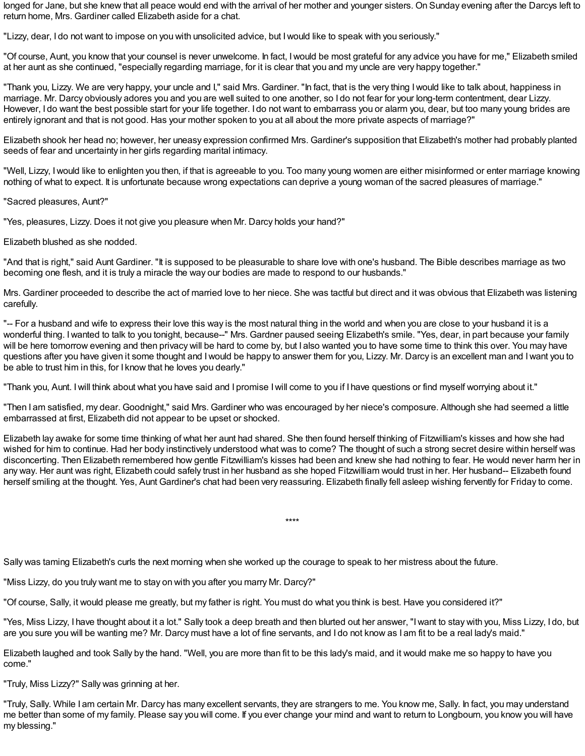longed for Jane, but she knew that all peace would end with the arrival of her mother and younger sisters. On Sunday evening after the Darcys left to return home, Mrs. Gardiner called Elizabeth aside for a chat.

"Lizzy, dear, I do not want to impose on you with unsolicited advice, but I would like to speak with you seriously."

"Of course, Aunt, you know that your counsel is never unwelcome. In fact, I would be most grateful for any advice you have for me," Elizabeth smiled at her aunt as she continued, "especially regarding marriage, for it is clear that you and my uncle are very happy together."

"Thank you, Lizzy. We are very happy, your uncle and I," said Mrs. Gardiner. "In fact, that is the very thing I would like to talk about, happiness in marriage. Mr. Darcy obviously adores you and you are well suited to one another, so I do not fear for your long-term contentment, dear Lizzy. However, I do want the best possible start for your life together. I do not want to embarrass you or alarm you, dear, but too many young brides are entirely ignorant and that is not good. Has your mother spoken to you at all about the more private aspects of marriage?"

Elizabeth shook her head no; however, her uneasy expression confirmed Mrs. Gardiner's supposition that Elizabeth's mother had probably planted seeds of fear and uncertainty in her girls regarding marital intimacy.

"Well, Lizzy, I would like to enlighten you then, if that is agreeable to you. Too many young women are either misinformed or enter marriage knowing nothing of what to expect. It is unfortunate because wrong expectations can deprive a young woman of the sacred pleasures of marriage."

"Sacred pleasures, Aunt?"

"Yes, pleasures, Lizzy. Does it not give you pleasure when Mr. Darcy holds your hand?"

Elizabeth blushed as she nodded.

"And that is right," said Aunt Gardiner. "It is supposed to be pleasurable to share love with one's husband. The Bible describes marriage as two becoming one flesh, and it is truly a miracle the way our bodies are made to respond to our husbands."

Mrs. Gardiner proceeded to describe the act of married love to her niece. She was tactful but direct and it was obvious that Elizabeth was listening carefully.

"-- For a husband and wife to express their love this way is the most natural thing in the world and when you are close to your husband it is a wonderful thing. I wanted to talk to you tonight, because--" Mrs. Gardner paused seeing Elizabeth's smile. "Yes, dear, in part because your family will be here tomorrow evening and then privacy will be hard to come by, but I also wanted you to have some time to think this over. You may have questions after you have given it some thought and I would be happy to answer them for you, Lizzy. Mr. Darcy is an excellent man and I want you to be able to trust him in this, for I know that he loves you dearly."

"Thank you, Aunt. I will think about what you have said and I promise I will come to you if I have questions or find myself worrying about it."

"Then I am satisfied, my dear. Goodnight," said Mrs. Gardiner who was encouraged by her niece's composure. Although she had seemed a little embarrassed at first, Elizabeth did not appear to be upset or shocked.

Elizabeth lay awake for some time thinking of what her aunt had shared. She then found herself thinking of Fitzwilliam's kisses and how she had wished for him to continue. Had her body instinctively understood what was to come? The thought of such a strong secret desire within herself was disconcerting. Then Elizabeth remembered how gentle Fitzwilliam's kisses had been and knew she had nothing to fear. He would never harm her in any way. Her aunt was right, Elizabeth could safely trust in her husband as she hoped Fitzwilliam would trust in her. Her husband-- Elizabeth found herself smiling at the thought. Yes, Aunt Gardiner's chat had been very reassuring. Elizabeth finally fell asleep wishing fervently for Friday to come.

****

Sally was taming Elizabeth's curls the next morning when she worked up the courage to speak to her mistress about the future.

"Miss Lizzy, do you truly want me to stay on with you after you marry Mr. Darcy?"

"Of course, Sally, it would please me greatly, but my father is right. You must do what you think is best. Have you considered it?"

"Yes, Miss Lizzy, I have thought about it a lot." Sally took a deep breath and then blurted out her answer, "I want to stay with you, Miss Lizzy, I do, but are you sure you will be wanting me? Mr. Darcy must have a lot of fine servants, and I do not know as I am fit to be a real lady's maid."

Elizabeth laughed and took Sally by the hand. "Well, you are more than fit to be this lady's maid, and it would make me so happy to have you come."

"Truly, Miss Lizzy?" Sally was grinning at her.

"Truly, Sally. While I am certain Mr. Darcy has many excellent servants, they are strangers to me. You know me, Sally. In fact, you may understand me better than some of my family. Please say you will come. If you ever change your mind and want to return to Longbourn, you know you will have my blessing."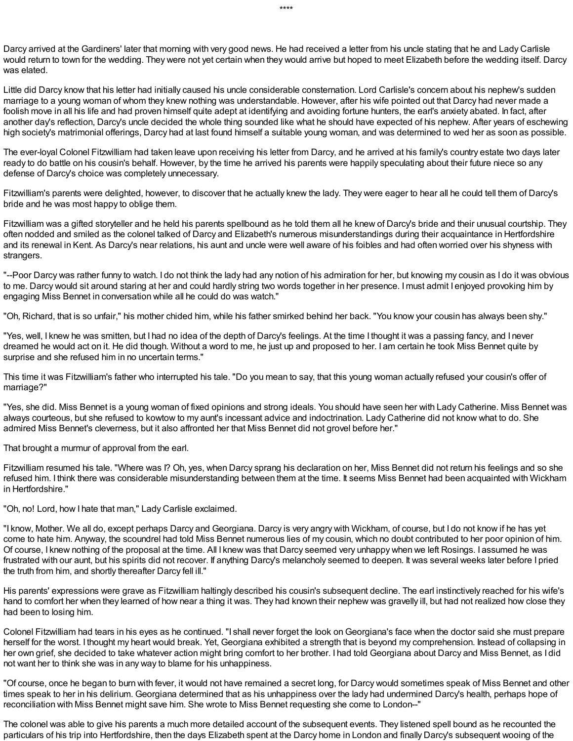****

Darcy arrived at the Gardiners' later that morning with very good news. He had received a letter from his uncle stating that he and Lady Carlisle would return to town for the wedding. They were not yet certain when they would arrive but hoped to meet Elizabeth before the wedding itself. Darcy was elated.

Little did Darcy know that his letter had initially caused his uncle considerable consternation. Lord Carlisle's concern about his nephew's sudden marriage to a young woman of whom they knew nothing was understandable. However, after his wife pointed out that Darcy had never made a foolish move in all his life and had proven himself quite adept at identifying and avoiding fortune hunters, the earl's anxiety abated. In fact, after another day's reflection, Darcy's uncle decided the whole thing sounded like what he should have expected of his nephew. After years of eschewing high society's matrimonial offerings, Darcy had at last found himself a suitable young woman, and was determined to wed her as soon as possible.

The ever-loyal Colonel Fitzwilliam had taken leave upon receiving his letter from Darcy, and he arrived at his family's country estate two days later ready to do battle on his cousin's behalf. However, by the time he arrived his parents were happily speculating about their future niece so any defense of Darcy's choice was completely unnecessary.

Fitzwilliam's parents were delighted, however, to discover that he actually knew the lady. They were eager to hear all he could tell them of Darcy's bride and he was most happy to oblige them.

Fitzwilliam was a gifted storyteller and he held his parents spellbound as he told them all he knew of Darcy's bride and their unusual courtship. They often nodded and smiled as the colonel talked of Darcy and Elizabeth's numerous misunderstandings during their acquaintance in Hertfordshire and its renewal in Kent. As Darcy's near relations, his aunt and uncle were well aware of his foibles and had often worried over his shyness with strangers.

"--Poor Darcy was rather funny to watch. I do not think the lady had any notion of his admiration for her, but knowing my cousin as I do it was obvious to me. Darcy would sit around staring at her and could hardly string two words together in her presence. I must admit I enjoyed provoking him by engaging Miss Bennet in conversation while all he could do was watch."

"Oh, Richard, that is so unfair," his mother chided him, while his father smirked behind her back. "You know your cousin has always been shy."

"Yes, well, I knew he was smitten, but I had no idea of the depth of Darcy's feelings. At the time I thought it was a passing fancy, and I never dreamed he would act on it. He did though. Without a word to me, he just up and proposed to her. I am certain he took Miss Bennet quite by surprise and she refused him in no uncertain terms."

This time it was Fitzwilliam's father who interrupted his tale. "Do you mean to say, that this young woman actually refused your cousin's offer of marriage?"

"Yes, she did. Miss Bennet is a young woman of fixed opinions and strong ideals. You should have seen her with Lady Catherine. Miss Bennet was always courteous, but she refused to kowtow to my aunt's incessant advice and indoctrination. Lady Catherine did not know what to do. She admired Miss Bennet's cleverness, but it also affronted her that Miss Bennet did not grovel before her."

That brought a murmur of approval from the earl.

Fitzwilliam resumed his tale. "Where was I? Oh, yes, when Darcy sprang his declaration on her, Miss Bennet did not return his feelings and so she refused him. I think there was considerable misunderstanding between them at the time. It seems Miss Bennet had been acquainted with Wickham in Hertfordshire."

"Oh, no! Lord, how I hate that man," Lady Carlisle exclaimed.

"I know, Mother. We all do, except perhaps Darcy and Georgiana. Darcy is very angry with Wickham, of course, but I do not know if he has yet come to hate him. Anyway, the scoundrel had told Miss Bennet numerous lies of my cousin, which no doubt contributed to her poor opinion of him. Of course, I knew nothing of the proposal at the time. All I knew was that Darcy seemed very unhappy when we left Rosings. I assumed he was frustrated with our aunt, but his spirits did not recover. If anything Darcy's melancholy seemed to deepen. It was several weeks later before I pried the truth from him, and shortly thereafter Darcy fell ill."

His parents' expressions were grave as Fitzwilliam haltingly described his cousin's subsequent decline. The earl instinctively reached for his wife's hand to comfort her when they learned of how near a thing it was. They had known their nephew was gravelly ill, but had not realized how close they had been to losing him.

Colonel Fitzwilliam had tears in his eyes as he continued. "I shall never forget the look on Georgiana's face when the doctor said she must prepare herself for the worst. I thought my heart would break. Yet, Georgiana exhibited a strength that is beyond my comprehension. Instead of collapsing in her own grief, she decided to take whatever action might bring comfort to her brother. I had told Georgiana about Darcy and Miss Bennet, as I did not want her to think she was in any way to blame for his unhappiness.

"Of course, once he began to burn with fever, it would not have remained a secret long, for Darcy would sometimes speak of Miss Bennet and other times speak to her in his delirium. Georgiana determined that as his unhappiness over the lady had undermined Darcy's health, perhaps hope of reconciliation with Miss Bennet might save him. She wrote to Miss Bennet requesting she come to London--"

The colonel was able to give his parents a much more detailed account of the subsequent events. They listened spell bound as he recounted the particulars of his trip into Hertfordshire, then the days Elizabeth spent at the Darcy home in London and finally Darcy's subsequent wooing of the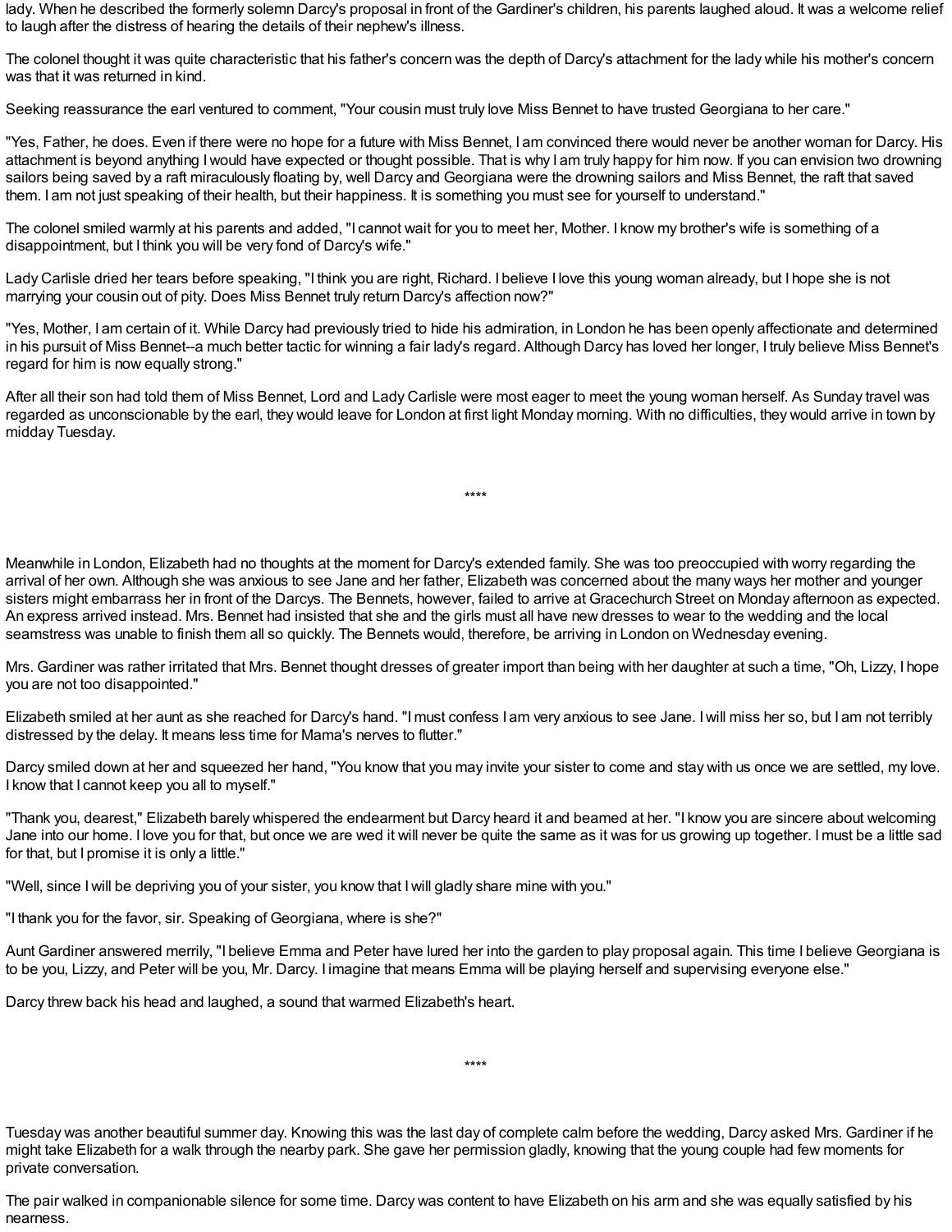lady. When he described the formerly solemn Darcy's proposal in front of the Gardiner's children, his parents laughed aloud. It was a welcome relief to laugh after the distress of hearing the details of their nephew's illness.

The colonel thought it was quite characteristic that his father's concern was the depth of Darcy's attachment for the lady while his mother's concern was that it was returned in kind.

Seeking reassurance the earl ventured to comment, "Your cousin must truly love Miss Bennet to have trusted Georgiana to her care."

"Yes, Father, he does. Even if there were no hope for a future with Miss Bennet, I am convinced there would never be another woman for Darcy. His attachment is beyond anything I would have expected or thought possible. That is why I am truly happy for him now. If you can envision two drowning sailors being saved by a raft miraculously floating by, well Darcy and Georgiana were the drowning sailors and Miss Bennet, the raft that saved them. I am not just speaking of their health, but their happiness. It is something you must see for yourself to understand."

The colonel smiled warmly at his parents and added, "I cannot wait for you to meet her, Mother. I know my brother's wife is something of a disappointment, but I think you will be very fond of Darcy's wife."

Lady Carlisle dried her tears before speaking, "I think you are right, Richard. I believe I love this young woman already, but I hope she is not marrying your cousin out of pity. Does Miss Bennet truly return Darcy's affection now?"

"Yes, Mother, I am certain of it. While Darcy had previously tried to hide his admiration, in London he has been openly affectionate and determined in his pursuit of Miss Bennet--a much better tactic for winning a fair lady's regard. Although Darcy has loved her longer, I truly believe Miss Bennet's regard for him is now equally strong."

After all their son had told them of Miss Bennet, Lord and Lady Carlisle were most eager to meet the young woman herself. As Sunday travel was regarded as unconscionable by the earl, they would leave for London at first light Monday morning. With no difficulties, they would arrive in town by midday Tuesday.

****

Meanwhile in London, Elizabeth had no thoughts at the moment for Darcy's extended family. She was too preoccupied with worry regarding the arrival of her own. Although she was anxious to see Jane and her father, Elizabeth was concerned about the many ways her mother and younger sisters might embarrass her in front of the Darcys. The Bennets, however, failed to arrive at Gracechurch Street on Monday afternoon as expected. An express arrived instead. Mrs. Bennet had insisted that she and the girls must all have new dresses to wear to the wedding and the local seamstress was unable to finish them all so quickly. The Bennets would, therefore, be arriving in London on Wednesday evening.

Mrs. Gardiner was rather irritated that Mrs. Bennet thought dresses of greater import than being with her daughter at such a time, "Oh, Lizzy, I hope you are not too disappointed."

Elizabeth smiled at her aunt as she reached for Darcy's hand. "I must confess I am very anxious to see Jane. I will miss her so, but I am not terribly distressed by the delay. It means less time for Mama's nerves to flutter."

Darcy smiled down at her and squeezed her hand, "You know that you may invite your sister to come and stay with us once we are settled, my love. I know that I cannot keep you all to myself."

"Thank you, dearest," Elizabeth barely whispered the endearment but Darcy heard it and beamed at her. "I know you are sincere about welcoming Jane into our home. I love you for that, but once we are wed it will never be quite the same as it was for us growing up together. I must be a little sad for that, but I promise it is only a little."

"Well, since I will be depriving you of your sister, you know that I will gladly share mine with you."

"I thank you for the favor, sir. Speaking of Georgiana, where is she?"

Aunt Gardiner answered merrily, "I believe Emma and Peter have lured her into the garden to play proposal again. This time I believe Georgiana is to be you, Lizzy, and Peter will be you, Mr. Darcy. I imagine that means Emma will be playing herself and supervising everyone else."

Darcy threw back his head and laughed, a sound that warmed Elizabeth's heart.

****

Tuesday was another beautiful summer day. Knowing this was the last day of complete calm before the wedding, Darcy asked Mrs. Gardiner if he might take Elizabeth for a walk through the nearby park. She gave her permission gladly, knowing that the young couple had few moments for private conversation.

The pair walked in companionable silence for some time. Darcy was content to have Elizabeth on his arm and she was equally satisfied by his nearness.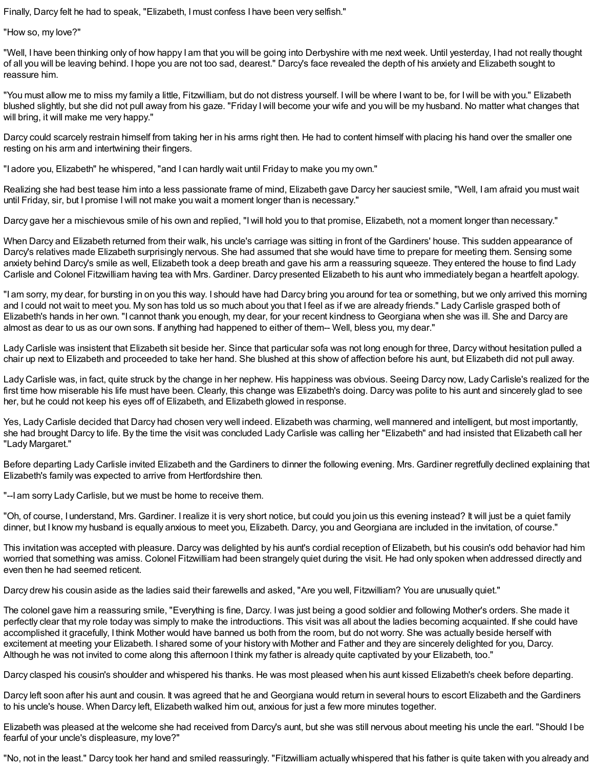Finally, Darcy felt he had to speak, "Elizabeth, I must confess I have been very selfish."

"How so, my love?"

"Well, I have been thinking only of how happy I am that you will be going into Derbyshire with me next week. Until yesterday, I had not really thought of all you will be leaving behind. I hope you are not too sad, dearest." Darcy's face revealed the depth of his anxiety and Elizabeth sought to reassure him.

"You must allow me to miss my family a little, Fitzwilliam, but do not distress yourself. I will be where I want to be, for I will be with you." Elizabeth blushed slightly, but she did not pull away from his gaze. "Friday I will become your wife and you will be my husband. No matter what changes that will bring, it will make me very happy."

Darcy could scarcely restrain himself from taking her in his arms right then. He had to content himself with placing his hand over the smaller one resting on his arm and intertwining their fingers.

"I adore you, Elizabeth" he whispered, "and I can hardly wait until Friday to make you my own."

Realizing she had best tease him into a less passionate frame of mind, Elizabeth gave Darcy her sauciest smile, "Well, I am afraid you must wait until Friday, sir, but I promise I will not make you wait a moment longer than is necessary."

Darcy gave her a mischievous smile of his own and replied, "I will hold you to that promise, Elizabeth, not a moment longer than necessary."

When Darcy and Elizabeth returned from their walk, his uncle's carriage was sitting in front of the Gardiners' house. This sudden appearance of Darcy's relatives made Elizabeth surprisingly nervous. She had assumed that she would have time to prepare for meeting them. Sensing some anxiety behind Darcy's smile as well, Elizabeth took a deep breath and gave his arm a reassuring squeeze. They entered the house to find Lady Carlisle and Colonel Fitzwilliam having tea with Mrs. Gardiner. Darcy presented Elizabeth to his aunt who immediately began a heartfelt apology.

"I am sorry, my dear, for bursting in on you this way. I should have had Darcy bring you around for tea or something, but we only arrived this morning and I could not wait to meet you. My son has told us so much about you that I feel as if we are already friends." Lady Carlisle grasped both of Elizabeth's hands in her own. "I cannot thank you enough, my dear, for your recent kindness to Georgiana when she was ill. She and Darcy are almost as dear to us as our own sons. If anything had happened to either of them-- Well, bless you, my dear."

Lady Carlisle was insistent that Elizabeth sit beside her. Since that particular sofa was not long enough for three, Darcy without hesitation pulled a chair up next to Elizabeth and proceeded to take her hand. She blushed at this show of affection before his aunt, but Elizabeth did not pull away.

Lady Carlisle was, in fact, quite struck by the change in her nephew. His happiness was obvious. Seeing Darcy now, Lady Carlisle's realized for the first time how miserable his life must have been. Clearly, this change was Elizabeth's doing. Darcy was polite to his aunt and sincerely glad to see her, but he could not keep his eyes off of Elizabeth, and Elizabeth glowed in response.

Yes, Lady Carlisle decided that Darcy had chosen very well indeed. Elizabeth was charming, well mannered and intelligent, but most importantly, she had brought Darcy to life. By the time the visit was concluded Lady Carlisle was calling her "Elizabeth" and had insisted that Elizabeth call her "Lady Margaret."

Before departing Lady Carlisle invited Elizabeth and the Gardiners to dinner the following evening. Mrs. Gardiner regretfully declined explaining that Elizabeth's family was expected to arrive from Hertfordshire then.

"--I am sorry Lady Carlisle, but we must be home to receive them.

"Oh, of course, I understand, Mrs. Gardiner. I realize it is very short notice, but could you join us this evening instead? It will just be a quiet family dinner, but I know my husband is equally anxious to meet you, Elizabeth. Darcy, you and Georgiana are included in the invitation, of course."

This invitation was accepted with pleasure. Darcy was delighted by his aunt's cordial reception of Elizabeth, but his cousin's odd behavior had him worried that something was amiss. Colonel Fitzwilliam had been strangely quiet during the visit. He had only spoken when addressed directly and even then he had seemed reticent.

Darcy drew his cousin aside as the ladies said their farewells and asked, "Are you well, Fitzwilliam? You are unusually quiet."

The colonel gave him a reassuring smile, "Everything is fine, Darcy. I was just being a good soldier and following Mother's orders. She made it perfectly clear that my role today was simply to make the introductions. This visit was all about the ladies becoming acquainted. If she could have accomplished it gracefully, I think Mother would have banned us both from the room, but do not worry. She was actually beside herself with excitement at meeting your Elizabeth. I shared some of your history with Mother and Father and they are sincerely delighted for you, Darcy. Although he was not invited to come along this afternoon I think my father is already quite captivated by your Elizabeth, too."

Darcy clasped his cousin's shoulder and whispered his thanks. He was most pleased when his aunt kissed Elizabeth's cheek before departing.

Darcy left soon after his aunt and cousin. It was agreed that he and Georgiana would return in several hours to escort Elizabeth and the Gardiners to his uncle's house. When Darcy left, Elizabeth walked him out, anxious for just a few more minutes together.

Elizabeth was pleased at the welcome she had received from Darcy's aunt, but she was still nervous about meeting his uncle the earl. "Should I be fearful of your uncle's displeasure, my love?"

"No, not in the least." Darcy took her hand and smiled reassuringly. "Fitzwilliam actually whispered that his father is quite taken with you already and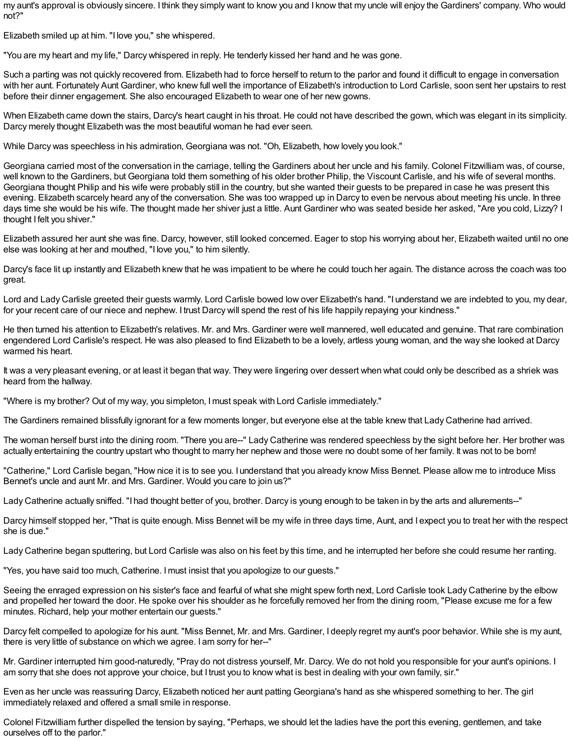my aunt's approval is obviously sincere. I think they simply want to know you and I know that my uncle will enjoy the Gardiners' company. Who would not?"

Elizabeth smiled up at him. "I love you," she whispered.

"You are my heart and my life," Darcy whispered in reply. He tenderly kissed her hand and he was gone.

Such a parting was not quickly recovered from. Elizabeth had to force herself to return to the parlor and found it difficult to engage in conversation with her aunt. Fortunately Aunt Gardiner, who knew full well the importance of Elizabeth's introduction to Lord Carlisle, soon sent her upstairs to rest before their dinner engagement. She also encouraged Elizabeth to wear one of her new gowns.

When Elizabeth came down the stairs, Darcy's heart caught in his throat. He could not have described the gown, which was elegant in its simplicity. Darcy merely thought Elizabeth was the most beautiful woman he had ever seen.

While Darcy was speechless in his admiration, Georgiana was not. "Oh, Elizabeth, how lovely you look."

Georgiana carried most of the conversation in the carriage, telling the Gardiners about her uncle and his family. Colonel Fitzwilliam was, of course, well known to the Gardiners, but Georgiana told them something of his older brother Philip, the Viscount Carlisle, and his wife of several months. Georgiana thought Philip and his wife were probably still in the country, but she wanted their guests to be prepared in case he was present this evening. Elizabeth scarcely heard any of the conversation. She was too wrapped up in Darcy to even be nervous about meeting his uncle. In three days time she would be his wife. The thought made her shiver just a little. Aunt Gardiner who was seated beside her asked, "Are you cold, Lizzy? I thought I felt you shiver."

Elizabeth assured her aunt she was fine. Darcy, however, still looked concerned. Eager to stop his worrying about her, Elizabeth waited until no one else was looking at her and mouthed, "I love you," to him silently.

Darcy's face lit up instantly and Elizabeth knew that he was impatient to be where he could touch her again. The distance across the coach was too great.

Lord and Lady Carlisle greeted their guests warmly. Lord Carlisle bowed low over Elizabeth's hand. "I understand we are indebted to you, my dear, for your recent care of our niece and nephew. I trust Darcy will spend the rest of his life happily repaying your kindness."

He then turned his attention to Elizabeth's relatives. Mr. and Mrs. Gardiner were well mannered, well educated and genuine. That rare combination engendered Lord Carlisle's respect. He was also pleased to find Elizabeth to be a lovely, artless young woman, and the way she looked at Darcy warmed his heart.

It was a very pleasant evening, or at least it began that way. They were lingering over dessert when what could only be described as a shriek was heard from the hallway.

"Where is my brother? Out of my way, you simpleton, I must speak with Lord Carlisle immediately."

The Gardiners remained blissfully ignorant for a few moments longer, but everyone else at the table knew that Lady Catherine had arrived.

The woman herself burst into the dining room. "There you are--" Lady Catherine was rendered speechless by the sight before her. Her brother was actually entertaining the country upstart who thought to marry her nephew and those were no doubt some of her family. It was not to be born!

"Catherine," Lord Carlisle began, "How nice it is to see you. I understand that you already know Miss Bennet. Please allow me to introduce Miss Bennet's uncle and aunt Mr. and Mrs. Gardiner. Would you care to join us?"

Lady Catherine actually sniffed. "I had thought better of you, brother. Darcy is young enough to be taken in by the arts and allurements--"

Darcy himself stopped her, "That is quite enough. Miss Bennet will be my wife in three days time, Aunt, and I expect you to treat her with the respect she is due."

Lady Catherine began sputtering, but Lord Carlisle was also on his feet by this time, and he interrupted her before she could resume her ranting.

"Yes, you have said too much, Catherine. I must insist that you apologize to our guests."

Seeing the enraged expression on his sister's face and fearful of what she might spew forth next, Lord Carlisle took Lady Catherine by the elbow and propelled her toward the door. He spoke over his shoulder as he forcefully removed her from the dining room, "Please excuse me for a few minutes. Richard, help your mother entertain our guests."

Darcy felt compelled to apologize for his aunt. "Miss Bennet, Mr. and Mrs. Gardiner, I deeply regret my aunt's poor behavior. While she is my aunt, there is very little of substance on which we agree. I am sorry for her--"

Mr. Gardiner interrupted him good-naturedly, "Pray do not distress yourself, Mr. Darcy. We do not hold you responsible for your aunt's opinions. I am sorry that she does not approve your choice, but I trust you to know what is best in dealing with your own family, sir."

Even as her uncle was reassuring Darcy, Elizabeth noticed her aunt patting Georgiana's hand as she whispered something to her. The girl immediately relaxed and offered a small smile in response.

Colonel Fitzwilliam further dispelled the tension by saying, "Perhaps, we should let the ladies have the port this evening, gentlemen, and take ourselves off to the parlor."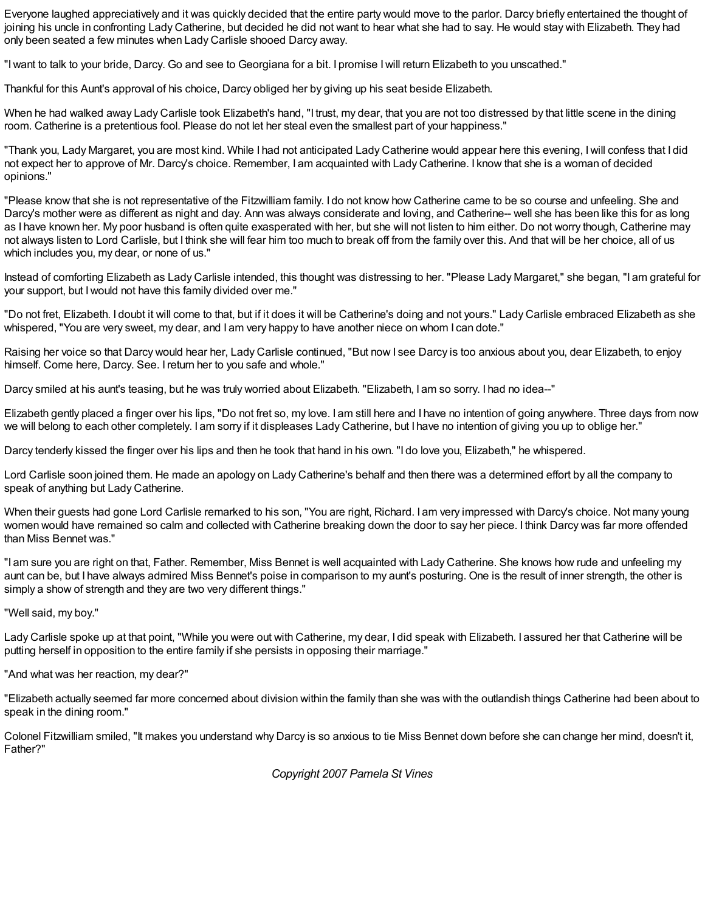Everyone laughed appreciatively and it was quickly decided that the entire party would move to the parlor. Darcy briefly entertained the thought of joining his uncle in confronting Lady Catherine, but decided he did not want to hear what she had to say. He would stay with Elizabeth. They had only been seated a few minutes when Lady Carlisle shooed Darcy away.

"I want to talk to your bride, Darcy. Go and see to Georgiana for a bit. I promise I will return Elizabeth to you unscathed."

Thankful for this Aunt's approval of his choice, Darcy obliged her by giving up his seat beside Elizabeth.

When he had walked away Lady Carlisle took Elizabeth's hand, "I trust, my dear, that you are not too distressed by that little scene in the dining room. Catherine is a pretentious fool. Please do not let her steal even the smallest part of your happiness."

"Thank you, Lady Margaret, you are most kind. While I had not anticipated Lady Catherine would appear here this evening, I will confess that I did not expect her to approve of Mr. Darcy's choice. Remember, I am acquainted with Lady Catherine. I know that she is a woman of decided opinions."

"Please know that she is not representative of the Fitzwilliam family. I do not know how Catherine came to be so course and unfeeling. She and Darcy's mother were as different as night and day. Ann was always considerate and loving, and Catherine-- well she has been like this for as long as I have known her. My poor husband is often quite exasperated with her, but she will not listen to him either. Do not worry though, Catherine may not always listen to Lord Carlisle, but I think she will fear him too much to break off from the family over this. And that will be her choice, all of us which includes you, my dear, or none of us."

Instead of comforting Elizabeth as Lady Carlisle intended, this thought was distressing to her. "Please Lady Margaret," she began, "I am grateful for your support, but I would not have this family divided over me."

"Do not fret, Elizabeth. I doubt it will come to that, but if it does it will be Catherine's doing and not yours." Lady Carlisle embraced Elizabeth as she whispered, "You are very sweet, my dear, and I am very happy to have another niece on whom I can dote."

Raising her voice so that Darcy would hear her, Lady Carlisle continued, "But now I see Darcy is too anxious about you, dear Elizabeth, to enjoy himself. Come here, Darcy. See. I return her to you safe and whole."

Darcy smiled at his aunt's teasing, but he was truly worried about Elizabeth. "Elizabeth, I am so sorry. I had no idea--"

Elizabeth gently placed a finger over his lips, "Do not fret so, my love. I am still here and I have no intention of going anywhere. Three days from now we will belong to each other completely. I am sorry if it displeases Lady Catherine, but I have no intention of giving you up to oblige her."

Darcy tenderly kissed the finger over his lips and then he took that hand in his own. "I do love you, Elizabeth," he whispered.

Lord Carlisle soon joined them. He made an apology on Lady Catherine's behalf and then there was a determined effort by all the company to speak of anything but Lady Catherine.

When their guests had gone Lord Carlisle remarked to his son, "You are right, Richard. I am very impressed with Darcy's choice. Not many young women would have remained so calm and collected with Catherine breaking down the door to say her piece. I think Darcy was far more offended than Miss Bennet was."

"I am sure you are right on that, Father. Remember, Miss Bennet is well acquainted with Lady Catherine. She knows how rude and unfeeling my aunt can be, but I have always admired Miss Bennet's poise in comparison to my aunt's posturing. One is the result of inner strength, the other is simply a show of strength and they are two very different things."

"Well said, my boy."

Lady Carlisle spoke up at that point, "While you were out with Catherine, my dear, I did speak with Elizabeth. I assured her that Catherine will be putting herself in opposition to the entire family if she persists in opposing their marriage."

"And what was her reaction, my dear?"

"Elizabeth actually seemed far more concerned about division within the family than she was with the outlandish things Catherine had been about to speak in the dining room."

Colonel Fitzwilliam smiled, "It makes you understand why Darcy is so anxious to tie Miss Bennet down before she can change her mind, doesn't it, Father?"

*Copyright 2007 Pamela St Vines*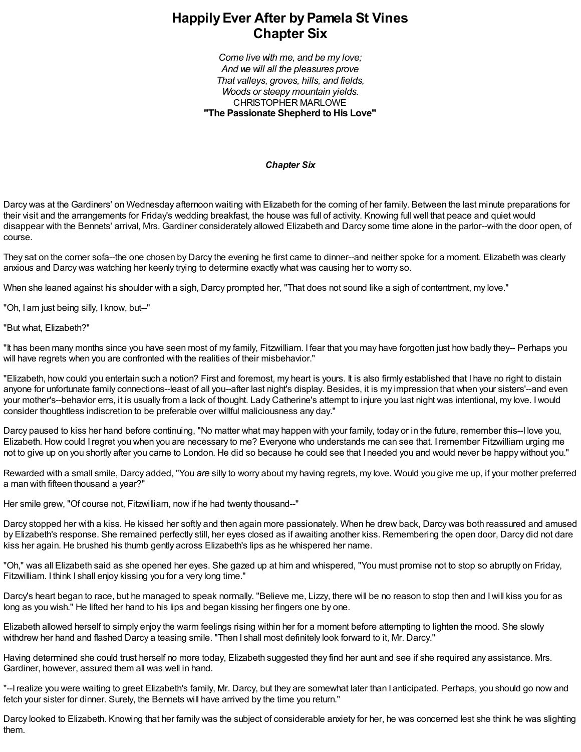# Happily Ever After by Pamela St Vines
## Chapter Six

*Come live with me, and be my love;*
*And we will all the pleasures prove*
*That valleys, groves, hills, and fields,*
*Woods or steepy mountain yields.*
CHRISTOPHER MARLOWE
**"The Passionate Shepherd to His Love"**

### *Chapter Six*

Darcy was at the Gardiners' on Wednesday afternoon waiting with Elizabeth for the coming of her family. Between the last minute preparations for their visit and the arrangements for Friday's wedding breakfast, the house was full of activity. Knowing full well that peace and quiet would disappear with the Bennets' arrival, Mrs. Gardiner considerately allowed Elizabeth and Darcy some time alone in the parlor--with the door open, of course.

They sat on the corner sofa--the one chosen by Darcy the evening he first came to dinner--and neither spoke for a moment. Elizabeth was clearly anxious and Darcy was watching her keenly trying to determine exactly what was causing her to worry so.

When she leaned against his shoulder with a sigh, Darcy prompted her, "That does not sound like a sigh of contentment, my love."

"Oh, I am just being silly, I know, but--"

"But what, Elizabeth?"

"It has been many months since you have seen most of my family, Fitzwilliam. I fear that you may have forgotten just how badly they-- Perhaps you will have regrets when you are confronted with the realities of their misbehavior."

"Elizabeth, how could you entertain such a notion? First and foremost, my heart is yours. It is also firmly established that I have no right to distain anyone for unfortunate family connections--least of all you--after last night's display. Besides, it is my impression that when your sisters'--and even your mother's--behavior errs, it is usually from a lack of thought. Lady Catherine's attempt to injure you last night was intentional, my love. I would consider thoughtless indiscretion to be preferable over willful maliciousness any day."

Darcy paused to kiss her hand before continuing, "No matter what may happen with your family, today or in the future, remember this--I love you, Elizabeth. How could I regret you when you are necessary to me? Everyone who understands me can see that. I remember Fitzwilliam urging me not to give up on you shortly after you came to London. He did so because he could see that I needed you and would never be happy without you."

Rewarded with a small smile, Darcy added, "You *are* silly to worry about my having regrets, my love. Would you give me up, if your mother preferred a man with fifteen thousand a year?"

Her smile grew, "Of course not, Fitzwilliam, now if he had twenty thousand--"

Darcy stopped her with a kiss. He kissed her softly and then again more passionately. When he drew back, Darcy was both reassured and amused by Elizabeth's response. She remained perfectly still, her eyes closed as if awaiting another kiss. Remembering the open door, Darcy did not dare kiss her again. He brushed his thumb gently across Elizabeth's lips as he whispered her name.

"Oh," was all Elizabeth said as she opened her eyes. She gazed up at him and whispered, "You must promise not to stop so abruptly on Friday, Fitzwilliam. I think I shall enjoy kissing you for a very long time."

Darcy's heart began to race, but he managed to speak normally. "Believe me, Lizzy, there will be no reason to stop then and I will kiss you for as long as you wish." He lifted her hand to his lips and began kissing her fingers one by one.

Elizabeth allowed herself to simply enjoy the warm feelings rising within her for a moment before attempting to lighten the mood. She slowly withdrew her hand and flashed Darcy a teasing smile. "Then I shall most definitely look forward to it, Mr. Darcy."

Having determined she could trust herself no more today, Elizabeth suggested they find her aunt and see if she required any assistance. Mrs. Gardiner, however, assured them all was well in hand.

"--I realize you were waiting to greet Elizabeth's family, Mr. Darcy, but they are somewhat later than I anticipated. Perhaps, you should go now and fetch your sister for dinner. Surely, the Bennets will have arrived by the time you return."

Darcy looked to Elizabeth. Knowing that her family was the subject of considerable anxiety for her, he was concerned lest she think he was slighting them.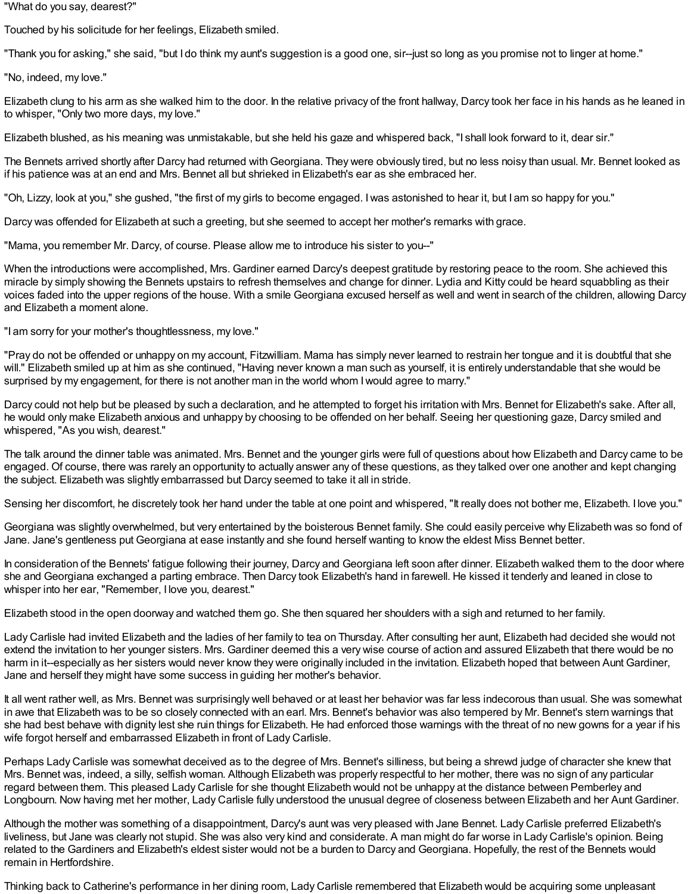"What do you say, dearest?"

Touched by his solicitude for her feelings, Elizabeth smiled.

"Thank you for asking," she said, "but I do think my aunt's suggestion is a good one, sir--just so long as you promise not to linger at home."

"No, indeed, my love."

Elizabeth clung to his arm as she walked him to the door. In the relative privacy of the front hallway, Darcy took her face in his hands as he leaned in to whisper, "Only two more days, my love."

Elizabeth blushed, as his meaning was unmistakable, but she held his gaze and whispered back, "I shall look forward to it, dear sir."

The Bennets arrived shortly after Darcy had returned with Georgiana. They were obviously tired, but no less noisy than usual. Mr. Bennet looked as if his patience was at an end and Mrs. Bennet all but shrieked in Elizabeth's ear as she embraced her.

"Oh, Lizzy, look at you," she gushed, "the first of my girls to become engaged. I was astonished to hear it, but I am so happy for you."

Darcy was offended for Elizabeth at such a greeting, but she seemed to accept her mother's remarks with grace.

"Mama, you remember Mr. Darcy, of course. Please allow me to introduce his sister to you--"

When the introductions were accomplished, Mrs. Gardiner earned Darcy's deepest gratitude by restoring peace to the room. She achieved this miracle by simply showing the Bennets upstairs to refresh themselves and change for dinner. Lydia and Kitty could be heard squabbling as their voices faded into the upper regions of the house. With a smile Georgiana excused herself as well and went in search of the children, allowing Darcy and Elizabeth a moment alone.

"I am sorry for your mother's thoughtlessness, my love."

"Pray do not be offended or unhappy on my account, Fitzwilliam. Mama has simply never learned to restrain her tongue and it is doubtful that she will." Elizabeth smiled up at him as she continued, "Having never known a man such as yourself, it is entirely understandable that she would be surprised by my engagement, for there is not another man in the world whom I would agree to marry."

Darcy could not help but be pleased by such a declaration, and he attempted to forget his irritation with Mrs. Bennet for Elizabeth's sake. After all, he would only make Elizabeth anxious and unhappy by choosing to be offended on her behalf. Seeing her questioning gaze, Darcy smiled and whispered, "As you wish, dearest."

The talk around the dinner table was animated. Mrs. Bennet and the younger girls were full of questions about how Elizabeth and Darcy came to be engaged. Of course, there was rarely an opportunity to actually answer any of these questions, as they talked over one another and kept changing the subject. Elizabeth was slightly embarrassed but Darcy seemed to take it all in stride.

Sensing her discomfort, he discretely took her hand under the table at one point and whispered, "It really does not bother me, Elizabeth. I love you."

Georgiana was slightly overwhelmed, but very entertained by the boisterous Bennet family. She could easily perceive why Elizabeth was so fond of Jane. Jane's gentleness put Georgiana at ease instantly and she found herself wanting to know the eldest Miss Bennet better.

In consideration of the Bennets' fatigue following their journey, Darcy and Georgiana left soon after dinner. Elizabeth walked them to the door where she and Georgiana exchanged a parting embrace. Then Darcy took Elizabeth's hand in farewell. He kissed it tenderly and leaned in close to whisper into her ear, "Remember, I love you, dearest."

Elizabeth stood in the open doorway and watched them go. She then squared her shoulders with a sigh and returned to her family.

Lady Carlisle had invited Elizabeth and the ladies of her family to tea on Thursday. After consulting her aunt, Elizabeth had decided she would not extend the invitation to her younger sisters. Mrs. Gardiner deemed this a very wise course of action and assured Elizabeth that there would be no harm in it--especially as her sisters would never know they were originally included in the invitation. Elizabeth hoped that between Aunt Gardiner, Jane and herself they might have some success in guiding her mother's behavior.

It all went rather well, as Mrs. Bennet was surprisingly well behaved or at least her behavior was far less indecorous than usual. She was somewhat in awe that Elizabeth was to be so closely connected with an earl. Mrs. Bennet's behavior was also tempered by Mr. Bennet's stern warnings that she had best behave with dignity lest she ruin things for Elizabeth. He had enforced those warnings with the threat of no new gowns for a year if his wife forgot herself and embarrassed Elizabeth in front of Lady Carlisle.

Perhaps Lady Carlisle was somewhat deceived as to the degree of Mrs. Bennet's silliness, but being a shrewd judge of character she knew that Mrs. Bennet was, indeed, a silly, selfish woman. Although Elizabeth was properly respectful to her mother, there was no sign of any particular regard between them. This pleased Lady Carlisle for she thought Elizabeth would not be unhappy at the distance between Pemberley and Longbourn. Now having met her mother, Lady Carlisle fully understood the unusual degree of closeness between Elizabeth and her Aunt Gardiner.

Although the mother was something of a disappointment, Darcy's aunt was very pleased with Jane Bennet. Lady Carlisle preferred Elizabeth's liveliness, but Jane was clearly not stupid. She was also very kind and considerate. A man might do far worse in Lady Carlisle's opinion. Being related to the Gardiners and Elizabeth's eldest sister would not be a burden to Darcy and Georgiana. Hopefully, the rest of the Bennets would remain in Hertfordshire.

Thinking back to Catherine's performance in her dining room, Lady Carlisle remembered that Elizabeth would be acquiring some unpleasant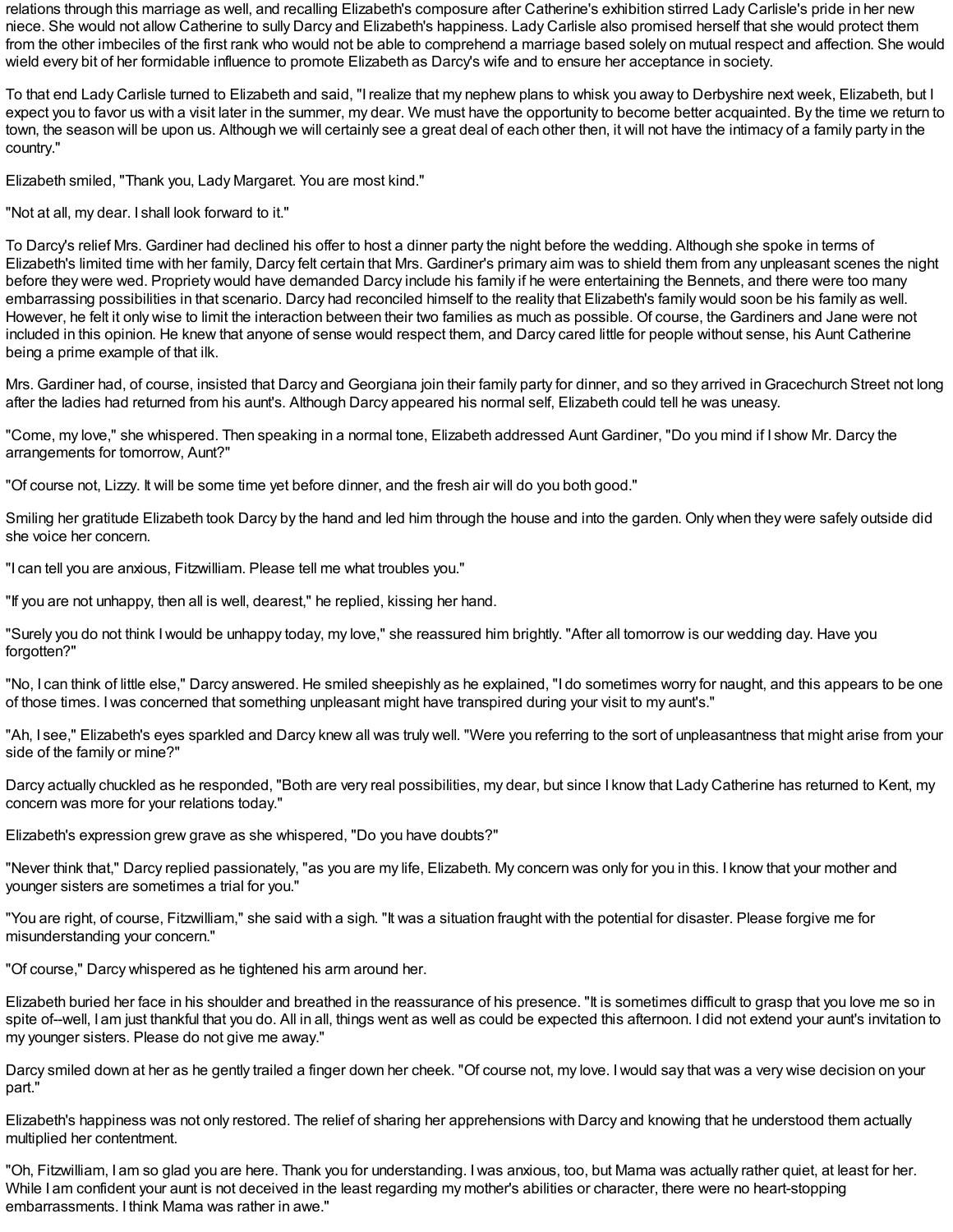relations through this marriage as well, and recalling Elizabeth's composure after Catherine's exhibition stirred Lady Carlisle's pride in her new niece. She would not allow Catherine to sully Darcy and Elizabeth's happiness. Lady Carlisle also promised herself that she would protect them from the other imbeciles of the first rank who would not be able to comprehend a marriage based solely on mutual respect and affection. She would wield every bit of her formidable influence to promote Elizabeth as Darcy's wife and to ensure her acceptance in society.

To that end Lady Carlisle turned to Elizabeth and said, "I realize that my nephew plans to whisk you away to Derbyshire next week, Elizabeth, but I expect you to favor us with a visit later in the summer, my dear. We must have the opportunity to become better acquainted. By the time we return to town, the season will be upon us. Although we will certainly see a great deal of each other then, it will not have the intimacy of a family party in the country."

Elizabeth smiled, "Thank you, Lady Margaret. You are most kind."

"Not at all, my dear. I shall look forward to it."

To Darcy's relief Mrs. Gardiner had declined his offer to host a dinner party the night before the wedding. Although she spoke in terms of Elizabeth's limited time with her family, Darcy felt certain that Mrs. Gardiner's primary aim was to shield them from any unpleasant scenes the night before they were wed. Propriety would have demanded Darcy include his family if he were entertaining the Bennets, and there were too many embarrassing possibilities in that scenario. Darcy had reconciled himself to the reality that Elizabeth's family would soon be his family as well. However, he felt it only wise to limit the interaction between their two families as much as possible. Of course, the Gardiners and Jane were not included in this opinion. He knew that anyone of sense would respect them, and Darcy cared little for people without sense, his Aunt Catherine being a prime example of that ilk.

Mrs. Gardiner had, of course, insisted that Darcy and Georgiana join their family party for dinner, and so they arrived in Gracechurch Street not long after the ladies had returned from his aunt's. Although Darcy appeared his normal self, Elizabeth could tell he was uneasy.

"Come, my love," she whispered. Then speaking in a normal tone, Elizabeth addressed Aunt Gardiner, "Do you mind if I show Mr. Darcy the arrangements for tomorrow, Aunt?"

"Of course not, Lizzy. It will be some time yet before dinner, and the fresh air will do you both good."

Smiling her gratitude Elizabeth took Darcy by the hand and led him through the house and into the garden. Only when they were safely outside did she voice her concern.

"I can tell you are anxious, Fitzwilliam. Please tell me what troubles you."

"If you are not unhappy, then all is well, dearest," he replied, kissing her hand.

"Surely you do not think I would be unhappy today, my love," she reassured him brightly. "After all tomorrow is our wedding day. Have you forgotten?"

"No, I can think of little else," Darcy answered. He smiled sheepishly as he explained, "I do sometimes worry for naught, and this appears to be one of those times. I was concerned that something unpleasant might have transpired during your visit to my aunt's."

"Ah, I see," Elizabeth's eyes sparkled and Darcy knew all was truly well. "Were you referring to the sort of unpleasantness that might arise from your side of the family or mine?"

Darcy actually chuckled as he responded, "Both are very real possibilities, my dear, but since I know that Lady Catherine has returned to Kent, my concern was more for your relations today."

Elizabeth's expression grew grave as she whispered, "Do you have doubts?"

"Never think that," Darcy replied passionately, "as you are my life, Elizabeth. My concern was only for you in this. I know that your mother and younger sisters are sometimes a trial for you."

"You are right, of course, Fitzwilliam," she said with a sigh. "It was a situation fraught with the potential for disaster. Please forgive me for misunderstanding your concern."

"Of course," Darcy whispered as he tightened his arm around her.

Elizabeth buried her face in his shoulder and breathed in the reassurance of his presence. "It is sometimes difficult to grasp that you love me so in spite of--well, I am just thankful that you do. All in all, things went as well as could be expected this afternoon. I did not extend your aunt's invitation to my younger sisters. Please do not give me away."

Darcy smiled down at her as he gently trailed a finger down her cheek. "Of course not, my love. I would say that was a very wise decision on your part."

Elizabeth's happiness was not only restored. The relief of sharing her apprehensions with Darcy and knowing that he understood them actually multiplied her contentment.

"Oh, Fitzwilliam, I am so glad you are here. Thank you for understanding. I was anxious, too, but Mama was actually rather quiet, at least for her. While I am confident your aunt is not deceived in the least regarding my mother's abilities or character, there were no heart-stopping embarrassments. I think Mama was rather in awe."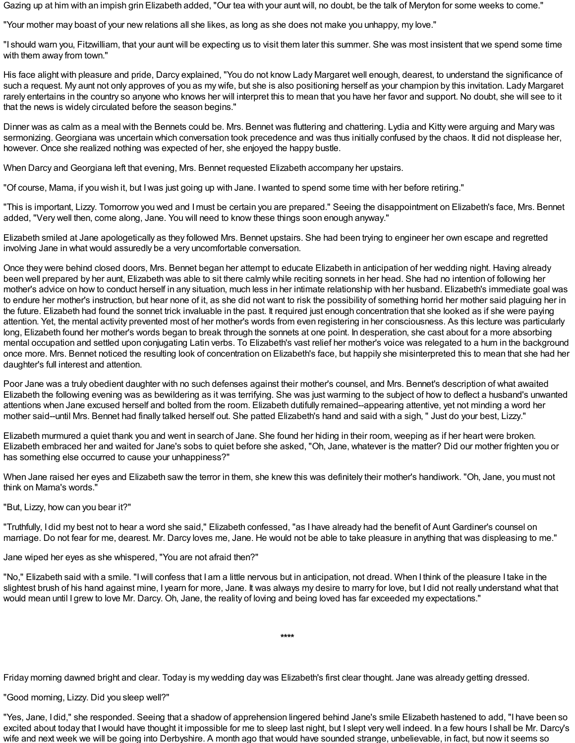Gazing up at him with an impish grin Elizabeth added, "Our tea with your aunt will, no doubt, be the talk of Meryton for some weeks to come."

"Your mother may boast of your new relations all she likes, as long as she does not make you unhappy, my love."

"I should warn you, Fitzwilliam, that your aunt will be expecting us to visit them later this summer. She was most insistent that we spend some time with them away from town."

His face alight with pleasure and pride, Darcy explained, "You do not know Lady Margaret well enough, dearest, to understand the significance of such a request. My aunt not only approves of you as my wife, but she is also positioning herself as your champion by this invitation. Lady Margaret rarely entertains in the country so anyone who knows her will interpret this to mean that you have her favor and support. No doubt, she will see to it that the news is widely circulated before the season begins."

Dinner was as calm as a meal with the Bennets could be. Mrs. Bennet was fluttering and chattering. Lydia and Kitty were arguing and Mary was sermonizing. Georgiana was uncertain which conversation took precedence and was thus initially confused by the chaos. It did not displease her, however. Once she realized nothing was expected of her, she enjoyed the happy bustle.

When Darcy and Georgiana left that evening, Mrs. Bennet requested Elizabeth accompany her upstairs.

"Of course, Mama, if you wish it, but I was just going up with Jane. I wanted to spend some time with her before retiring."

"This is important, Lizzy. Tomorrow you wed and I must be certain you are prepared." Seeing the disappointment on Elizabeth's face, Mrs. Bennet added, "Very well then, come along, Jane. You will need to know these things soon enough anyway."

Elizabeth smiled at Jane apologetically as they followed Mrs. Bennet upstairs. She had been trying to engineer her own escape and regretted involving Jane in what would assuredly be a very uncomfortable conversation.

Once they were behind closed doors, Mrs. Bennet began her attempt to educate Elizabeth in anticipation of her wedding night. Having already been well prepared by her aunt, Elizabeth was able to sit there calmly while reciting sonnets in her head. She had no intention of following her mother's advice on how to conduct herself in any situation, much less in her intimate relationship with her husband. Elizabeth's immediate goal was to endure her mother's instruction, but hear none of it, as she did not want to risk the possibility of something horrid her mother said plaguing her in the future. Elizabeth had found the sonnet trick invaluable in the past. It required just enough concentration that she looked as if she were paying attention. Yet, the mental activity prevented most of her mother's words from even registering in her consciousness. As this lecture was particularly long, Elizabeth found her mother's words began to break through the sonnets at one point. In desperation, she cast about for a more absorbing mental occupation and settled upon conjugating Latin verbs. To Elizabeth's vast relief her mother's voice was relegated to a hum in the background once more. Mrs. Bennet noticed the resulting look of concentration on Elizabeth's face, but happily she misinterpreted this to mean that she had her daughter's full interest and attention.

Poor Jane was a truly obedient daughter with no such defenses against their mother's counsel, and Mrs. Bennet's description of what awaited Elizabeth the following evening was as bewildering as it was terrifying. She was just warming to the subject of how to deflect a husband's unwanted attentions when Jane excused herself and bolted from the room. Elizabeth dutifully remained--appearing attentive, yet not minding a word her mother said--until Mrs. Bennet had finally talked herself out. She patted Elizabeth's hand and said with a sigh, " Just do your best, Lizzy."

Elizabeth murmured a quiet thank you and went in search of Jane. She found her hiding in their room, weeping as if her heart were broken. Elizabeth embraced her and waited for Jane's sobs to quiet before she asked, "Oh, Jane, whatever is the matter? Did our mother frighten you or has something else occurred to cause your unhappiness?"

When Jane raised her eyes and Elizabeth saw the terror in them, she knew this was definitely their mother's handiwork. "Oh, Jane, you must not think on Mama's words."

"But, Lizzy, how can you bear it?"

"Truthfully, I did my best not to hear a word she said," Elizabeth confessed, "as I have already had the benefit of Aunt Gardiner's counsel on marriage. Do not fear for me, dearest. Mr. Darcy loves me, Jane. He would not be able to take pleasure in anything that was displeasing to me."

Jane wiped her eyes as she whispered, "You are not afraid then?"

"No," Elizabeth said with a smile. "I will confess that I am a little nervous but in anticipation, not dread. When I think of the pleasure I take in the slightest brush of his hand against mine, I yearn for more, Jane. It was always my desire to marry for love, but I did not really understand what that would mean until I grew to love Mr. Darcy. Oh, Jane, the reality of loving and being loved has far exceeded my expectations."

****

Friday morning dawned bright and clear. Today is my wedding day was Elizabeth's first clear thought. Jane was already getting dressed.

"Good morning, Lizzy. Did you sleep well?"

"Yes, Jane, I did," she responded. Seeing that a shadow of apprehension lingered behind Jane's smile Elizabeth hastened to add, "I have been so excited about today that I would have thought it impossible for me to sleep last night, but I slept very well indeed. In a few hours I shall be Mr. Darcy's wife and next week we will be going into Derbyshire. A month ago that would have sounded strange, unbelievable, in fact, but now it seems so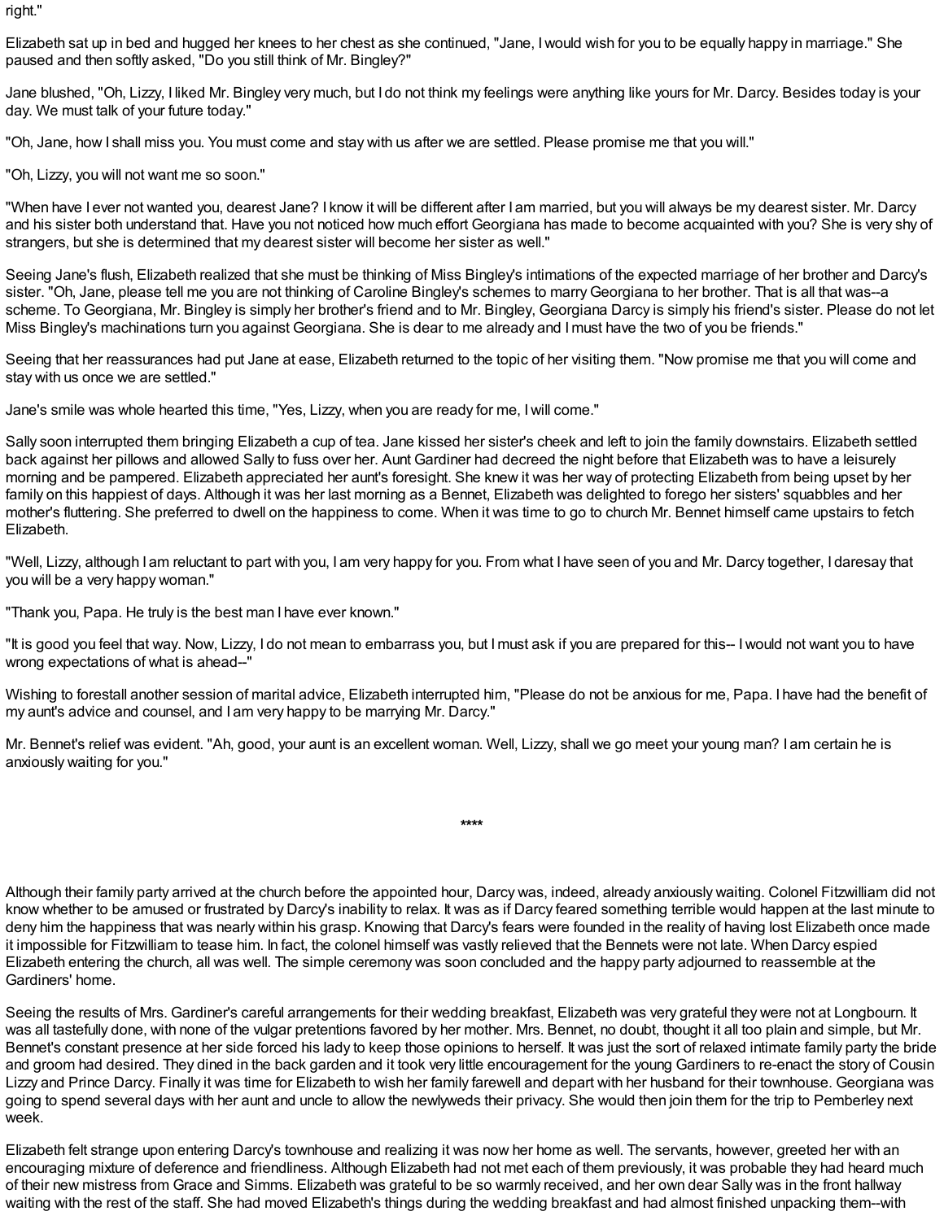right."

Elizabeth sat up in bed and hugged her knees to her chest as she continued, "Jane, I would wish for you to be equally happy in marriage." She paused and then softly asked, "Do you still think of Mr. Bingley?"

Jane blushed, "Oh, Lizzy, I liked Mr. Bingley very much, but I do not think my feelings were anything like yours for Mr. Darcy. Besides today is your day. We must talk of your future today."

"Oh, Jane, how I shall miss you. You must come and stay with us after we are settled. Please promise me that you will."

"Oh, Lizzy, you will not want me so soon."

"When have I ever not wanted you, dearest Jane? I know it will be different after I am married, but you will always be my dearest sister. Mr. Darcy and his sister both understand that. Have you not noticed how much effort Georgiana has made to become acquainted with you? She is very shy of strangers, but she is determined that my dearest sister will become her sister as well."

Seeing Jane's flush, Elizabeth realized that she must be thinking of Miss Bingley's intimations of the expected marriage of her brother and Darcy's sister. "Oh, Jane, please tell me you are not thinking of Caroline Bingley's schemes to marry Georgiana to her brother. That is all that was--a scheme. To Georgiana, Mr. Bingley is simply her brother's friend and to Mr. Bingley, Georgiana Darcy is simply his friend's sister. Please do not let Miss Bingley's machinations turn you against Georgiana. She is dear to me already and I must have the two of you be friends."

Seeing that her reassurances had put Jane at ease, Elizabeth returned to the topic of her visiting them. "Now promise me that you will come and stay with us once we are settled."

Jane's smile was whole hearted this time, "Yes, Lizzy, when you are ready for me, I will come."

Sally soon interrupted them bringing Elizabeth a cup of tea. Jane kissed her sister's cheek and left to join the family downstairs. Elizabeth settled back against her pillows and allowed Sally to fuss over her. Aunt Gardiner had decreed the night before that Elizabeth was to have a leisurely morning and be pampered. Elizabeth appreciated her aunt's foresight. She knew it was her way of protecting Elizabeth from being upset by her family on this happiest of days. Although it was her last morning as a Bennet, Elizabeth was delighted to forego her sisters' squabbles and her mother's fluttering. She preferred to dwell on the happiness to come. When it was time to go to church Mr. Bennet himself came upstairs to fetch Elizabeth.

"Well, Lizzy, although I am reluctant to part with you, I am very happy for you. From what I have seen of you and Mr. Darcy together, I daresay that you will be a very happy woman."

"Thank you, Papa. He truly is the best man I have ever known."

"It is good you feel that way. Now, Lizzy, I do not mean to embarrass you, but I must ask if you are prepared for this-- I would not want you to have wrong expectations of what is ahead--"

Wishing to forestall another session of marital advice, Elizabeth interrupted him, "Please do not be anxious for me, Papa. I have had the benefit of my aunt's advice and counsel, and I am very happy to be marrying Mr. Darcy."

Mr. Bennet's relief was evident. "Ah, good, your aunt is an excellent woman. Well, Lizzy, shall we go meet your young man? I am certain he is anxiously waiting for you."

****

Although their family party arrived at the church before the appointed hour, Darcy was, indeed, already anxiously waiting. Colonel Fitzwilliam did not know whether to be amused or frustrated by Darcy's inability to relax. It was as if Darcy feared something terrible would happen at the last minute to deny him the happiness that was nearly within his grasp. Knowing that Darcy's fears were founded in the reality of having lost Elizabeth once made it impossible for Fitzwilliam to tease him. In fact, the colonel himself was vastly relieved that the Bennets were not late. When Darcy espied Elizabeth entering the church, all was well. The simple ceremony was soon concluded and the happy party adjourned to reassemble at the Gardiners' home.

Seeing the results of Mrs. Gardiner's careful arrangements for their wedding breakfast, Elizabeth was very grateful they were not at Longbourn. It was all tastefully done, with none of the vulgar pretentions favored by her mother. Mrs. Bennet, no doubt, thought it all too plain and simple, but Mr. Bennet's constant presence at her side forced his lady to keep those opinions to herself. It was just the sort of relaxed intimate family party the bride and groom had desired. They dined in the back garden and it took very little encouragement for the young Gardiners to re-enact the story of Cousin Lizzy and Prince Darcy. Finally it was time for Elizabeth to wish her family farewell and depart with her husband for their townhouse. Georgiana was going to spend several days with her aunt and uncle to allow the newlyweds their privacy. She would then join them for the trip to Pemberley next week.

Elizabeth felt strange upon entering Darcy's townhouse and realizing it was now her home as well. The servants, however, greeted her with an encouraging mixture of deference and friendliness. Although Elizabeth had not met each of them previously, it was probable they had heard much of their new mistress from Grace and Simms. Elizabeth was grateful to be so warmly received, and her own dear Sally was in the front hallway waiting with the rest of the staff. She had moved Elizabeth's things during the wedding breakfast and had almost finished unpacking them--with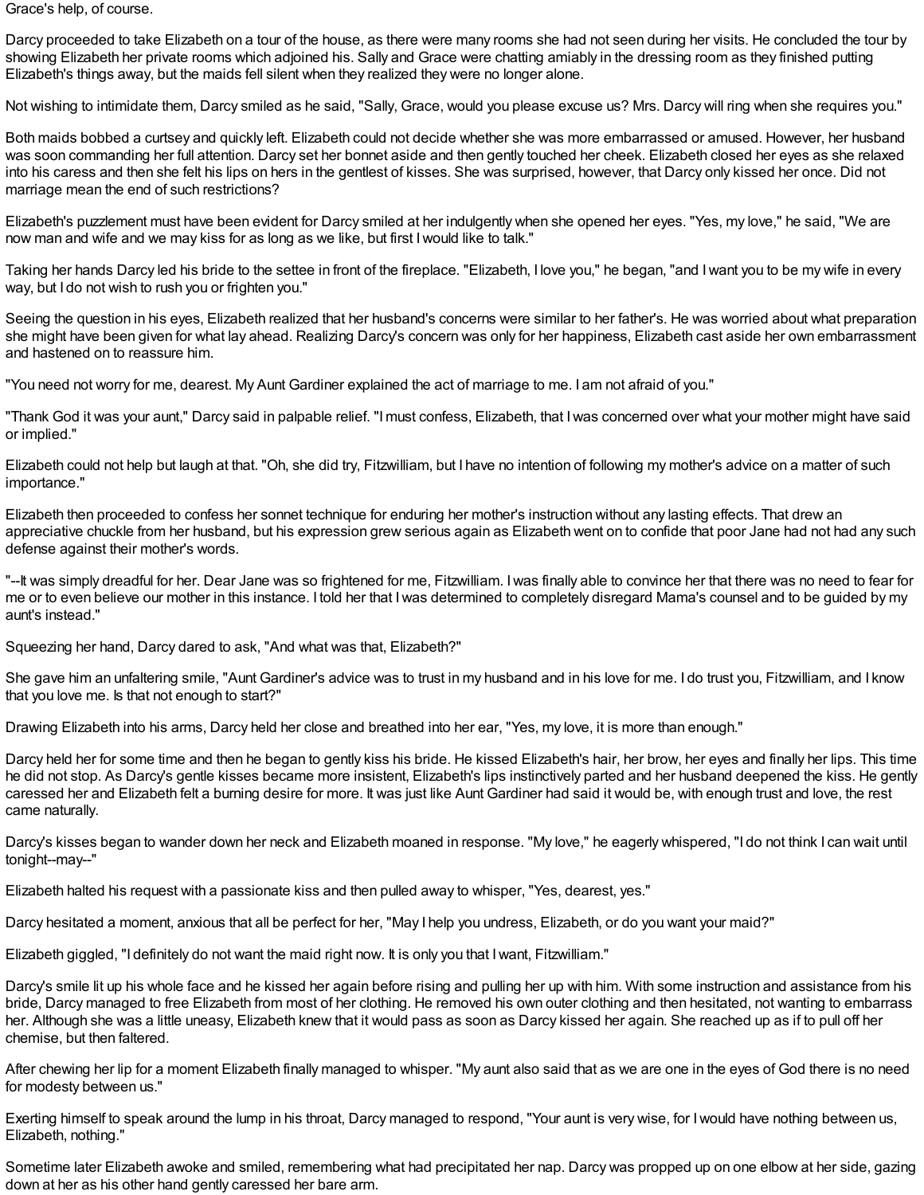Grace's help, of course.

Darcy proceeded to take Elizabeth on a tour of the house, as there were many rooms she had not seen during her visits. He concluded the tour by showing Elizabeth her private rooms which adjoined his. Sally and Grace were chatting amiably in the dressing room as they finished putting Elizabeth's things away, but the maids fell silent when they realized they were no longer alone.

Not wishing to intimidate them, Darcy smiled as he said, "Sally, Grace, would you please excuse us? Mrs. Darcy will ring when she requires you."

Both maids bobbed a curtsey and quickly left. Elizabeth could not decide whether she was more embarrassed or amused. However, her husband was soon commanding her full attention. Darcy set her bonnet aside and then gently touched her cheek. Elizabeth closed her eyes as she relaxed into his caress and then she felt his lips on hers in the gentlest of kisses. She was surprised, however, that Darcy only kissed her once. Did not marriage mean the end of such restrictions?

Elizabeth's puzzlement must have been evident for Darcy smiled at her indulgently when she opened her eyes. "Yes, my love," he said, "We are now man and wife and we may kiss for as long as we like, but first I would like to talk."

Taking her hands Darcy led his bride to the settee in front of the fireplace. "Elizabeth, I love you," he began, "and I want you to be my wife in every way, but I do not wish to rush you or frighten you."

Seeing the question in his eyes, Elizabeth realized that her husband's concerns were similar to her father's. He was worried about what preparation she might have been given for what lay ahead. Realizing Darcy's concern was only for her happiness, Elizabeth cast aside her own embarrassment and hastened on to reassure him.

"You need not worry for me, dearest. My Aunt Gardiner explained the act of marriage to me. I am not afraid of you."

"Thank God it was your aunt," Darcy said in palpable relief. "I must confess, Elizabeth, that I was concerned over what your mother might have said or implied."

Elizabeth could not help but laugh at that. "Oh, she did try, Fitzwilliam, but I have no intention of following my mother's advice on a matter of such importance."

Elizabeth then proceeded to confess her sonnet technique for enduring her mother's instruction without any lasting effects. That drew an appreciative chuckle from her husband, but his expression grew serious again as Elizabeth went on to confide that poor Jane had not had any such defense against their mother's words.

"--It was simply dreadful for her. Dear Jane was so frightened for me, Fitzwilliam. I was finally able to convince her that there was no need to fear for me or to even believe our mother in this instance. I told her that I was determined to completely disregard Mama's counsel and to be guided by my aunt's instead."

Squeezing her hand, Darcy dared to ask, "And what was that, Elizabeth?"

She gave him an unfaltering smile, "Aunt Gardiner's advice was to trust in my husband and in his love for me. I do trust you, Fitzwilliam, and I know that you love me. Is that not enough to start?"

Drawing Elizabeth into his arms, Darcy held her close and breathed into her ear, "Yes, my love, it is more than enough."

Darcy held her for some time and then he began to gently kiss his bride. He kissed Elizabeth's hair, her brow, her eyes and finally her lips. This time he did not stop. As Darcy's gentle kisses became more insistent, Elizabeth's lips instinctively parted and her husband deepened the kiss. He gently caressed her and Elizabeth felt a burning desire for more. It was just like Aunt Gardiner had said it would be, with enough trust and love, the rest came naturally.

Darcy's kisses began to wander down her neck and Elizabeth moaned in response. "My love," he eagerly whispered, "I do not think I can wait until tonight--may--"

Elizabeth halted his request with a passionate kiss and then pulled away to whisper, "Yes, dearest, yes."

Darcy hesitated a moment, anxious that all be perfect for her, "May I help you undress, Elizabeth, or do you want your maid?"

Elizabeth giggled, "I definitely do not want the maid right now. It is only you that I want, Fitzwilliam."

Darcy's smile lit up his whole face and he kissed her again before rising and pulling her up with him. With some instruction and assistance from his bride, Darcy managed to free Elizabeth from most of her clothing. He removed his own outer clothing and then hesitated, not wanting to embarrass her. Although she was a little uneasy, Elizabeth knew that it would pass as soon as Darcy kissed her again. She reached up as if to pull off her chemise, but then faltered.

After chewing her lip for a moment Elizabeth finally managed to whisper. "My aunt also said that as we are one in the eyes of God there is no need for modesty between us."

Exerting himself to speak around the lump in his throat, Darcy managed to respond, "Your aunt is very wise, for I would have nothing between us, Elizabeth, nothing."

Sometime later Elizabeth awoke and smiled, remembering what had precipitated her nap. Darcy was propped up on one elbow at her side, gazing down at her as his other hand gently caressed her bare arm.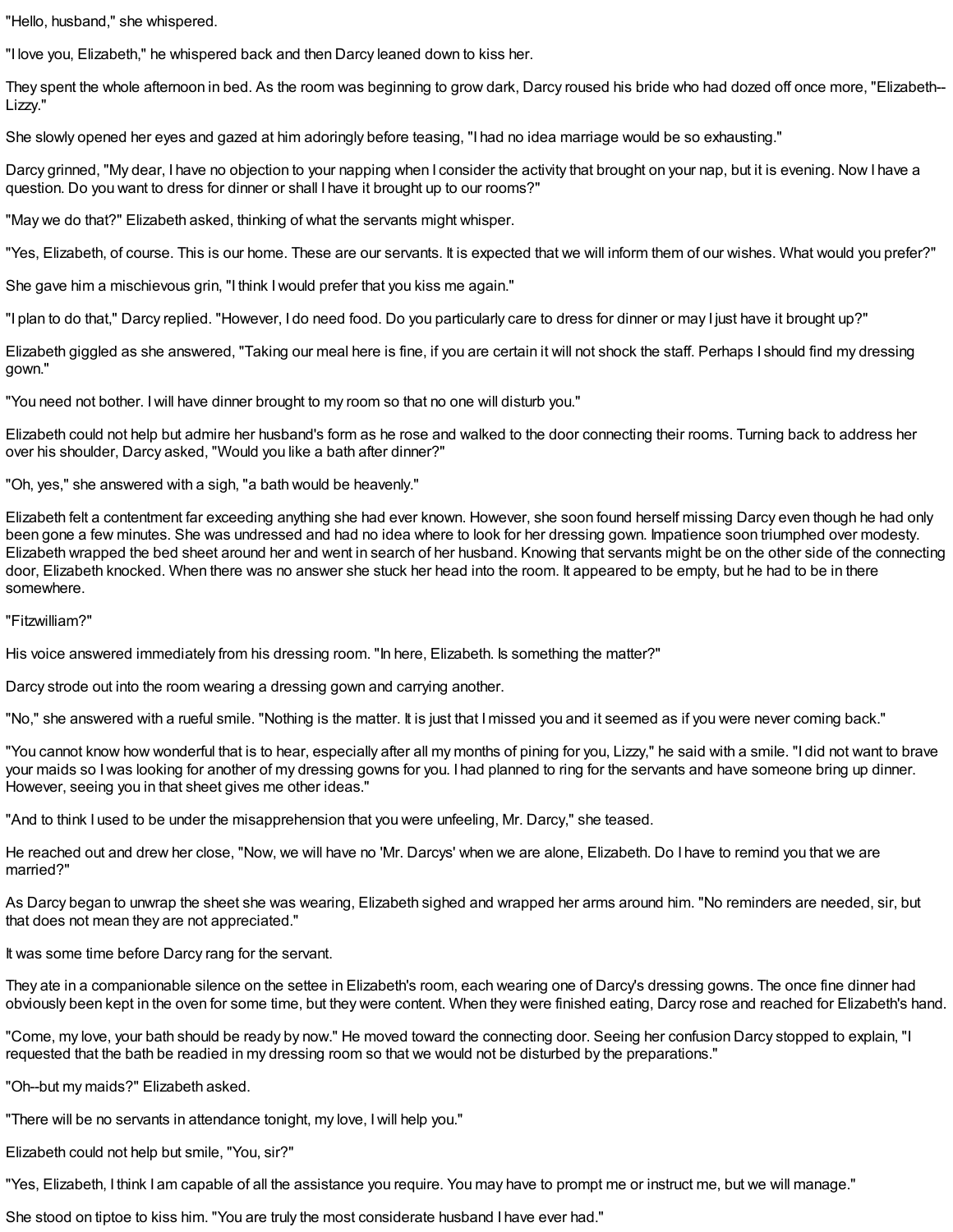"Hello, husband," she whispered.

"I love you, Elizabeth," he whispered back and then Darcy leaned down to kiss her.

They spent the whole afternoon in bed. As the room was beginning to grow dark, Darcy roused his bride who had dozed off once more, "Elizabeth--Lizzy."

She slowly opened her eyes and gazed at him adoringly before teasing, "I had no idea marriage would be so exhausting."

Darcy grinned, "My dear, I have no objection to your napping when I consider the activity that brought on your nap, but it is evening. Now I have a question. Do you want to dress for dinner or shall I have it brought up to our rooms?"

"May we do that?" Elizabeth asked, thinking of what the servants might whisper.

"Yes, Elizabeth, of course. This is our home. These are our servants. It is expected that we will inform them of our wishes. What would you prefer?"

She gave him a mischievous grin, "I think I would prefer that you kiss me again."

"I plan to do that," Darcy replied. "However, I do need food. Do you particularly care to dress for dinner or may I just have it brought up?"

Elizabeth giggled as she answered, "Taking our meal here is fine, if you are certain it will not shock the staff. Perhaps I should find my dressing gown."

"You need not bother. I will have dinner brought to my room so that no one will disturb you."

Elizabeth could not help but admire her husband's form as he rose and walked to the door connecting their rooms. Turning back to address her over his shoulder, Darcy asked, "Would you like a bath after dinner?"

"Oh, yes," she answered with a sigh, "a bath would be heavenly."

Elizabeth felt a contentment far exceeding anything she had ever known. However, she soon found herself missing Darcy even though he had only been gone a few minutes. She was undressed and had no idea where to look for her dressing gown. Impatience soon triumphed over modesty. Elizabeth wrapped the bed sheet around her and went in search of her husband. Knowing that servants might be on the other side of the connecting door, Elizabeth knocked. When there was no answer she stuck her head into the room. It appeared to be empty, but he had to be in there somewhere.

"Fitzwilliam?"

His voice answered immediately from his dressing room. "In here, Elizabeth. Is something the matter?"

Darcy strode out into the room wearing a dressing gown and carrying another.

"No," she answered with a rueful smile. "Nothing is the matter. It is just that I missed you and it seemed as if you were never coming back."

"You cannot know how wonderful that is to hear, especially after all my months of pining for you, Lizzy," he said with a smile. "I did not want to brave your maids so I was looking for another of my dressing gowns for you. I had planned to ring for the servants and have someone bring up dinner. However, seeing you in that sheet gives me other ideas."

"And to think I used to be under the misapprehension that you were unfeeling, Mr. Darcy," she teased.

He reached out and drew her close, "Now, we will have no 'Mr. Darcys' when we are alone, Elizabeth. Do I have to remind you that we are married?"

As Darcy began to unwrap the sheet she was wearing, Elizabeth sighed and wrapped her arms around him. "No reminders are needed, sir, but that does not mean they are not appreciated."

It was some time before Darcy rang for the servant.

They ate in a companionable silence on the settee in Elizabeth's room, each wearing one of Darcy's dressing gowns. The once fine dinner had obviously been kept in the oven for some time, but they were content. When they were finished eating, Darcy rose and reached for Elizabeth's hand.

"Come, my love, your bath should be ready by now." He moved toward the connecting door. Seeing her confusion Darcy stopped to explain, "I requested that the bath be readied in my dressing room so that we would not be disturbed by the preparations."

"Oh--but my maids?" Elizabeth asked.

"There will be no servants in attendance tonight, my love, I will help you."

Elizabeth could not help but smile, "You, sir?"

"Yes, Elizabeth, I think I am capable of all the assistance you require. You may have to prompt me or instruct me, but we will manage."

She stood on tiptoe to kiss him. "You are truly the most considerate husband I have ever had."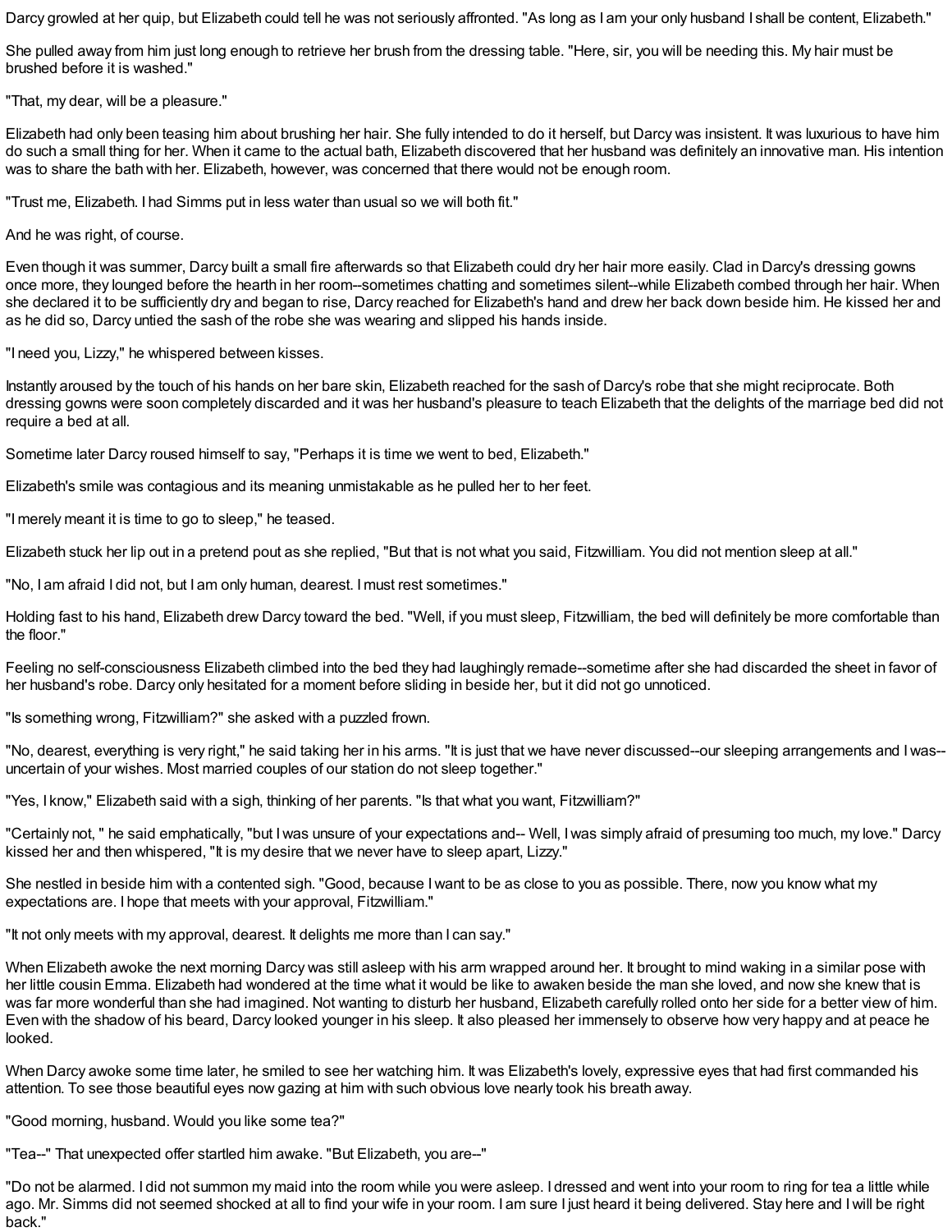Darcy growled at her quip, but Elizabeth could tell he was not seriously affronted. "As long as I am your only husband I shall be content, Elizabeth."

She pulled away from him just long enough to retrieve her brush from the dressing table. "Here, sir, you will be needing this. My hair must be brushed before it is washed."

"That, my dear, will be a pleasure."

Elizabeth had only been teasing him about brushing her hair. She fully intended to do it herself, but Darcy was insistent. It was luxurious to have him do such a small thing for her. When it came to the actual bath, Elizabeth discovered that her husband was definitely an innovative man. His intention was to share the bath with her. Elizabeth, however, was concerned that there would not be enough room.

"Trust me, Elizabeth. I had Simms put in less water than usual so we will both fit."

And he was right, of course.

Even though it was summer, Darcy built a small fire afterwards so that Elizabeth could dry her hair more easily. Clad in Darcy's dressing gowns once more, they lounged before the hearth in her room--sometimes chatting and sometimes silent--while Elizabeth combed through her hair. When she declared it to be sufficiently dry and began to rise, Darcy reached for Elizabeth's hand and drew her back down beside him. He kissed her and as he did so, Darcy untied the sash of the robe she was wearing and slipped his hands inside.

"I need you, Lizzy," he whispered between kisses.

Instantly aroused by the touch of his hands on her bare skin, Elizabeth reached for the sash of Darcy's robe that she might reciprocate. Both dressing gowns were soon completely discarded and it was her husband's pleasure to teach Elizabeth that the delights of the marriage bed did not require a bed at all.

Sometime later Darcy roused himself to say, "Perhaps it is time we went to bed, Elizabeth."

Elizabeth's smile was contagious and its meaning unmistakable as he pulled her to her feet.

"I merely meant it is time to go to sleep," he teased.

Elizabeth stuck her lip out in a pretend pout as she replied, "But that is not what you said, Fitzwilliam. You did not mention sleep at all."

"No, I am afraid I did not, but I am only human, dearest. I must rest sometimes."

Holding fast to his hand, Elizabeth drew Darcy toward the bed. "Well, if you must sleep, Fitzwilliam, the bed will definitely be more comfortable than the floor."

Feeling no self-consciousness Elizabeth climbed into the bed they had laughingly remade--sometime after she had discarded the sheet in favor of her husband's robe. Darcy only hesitated for a moment before sliding in beside her, but it did not go unnoticed.

"Is something wrong, Fitzwilliam?" she asked with a puzzled frown.

"No, dearest, everything is very right," he said taking her in his arms. "It is just that we have never discussed--our sleeping arrangements and I was--uncertain of your wishes. Most married couples of our station do not sleep together."

"Yes, I know," Elizabeth said with a sigh, thinking of her parents. "Is that what you want, Fitzwilliam?"

"Certainly not, " he said emphatically, "but I was unsure of your expectations and-- Well, I was simply afraid of presuming too much, my love." Darcy kissed her and then whispered, "It is my desire that we never have to sleep apart, Lizzy."

She nestled in beside him with a contented sigh. "Good, because I want to be as close to you as possible. There, now you know what my expectations are. I hope that meets with your approval, Fitzwilliam."

"It not only meets with my approval, dearest. It delights me more than I can say."

When Elizabeth awoke the next morning Darcy was still asleep with his arm wrapped around her. It brought to mind waking in a similar pose with her little cousin Emma. Elizabeth had wondered at the time what it would be like to awaken beside the man she loved, and now she knew that is was far more wonderful than she had imagined. Not wanting to disturb her husband, Elizabeth carefully rolled onto her side for a better view of him. Even with the shadow of his beard, Darcy looked younger in his sleep. It also pleased her immensely to observe how very happy and at peace he looked.

When Darcy awoke some time later, he smiled to see her watching him. It was Elizabeth's lovely, expressive eyes that had first commanded his attention. To see those beautiful eyes now gazing at him with such obvious love nearly took his breath away.

"Good morning, husband. Would you like some tea?"

"Tea--" That unexpected offer startled him awake. "But Elizabeth, you are--"

"Do not be alarmed. I did not summon my maid into the room while you were asleep. I dressed and went into your room to ring for tea a little while ago. Mr. Simms did not seemed shocked at all to find your wife in your room. I am sure I just heard it being delivered. Stay here and I will be right back."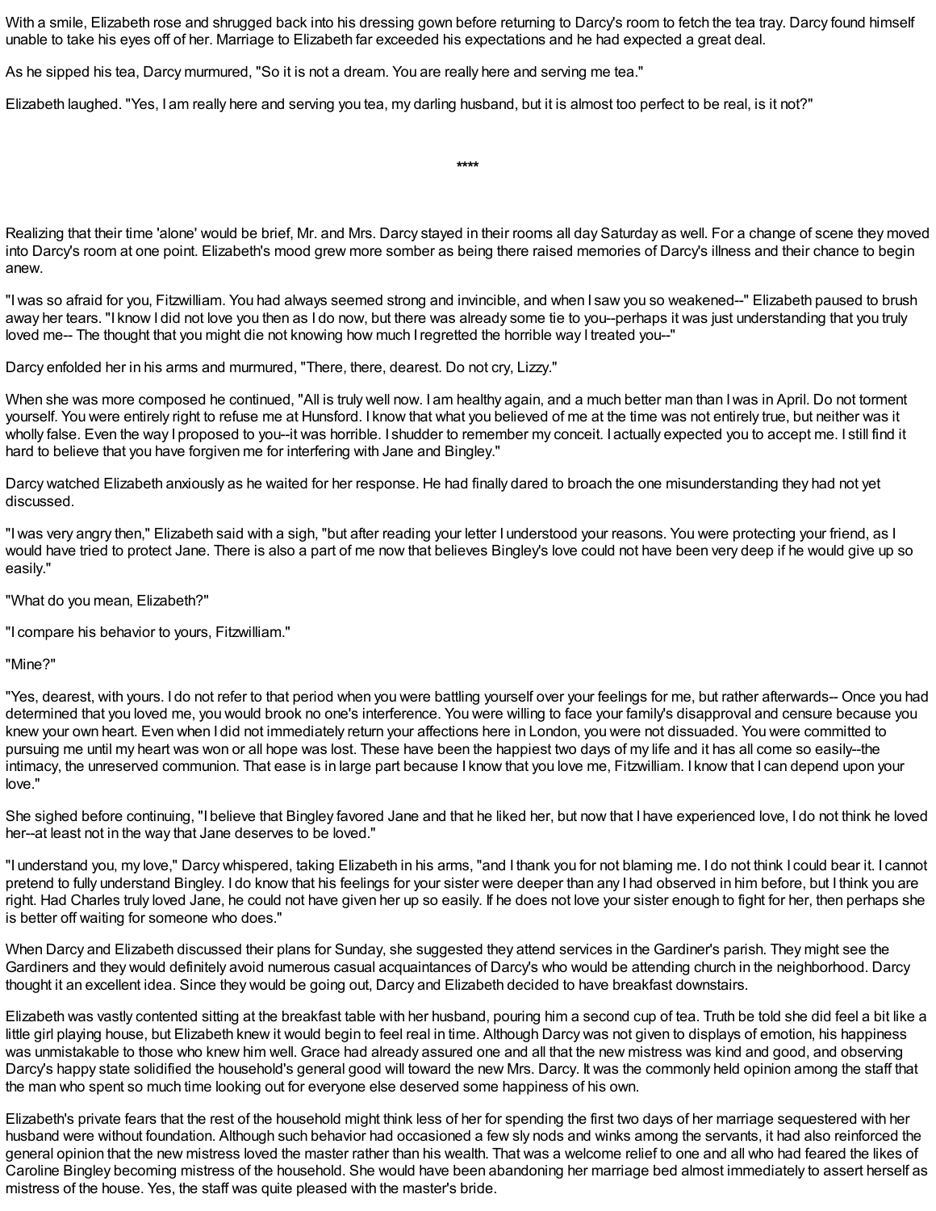With a smile, Elizabeth rose and shrugged back into his dressing gown before returning to Darcy's room to fetch the tea tray. Darcy found himself unable to take his eyes off of her. Marriage to Elizabeth far exceeded his expectations and he had expected a great deal.

As he sipped his tea, Darcy murmured, "So it is not a dream. You are really here and serving me tea."

Elizabeth laughed. "Yes, I am really here and serving you tea, my darling husband, but it is almost too perfect to be real, is it not?"

****

Realizing that their time 'alone' would be brief, Mr. and Mrs. Darcy stayed in their rooms all day Saturday as well. For a change of scene they moved into Darcy's room at one point. Elizabeth's mood grew more somber as being there raised memories of Darcy's illness and their chance to begin anew.

"I was so afraid for you, Fitzwilliam. You had always seemed strong and invincible, and when I saw you so weakened--" Elizabeth paused to brush away her tears. "I know I did not love you then as I do now, but there was already some tie to you--perhaps it was just understanding that you truly loved me-- The thought that you might die not knowing how much I regretted the horrible way I treated you--"

Darcy enfolded her in his arms and murmured, "There, there, dearest. Do not cry, Lizzy."

When she was more composed he continued, "All is truly well now. I am healthy again, and a much better man than I was in April. Do not torment yourself. You were entirely right to refuse me at Hunsford. I know that what you believed of me at the time was not entirely true, but neither was it wholly false. Even the way I proposed to you--it was horrible. I shudder to remember my conceit. I actually expected you to accept me. I still find it hard to believe that you have forgiven me for interfering with Jane and Bingley."

Darcy watched Elizabeth anxiously as he waited for her response. He had finally dared to broach the one misunderstanding they had not yet discussed.

"I was very angry then," Elizabeth said with a sigh, "but after reading your letter I understood your reasons. You were protecting your friend, as I would have tried to protect Jane. There is also a part of me now that believes Bingley's love could not have been very deep if he would give up so easily."

"What do you mean, Elizabeth?"

"I compare his behavior to yours, Fitzwilliam."

"Mine?"

"Yes, dearest, with yours. I do not refer to that period when you were battling yourself over your feelings for me, but rather afterwards-- Once you had determined that you loved me, you would brook no one's interference. You were willing to face your family's disapproval and censure because you knew your own heart. Even when I did not immediately return your affections here in London, you were not dissuaded. You were committed to pursuing me until my heart was won or all hope was lost. These have been the happiest two days of my life and it has all come so easily--the intimacy, the unreserved communion. That ease is in large part because I know that you love me, Fitzwilliam. I know that I can depend upon your love."

She sighed before continuing, "I believe that Bingley favored Jane and that he liked her, but now that I have experienced love, I do not think he loved her--at least not in the way that Jane deserves to be loved."

"I understand you, my love," Darcy whispered, taking Elizabeth in his arms, "and I thank you for not blaming me. I do not think I could bear it. I cannot pretend to fully understand Bingley. I do know that his feelings for your sister were deeper than any I had observed in him before, but I think you are right. Had Charles truly loved Jane, he could not have given her up so easily. If he does not love your sister enough to fight for her, then perhaps she is better off waiting for someone who does."

When Darcy and Elizabeth discussed their plans for Sunday, she suggested they attend services in the Gardiner's parish. They might see the Gardiners and they would definitely avoid numerous casual acquaintances of Darcy's who would be attending church in the neighborhood. Darcy thought it an excellent idea. Since they would be going out, Darcy and Elizabeth decided to have breakfast downstairs.

Elizabeth was vastly contented sitting at the breakfast table with her husband, pouring him a second cup of tea. Truth be told she did feel a bit like a little girl playing house, but Elizabeth knew it would begin to feel real in time. Although Darcy was not given to displays of emotion, his happiness was unmistakable to those who knew him well. Grace had already assured one and all that the new mistress was kind and good, and observing Darcy's happy state solidified the household's general good will toward the new Mrs. Darcy. It was the commonly held opinion among the staff that the man who spent so much time looking out for everyone else deserved some happiness of his own.

Elizabeth's private fears that the rest of the household might think less of her for spending the first two days of her marriage sequestered with her husband were without foundation. Although such behavior had occasioned a few sly nods and winks among the servants, it had also reinforced the general opinion that the new mistress loved the master rather than his wealth. That was a welcome relief to one and all who had feared the likes of Caroline Bingley becoming mistress of the household. She would have been abandoning her marriage bed almost immediately to assert herself as mistress of the house. Yes, the staff was quite pleased with the master's bride.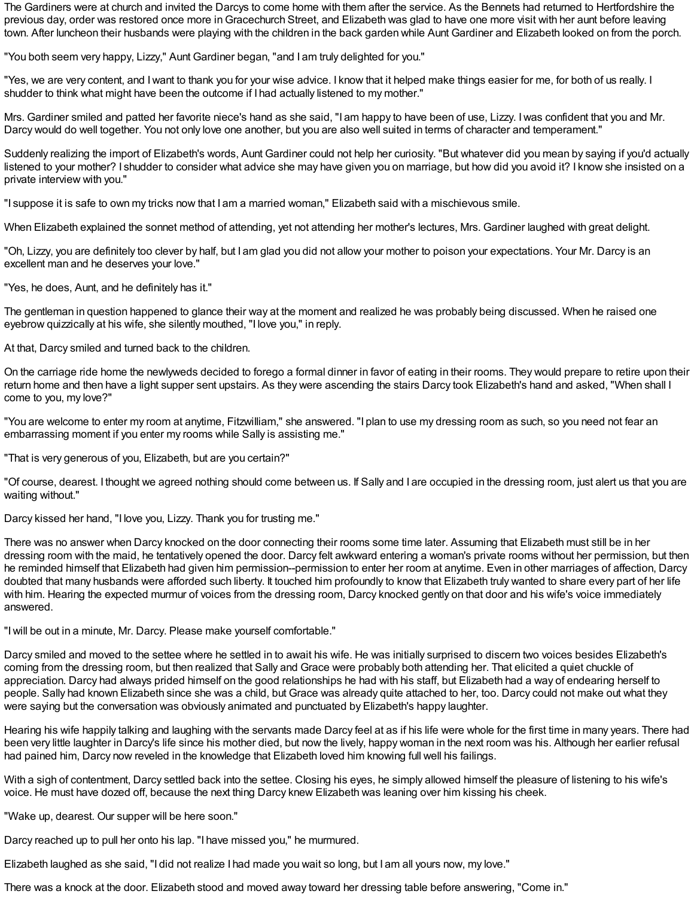The Gardiners were at church and invited the Darcys to come home with them after the service. As the Bennets had returned to Hertfordshire the previous day, order was restored once more in Gracechurch Street, and Elizabeth was glad to have one more visit with her aunt before leaving town. After luncheon their husbands were playing with the children in the back garden while Aunt Gardiner and Elizabeth looked on from the porch.

"You both seem very happy, Lizzy," Aunt Gardiner began, "and I am truly delighted for you."

"Yes, we are very content, and I want to thank you for your wise advice. I know that it helped make things easier for me, for both of us really. I shudder to think what might have been the outcome if I had actually listened to my mother."

Mrs. Gardiner smiled and patted her favorite niece's hand as she said, "I am happy to have been of use, Lizzy. I was confident that you and Mr. Darcy would do well together. You not only love one another, but you are also well suited in terms of character and temperament."

Suddenly realizing the import of Elizabeth's words, Aunt Gardiner could not help her curiosity. "But whatever did you mean by saying if you'd actually listened to your mother? I shudder to consider what advice she may have given you on marriage, but how did you avoid it? I know she insisted on a private interview with you."

"I suppose it is safe to own my tricks now that I am a married woman," Elizabeth said with a mischievous smile.

When Elizabeth explained the sonnet method of attending, yet not attending her mother's lectures, Mrs. Gardiner laughed with great delight.

"Oh, Lizzy, you are definitely too clever by half, but I am glad you did not allow your mother to poison your expectations. Your Mr. Darcy is an excellent man and he deserves your love."

"Yes, he does, Aunt, and he definitely has it."

The gentleman in question happened to glance their way at the moment and realized he was probably being discussed. When he raised one eyebrow quizzically at his wife, she silently mouthed, "I love you," in reply.

At that, Darcy smiled and turned back to the children.

On the carriage ride home the newlyweds decided to forego a formal dinner in favor of eating in their rooms. They would prepare to retire upon their return home and then have a light supper sent upstairs. As they were ascending the stairs Darcy took Elizabeth's hand and asked, "When shall I come to you, my love?"

"You are welcome to enter my room at anytime, Fitzwilliam," she answered. "I plan to use my dressing room as such, so you need not fear an embarrassing moment if you enter my rooms while Sally is assisting me."

"That is very generous of you, Elizabeth, but are you certain?"

"Of course, dearest. I thought we agreed nothing should come between us. If Sally and I are occupied in the dressing room, just alert us that you are waiting without."

Darcy kissed her hand, "I love you, Lizzy. Thank you for trusting me."

There was no answer when Darcy knocked on the door connecting their rooms some time later. Assuming that Elizabeth must still be in her dressing room with the maid, he tentatively opened the door. Darcy felt awkward entering a woman's private rooms without her permission, but then he reminded himself that Elizabeth had given him permission--permission to enter her room at anytime. Even in other marriages of affection, Darcy doubted that many husbands were afforded such liberty. It touched him profoundly to know that Elizabeth truly wanted to share every part of her life with him. Hearing the expected murmur of voices from the dressing room, Darcy knocked gently on that door and his wife's voice immediately answered.

"I will be out in a minute, Mr. Darcy. Please make yourself comfortable."

Darcy smiled and moved to the settee where he settled in to await his wife. He was initially surprised to discern two voices besides Elizabeth's coming from the dressing room, but then realized that Sally and Grace were probably both attending her. That elicited a quiet chuckle of appreciation. Darcy had always prided himself on the good relationships he had with his staff, but Elizabeth had a way of endearing herself to people. Sally had known Elizabeth since she was a child, but Grace was already quite attached to her, too. Darcy could not make out what they were saying but the conversation was obviously animated and punctuated by Elizabeth's happy laughter.

Hearing his wife happily talking and laughing with the servants made Darcy feel at as if his life were whole for the first time in many years. There had been very little laughter in Darcy's life since his mother died, but now the lively, happy woman in the next room was his. Although her earlier refusal had pained him, Darcy now reveled in the knowledge that Elizabeth loved him knowing full well his failings.

With a sigh of contentment, Darcy settled back into the settee. Closing his eyes, he simply allowed himself the pleasure of listening to his wife's voice. He must have dozed off, because the next thing Darcy knew Elizabeth was leaning over him kissing his cheek.

"Wake up, dearest. Our supper will be here soon."

Darcy reached up to pull her onto his lap. "I have missed you," he murmured.

Elizabeth laughed as she said, "I did not realize I had made you wait so long, but I am all yours now, my love."

There was a knock at the door. Elizabeth stood and moved away toward her dressing table before answering, "Come in."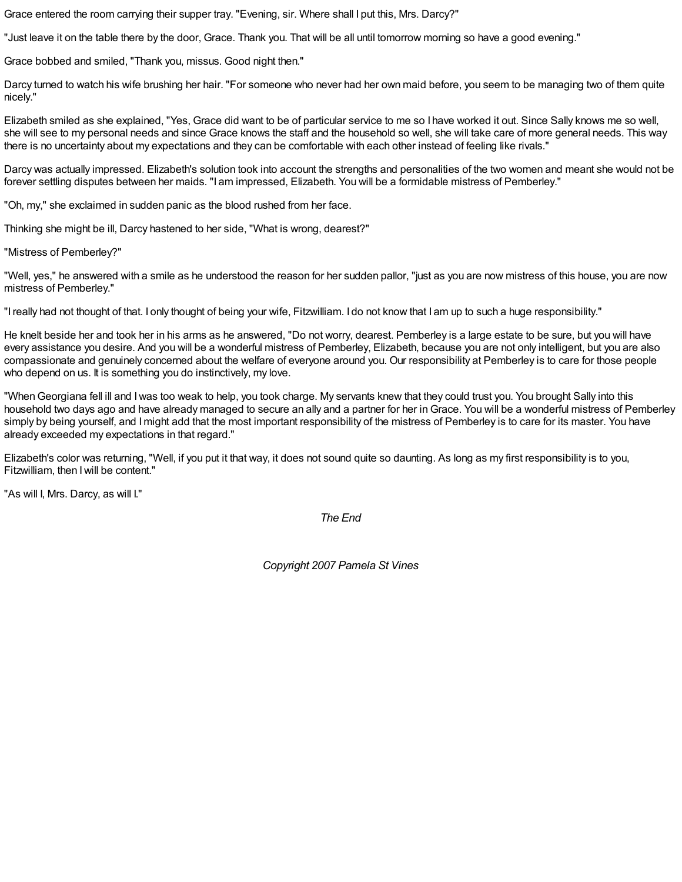Grace entered the room carrying their supper tray. "Evening, sir. Where shall I put this, Mrs. Darcy?"

"Just leave it on the table there by the door, Grace. Thank you. That will be all until tomorrow morning so have a good evening."

Grace bobbed and smiled, "Thank you, missus. Good night then."

Darcy turned to watch his wife brushing her hair. "For someone who never had her own maid before, you seem to be managing two of them quite nicely."

Elizabeth smiled as she explained, "Yes, Grace did want to be of particular service to me so I have worked it out. Since Sally knows me so well, she will see to my personal needs and since Grace knows the staff and the household so well, she will take care of more general needs. This way there is no uncertainty about my expectations and they can be comfortable with each other instead of feeling like rivals."

Darcy was actually impressed. Elizabeth's solution took into account the strengths and personalities of the two women and meant she would not be forever settling disputes between her maids. "I am impressed, Elizabeth. You will be a formidable mistress of Pemberley."

"Oh, my," she exclaimed in sudden panic as the blood rushed from her face.

Thinking she might be ill, Darcy hastened to her side, "What is wrong, dearest?"

"Mistress of Pemberley?"

"Well, yes," he answered with a smile as he understood the reason for her sudden pallor, "just as you are now mistress of this house, you are now mistress of Pemberley."

"I really had not thought of that. I only thought of being your wife, Fitzwilliam. I do not know that I am up to such a huge responsibility."

He knelt beside her and took her in his arms as he answered, "Do not worry, dearest. Pemberley is a large estate to be sure, but you will have every assistance you desire. And you will be a wonderful mistress of Pemberley, Elizabeth, because you are not only intelligent, but you are also compassionate and genuinely concerned about the welfare of everyone around you. Our responsibility at Pemberley is to care for those people who depend on us. It is something you do instinctively, my love.

"When Georgiana fell ill and I was too weak to help, you took charge. My servants knew that they could trust you. You brought Sally into this household two days ago and have already managed to secure an ally and a partner for her in Grace. You will be a wonderful mistress of Pemberley simply by being yourself, and I might add that the most important responsibility of the mistress of Pemberley is to care for its master. You have already exceeded my expectations in that regard."

Elizabeth's color was returning, "Well, if you put it that way, it does not sound quite so daunting. As long as my first responsibility is to you, Fitzwilliam, then I will be content."

"As will I, Mrs. Darcy, as will I."

*The End*

*Copyright 2007 Pamela St Vines*